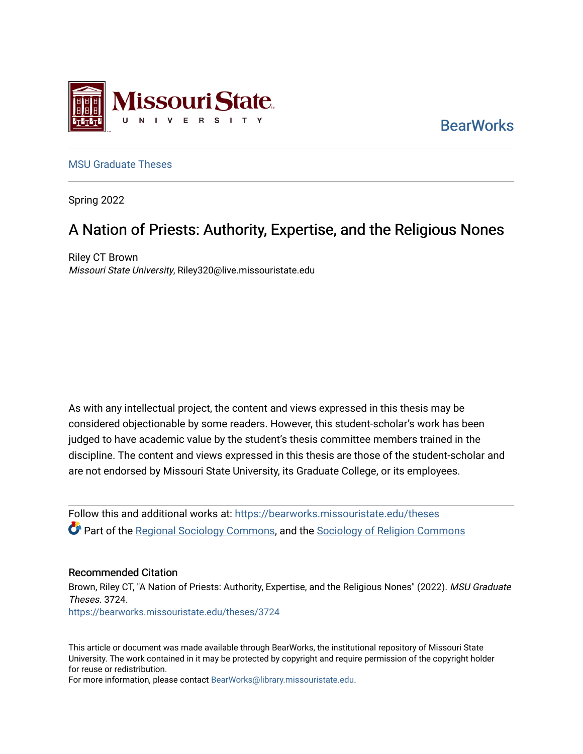Missouri State University

BearWorks

MSU Graduate Theses

Spring 2022

# A Nation of Priests: Authority, Expertise, and the Religious Nones

Riley CT Brown
*Missouri State University*, Riley320@live.missouristate.edu

As with any intellectual project, the content and views expressed in this thesis may be considered objectionable by some readers. However, this student-scholar's work has been judged to have academic value by the student's thesis committee members trained in the discipline. The content and views expressed in this thesis are those of the student-scholar and are not endorsed by Missouri State University, its Graduate College, or its employees.

Follow this and additional works at: https://bearworks.missouristate.edu/theses

Part of the Regional Sociology Commons, and the Sociology of Religion Commons

### Recommended Citation

Brown, Riley CT, "A Nation of Priests: Authority, Expertise, and the Religious Nones" (2022). *MSU Graduate Theses*. 3724.
https://bearworks.missouristate.edu/theses/3724

This article or document was made available through BearWorks, the institutional repository of Missouri State University. The work contained in it may be protected by copyright and require permission of the copyright holder for reuse or redistribution.
For more information, please contact BearWorks@library.missouristate.edu.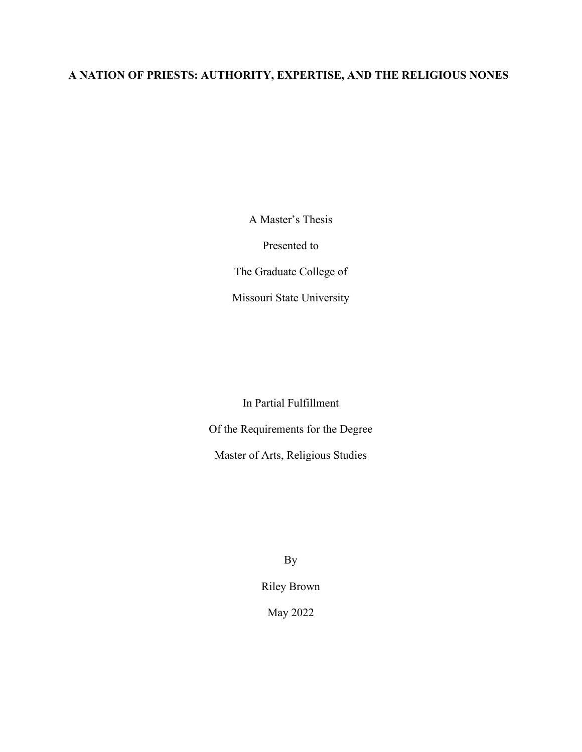# A NATION OF PRIESTS: AUTHORITY, EXPERTISE, AND THE RELIGIOUS NONES

A Master's Thesis

Presented to

The Graduate College of

Missouri State University

In Partial Fulfillment

Of the Requirements for the Degree

Master of Arts, Religious Studies

By

Riley Brown

May 2022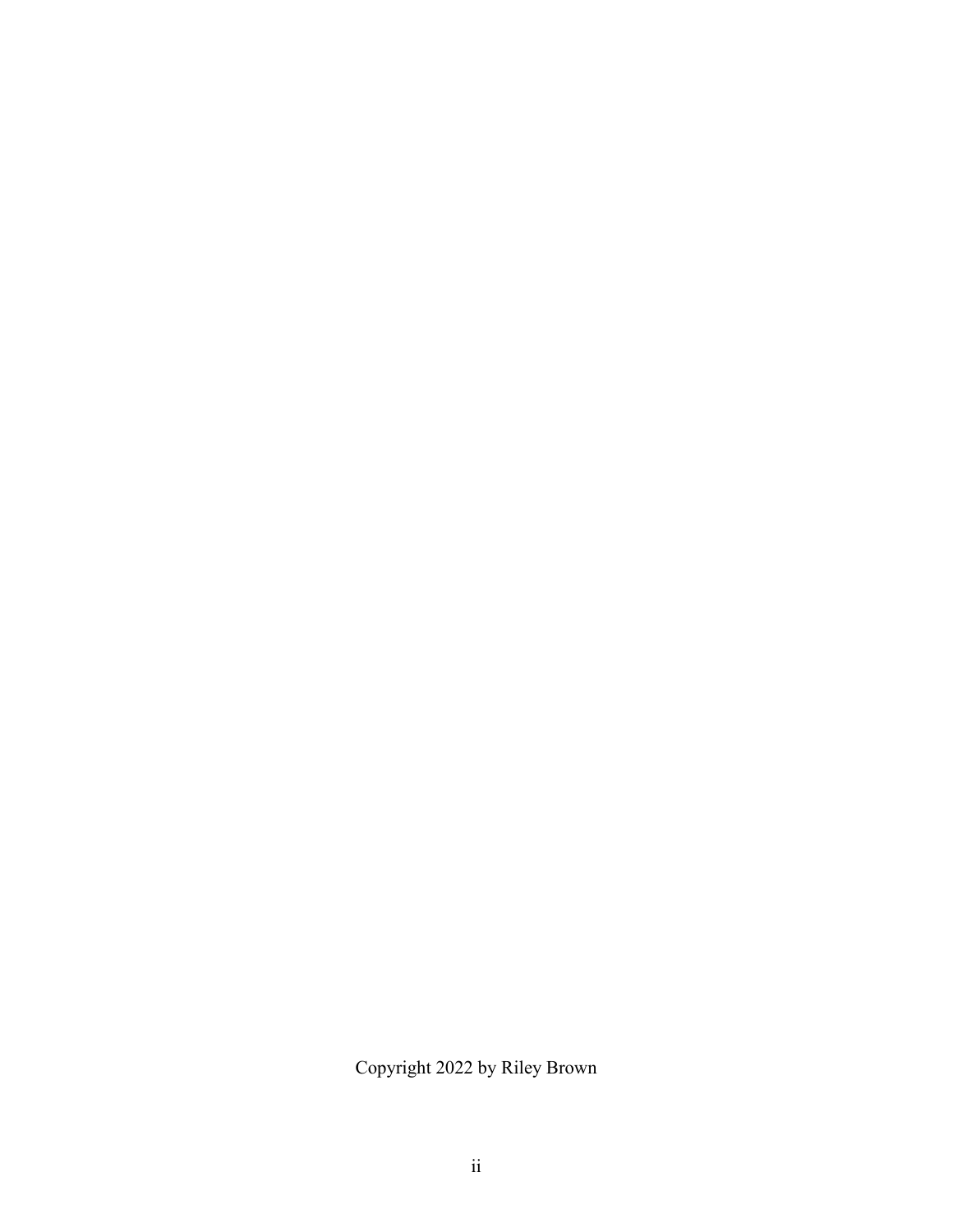Copyright 2022 by Riley Brown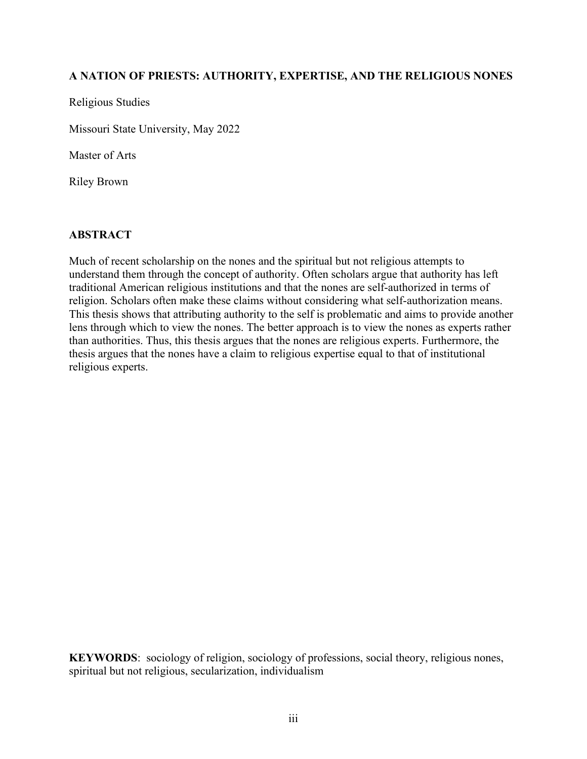**A NATION OF PRIESTS: AUTHORITY, EXPERTISE, AND THE RELIGIOUS NONES**

Religious Studies

Missouri State University, May 2022

Master of Arts

Riley Brown

## ABSTRACT

Much of recent scholarship on the nones and the spiritual but not religious attempts to understand them through the concept of authority. Often scholars argue that authority has left traditional American religious institutions and that the nones are self-authorized in terms of religion. Scholars often make these claims without considering what self-authorization means. This thesis shows that attributing authority to the self is problematic and aims to provide another lens through which to view the nones. The better approach is to view the nones as experts rather than authorities. Thus, this thesis argues that the nones are religious experts. Furthermore, the thesis argues that the nones have a claim to religious expertise equal to that of institutional religious experts.

**KEYWORDS**: sociology of religion, sociology of professions, social theory, religious nones, spiritual but not religious, secularization, individualism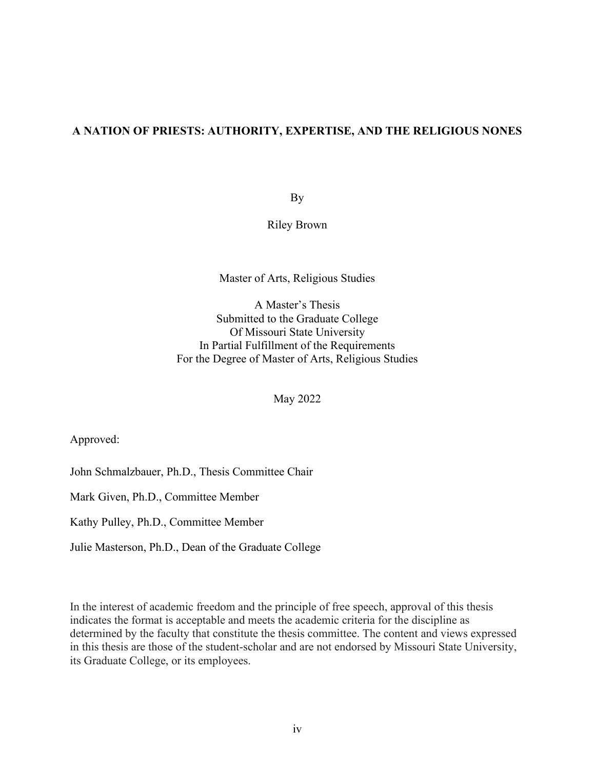# A NATION OF PRIESTS: AUTHORITY, EXPERTISE, AND THE RELIGIOUS NONES

By

Riley Brown

Master of Arts, Religious Studies

A Master's Thesis
Submitted to the Graduate College
Of Missouri State University
In Partial Fulfillment of the Requirements
For the Degree of Master of Arts, Religious Studies

May 2022

Approved:

John Schmalzbauer, Ph.D., Thesis Committee Chair

Mark Given, Ph.D., Committee Member

Kathy Pulley, Ph.D., Committee Member

Julie Masterson, Ph.D., Dean of the Graduate College

In the interest of academic freedom and the principle of free speech, approval of this thesis indicates the format is acceptable and meets the academic criteria for the discipline as determined by the faculty that constitute the thesis committee. The content and views expressed in this thesis are those of the student-scholar and are not endorsed by Missouri State University, its Graduate College, or its employees.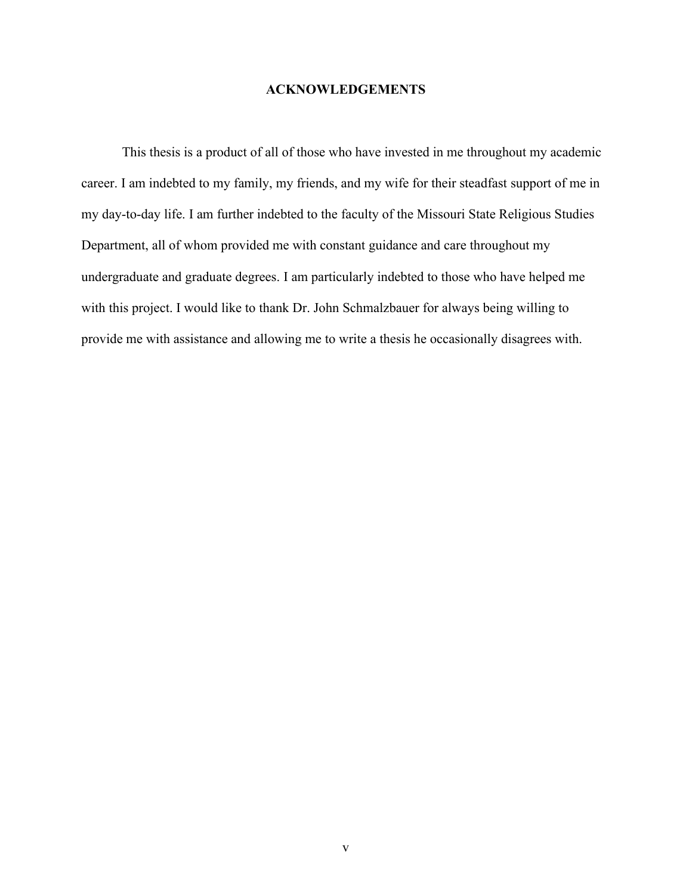# ACKNOWLEDGEMENTS

This thesis is a product of all of those who have invested in me throughout my academic career. I am indebted to my family, my friends, and my wife for their steadfast support of me in my day-to-day life. I am further indebted to the faculty of the Missouri State Religious Studies Department, all of whom provided me with constant guidance and care throughout my undergraduate and graduate degrees. I am particularly indebted to those who have helped me with this project. I would like to thank Dr. John Schmalzbauer for always being willing to provide me with assistance and allowing me to write a thesis he occasionally disagrees with.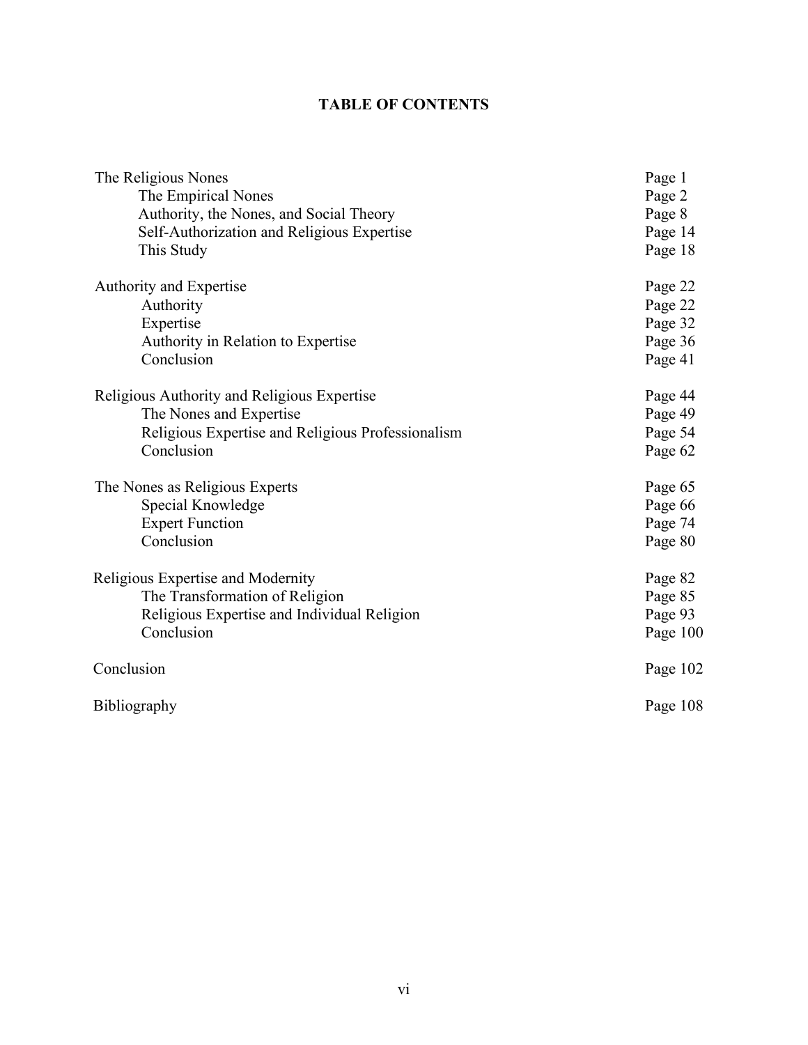# TABLE OF CONTENTS

| | |
|---|---|
| The Religious Nones | Page 1 |
| The Empirical Nones | Page 2 |
| Authority, the Nones, and Social Theory | Page 8 |
| Self-Authorization and Religious Expertise | Page 14 |
| This Study | Page 18 |
| Authority and Expertise | Page 22 |
| Authority | Page 22 |
| Expertise | Page 32 |
| Authority in Relation to Expertise | Page 36 |
| Conclusion | Page 41 |
| Religious Authority and Religious Expertise | Page 44 |
| The Nones and Expertise | Page 49 |
| Religious Expertise and Religious Professionalism | Page 54 |
| Conclusion | Page 62 |
| The Nones as Religious Experts | Page 65 |
| Special Knowledge | Page 66 |
| Expert Function | Page 74 |
| Conclusion | Page 80 |
| Religious Expertise and Modernity | Page 82 |
| The Transformation of Religion | Page 85 |
| Religious Expertise and Individual Religion | Page 93 |
| Conclusion | Page 100 |
| Conclusion | Page 102 |
| Bibliography | Page 108 |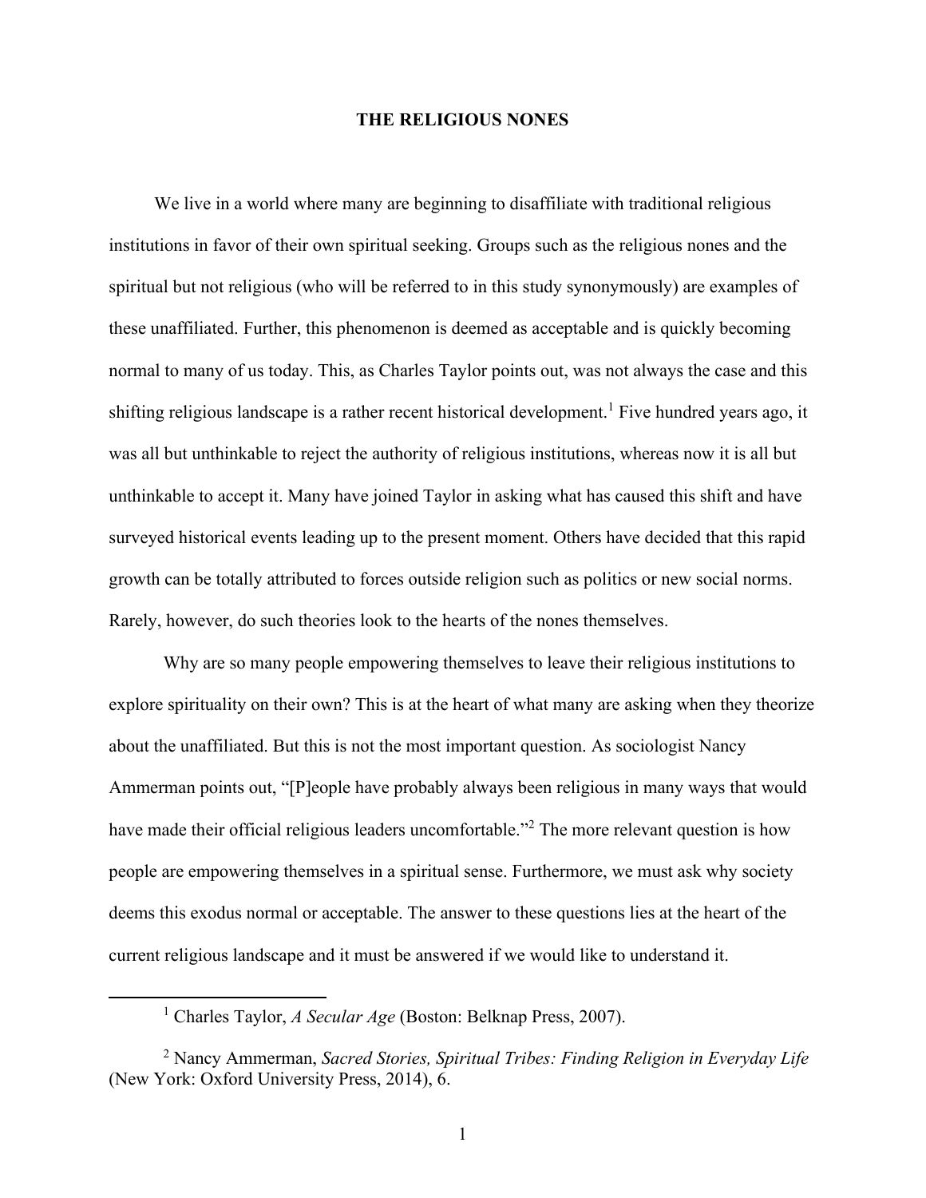# THE RELIGIOUS NONES

We live in a world where many are beginning to disaffiliate with traditional religious institutions in favor of their own spiritual seeking. Groups such as the religious nones and the spiritual but not religious (who will be referred to in this study synonymously) are examples of these unaffiliated. Further, this phenomenon is deemed as acceptable and is quickly becoming normal to many of us today. This, as Charles Taylor points out, was not always the case and this shifting religious landscape is a rather recent historical development.[1] Five hundred years ago, it was all but unthinkable to reject the authority of religious institutions, whereas now it is all but unthinkable to accept it. Many have joined Taylor in asking what has caused this shift and have surveyed historical events leading up to the present moment. Others have decided that this rapid growth can be totally attributed to forces outside religion such as politics or new social norms. Rarely, however, do such theories look to the hearts of the nones themselves.

Why are so many people empowering themselves to leave their religious institutions to explore spirituality on their own? This is at the heart of what many are asking when they theorize about the unaffiliated. But this is not the most important question. As sociologist Nancy Ammerman points out, "[P]eople have probably always been religious in many ways that would have made their official religious leaders uncomfortable."[2] The more relevant question is how people are empowering themselves in a spiritual sense. Furthermore, we must ask why society deems this exodus normal or acceptable. The answer to these questions lies at the heart of the current religious landscape and it must be answered if we would like to understand it.

---

[1] Charles Taylor, *A Secular Age* (Boston: Belknap Press, 2007).

[2] Nancy Ammerman, *Sacred Stories, Spiritual Tribes: Finding Religion in Everyday Life* (New York: Oxford University Press, 2014), 6.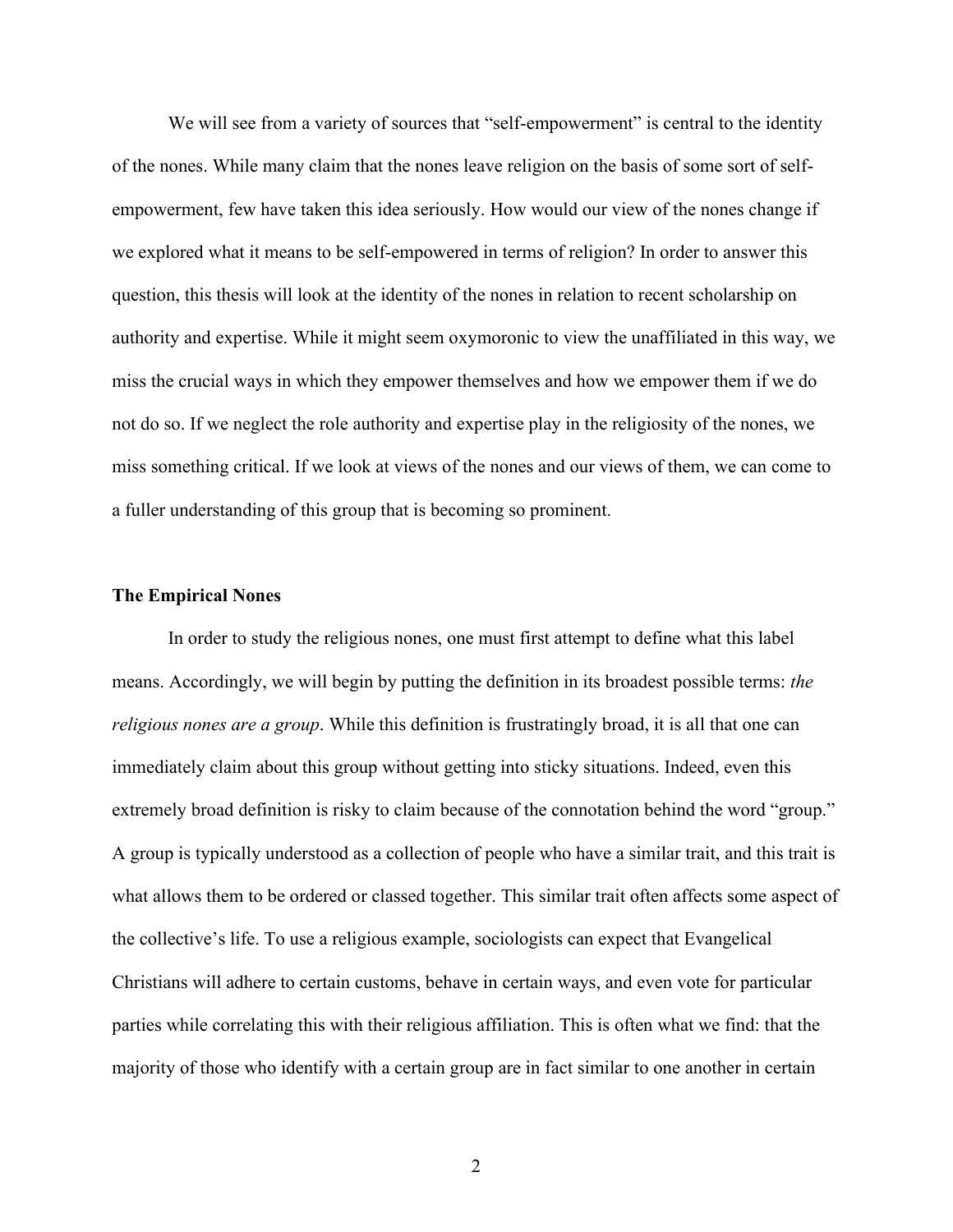We will see from a variety of sources that "self-empowerment" is central to the identity of the nones. While many claim that the nones leave religion on the basis of some sort of self-empowerment, few have taken this idea seriously. How would our view of the nones change if we explored what it means to be self-empowered in terms of religion? In order to answer this question, this thesis will look at the identity of the nones in relation to recent scholarship on authority and expertise. While it might seem oxymoronic to view the unaffiliated in this way, we miss the crucial ways in which they empower themselves and how we empower them if we do not do so. If we neglect the role authority and expertise play in the religiosity of the nones, we miss something critical. If we look at views of the nones and our views of them, we can come to a fuller understanding of this group that is becoming so prominent.

### The Empirical Nones

In order to study the religious nones, one must first attempt to define what this label means. Accordingly, we will begin by putting the definition in its broadest possible terms: *the religious nones are a group*. While this definition is frustratingly broad, it is all that one can immediately claim about this group without getting into sticky situations. Indeed, even this extremely broad definition is risky to claim because of the connotation behind the word "group." A group is typically understood as a collection of people who have a similar trait, and this trait is what allows them to be ordered or classed together. This similar trait often affects some aspect of the collective's life. To use a religious example, sociologists can expect that Evangelical Christians will adhere to certain customs, behave in certain ways, and even vote for particular parties while correlating this with their religious affiliation. This is often what we find: that the majority of those who identify with a certain group are in fact similar to one another in certain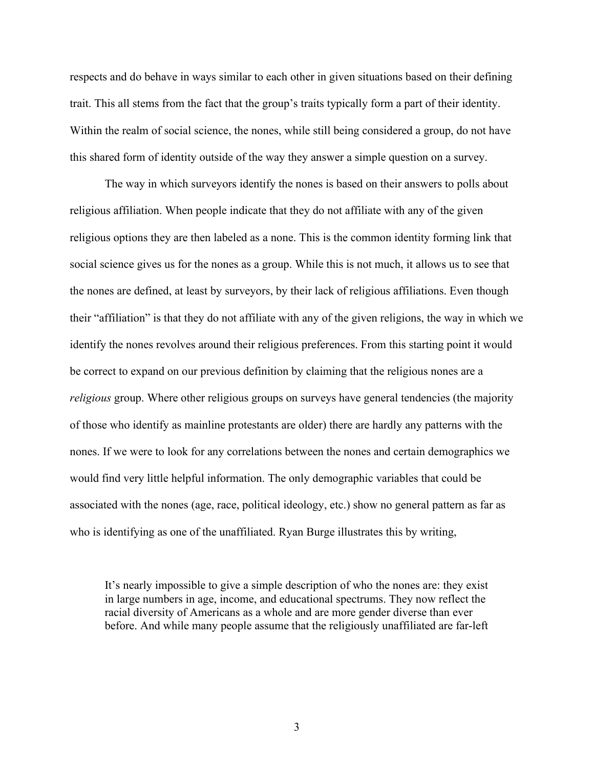respects and do behave in ways similar to each other in given situations based on their defining trait. This all stems from the fact that the group's traits typically form a part of their identity. Within the realm of social science, the nones, while still being considered a group, do not have this shared form of identity outside of the way they answer a simple question on a survey.

The way in which surveyors identify the nones is based on their answers to polls about religious affiliation. When people indicate that they do not affiliate with any of the given religious options they are then labeled as a none. This is the common identity forming link that social science gives us for the nones as a group. While this is not much, it allows us to see that the nones are defined, at least by surveyors, by their lack of religious affiliations. Even though their "affiliation" is that they do not affiliate with any of the given religions, the way in which we identify the nones revolves around their religious preferences. From this starting point it would be correct to expand on our previous definition by claiming that the religious nones are a *religious* group. Where other religious groups on surveys have general tendencies (the majority of those who identify as mainline protestants are older) there are hardly any patterns with the nones. If we were to look for any correlations between the nones and certain demographics we would find very little helpful information. The only demographic variables that could be associated with the nones (age, race, political ideology, etc.) show no general pattern as far as who is identifying as one of the unaffiliated. Ryan Burge illustrates this by writing,

> It's nearly impossible to give a simple description of who the nones are: they exist in large numbers in age, income, and educational spectrums. They now reflect the racial diversity of Americans as a whole and are more gender diverse than ever before. And while many people assume that the religiously unaffiliated are far-left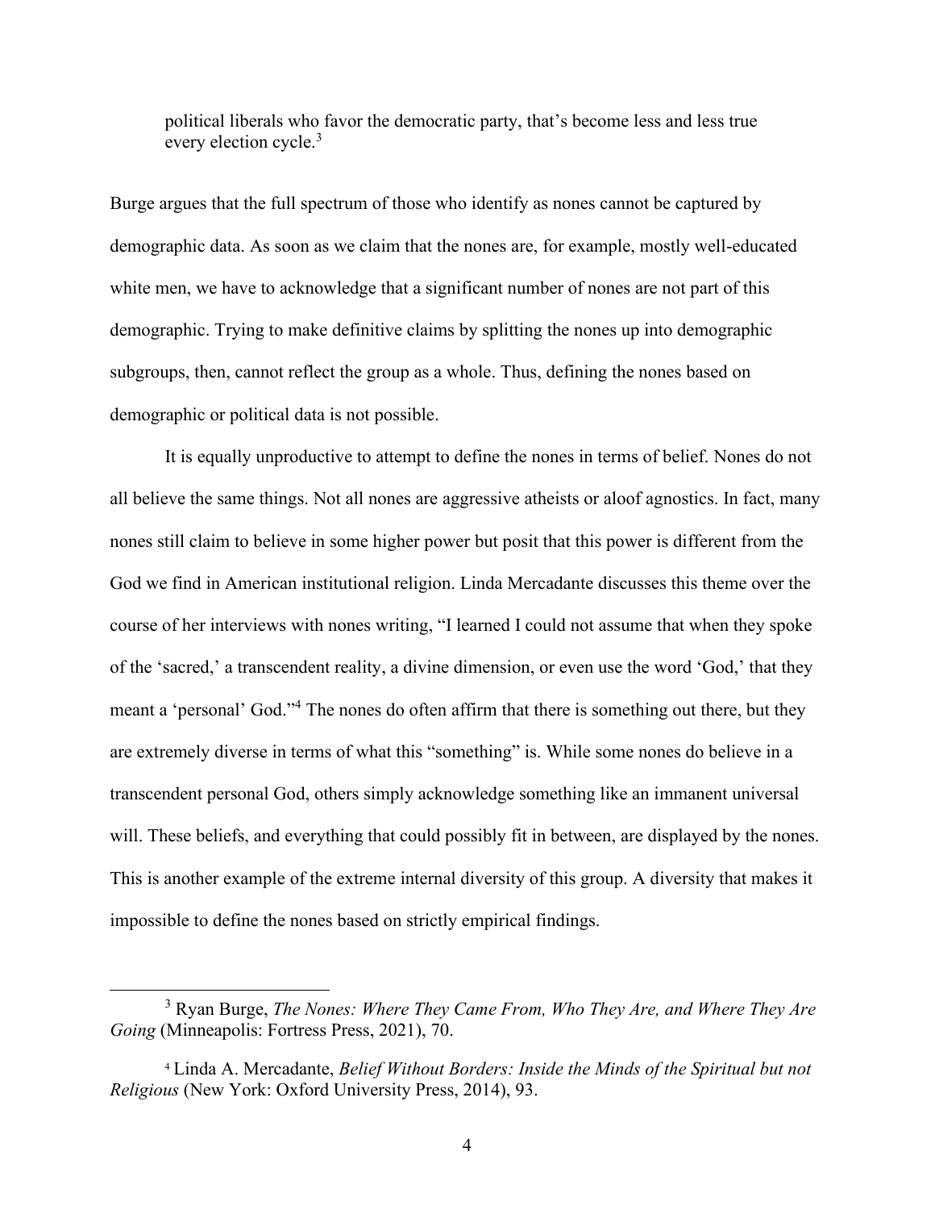> political liberals who favor the democratic party, that's become less and less true every election cycle.[3]

Burge argues that the full spectrum of those who identify as nones cannot be captured by demographic data. As soon as we claim that the nones are, for example, mostly well-educated white men, we have to acknowledge that a significant number of nones are not part of this demographic. Trying to make definitive claims by splitting the nones up into demographic subgroups, then, cannot reflect the group as a whole. Thus, defining the nones based on demographic or political data is not possible.

It is equally unproductive to attempt to define the nones in terms of belief. Nones do not all believe the same things. Not all nones are aggressive atheists or aloof agnostics. In fact, many nones still claim to believe in some higher power but posit that this power is different from the God we find in American institutional religion. Linda Mercadante discusses this theme over the course of her interviews with nones writing, "I learned I could not assume that when they spoke of the 'sacred,' a transcendent reality, a divine dimension, or even use the word 'God,' that they meant a 'personal' God."[4] The nones do often affirm that there is something out there, but they are extremely diverse in terms of what this "something" is. While some nones do believe in a transcendent personal God, others simply acknowledge something like an immanent universal will. These beliefs, and everything that could possibly fit in between, are displayed by the nones. This is another example of the extreme internal diversity of this group. A diversity that makes it impossible to define the nones based on strictly empirical findings.

---

[3] Ryan Burge, *The Nones: Where They Came From, Who They Are, and Where They Are Going* (Minneapolis: Fortress Press, 2021), 70.

[4] Linda A. Mercadante, *Belief Without Borders: Inside the Minds of the Spiritual but not Religious* (New York: Oxford University Press, 2014), 93.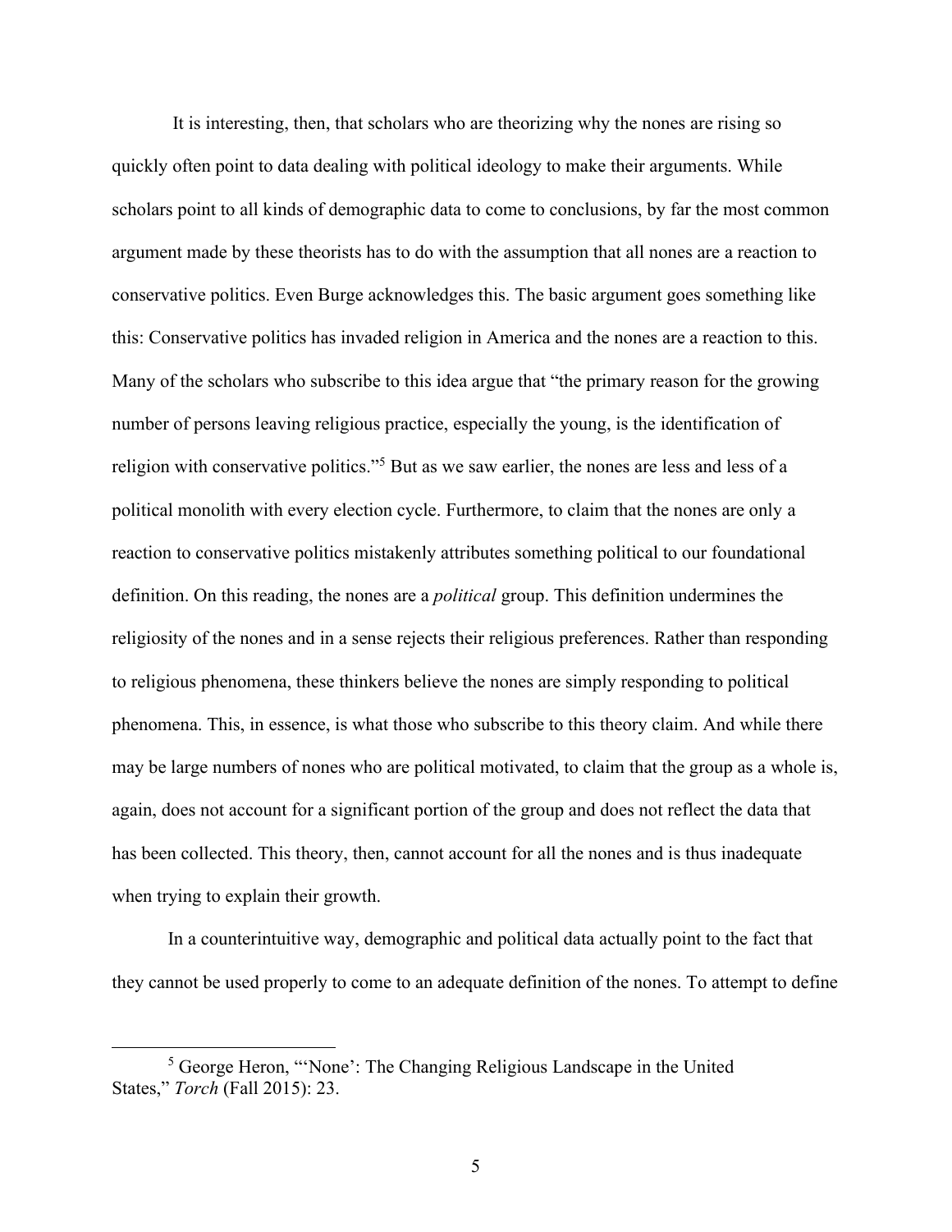It is interesting, then, that scholars who are theorizing why the nones are rising so quickly often point to data dealing with political ideology to make their arguments. While scholars point to all kinds of demographic data to come to conclusions, by far the most common argument made by these theorists has to do with the assumption that all nones are a reaction to conservative politics. Even Burge acknowledges this. The basic argument goes something like this: Conservative politics has invaded religion in America and the nones are a reaction to this. Many of the scholars who subscribe to this idea argue that "the primary reason for the growing number of persons leaving religious practice, especially the young, is the identification of religion with conservative politics."[5] But as we saw earlier, the nones are less and less of a political monolith with every election cycle. Furthermore, to claim that the nones are only a reaction to conservative politics mistakenly attributes something political to our foundational definition. On this reading, the nones are a *political* group. This definition undermines the religiosity of the nones and in a sense rejects their religious preferences. Rather than responding to religious phenomena, these thinkers believe the nones are simply responding to political phenomena. This, in essence, is what those who subscribe to this theory claim. And while there may be large numbers of nones who are political motivated, to claim that the group as a whole is, again, does not account for a significant portion of the group and does not reflect the data that has been collected. This theory, then, cannot account for all the nones and is thus inadequate when trying to explain their growth.

In a counterintuitive way, demographic and political data actually point to the fact that they cannot be used properly to come to an adequate definition of the nones. To attempt to define

---

[5] George Heron, "'None': The Changing Religious Landscape in the United States," *Torch* (Fall 2015): 23.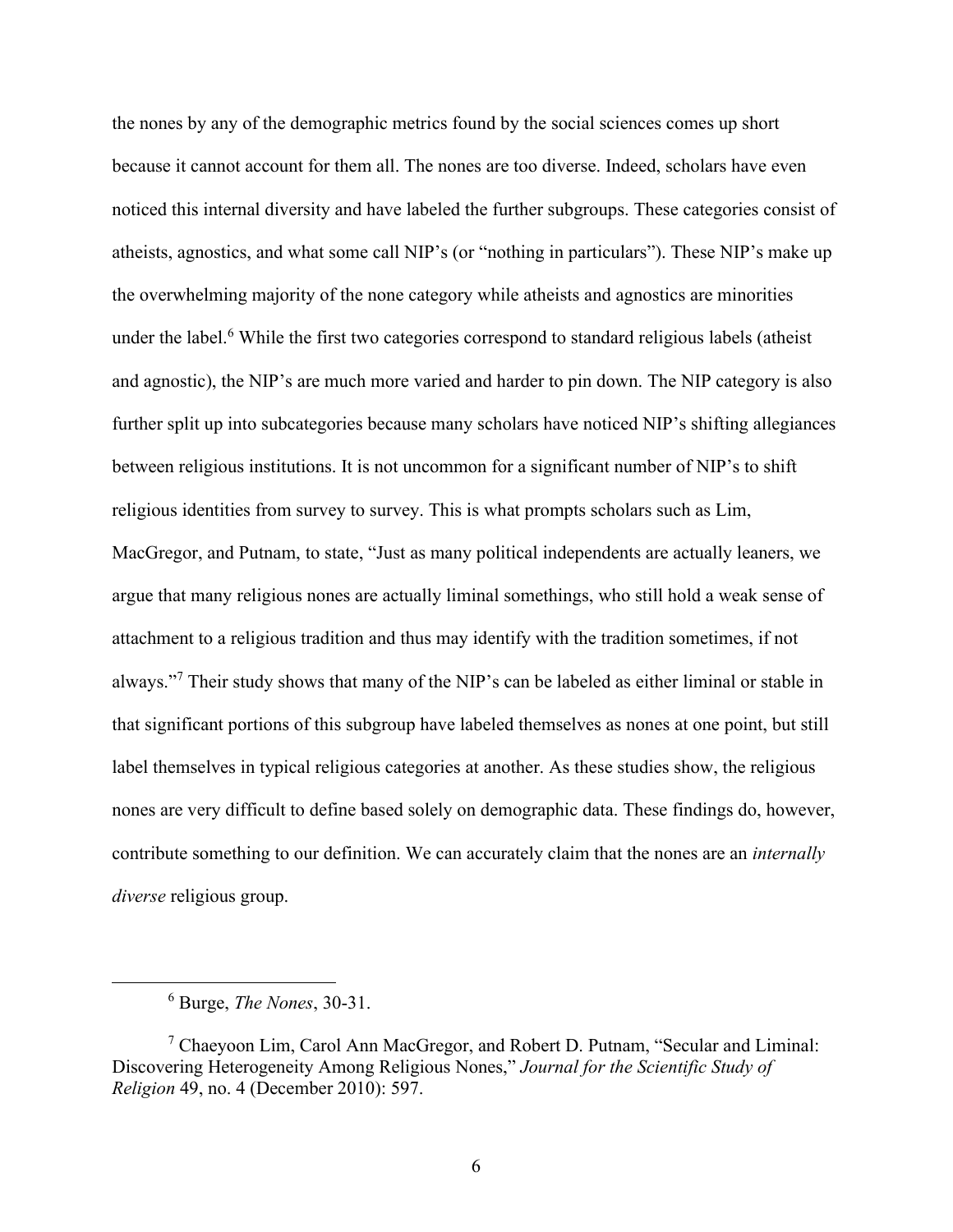the nones by any of the demographic metrics found by the social sciences comes up short because it cannot account for them all. The nones are too diverse. Indeed, scholars have even noticed this internal diversity and have labeled the further subgroups. These categories consist of atheists, agnostics, and what some call NIP's (or "nothing in particulars"). These NIP's make up the overwhelming majority of the none category while atheists and agnostics are minorities under the label.[6] While the first two categories correspond to standard religious labels (atheist and agnostic), the NIP's are much more varied and harder to pin down. The NIP category is also further split up into subcategories because many scholars have noticed NIP's shifting allegiances between religious institutions. It is not uncommon for a significant number of NIP's to shift religious identities from survey to survey. This is what prompts scholars such as Lim, MacGregor, and Putnam, to state, "Just as many political independents are actually leaners, we argue that many religious nones are actually liminal somethings, who still hold a weak sense of attachment to a religious tradition and thus may identify with the tradition sometimes, if not always."[7] Their study shows that many of the NIP's can be labeled as either liminal or stable in that significant portions of this subgroup have labeled themselves as nones at one point, but still label themselves in typical religious categories at another. As these studies show, the religious nones are very difficult to define based solely on demographic data. These findings do, however, contribute something to our definition. We can accurately claim that the nones are an *internally diverse* religious group.

---

[6] Burge, *The Nones*, 30-31.

[7] Chaeyoon Lim, Carol Ann MacGregor, and Robert D. Putnam, "Secular and Liminal: Discovering Heterogeneity Among Religious Nones," *Journal for the Scientific Study of Religion* 49, no. 4 (December 2010): 597.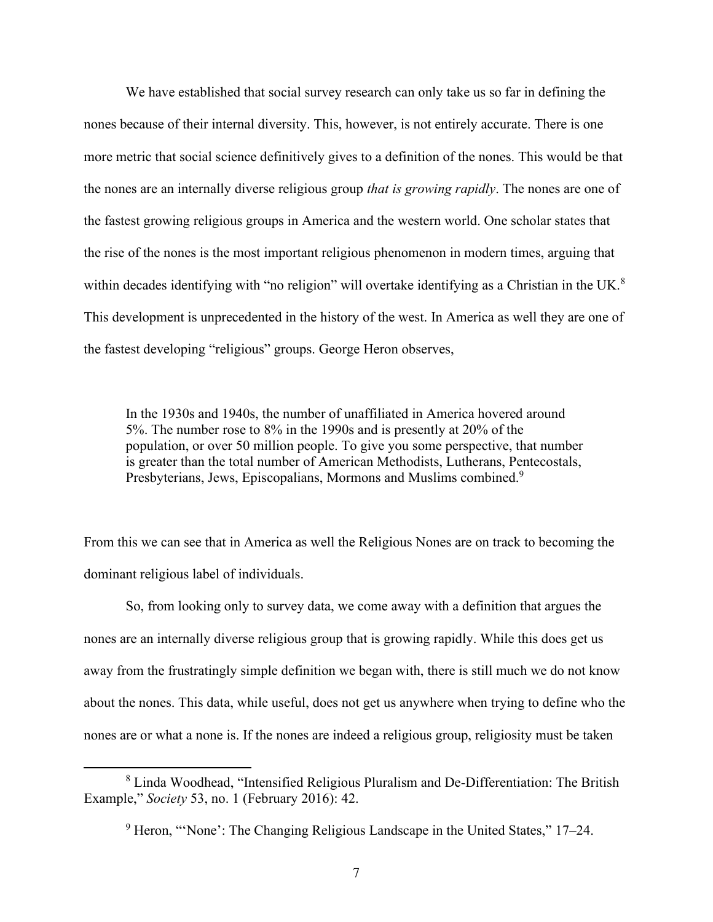We have established that social survey research can only take us so far in defining the nones because of their internal diversity. This, however, is not entirely accurate. There is one more metric that social science definitively gives to a definition of the nones. This would be that the nones are an internally diverse religious group *that is growing rapidly*. The nones are one of the fastest growing religious groups in America and the western world. One scholar states that the rise of the nones is the most important religious phenomenon in modern times, arguing that within decades identifying with "no religion" will overtake identifying as a Christian in the UK.[8] This development is unprecedented in the history of the west. In America as well they are one of the fastest developing "religious" groups. George Heron observes,

> In the 1930s and 1940s, the number of unaffiliated in America hovered around 5%. The number rose to 8% in the 1990s and is presently at 20% of the population, or over 50 million people. To give you some perspective, that number is greater than the total number of American Methodists, Lutherans, Pentecostals, Presbyterians, Jews, Episcopalians, Mormons and Muslims combined.[9]

From this we can see that in America as well the Religious Nones are on track to becoming the dominant religious label of individuals.

So, from looking only to survey data, we come away with a definition that argues the nones are an internally diverse religious group that is growing rapidly. While this does get us away from the frustratingly simple definition we began with, there is still much we do not know about the nones. This data, while useful, does not get us anywhere when trying to define who the nones are or what a none is. If the nones are indeed a religious group, religiosity must be taken

---

[8] Linda Woodhead, "Intensified Religious Pluralism and De-Differentiation: The British Example," *Society* 53, no. 1 (February 2016): 42.

[9] Heron, "'None': The Changing Religious Landscape in the United States," 17–24.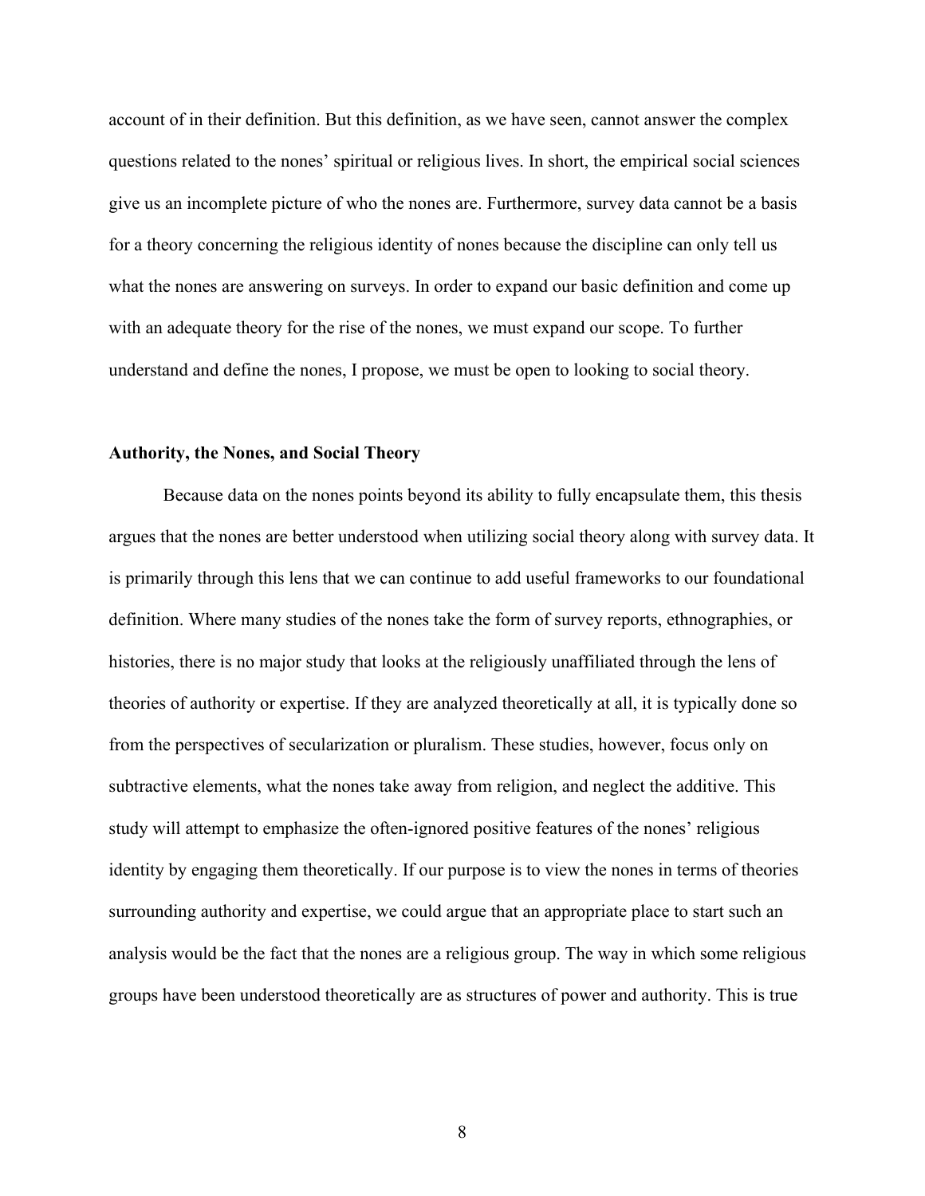account of in their definition. But this definition, as we have seen, cannot answer the complex questions related to the nones' spiritual or religious lives. In short, the empirical social sciences give us an incomplete picture of who the nones are. Furthermore, survey data cannot be a basis for a theory concerning the religious identity of nones because the discipline can only tell us what the nones are answering on surveys. In order to expand our basic definition and come up with an adequate theory for the rise of the nones, we must expand our scope. To further understand and define the nones, I propose, we must be open to looking to social theory.

## Authority, the Nones, and Social Theory

Because data on the nones points beyond its ability to fully encapsulate them, this thesis argues that the nones are better understood when utilizing social theory along with survey data. It is primarily through this lens that we can continue to add useful frameworks to our foundational definition. Where many studies of the nones take the form of survey reports, ethnographies, or histories, there is no major study that looks at the religiously unaffiliated through the lens of theories of authority or expertise. If they are analyzed theoretically at all, it is typically done so from the perspectives of secularization or pluralism. These studies, however, focus only on subtractive elements, what the nones take away from religion, and neglect the additive. This study will attempt to emphasize the often-ignored positive features of the nones' religious identity by engaging them theoretically. If our purpose is to view the nones in terms of theories surrounding authority and expertise, we could argue that an appropriate place to start such an analysis would be the fact that the nones are a religious group. The way in which some religious groups have been understood theoretically are as structures of power and authority. This is true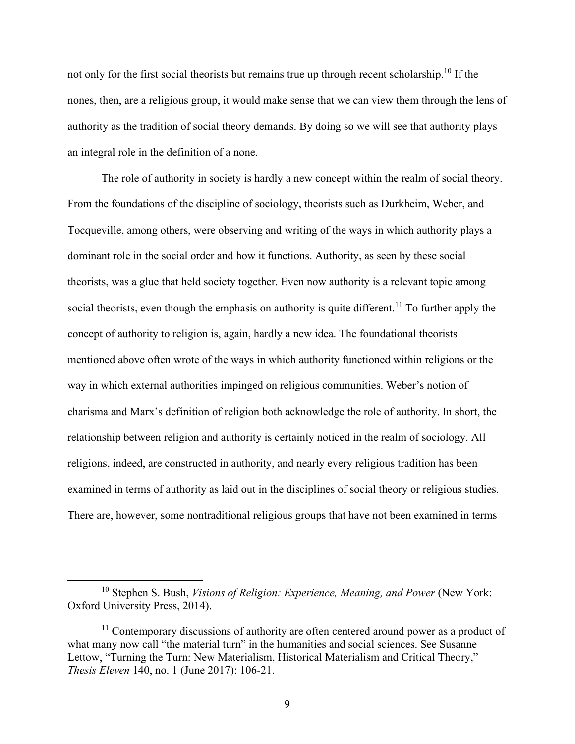not only for the first social theorists but remains true up through recent scholarship.[10] If the nones, then, are a religious group, it would make sense that we can view them through the lens of authority as the tradition of social theory demands. By doing so we will see that authority plays an integral role in the definition of a none.

The role of authority in society is hardly a new concept within the realm of social theory. From the foundations of the discipline of sociology, theorists such as Durkheim, Weber, and Tocqueville, among others, were observing and writing of the ways in which authority plays a dominant role in the social order and how it functions. Authority, as seen by these social theorists, was a glue that held society together. Even now authority is a relevant topic among social theorists, even though the emphasis on authority is quite different.[11] To further apply the concept of authority to religion is, again, hardly a new idea. The foundational theorists mentioned above often wrote of the ways in which authority functioned within religions or the way in which external authorities impinged on religious communities. Weber's notion of charisma and Marx's definition of religion both acknowledge the role of authority. In short, the relationship between religion and authority is certainly noticed in the realm of sociology. All religions, indeed, are constructed in authority, and nearly every religious tradition has been examined in terms of authority as laid out in the disciplines of social theory or religious studies. There are, however, some nontraditional religious groups that have not been examined in terms

---

[10] Stephen S. Bush, *Visions of Religion: Experience, Meaning, and Power* (New York: Oxford University Press, 2014).

[11] Contemporary discussions of authority are often centered around power as a product of what many now call "the material turn" in the humanities and social sciences. See Susanne Lettow, "Turning the Turn: New Materialism, Historical Materialism and Critical Theory," *Thesis Eleven* 140, no. 1 (June 2017): 106-21.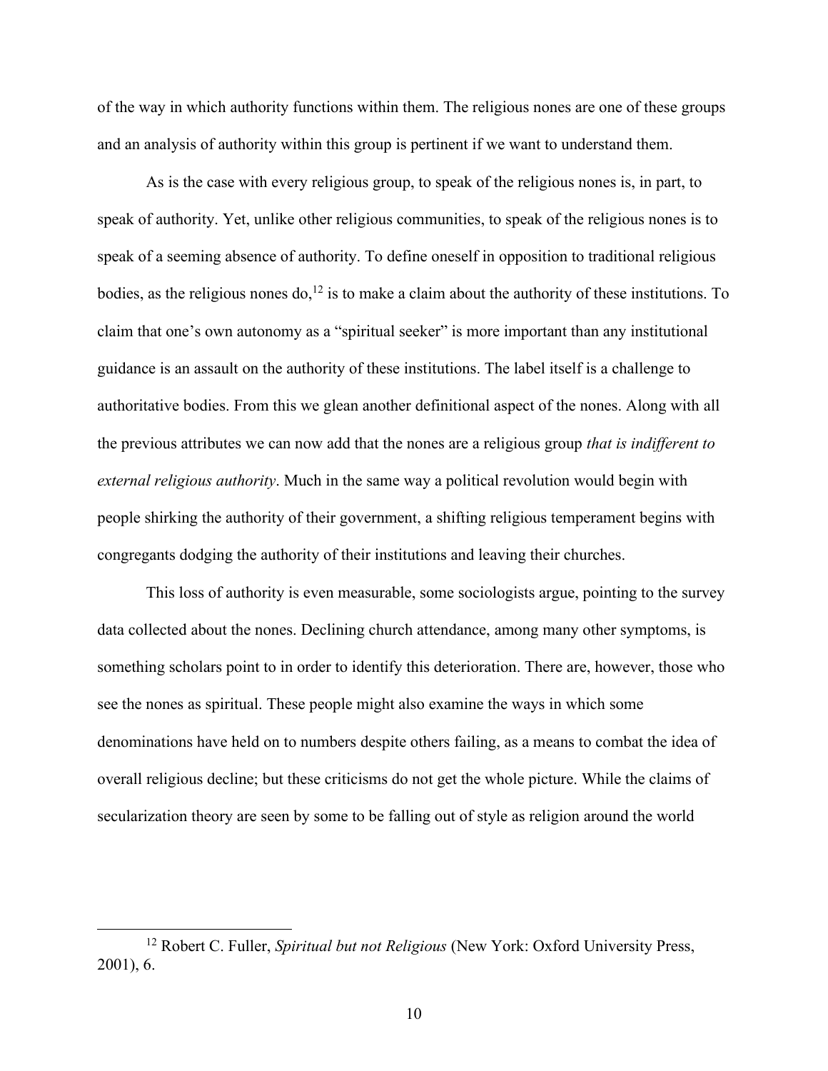of the way in which authority functions within them. The religious nones are one of these groups and an analysis of authority within this group is pertinent if we want to understand them.

As is the case with every religious group, to speak of the religious nones is, in part, to speak of authority. Yet, unlike other religious communities, to speak of the religious nones is to speak of a seeming absence of authority. To define oneself in opposition to traditional religious bodies, as the religious nones do,[12] is to make a claim about the authority of these institutions. To claim that one's own autonomy as a "spiritual seeker" is more important than any institutional guidance is an assault on the authority of these institutions. The label itself is a challenge to authoritative bodies. From this we glean another definitional aspect of the nones. Along with all the previous attributes we can now add that the nones are a religious group *that is indifferent to external religious authority*. Much in the same way a political revolution would begin with people shirking the authority of their government, a shifting religious temperament begins with congregants dodging the authority of their institutions and leaving their churches.

This loss of authority is even measurable, some sociologists argue, pointing to the survey data collected about the nones. Declining church attendance, among many other symptoms, is something scholars point to in order to identify this deterioration. There are, however, those who see the nones as spiritual. These people might also examine the ways in which some denominations have held on to numbers despite others failing, as a means to combat the idea of overall religious decline; but these criticisms do not get the whole picture. While the claims of secularization theory are seen by some to be falling out of style as religion around the world

[12] Robert C. Fuller, *Spiritual but not Religious* (New York: Oxford University Press, 2001), 6.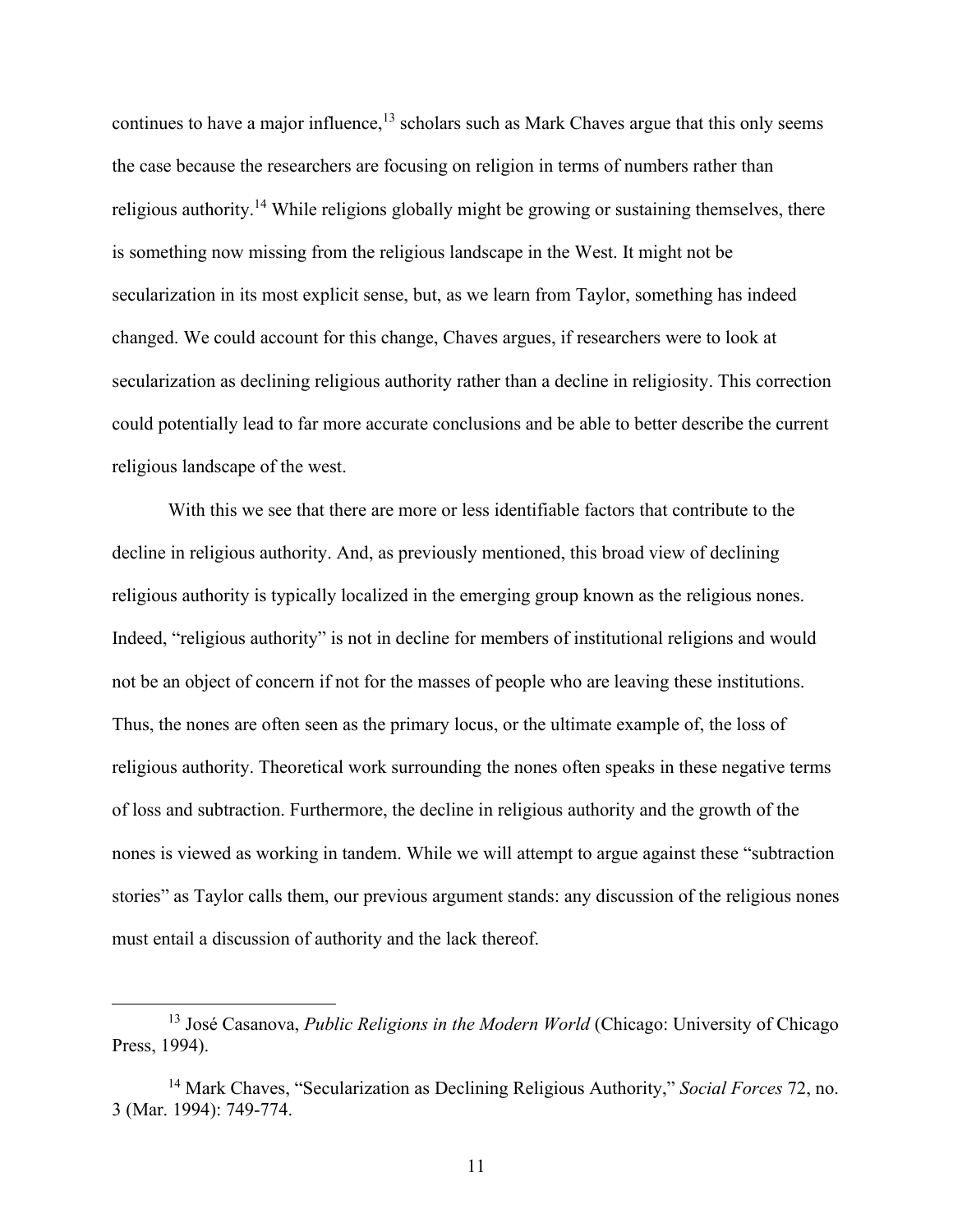continues to have a major influence,[13] scholars such as Mark Chaves argue that this only seems the case because the researchers are focusing on religion in terms of numbers rather than religious authority.[14] While religions globally might be growing or sustaining themselves, there is something now missing from the religious landscape in the West. It might not be secularization in its most explicit sense, but, as we learn from Taylor, something has indeed changed. We could account for this change, Chaves argues, if researchers were to look at secularization as declining religious authority rather than a decline in religiosity. This correction could potentially lead to far more accurate conclusions and be able to better describe the current religious landscape of the west.

With this we see that there are more or less identifiable factors that contribute to the decline in religious authority. And, as previously mentioned, this broad view of declining religious authority is typically localized in the emerging group known as the religious nones. Indeed, "religious authority" is not in decline for members of institutional religions and would not be an object of concern if not for the masses of people who are leaving these institutions. Thus, the nones are often seen as the primary locus, or the ultimate example of, the loss of religious authority. Theoretical work surrounding the nones often speaks in these negative terms of loss and subtraction. Furthermore, the decline in religious authority and the growth of the nones is viewed as working in tandem. While we will attempt to argue against these "subtraction stories" as Taylor calls them, our previous argument stands: any discussion of the religious nones must entail a discussion of authority and the lack thereof.

---

[13] José Casanova, *Public Religions in the Modern World* (Chicago: University of Chicago Press, 1994).

[14] Mark Chaves, "Secularization as Declining Religious Authority," *Social Forces* 72, no. 3 (Mar. 1994): 749-774.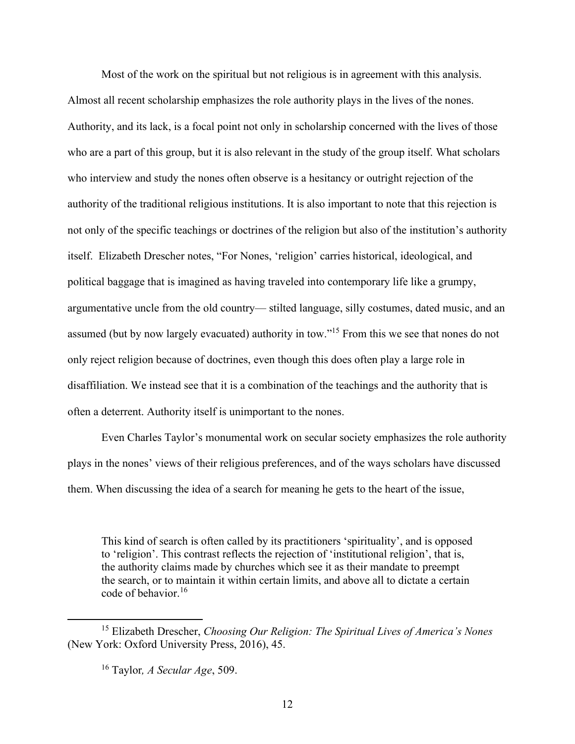Most of the work on the spiritual but not religious is in agreement with this analysis. Almost all recent scholarship emphasizes the role authority plays in the lives of the nones. Authority, and its lack, is a focal point not only in scholarship concerned with the lives of those who are a part of this group, but it is also relevant in the study of the group itself. What scholars who interview and study the nones often observe is a hesitancy or outright rejection of the authority of the traditional religious institutions. It is also important to note that this rejection is not only of the specific teachings or doctrines of the religion but also of the institution's authority itself. Elizabeth Drescher notes, "For Nones, 'religion' carries historical, ideological, and political baggage that is imagined as having traveled into contemporary life like a grumpy, argumentative uncle from the old country— stilted language, silly costumes, dated music, and an assumed (but by now largely evacuated) authority in tow."[15] From this we see that nones do not only reject religion because of doctrines, even though this does often play a large role in disaffiliation. We instead see that it is a combination of the teachings and the authority that is often a deterrent. Authority itself is unimportant to the nones.

Even Charles Taylor's monumental work on secular society emphasizes the role authority plays in the nones' views of their religious preferences, and of the ways scholars have discussed them. When discussing the idea of a search for meaning he gets to the heart of the issue,

> This kind of search is often called by its practitioners 'spirituality', and is opposed to 'religion'. This contrast reflects the rejection of 'institutional religion', that is, the authority claims made by churches which see it as their mandate to preempt the search, or to maintain it within certain limits, and above all to dictate a certain code of behavior.[16]

---

[15] Elizabeth Drescher, *Choosing Our Religion: The Spiritual Lives of America's Nones* (New York: Oxford University Press, 2016), 45.

[16] Taylor*, A Secular Age*, 509.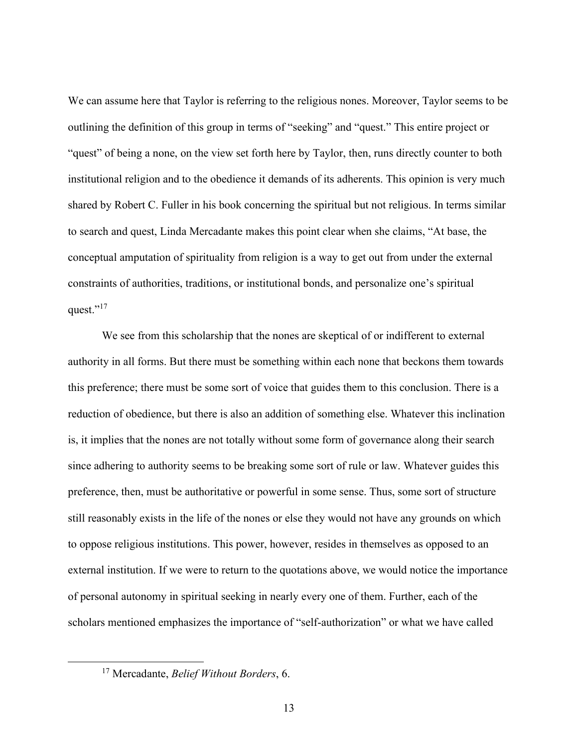We can assume here that Taylor is referring to the religious nones. Moreover, Taylor seems to be outlining the definition of this group in terms of "seeking" and "quest." This entire project or "quest" of being a none, on the view set forth here by Taylor, then, runs directly counter to both institutional religion and to the obedience it demands of its adherents. This opinion is very much shared by Robert C. Fuller in his book concerning the spiritual but not religious. In terms similar to search and quest, Linda Mercadante makes this point clear when she claims, "At base, the conceptual amputation of spirituality from religion is a way to get out from under the external constraints of authorities, traditions, or institutional bonds, and personalize one's spiritual quest."[17]

We see from this scholarship that the nones are skeptical of or indifferent to external authority in all forms. But there must be something within each none that beckons them towards this preference; there must be some sort of voice that guides them to this conclusion. There is a reduction of obedience, but there is also an addition of something else. Whatever this inclination is, it implies that the nones are not totally without some form of governance along their search since adhering to authority seems to be breaking some sort of rule or law. Whatever guides this preference, then, must be authoritative or powerful in some sense. Thus, some sort of structure still reasonably exists in the life of the nones or else they would not have any grounds on which to oppose religious institutions. This power, however, resides in themselves as opposed to an external institution. If we were to return to the quotations above, we would notice the importance of personal autonomy in spiritual seeking in nearly every one of them. Further, each of the scholars mentioned emphasizes the importance of "self-authorization" or what we have called

[17] Mercadante, *Belief Without Borders*, 6.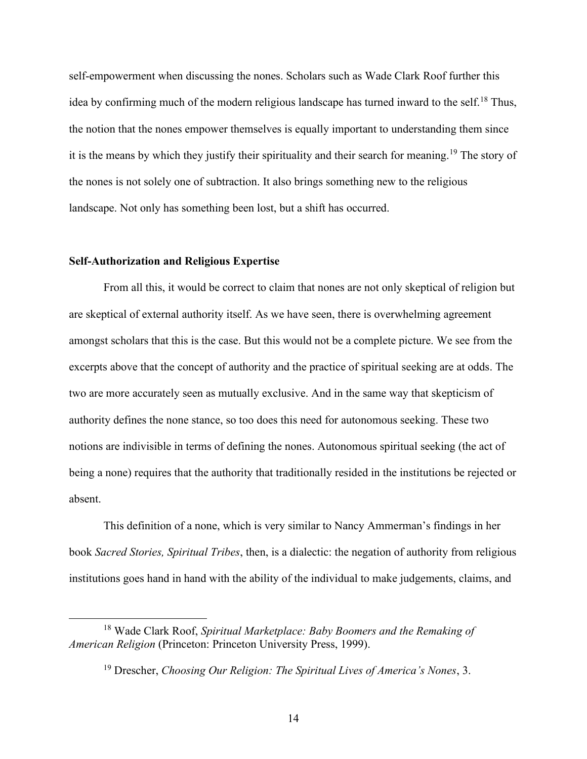self-empowerment when discussing the nones. Scholars such as Wade Clark Roof further this idea by confirming much of the modern religious landscape has turned inward to the self.[18] Thus, the notion that the nones empower themselves is equally important to understanding them since it is the means by which they justify their spirituality and their search for meaning.[19] The story of the nones is not solely one of subtraction. It also brings something new to the religious landscape. Not only has something been lost, but a shift has occurred.

### Self-Authorization and Religious Expertise

From all this, it would be correct to claim that nones are not only skeptical of religion but are skeptical of external authority itself. As we have seen, there is overwhelming agreement amongst scholars that this is the case. But this would not be a complete picture. We see from the excerpts above that the concept of authority and the practice of spiritual seeking are at odds. The two are more accurately seen as mutually exclusive. And in the same way that skepticism of authority defines the none stance, so too does this need for autonomous seeking. These two notions are indivisible in terms of defining the nones. Autonomous spiritual seeking (the act of being a none) requires that the authority that traditionally resided in the institutions be rejected or absent.

This definition of a none, which is very similar to Nancy Ammerman's findings in her book *Sacred Stories, Spiritual Tribes*, then, is a dialectic: the negation of authority from religious institutions goes hand in hand with the ability of the individual to make judgements, claims, and

---

[18] Wade Clark Roof, *Spiritual Marketplace: Baby Boomers and the Remaking of American Religion* (Princeton: Princeton University Press, 1999).

[19] Drescher, *Choosing Our Religion: The Spiritual Lives of America's Nones*, 3.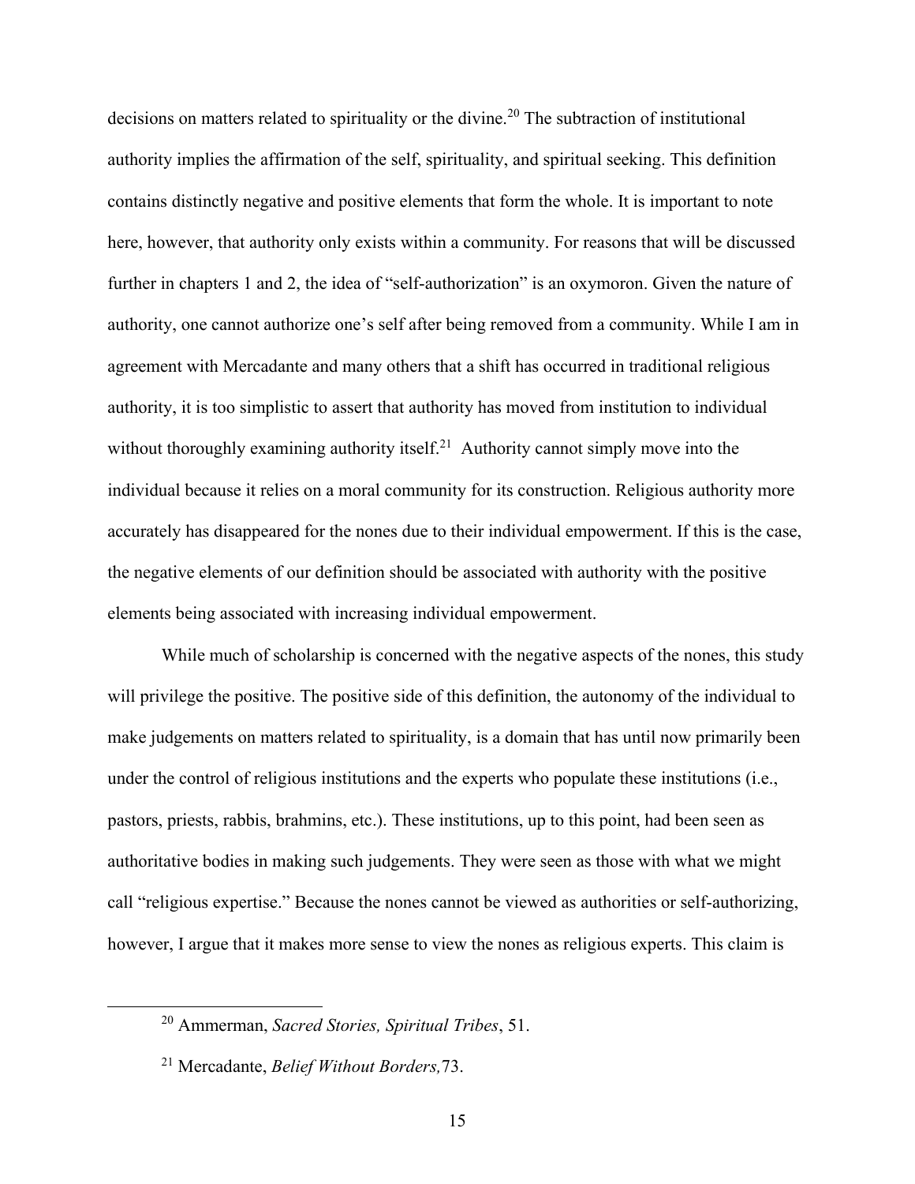decisions on matters related to spirituality or the divine.[20] The subtraction of institutional authority implies the affirmation of the self, spirituality, and spiritual seeking. This definition contains distinctly negative and positive elements that form the whole. It is important to note here, however, that authority only exists within a community. For reasons that will be discussed further in chapters 1 and 2, the idea of "self-authorization" is an oxymoron. Given the nature of authority, one cannot authorize one's self after being removed from a community. While I am in agreement with Mercadante and many others that a shift has occurred in traditional religious authority, it is too simplistic to assert that authority has moved from institution to individual without thoroughly examining authority itself.[21] Authority cannot simply move into the individual because it relies on a moral community for its construction. Religious authority more accurately has disappeared for the nones due to their individual empowerment. If this is the case, the negative elements of our definition should be associated with authority with the positive elements being associated with increasing individual empowerment.

While much of scholarship is concerned with the negative aspects of the nones, this study will privilege the positive. The positive side of this definition, the autonomy of the individual to make judgements on matters related to spirituality, is a domain that has until now primarily been under the control of religious institutions and the experts who populate these institutions (i.e., pastors, priests, rabbis, brahmins, etc.). These institutions, up to this point, had been seen as authoritative bodies in making such judgements. They were seen as those with what we might call "religious expertise." Because the nones cannot be viewed as authorities or self-authorizing, however, I argue that it makes more sense to view the nones as religious experts. This claim is

---

[20] Ammerman, *Sacred Stories, Spiritual Tribes*, 51.

[21] Mercadante, *Belief Without Borders,*73.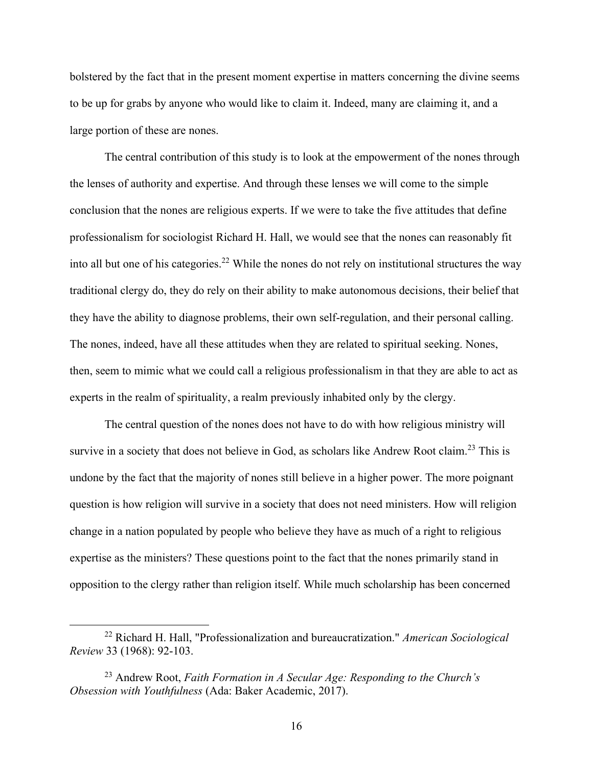bolstered by the fact that in the present moment expertise in matters concerning the divine seems to be up for grabs by anyone who would like to claim it. Indeed, many are claiming it, and a large portion of these are nones.

The central contribution of this study is to look at the empowerment of the nones through the lenses of authority and expertise. And through these lenses we will come to the simple conclusion that the nones are religious experts. If we were to take the five attitudes that define professionalism for sociologist Richard H. Hall, we would see that the nones can reasonably fit into all but one of his categories.[22] While the nones do not rely on institutional structures the way traditional clergy do, they do rely on their ability to make autonomous decisions, their belief that they have the ability to diagnose problems, their own self-regulation, and their personal calling. The nones, indeed, have all these attitudes when they are related to spiritual seeking. Nones, then, seem to mimic what we could call a religious professionalism in that they are able to act as experts in the realm of spirituality, a realm previously inhabited only by the clergy.

The central question of the nones does not have to do with how religious ministry will survive in a society that does not believe in God, as scholars like Andrew Root claim.[23] This is undone by the fact that the majority of nones still believe in a higher power. The more poignant question is how religion will survive in a society that does not need ministers. How will religion change in a nation populated by people who believe they have as much of a right to religious expertise as the ministers? These questions point to the fact that the nones primarily stand in opposition to the clergy rather than religion itself. While much scholarship has been concerned

---

[22] Richard H. Hall, "Professionalization and bureaucratization." *American Sociological Review* 33 (1968): 92-103.

[23] Andrew Root, *Faith Formation in A Secular Age: Responding to the Church's Obsession with Youthfulness* (Ada: Baker Academic, 2017).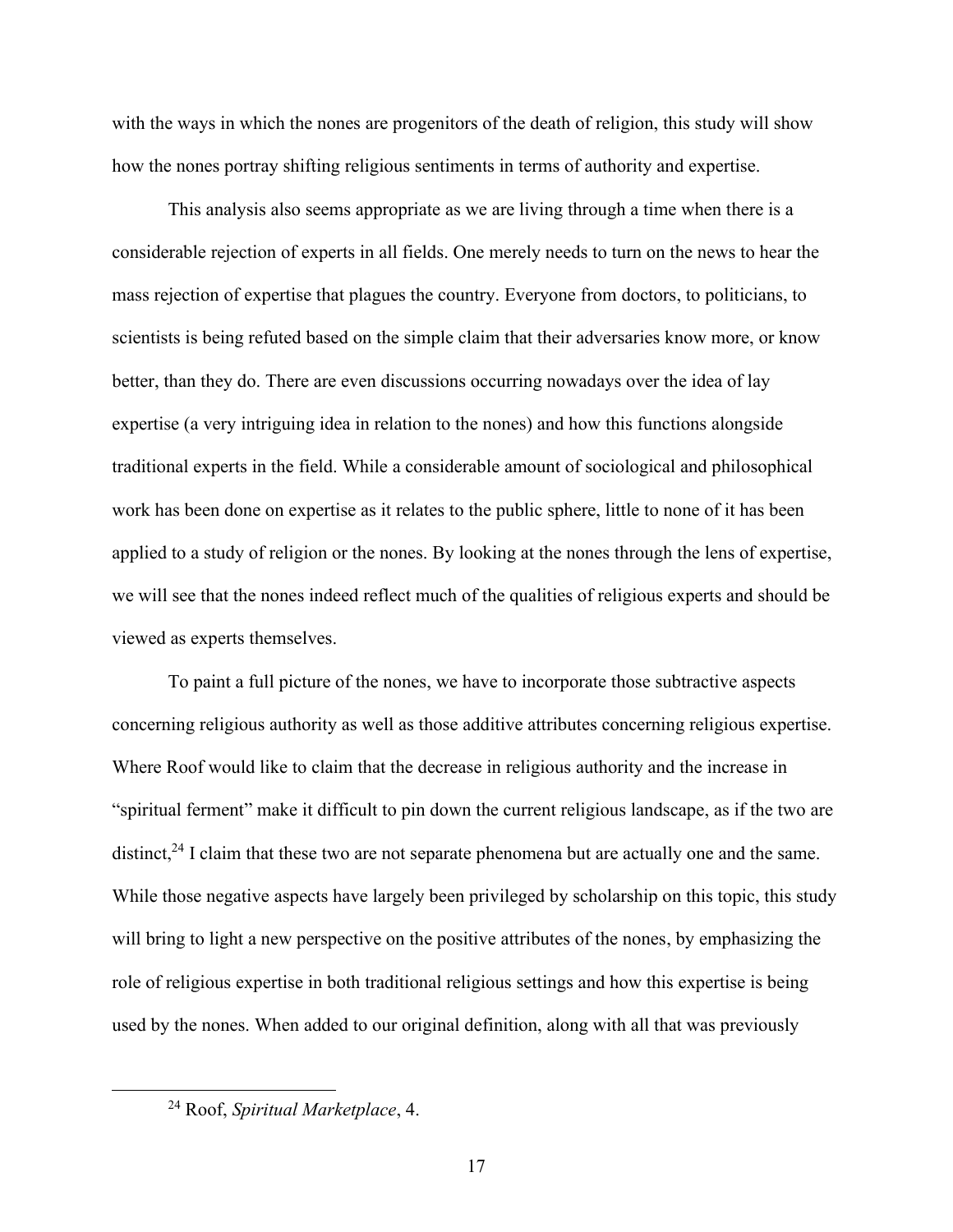with the ways in which the nones are progenitors of the death of religion, this study will show how the nones portray shifting religious sentiments in terms of authority and expertise.

This analysis also seems appropriate as we are living through a time when there is a considerable rejection of experts in all fields. One merely needs to turn on the news to hear the mass rejection of expertise that plagues the country. Everyone from doctors, to politicians, to scientists is being refuted based on the simple claim that their adversaries know more, or know better, than they do. There are even discussions occurring nowadays over the idea of lay expertise (a very intriguing idea in relation to the nones) and how this functions alongside traditional experts in the field. While a considerable amount of sociological and philosophical work has been done on expertise as it relates to the public sphere, little to none of it has been applied to a study of religion or the nones. By looking at the nones through the lens of expertise, we will see that the nones indeed reflect much of the qualities of religious experts and should be viewed as experts themselves.

To paint a full picture of the nones, we have to incorporate those subtractive aspects concerning religious authority as well as those additive attributes concerning religious expertise. Where Roof would like to claim that the decrease in religious authority and the increase in "spiritual ferment" make it difficult to pin down the current religious landscape, as if the two are distinct,[24] I claim that these two are not separate phenomena but are actually one and the same. While those negative aspects have largely been privileged by scholarship on this topic, this study will bring to light a new perspective on the positive attributes of the nones, by emphasizing the role of religious expertise in both traditional religious settings and how this expertise is being used by the nones. When added to our original definition, along with all that was previously

[24] Roof, *Spiritual Marketplace*, 4.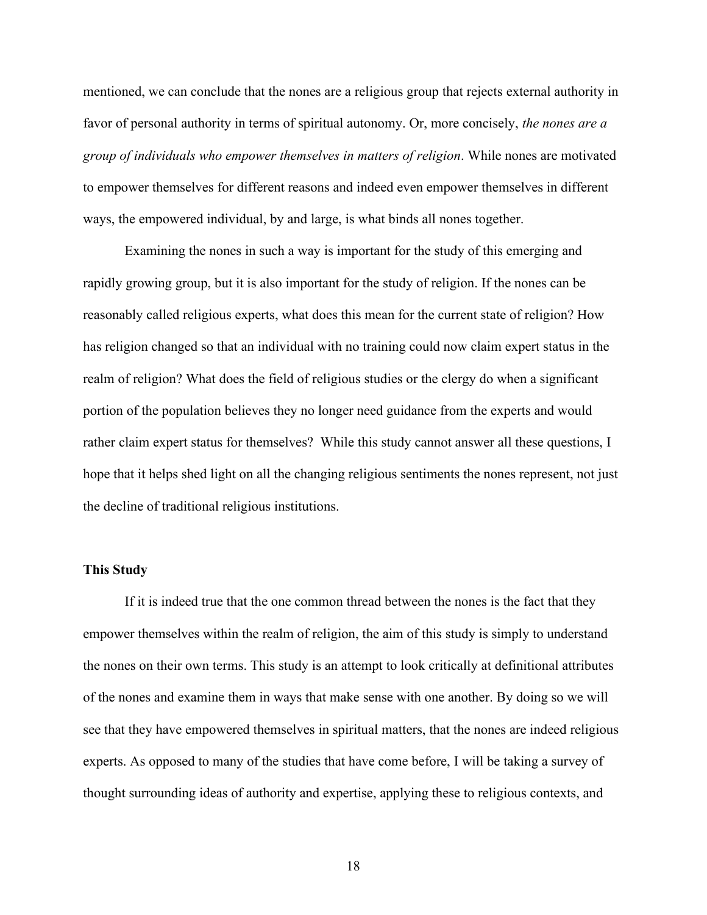mentioned, we can conclude that the nones are a religious group that rejects external authority in favor of personal authority in terms of spiritual autonomy. Or, more concisely, *the nones are a group of individuals who empower themselves in matters of religion*. While nones are motivated to empower themselves for different reasons and indeed even empower themselves in different ways, the empowered individual, by and large, is what binds all nones together.

Examining the nones in such a way is important for the study of this emerging and rapidly growing group, but it is also important for the study of religion. If the nones can be reasonably called religious experts, what does this mean for the current state of religion? How has religion changed so that an individual with no training could now claim expert status in the realm of religion? What does the field of religious studies or the clergy do when a significant portion of the population believes they no longer need guidance from the experts and would rather claim expert status for themselves? While this study cannot answer all these questions, I hope that it helps shed light on all the changing religious sentiments the nones represent, not just the decline of traditional religious institutions.

**This Study**

If it is indeed true that the one common thread between the nones is the fact that they empower themselves within the realm of religion, the aim of this study is simply to understand the nones on their own terms. This study is an attempt to look critically at definitional attributes of the nones and examine them in ways that make sense with one another. By doing so we will see that they have empowered themselves in spiritual matters, that the nones are indeed religious experts. As opposed to many of the studies that have come before, I will be taking a survey of thought surrounding ideas of authority and expertise, applying these to religious contexts, and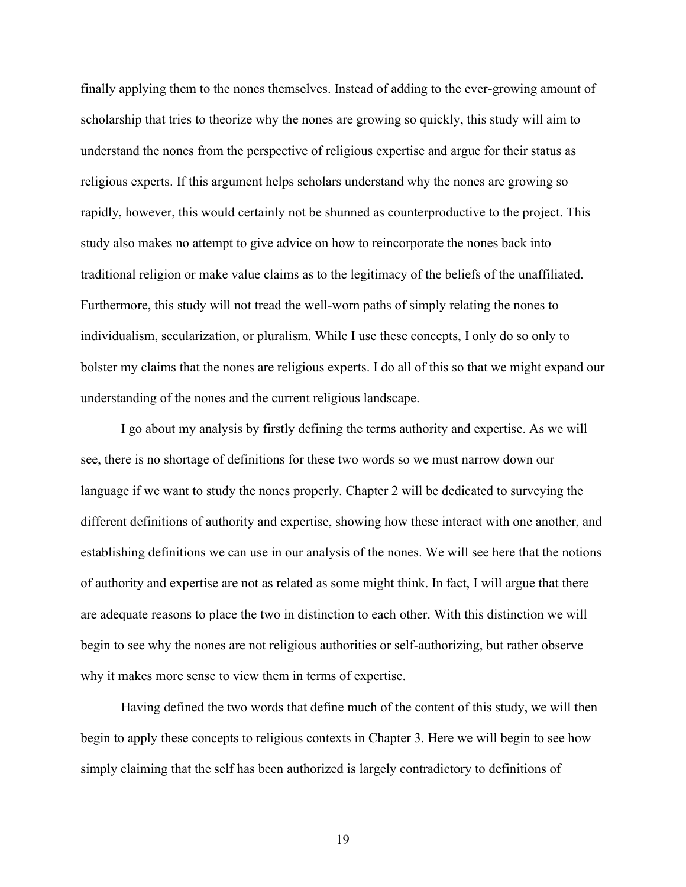finally applying them to the nones themselves. Instead of adding to the ever-growing amount of scholarship that tries to theorize why the nones are growing so quickly, this study will aim to understand the nones from the perspective of religious expertise and argue for their status as religious experts. If this argument helps scholars understand why the nones are growing so rapidly, however, this would certainly not be shunned as counterproductive to the project. This study also makes no attempt to give advice on how to reincorporate the nones back into traditional religion or make value claims as to the legitimacy of the beliefs of the unaffiliated. Furthermore, this study will not tread the well-worn paths of simply relating the nones to individualism, secularization, or pluralism. While I use these concepts, I only do so only to bolster my claims that the nones are religious experts. I do all of this so that we might expand our understanding of the nones and the current religious landscape.

I go about my analysis by firstly defining the terms authority and expertise. As we will see, there is no shortage of definitions for these two words so we must narrow down our language if we want to study the nones properly. Chapter 2 will be dedicated to surveying the different definitions of authority and expertise, showing how these interact with one another, and establishing definitions we can use in our analysis of the nones. We will see here that the notions of authority and expertise are not as related as some might think. In fact, I will argue that there are adequate reasons to place the two in distinction to each other. With this distinction we will begin to see why the nones are not religious authorities or self-authorizing, but rather observe why it makes more sense to view them in terms of expertise.

Having defined the two words that define much of the content of this study, we will then begin to apply these concepts to religious contexts in Chapter 3. Here we will begin to see how simply claiming that the self has been authorized is largely contradictory to definitions of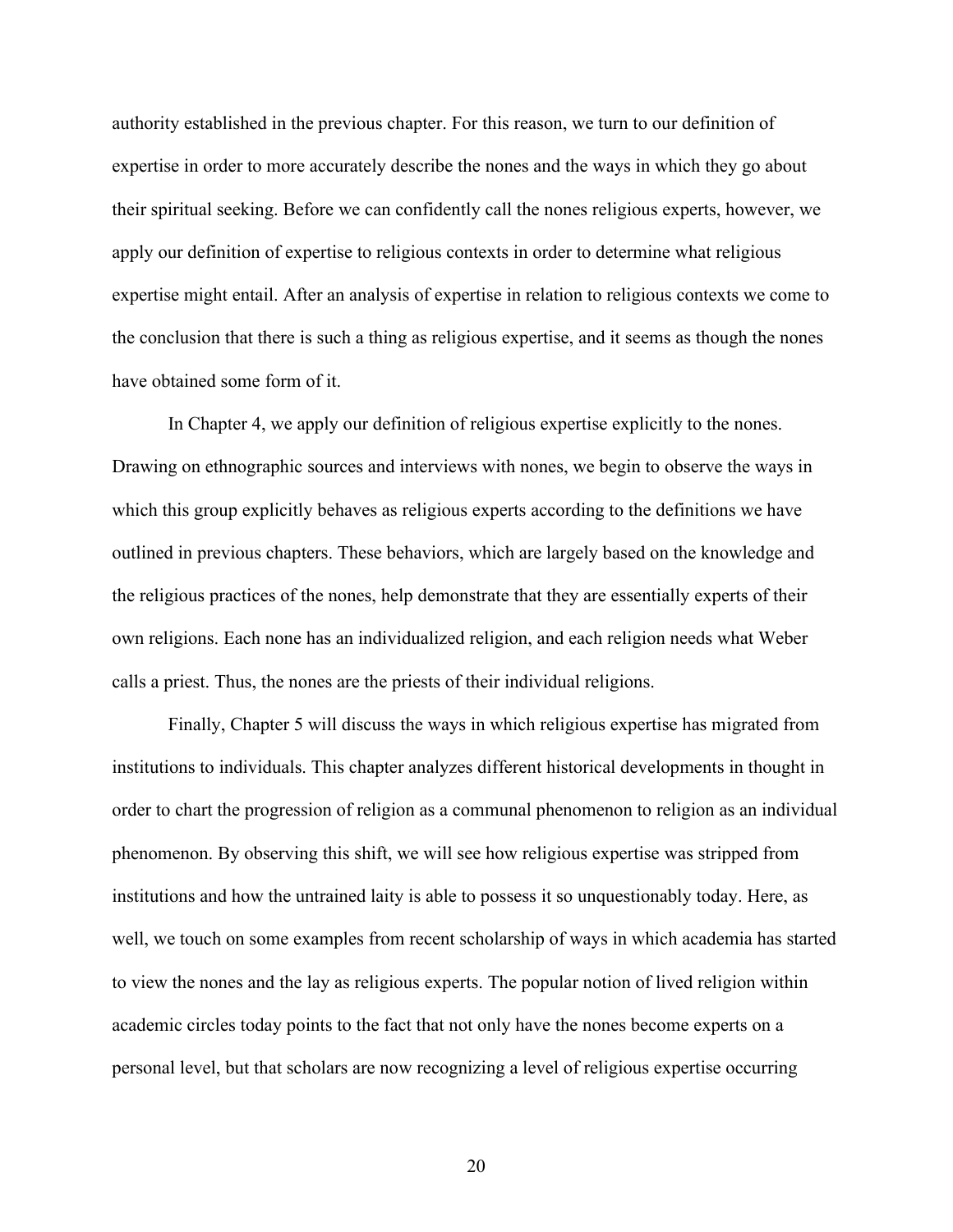authority established in the previous chapter. For this reason, we turn to our definition of expertise in order to more accurately describe the nones and the ways in which they go about their spiritual seeking. Before we can confidently call the nones religious experts, however, we apply our definition of expertise to religious contexts in order to determine what religious expertise might entail. After an analysis of expertise in relation to religious contexts we come to the conclusion that there is such a thing as religious expertise, and it seems as though the nones have obtained some form of it.

In Chapter 4, we apply our definition of religious expertise explicitly to the nones. Drawing on ethnographic sources and interviews with nones, we begin to observe the ways in which this group explicitly behaves as religious experts according to the definitions we have outlined in previous chapters. These behaviors, which are largely based on the knowledge and the religious practices of the nones, help demonstrate that they are essentially experts of their own religions. Each none has an individualized religion, and each religion needs what Weber calls a priest. Thus, the nones are the priests of their individual religions.

Finally, Chapter 5 will discuss the ways in which religious expertise has migrated from institutions to individuals. This chapter analyzes different historical developments in thought in order to chart the progression of religion as a communal phenomenon to religion as an individual phenomenon. By observing this shift, we will see how religious expertise was stripped from institutions and how the untrained laity is able to possess it so unquestionably today. Here, as well, we touch on some examples from recent scholarship of ways in which academia has started to view the nones and the lay as religious experts. The popular notion of lived religion within academic circles today points to the fact that not only have the nones become experts on a personal level, but that scholars are now recognizing a level of religious expertise occurring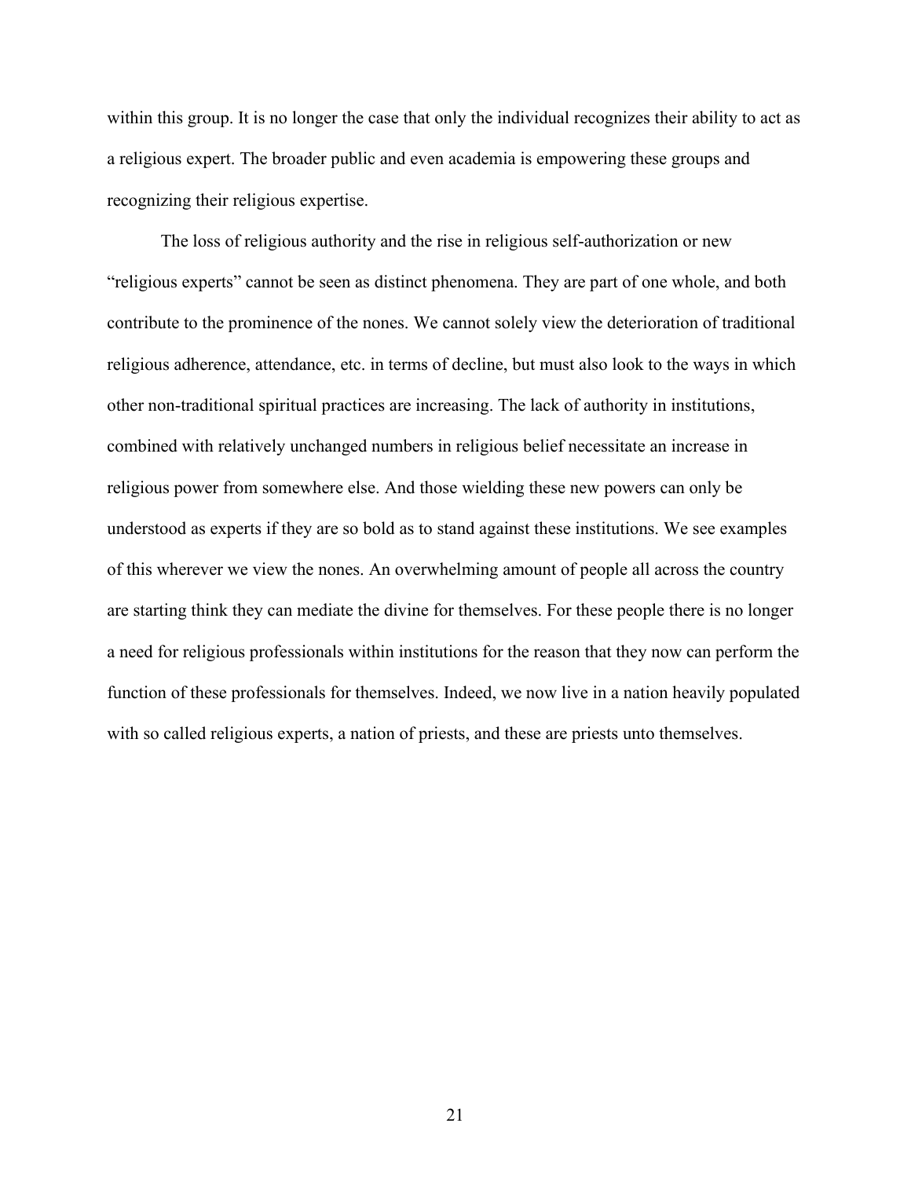within this group. It is no longer the case that only the individual recognizes their ability to act as a religious expert. The broader public and even academia is empowering these groups and recognizing their religious expertise.

The loss of religious authority and the rise in religious self-authorization or new "religious experts" cannot be seen as distinct phenomena. They are part of one whole, and both contribute to the prominence of the nones. We cannot solely view the deterioration of traditional religious adherence, attendance, etc. in terms of decline, but must also look to the ways in which other non-traditional spiritual practices are increasing. The lack of authority in institutions, combined with relatively unchanged numbers in religious belief necessitate an increase in religious power from somewhere else. And those wielding these new powers can only be understood as experts if they are so bold as to stand against these institutions. We see examples of this wherever we view the nones. An overwhelming amount of people all across the country are starting think they can mediate the divine for themselves. For these people there is no longer a need for religious professionals within institutions for the reason that they now can perform the function of these professionals for themselves. Indeed, we now live in a nation heavily populated with so called religious experts, a nation of priests, and these are priests unto themselves.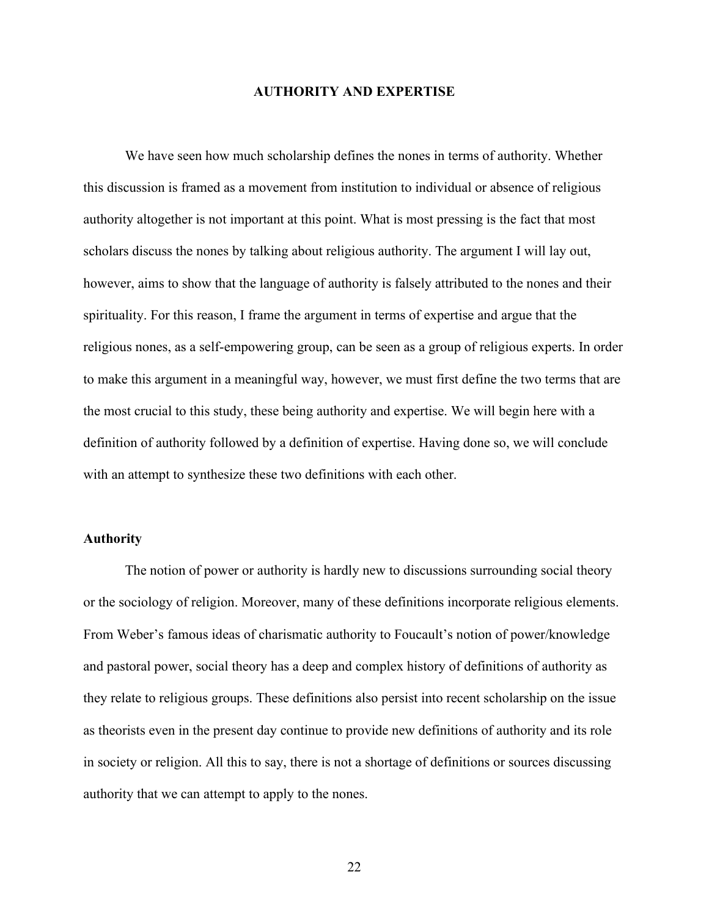# AUTHORITY AND EXPERTISE

We have seen how much scholarship defines the nones in terms of authority. Whether this discussion is framed as a movement from institution to individual or absence of religious authority altogether is not important at this point. What is most pressing is the fact that most scholars discuss the nones by talking about religious authority. The argument I will lay out, however, aims to show that the language of authority is falsely attributed to the nones and their spirituality. For this reason, I frame the argument in terms of expertise and argue that the religious nones, as a self-empowering group, can be seen as a group of religious experts. In order to make this argument in a meaningful way, however, we must first define the two terms that are the most crucial to this study, these being authority and expertise. We will begin here with a definition of authority followed by a definition of expertise. Having done so, we will conclude with an attempt to synthesize these two definitions with each other.

## Authority

The notion of power or authority is hardly new to discussions surrounding social theory or the sociology of religion. Moreover, many of these definitions incorporate religious elements. From Weber's famous ideas of charismatic authority to Foucault's notion of power/knowledge and pastoral power, social theory has a deep and complex history of definitions of authority as they relate to religious groups. These definitions also persist into recent scholarship on the issue as theorists even in the present day continue to provide new definitions of authority and its role in society or religion. All this to say, there is not a shortage of definitions or sources discussing authority that we can attempt to apply to the nones.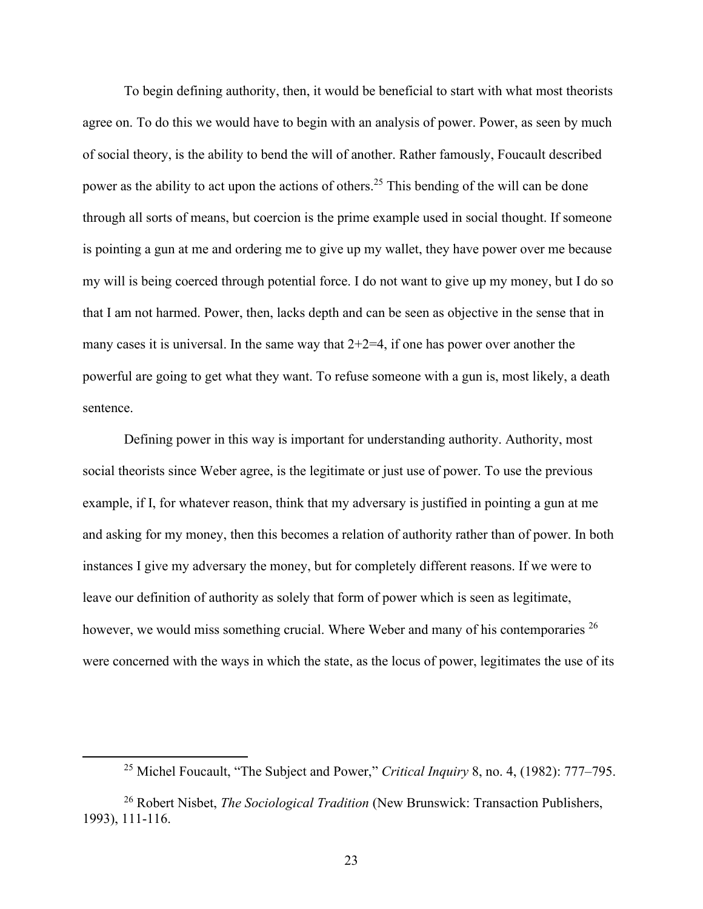To begin defining authority, then, it would be beneficial to start with what most theorists agree on. To do this we would have to begin with an analysis of power. Power, as seen by much of social theory, is the ability to bend the will of another. Rather famously, Foucault described power as the ability to act upon the actions of others.[25] This bending of the will can be done through all sorts of means, but coercion is the prime example used in social thought. If someone is pointing a gun at me and ordering me to give up my wallet, they have power over me because my will is being coerced through potential force. I do not want to give up my money, but I do so that I am not harmed. Power, then, lacks depth and can be seen as objective in the sense that in many cases it is universal. In the same way that 2+2=4, if one has power over another the powerful are going to get what they want. To refuse someone with a gun is, most likely, a death sentence.

Defining power in this way is important for understanding authority. Authority, most social theorists since Weber agree, is the legitimate or just use of power. To use the previous example, if I, for whatever reason, think that my adversary is justified in pointing a gun at me and asking for my money, then this becomes a relation of authority rather than of power. In both instances I give my adversary the money, but for completely different reasons. If we were to leave our definition of authority as solely that form of power which is seen as legitimate, however, we would miss something crucial. Where Weber and many of his contemporaries [26] were concerned with the ways in which the state, as the locus of power, legitimates the use of its

---

[25] Michel Foucault, "The Subject and Power," *Critical Inquiry* 8, no. 4, (1982): 777–795.

[26] Robert Nisbet, *The Sociological Tradition* (New Brunswick: Transaction Publishers, 1993), 111-116.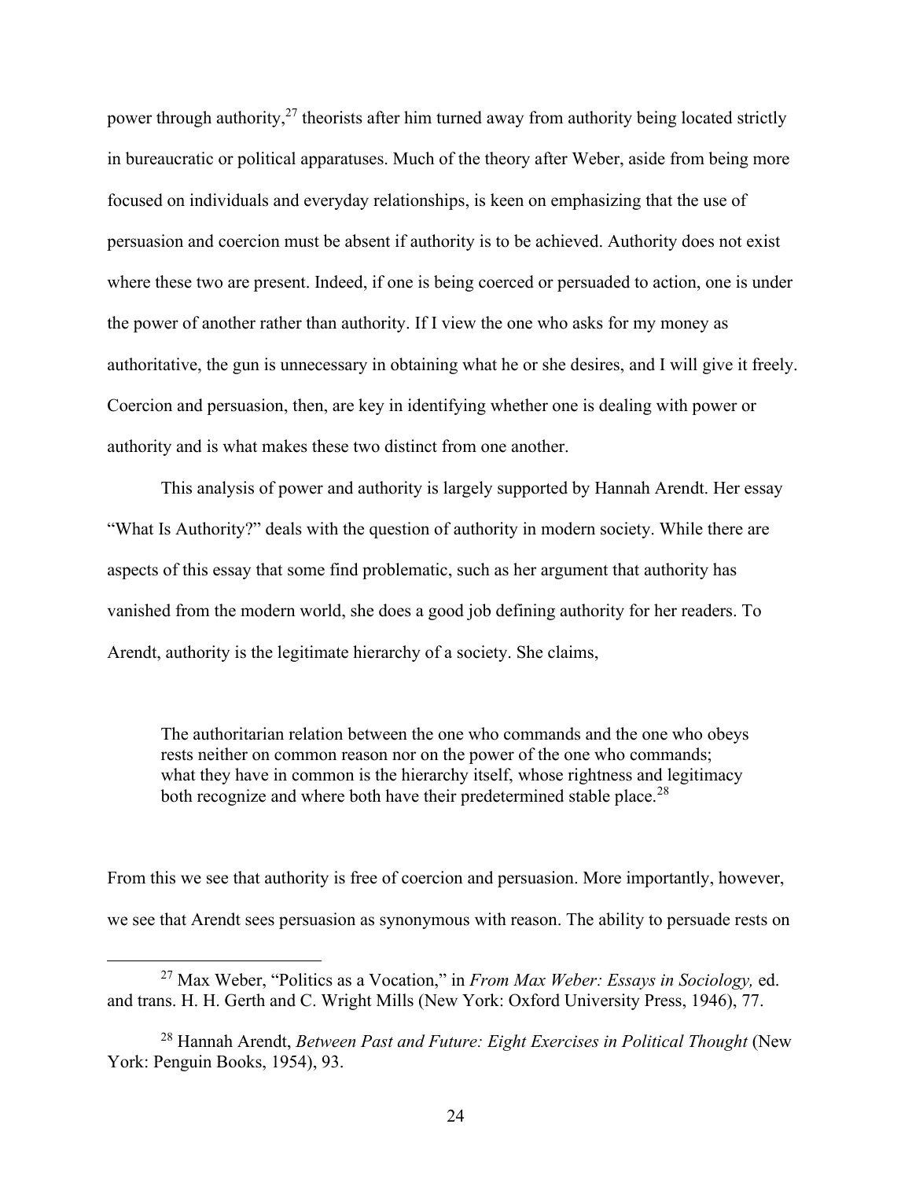power through authority,[27] theorists after him turned away from authority being located strictly in bureaucratic or political apparatuses. Much of the theory after Weber, aside from being more focused on individuals and everyday relationships, is keen on emphasizing that the use of persuasion and coercion must be absent if authority is to be achieved. Authority does not exist where these two are present. Indeed, if one is being coerced or persuaded to action, one is under the power of another rather than authority. If I view the one who asks for my money as authoritative, the gun is unnecessary in obtaining what he or she desires, and I will give it freely. Coercion and persuasion, then, are key in identifying whether one is dealing with power or authority and is what makes these two distinct from one another.

This analysis of power and authority is largely supported by Hannah Arendt. Her essay "What Is Authority?" deals with the question of authority in modern society. While there are aspects of this essay that some find problematic, such as her argument that authority has vanished from the modern world, she does a good job defining authority for her readers. To Arendt, authority is the legitimate hierarchy of a society. She claims,

> The authoritarian relation between the one who commands and the one who obeys rests neither on common reason nor on the power of the one who commands; what they have in common is the hierarchy itself, whose rightness and legitimacy both recognize and where both have their predetermined stable place.[28]

From this we see that authority is free of coercion and persuasion. More importantly, however, we see that Arendt sees persuasion as synonymous with reason. The ability to persuade rests on

---

[27] Max Weber, "Politics as a Vocation," in *From Max Weber: Essays in Sociology,* ed. and trans. H. H. Gerth and C. Wright Mills (New York: Oxford University Press, 1946), 77.

[28] Hannah Arendt, *Between Past and Future: Eight Exercises in Political Thought* (New York: Penguin Books, 1954), 93.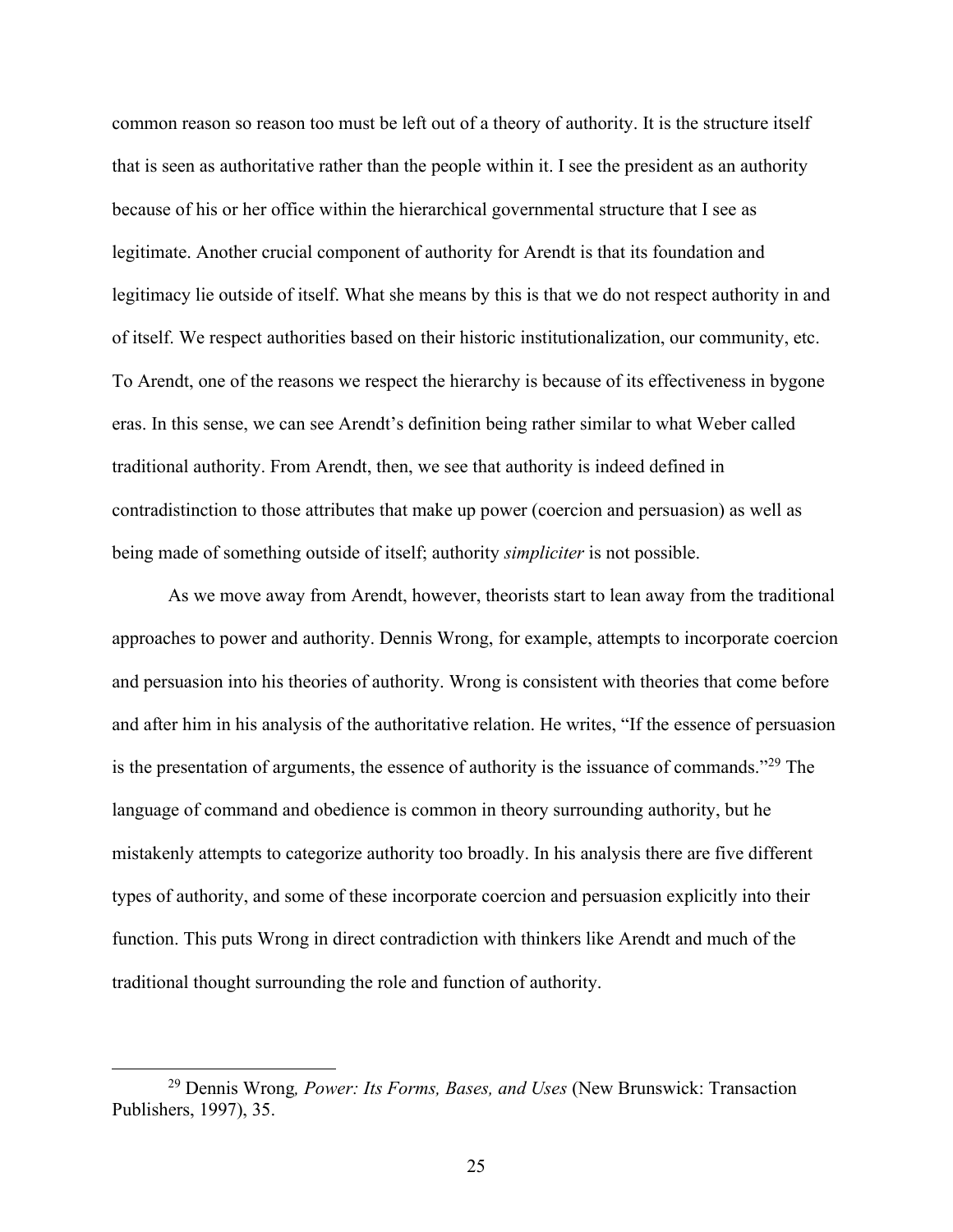common reason so reason too must be left out of a theory of authority. It is the structure itself that is seen as authoritative rather than the people within it. I see the president as an authority because of his or her office within the hierarchical governmental structure that I see as legitimate. Another crucial component of authority for Arendt is that its foundation and legitimacy lie outside of itself. What she means by this is that we do not respect authority in and of itself. We respect authorities based on their historic institutionalization, our community, etc. To Arendt, one of the reasons we respect the hierarchy is because of its effectiveness in bygone eras. In this sense, we can see Arendt's definition being rather similar to what Weber called traditional authority. From Arendt, then, we see that authority is indeed defined in contradistinction to those attributes that make up power (coercion and persuasion) as well as being made of something outside of itself; authority *simpliciter* is not possible.

As we move away from Arendt, however, theorists start to lean away from the traditional approaches to power and authority. Dennis Wrong, for example, attempts to incorporate coercion and persuasion into his theories of authority. Wrong is consistent with theories that come before and after him in his analysis of the authoritative relation. He writes, "If the essence of persuasion is the presentation of arguments, the essence of authority is the issuance of commands."[29] The language of command and obedience is common in theory surrounding authority, but he mistakenly attempts to categorize authority too broadly. In his analysis there are five different types of authority, and some of these incorporate coercion and persuasion explicitly into their function. This puts Wrong in direct contradiction with thinkers like Arendt and much of the traditional thought surrounding the role and function of authority.

---

[29] Dennis Wrong*, Power: Its Forms, Bases, and Uses* (New Brunswick: Transaction Publishers, 1997), 35.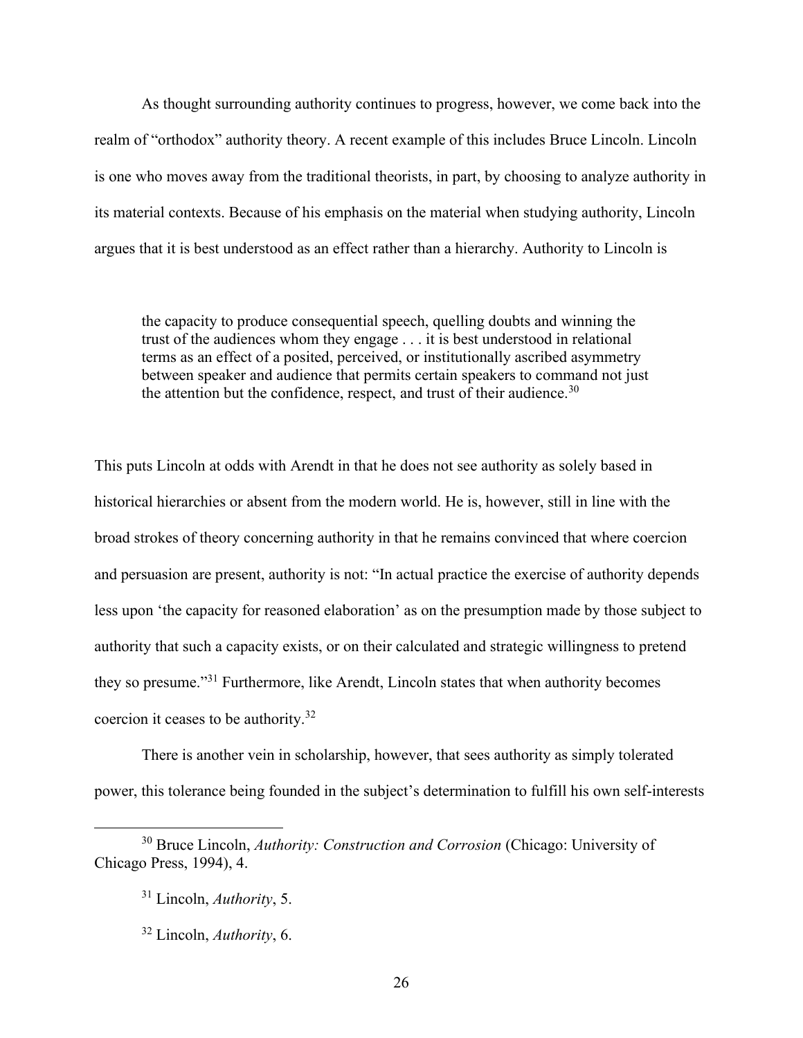As thought surrounding authority continues to progress, however, we come back into the realm of "orthodox" authority theory. A recent example of this includes Bruce Lincoln. Lincoln is one who moves away from the traditional theorists, in part, by choosing to analyze authority in its material contexts. Because of his emphasis on the material when studying authority, Lincoln argues that it is best understood as an effect rather than a hierarchy. Authority to Lincoln is

> the capacity to produce consequential speech, quelling doubts and winning the trust of the audiences whom they engage . . . it is best understood in relational terms as an effect of a posited, perceived, or institutionally ascribed asymmetry between speaker and audience that permits certain speakers to command not just the attention but the confidence, respect, and trust of their audience.[30]

This puts Lincoln at odds with Arendt in that he does not see authority as solely based in historical hierarchies or absent from the modern world. He is, however, still in line with the broad strokes of theory concerning authority in that he remains convinced that where coercion and persuasion are present, authority is not: "In actual practice the exercise of authority depends less upon 'the capacity for reasoned elaboration' as on the presumption made by those subject to authority that such a capacity exists, or on their calculated and strategic willingness to pretend they so presume."[31] Furthermore, like Arendt, Lincoln states that when authority becomes coercion it ceases to be authority.[32]

There is another vein in scholarship, however, that sees authority as simply tolerated power, this tolerance being founded in the subject's determination to fulfill his own self-interests

---

[30] Bruce Lincoln, *Authority: Construction and Corrosion* (Chicago: University of Chicago Press, 1994), 4.

[31] Lincoln, *Authority*, 5.

[32] Lincoln, *Authority*, 6.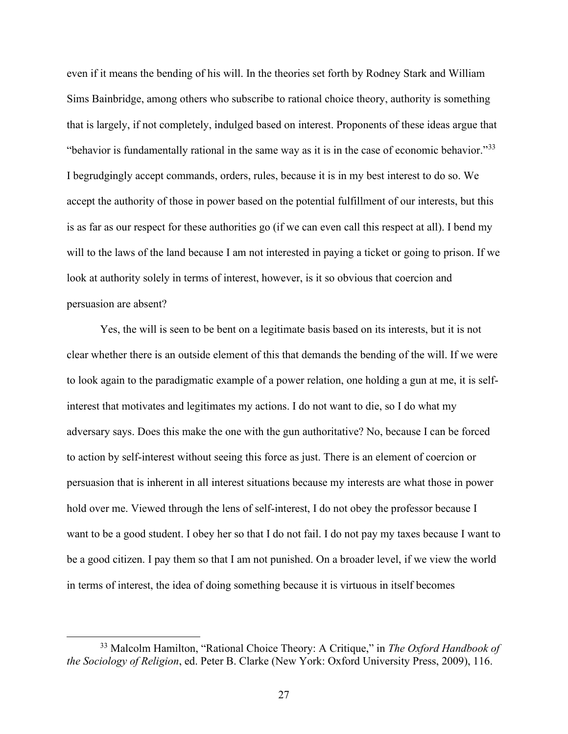even if it means the bending of his will. In the theories set forth by Rodney Stark and William Sims Bainbridge, among others who subscribe to rational choice theory, authority is something that is largely, if not completely, indulged based on interest. Proponents of these ideas argue that "behavior is fundamentally rational in the same way as it is in the case of economic behavior."[33] I begrudgingly accept commands, orders, rules, because it is in my best interest to do so. We accept the authority of those in power based on the potential fulfillment of our interests, but this is as far as our respect for these authorities go (if we can even call this respect at all). I bend my will to the laws of the land because I am not interested in paying a ticket or going to prison. If we look at authority solely in terms of interest, however, is it so obvious that coercion and persuasion are absent?

Yes, the will is seen to be bent on a legitimate basis based on its interests, but it is not clear whether there is an outside element of this that demands the bending of the will. If we were to look again to the paradigmatic example of a power relation, one holding a gun at me, it is self-interest that motivates and legitimates my actions. I do not want to die, so I do what my adversary says. Does this make the one with the gun authoritative? No, because I can be forced to action by self-interest without seeing this force as just. There is an element of coercion or persuasion that is inherent in all interest situations because my interests are what those in power hold over me. Viewed through the lens of self-interest, I do not obey the professor because I want to be a good student. I obey her so that I do not fail. I do not pay my taxes because I want to be a good citizen. I pay them so that I am not punished. On a broader level, if we view the world in terms of interest, the idea of doing something because it is virtuous in itself becomes

[33] Malcolm Hamilton, "Rational Choice Theory: A Critique," in *The Oxford Handbook of the Sociology of Religion*, ed. Peter B. Clarke (New York: Oxford University Press, 2009), 116.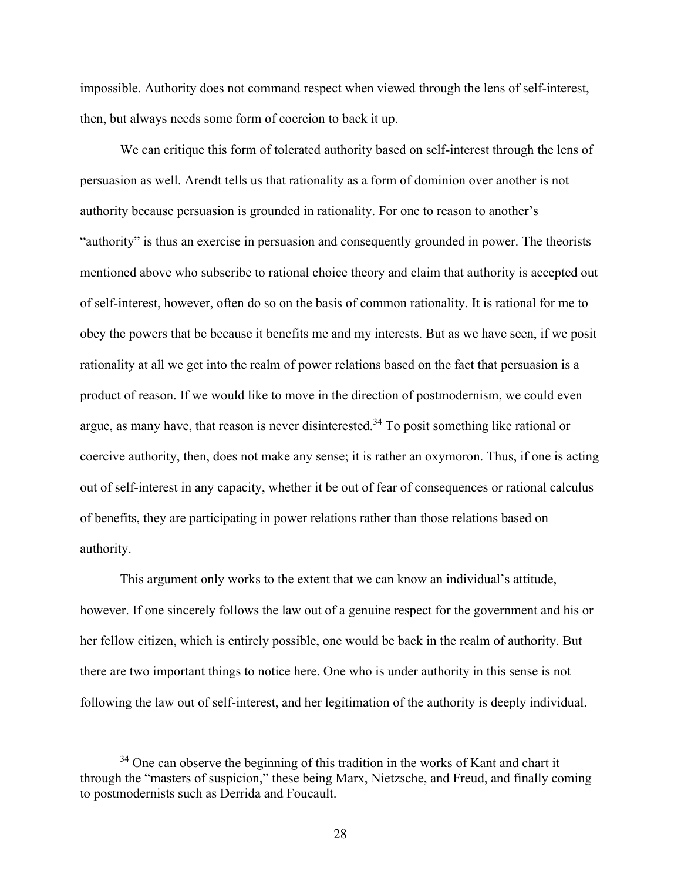impossible. Authority does not command respect when viewed through the lens of self-interest, then, but always needs some form of coercion to back it up.

We can critique this form of tolerated authority based on self-interest through the lens of persuasion as well. Arendt tells us that rationality as a form of dominion over another is not authority because persuasion is grounded in rationality. For one to reason to another's "authority" is thus an exercise in persuasion and consequently grounded in power. The theorists mentioned above who subscribe to rational choice theory and claim that authority is accepted out of self-interest, however, often do so on the basis of common rationality. It is rational for me to obey the powers that be because it benefits me and my interests. But as we have seen, if we posit rationality at all we get into the realm of power relations based on the fact that persuasion is a product of reason. If we would like to move in the direction of postmodernism, we could even argue, as many have, that reason is never disinterested.[34] To posit something like rational or coercive authority, then, does not make any sense; it is rather an oxymoron. Thus, if one is acting out of self-interest in any capacity, whether it be out of fear of consequences or rational calculus of benefits, they are participating in power relations rather than those relations based on authority.

This argument only works to the extent that we can know an individual's attitude, however. If one sincerely follows the law out of a genuine respect for the government and his or her fellow citizen, which is entirely possible, one would be back in the realm of authority. But there are two important things to notice here. One who is under authority in this sense is not following the law out of self-interest, and her legitimation of the authority is deeply individual.

[34] One can observe the beginning of this tradition in the works of Kant and chart it through the "masters of suspicion," these being Marx, Nietzsche, and Freud, and finally coming to postmodernists such as Derrida and Foucault.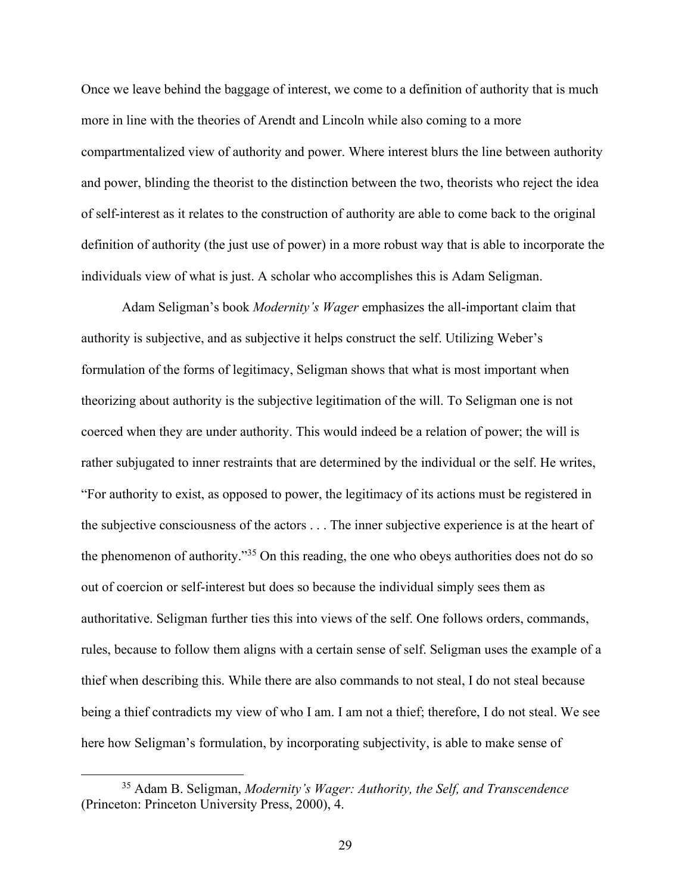Once we leave behind the baggage of interest, we come to a definition of authority that is much more in line with the theories of Arendt and Lincoln while also coming to a more compartmentalized view of authority and power. Where interest blurs the line between authority and power, blinding the theorist to the distinction between the two, theorists who reject the idea of self-interest as it relates to the construction of authority are able to come back to the original definition of authority (the just use of power) in a more robust way that is able to incorporate the individuals view of what is just. A scholar who accomplishes this is Adam Seligman.

Adam Seligman's book *Modernity's Wager* emphasizes the all-important claim that authority is subjective, and as subjective it helps construct the self. Utilizing Weber's formulation of the forms of legitimacy, Seligman shows that what is most important when theorizing about authority is the subjective legitimation of the will. To Seligman one is not coerced when they are under authority. This would indeed be a relation of power; the will is rather subjugated to inner restraints that are determined by the individual or the self. He writes, "For authority to exist, as opposed to power, the legitimacy of its actions must be registered in the subjective consciousness of the actors . . . The inner subjective experience is at the heart of the phenomenon of authority."[35] On this reading, the one who obeys authorities does not do so out of coercion or self-interest but does so because the individual simply sees them as authoritative. Seligman further ties this into views of the self. One follows orders, commands, rules, because to follow them aligns with a certain sense of self. Seligman uses the example of a thief when describing this. While there are also commands to not steal, I do not steal because being a thief contradicts my view of who I am. I am not a thief; therefore, I do not steal. We see here how Seligman's formulation, by incorporating subjectivity, is able to make sense of

[35] Adam B. Seligman, *Modernity's Wager: Authority, the Self, and Transcendence* (Princeton: Princeton University Press, 2000), 4.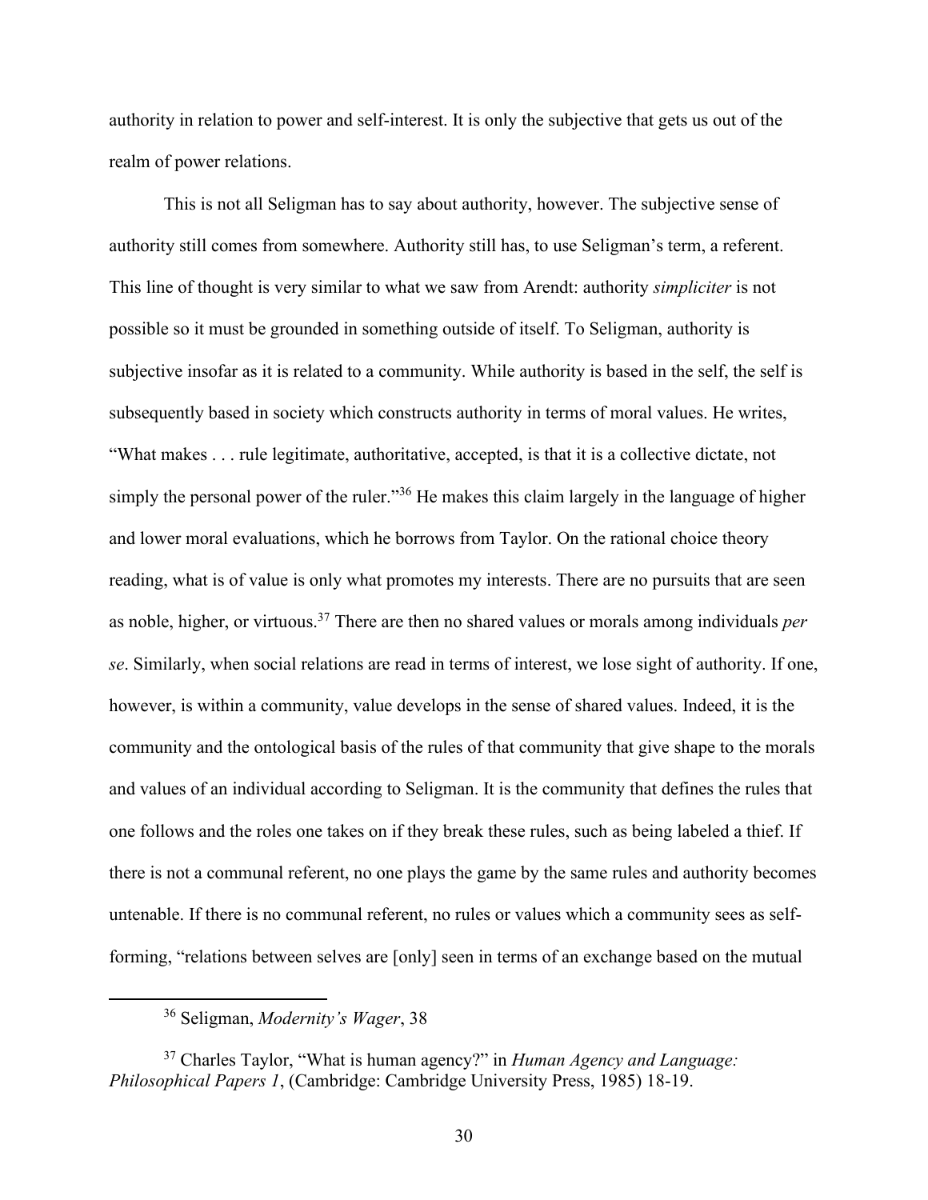authority in relation to power and self-interest. It is only the subjective that gets us out of the realm of power relations.

This is not all Seligman has to say about authority, however. The subjective sense of authority still comes from somewhere. Authority still has, to use Seligman's term, a referent. This line of thought is very similar to what we saw from Arendt: authority *simpliciter* is not possible so it must be grounded in something outside of itself. To Seligman, authority is subjective insofar as it is related to a community. While authority is based in the self, the self is subsequently based in society which constructs authority in terms of moral values. He writes, "What makes . . . rule legitimate, authoritative, accepted, is that it is a collective dictate, not simply the personal power of the ruler."[36] He makes this claim largely in the language of higher and lower moral evaluations, which he borrows from Taylor. On the rational choice theory reading, what is of value is only what promotes my interests. There are no pursuits that are seen as noble, higher, or virtuous.[37] There are then no shared values or morals among individuals *per se*. Similarly, when social relations are read in terms of interest, we lose sight of authority. If one, however, is within a community, value develops in the sense of shared values. Indeed, it is the community and the ontological basis of the rules of that community that give shape to the morals and values of an individual according to Seligman. It is the community that defines the rules that one follows and the roles one takes on if they break these rules, such as being labeled a thief. If there is not a communal referent, no one plays the game by the same rules and authority becomes untenable. If there is no communal referent, no rules or values which a community sees as self-forming, "relations between selves are [only] seen in terms of an exchange based on the mutual

[36] Seligman, *Modernity's Wager*, 38

[37] Charles Taylor, "What is human agency?" in *Human Agency and Language: Philosophical Papers 1*, (Cambridge: Cambridge University Press, 1985) 18-19.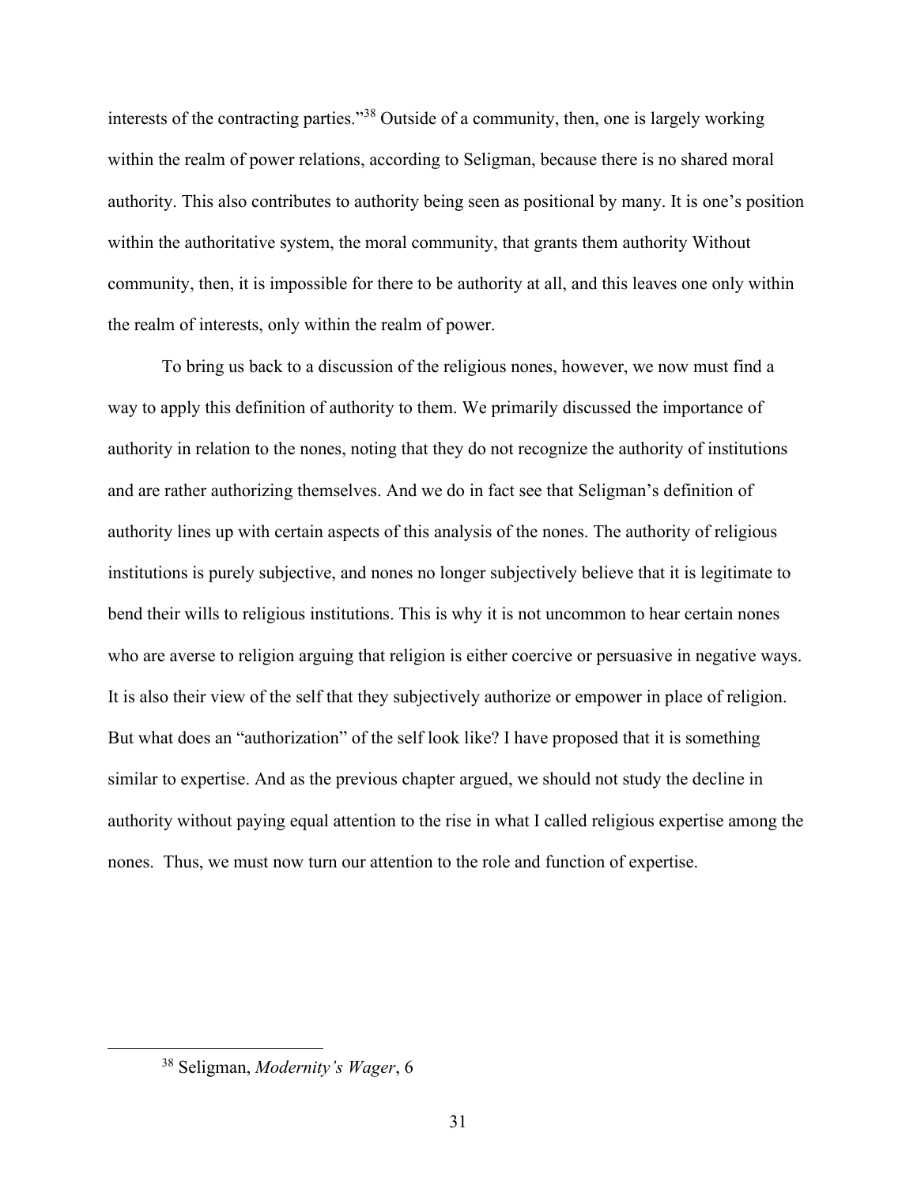interests of the contracting parties."[38] Outside of a community, then, one is largely working within the realm of power relations, according to Seligman, because there is no shared moral authority. This also contributes to authority being seen as positional by many. It is one's position within the authoritative system, the moral community, that grants them authority Without community, then, it is impossible for there to be authority at all, and this leaves one only within the realm of interests, only within the realm of power.

To bring us back to a discussion of the religious nones, however, we now must find a way to apply this definition of authority to them. We primarily discussed the importance of authority in relation to the nones, noting that they do not recognize the authority of institutions and are rather authorizing themselves. And we do in fact see that Seligman's definition of authority lines up with certain aspects of this analysis of the nones. The authority of religious institutions is purely subjective, and nones no longer subjectively believe that it is legitimate to bend their wills to religious institutions. This is why it is not uncommon to hear certain nones who are averse to religion arguing that religion is either coercive or persuasive in negative ways. It is also their view of the self that they subjectively authorize or empower in place of religion. But what does an "authorization" of the self look like? I have proposed that it is something similar to expertise. And as the previous chapter argued, we should not study the decline in authority without paying equal attention to the rise in what I called religious expertise among the nones. Thus, we must now turn our attention to the role and function of expertise.

[38] Seligman, *Modernity's Wager*, 6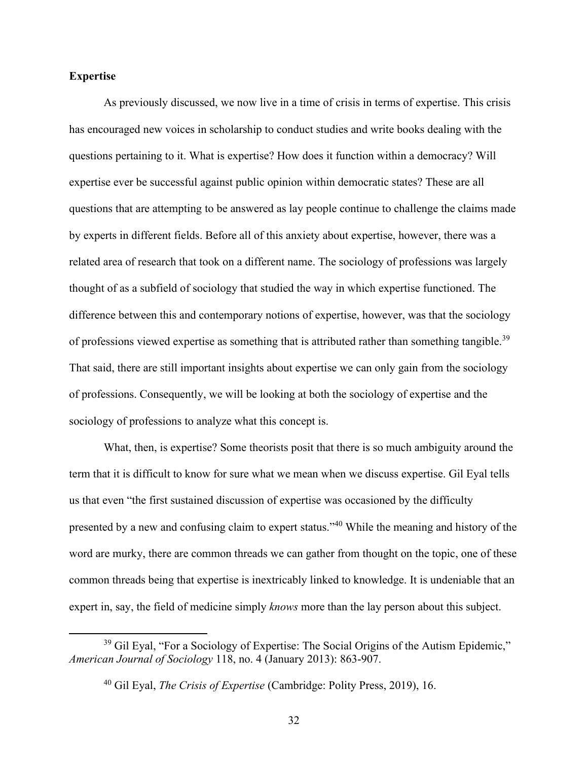**Expertise**

As previously discussed, we now live in a time of crisis in terms of expertise. This crisis has encouraged new voices in scholarship to conduct studies and write books dealing with the questions pertaining to it. What is expertise? How does it function within a democracy? Will expertise ever be successful against public opinion within democratic states? These are all questions that are attempting to be answered as lay people continue to challenge the claims made by experts in different fields. Before all of this anxiety about expertise, however, there was a related area of research that took on a different name. The sociology of professions was largely thought of as a subfield of sociology that studied the way in which expertise functioned. The difference between this and contemporary notions of expertise, however, was that the sociology of professions viewed expertise as something that is attributed rather than something tangible.[39] That said, there are still important insights about expertise we can only gain from the sociology of professions. Consequently, we will be looking at both the sociology of expertise and the sociology of professions to analyze what this concept is.

What, then, is expertise? Some theorists posit that there is so much ambiguity around the term that it is difficult to know for sure what we mean when we discuss expertise. Gil Eyal tells us that even "the first sustained discussion of expertise was occasioned by the difficulty presented by a new and confusing claim to expert status."[40] While the meaning and history of the word are murky, there are common threads we can gather from thought on the topic, one of these common threads being that expertise is inextricably linked to knowledge. It is undeniable that an expert in, say, the field of medicine simply *knows* more than the lay person about this subject.

---

[39] Gil Eyal, "For a Sociology of Expertise: The Social Origins of the Autism Epidemic," *American Journal of Sociology* 118, no. 4 (January 2013): 863-907.

[40] Gil Eyal, *The Crisis of Expertise* (Cambridge: Polity Press, 2019), 16.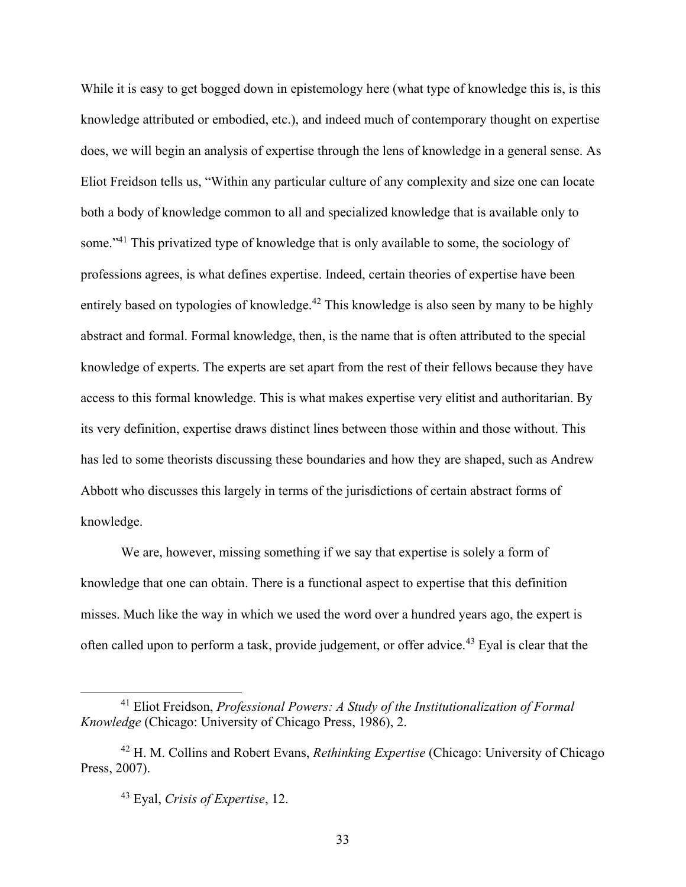While it is easy to get bogged down in epistemology here (what type of knowledge this is, is this knowledge attributed or embodied, etc.), and indeed much of contemporary thought on expertise does, we will begin an analysis of expertise through the lens of knowledge in a general sense. As Eliot Freidson tells us, "Within any particular culture of any complexity and size one can locate both a body of knowledge common to all and specialized knowledge that is available only to some."[41] This privatized type of knowledge that is only available to some, the sociology of professions agrees, is what defines expertise. Indeed, certain theories of expertise have been entirely based on typologies of knowledge.[42] This knowledge is also seen by many to be highly abstract and formal. Formal knowledge, then, is the name that is often attributed to the special knowledge of experts. The experts are set apart from the rest of their fellows because they have access to this formal knowledge. This is what makes expertise very elitist and authoritarian. By its very definition, expertise draws distinct lines between those within and those without. This has led to some theorists discussing these boundaries and how they are shaped, such as Andrew Abbott who discusses this largely in terms of the jurisdictions of certain abstract forms of knowledge.

We are, however, missing something if we say that expertise is solely a form of knowledge that one can obtain. There is a functional aspect to expertise that this definition misses. Much like the way in which we used the word over a hundred years ago, the expert is often called upon to perform a task, provide judgement, or offer advice.[43] Eyal is clear that the

---

[41] Eliot Freidson, *Professional Powers: A Study of the Institutionalization of Formal Knowledge* (Chicago: University of Chicago Press, 1986), 2.

[42] H. M. Collins and Robert Evans, *Rethinking Expertise* (Chicago: University of Chicago Press, 2007).

[43] Eyal, *Crisis of Expertise*, 12.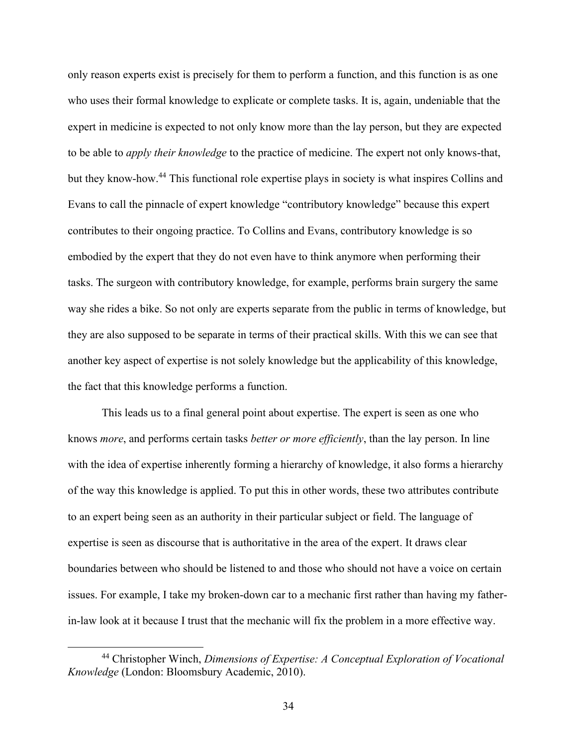only reason experts exist is precisely for them to perform a function, and this function is as one who uses their formal knowledge to explicate or complete tasks. It is, again, undeniable that the expert in medicine is expected to not only know more than the lay person, but they are expected to be able to *apply their knowledge* to the practice of medicine. The expert not only knows-that, but they know-how.[44] This functional role expertise plays in society is what inspires Collins and Evans to call the pinnacle of expert knowledge "contributory knowledge" because this expert contributes to their ongoing practice. To Collins and Evans, contributory knowledge is so embodied by the expert that they do not even have to think anymore when performing their tasks. The surgeon with contributory knowledge, for example, performs brain surgery the same way she rides a bike. So not only are experts separate from the public in terms of knowledge, but they are also supposed to be separate in terms of their practical skills. With this we can see that another key aspect of expertise is not solely knowledge but the applicability of this knowledge, the fact that this knowledge performs a function.

This leads us to a final general point about expertise. The expert is seen as one who knows *more*, and performs certain tasks *better or more efficiently*, than the lay person. In line with the idea of expertise inherently forming a hierarchy of knowledge, it also forms a hierarchy of the way this knowledge is applied. To put this in other words, these two attributes contribute to an expert being seen as an authority in their particular subject or field. The language of expertise is seen as discourse that is authoritative in the area of the expert. It draws clear boundaries between who should be listened to and those who should not have a voice on certain issues. For example, I take my broken-down car to a mechanic first rather than having my father-in-law look at it because I trust that the mechanic will fix the problem in a more effective way.

[44] Christopher Winch, *Dimensions of Expertise: A Conceptual Exploration of Vocational Knowledge* (London: Bloomsbury Academic, 2010).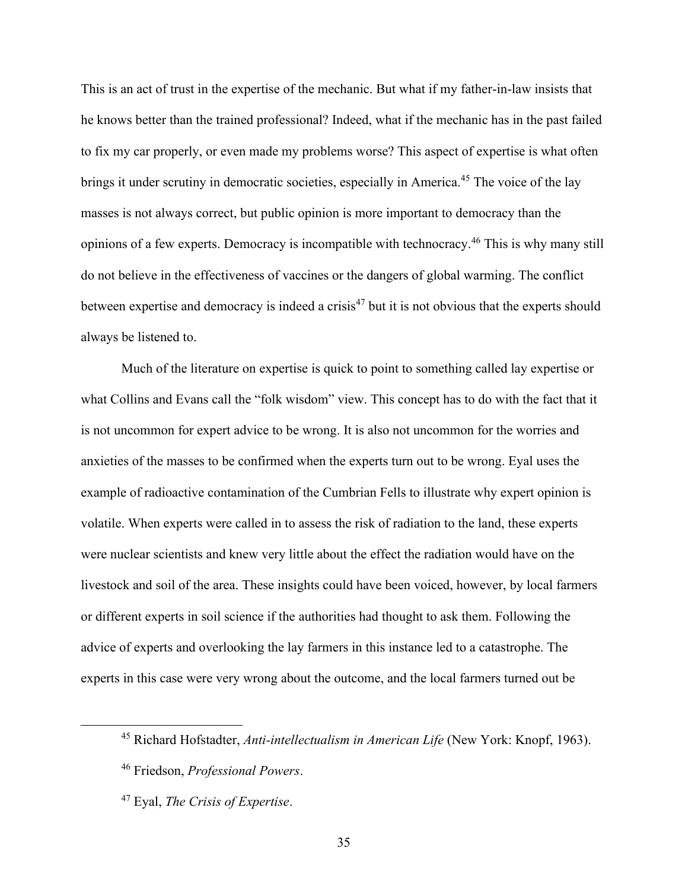This is an act of trust in the expertise of the mechanic. But what if my father-in-law insists that he knows better than the trained professional? Indeed, what if the mechanic has in the past failed to fix my car properly, or even made my problems worse? This aspect of expertise is what often brings it under scrutiny in democratic societies, especially in America.[45] The voice of the lay masses is not always correct, but public opinion is more important to democracy than the opinions of a few experts. Democracy is incompatible with technocracy.[46] This is why many still do not believe in the effectiveness of vaccines or the dangers of global warming. The conflict between expertise and democracy is indeed a crisis[47] but it is not obvious that the experts should always be listened to.

Much of the literature on expertise is quick to point to something called lay expertise or what Collins and Evans call the "folk wisdom" view. This concept has to do with the fact that it is not uncommon for expert advice to be wrong. It is also not uncommon for the worries and anxieties of the masses to be confirmed when the experts turn out to be wrong. Eyal uses the example of radioactive contamination of the Cumbrian Fells to illustrate why expert opinion is volatile. When experts were called in to assess the risk of radiation to the land, these experts were nuclear scientists and knew very little about the effect the radiation would have on the livestock and soil of the area. These insights could have been voiced, however, by local farmers or different experts in soil science if the authorities had thought to ask them. Following the advice of experts and overlooking the lay farmers in this instance led to a catastrophe. The experts in this case were very wrong about the outcome, and the local farmers turned out be

[45] Richard Hofstadter, *Anti-intellectualism in American Life* (New York: Knopf, 1963).

[46] Friedson, *Professional Powers*.

[47] Eyal, *The Crisis of Expertise*.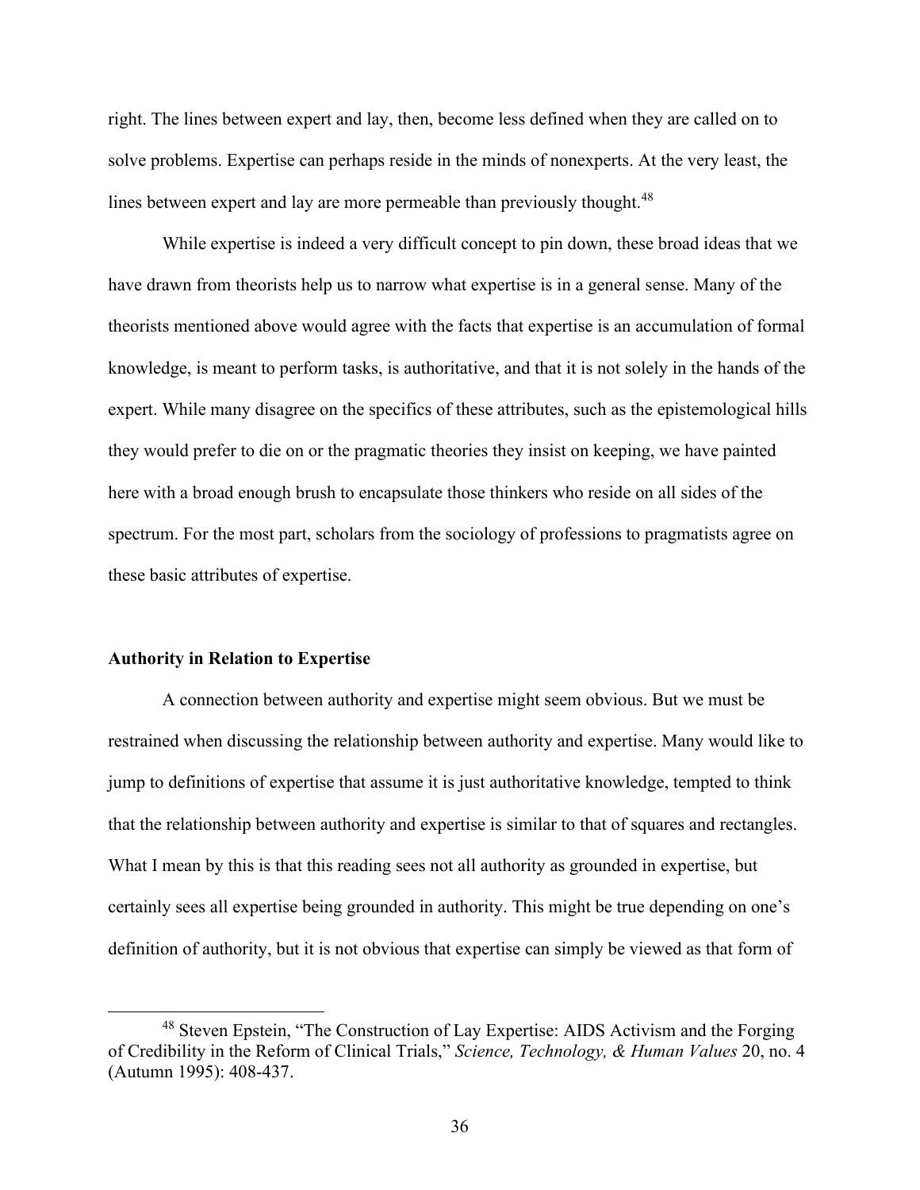right. The lines between expert and lay, then, become less defined when they are called on to solve problems. Expertise can perhaps reside in the minds of nonexperts. At the very least, the lines between expert and lay are more permeable than previously thought.[48]

While expertise is indeed a very difficult concept to pin down, these broad ideas that we have drawn from theorists help us to narrow what expertise is in a general sense. Many of the theorists mentioned above would agree with the facts that expertise is an accumulation of formal knowledge, is meant to perform tasks, is authoritative, and that it is not solely in the hands of the expert. While many disagree on the specifics of these attributes, such as the epistemological hills they would prefer to die on or the pragmatic theories they insist on keeping, we have painted here with a broad enough brush to encapsulate those thinkers who reside on all sides of the spectrum. For the most part, scholars from the sociology of professions to pragmatists agree on these basic attributes of expertise.

### Authority in Relation to Expertise

A connection between authority and expertise might seem obvious. But we must be restrained when discussing the relationship between authority and expertise. Many would like to jump to definitions of expertise that assume it is just authoritative knowledge, tempted to think that the relationship between authority and expertise is similar to that of squares and rectangles. What I mean by this is that this reading sees not all authority as grounded in expertise, but certainly sees all expertise being grounded in authority. This might be true depending on one's definition of authority, but it is not obvious that expertise can simply be viewed as that form of

[48] Steven Epstein, "The Construction of Lay Expertise: AIDS Activism and the Forging of Credibility in the Reform of Clinical Trials," *Science, Technology, & Human Values* 20, no. 4 (Autumn 1995): 408-437.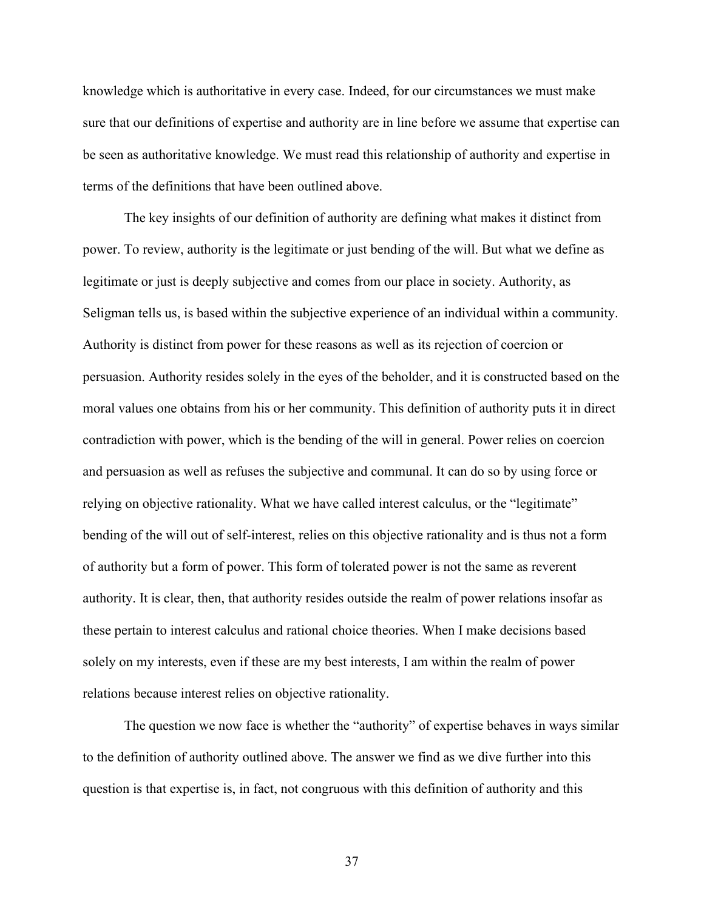knowledge which is authoritative in every case. Indeed, for our circumstances we must make sure that our definitions of expertise and authority are in line before we assume that expertise can be seen as authoritative knowledge. We must read this relationship of authority and expertise in terms of the definitions that have been outlined above.

The key insights of our definition of authority are defining what makes it distinct from power. To review, authority is the legitimate or just bending of the will. But what we define as legitimate or just is deeply subjective and comes from our place in society. Authority, as Seligman tells us, is based within the subjective experience of an individual within a community. Authority is distinct from power for these reasons as well as its rejection of coercion or persuasion. Authority resides solely in the eyes of the beholder, and it is constructed based on the moral values one obtains from his or her community. This definition of authority puts it in direct contradiction with power, which is the bending of the will in general. Power relies on coercion and persuasion as well as refuses the subjective and communal. It can do so by using force or relying on objective rationality. What we have called interest calculus, or the "legitimate" bending of the will out of self-interest, relies on this objective rationality and is thus not a form of authority but a form of power. This form of tolerated power is not the same as reverent authority. It is clear, then, that authority resides outside the realm of power relations insofar as these pertain to interest calculus and rational choice theories. When I make decisions based solely on my interests, even if these are my best interests, I am within the realm of power relations because interest relies on objective rationality.

The question we now face is whether the "authority" of expertise behaves in ways similar to the definition of authority outlined above. The answer we find as we dive further into this question is that expertise is, in fact, not congruous with this definition of authority and this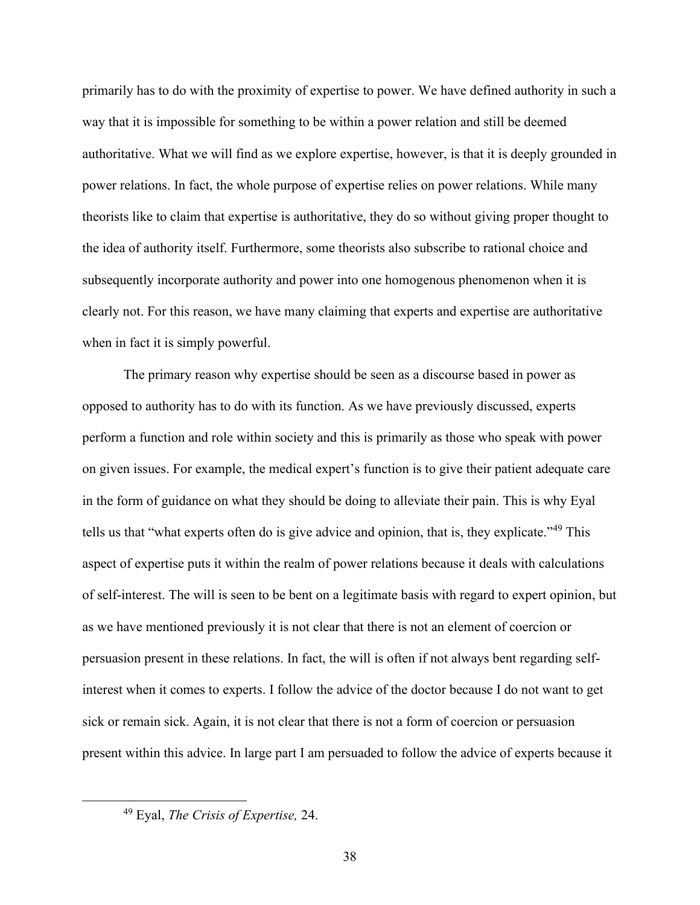primarily has to do with the proximity of expertise to power. We have defined authority in such a way that it is impossible for something to be within a power relation and still be deemed authoritative. What we will find as we explore expertise, however, is that it is deeply grounded in power relations. In fact, the whole purpose of expertise relies on power relations. While many theorists like to claim that expertise is authoritative, they do so without giving proper thought to the idea of authority itself. Furthermore, some theorists also subscribe to rational choice and subsequently incorporate authority and power into one homogenous phenomenon when it is clearly not. For this reason, we have many claiming that experts and expertise are authoritative when in fact it is simply powerful.

The primary reason why expertise should be seen as a discourse based in power as opposed to authority has to do with its function. As we have previously discussed, experts perform a function and role within society and this is primarily as those who speak with power on given issues. For example, the medical expert's function is to give their patient adequate care in the form of guidance on what they should be doing to alleviate their pain. This is why Eyal tells us that "what experts often do is give advice and opinion, that is, they explicate."[49] This aspect of expertise puts it within the realm of power relations because it deals with calculations of self-interest. The will is seen to be bent on a legitimate basis with regard to expert opinion, but as we have mentioned previously it is not clear that there is not an element of coercion or persuasion present in these relations. In fact, the will is often if not always bent regarding self-interest when it comes to experts. I follow the advice of the doctor because I do not want to get sick or remain sick. Again, it is not clear that there is not a form of coercion or persuasion present within this advice. In large part I am persuaded to follow the advice of experts because it

[49] Eyal, *The Crisis of Expertise,* 24.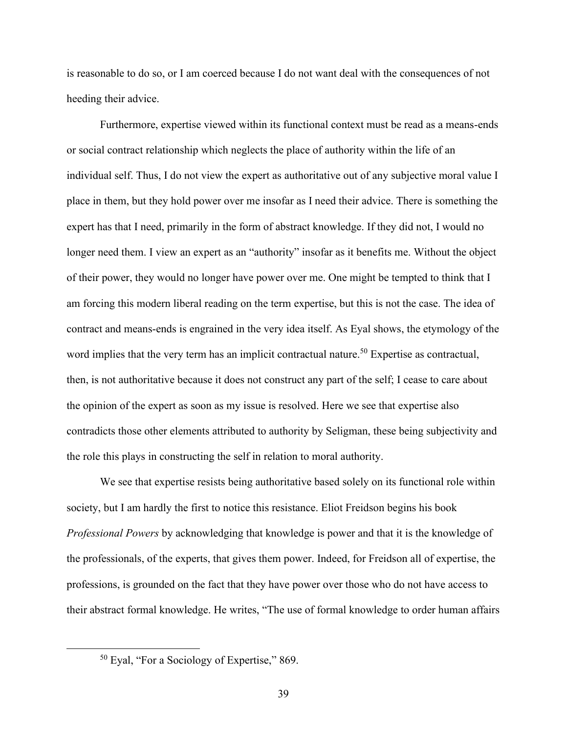is reasonable to do so, or I am coerced because I do not want deal with the consequences of not heeding their advice.

Furthermore, expertise viewed within its functional context must be read as a means-ends or social contract relationship which neglects the place of authority within the life of an individual self. Thus, I do not view the expert as authoritative out of any subjective moral value I place in them, but they hold power over me insofar as I need their advice. There is something the expert has that I need, primarily in the form of abstract knowledge. If they did not, I would no longer need them. I view an expert as an "authority" insofar as it benefits me. Without the object of their power, they would no longer have power over me. One might be tempted to think that I am forcing this modern liberal reading on the term expertise, but this is not the case. The idea of contract and means-ends is engrained in the very idea itself. As Eyal shows, the etymology of the word implies that the very term has an implicit contractual nature.[50] Expertise as contractual, then, is not authoritative because it does not construct any part of the self; I cease to care about the opinion of the expert as soon as my issue is resolved. Here we see that expertise also contradicts those other elements attributed to authority by Seligman, these being subjectivity and the role this plays in constructing the self in relation to moral authority.

We see that expertise resists being authoritative based solely on its functional role within society, but I am hardly the first to notice this resistance. Eliot Freidson begins his book *Professional Powers* by acknowledging that knowledge is power and that it is the knowledge of the professionals, of the experts, that gives them power. Indeed, for Freidson all of expertise, the professions, is grounded on the fact that they have power over those who do not have access to their abstract formal knowledge. He writes, "The use of formal knowledge to order human affairs

[50] Eyal, "For a Sociology of Expertise," 869.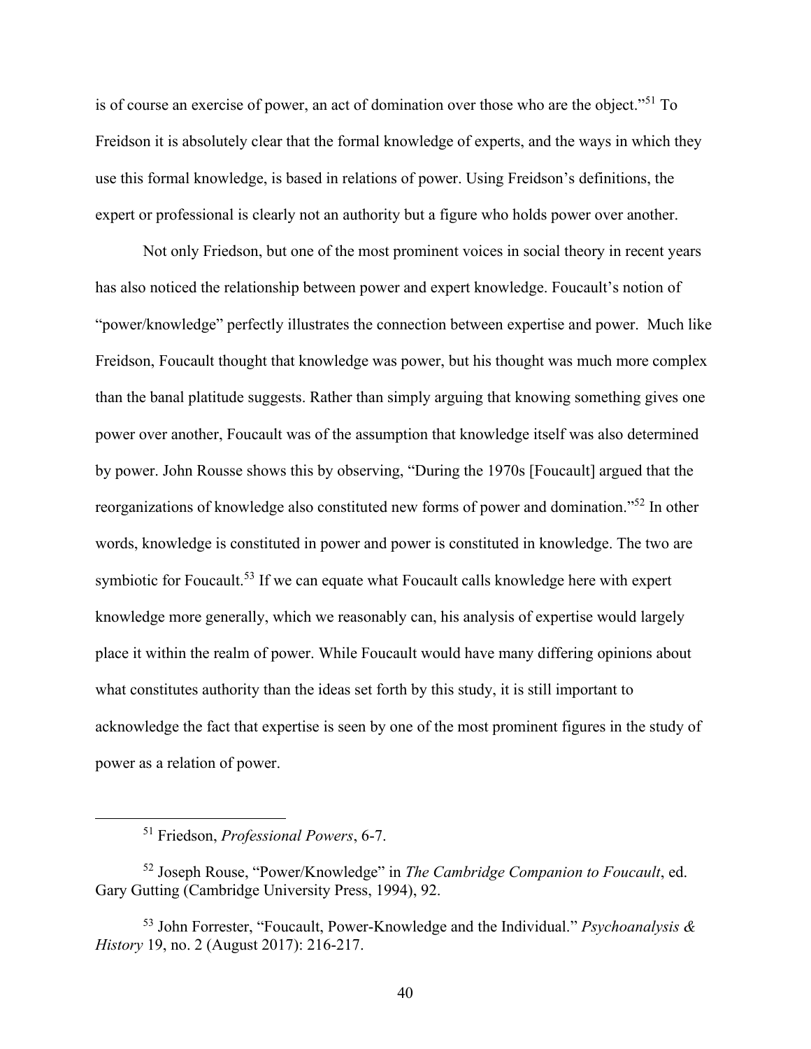is of course an exercise of power, an act of domination over those who are the object."[51] To Freidson it is absolutely clear that the formal knowledge of experts, and the ways in which they use this formal knowledge, is based in relations of power. Using Freidson's definitions, the expert or professional is clearly not an authority but a figure who holds power over another.

Not only Friedson, but one of the most prominent voices in social theory in recent years has also noticed the relationship between power and expert knowledge. Foucault's notion of "power/knowledge" perfectly illustrates the connection between expertise and power. Much like Freidson, Foucault thought that knowledge was power, but his thought was much more complex than the banal platitude suggests. Rather than simply arguing that knowing something gives one power over another, Foucault was of the assumption that knowledge itself was also determined by power. John Rousse shows this by observing, "During the 1970s [Foucault] argued that the reorganizations of knowledge also constituted new forms of power and domination."[52] In other words, knowledge is constituted in power and power is constituted in knowledge. The two are symbiotic for Foucault.[53] If we can equate what Foucault calls knowledge here with expert knowledge more generally, which we reasonably can, his analysis of expertise would largely place it within the realm of power. While Foucault would have many differing opinions about what constitutes authority than the ideas set forth by this study, it is still important to acknowledge the fact that expertise is seen by one of the most prominent figures in the study of power as a relation of power.

---

[51] Friedson, *Professional Powers*, 6-7.

[52] Joseph Rouse, "Power/Knowledge" in *The Cambridge Companion to Foucault*, ed. Gary Gutting (Cambridge University Press, 1994), 92.

[53] John Forrester, "Foucault, Power-Knowledge and the Individual." *Psychoanalysis & History* 19, no. 2 (August 2017): 216-217.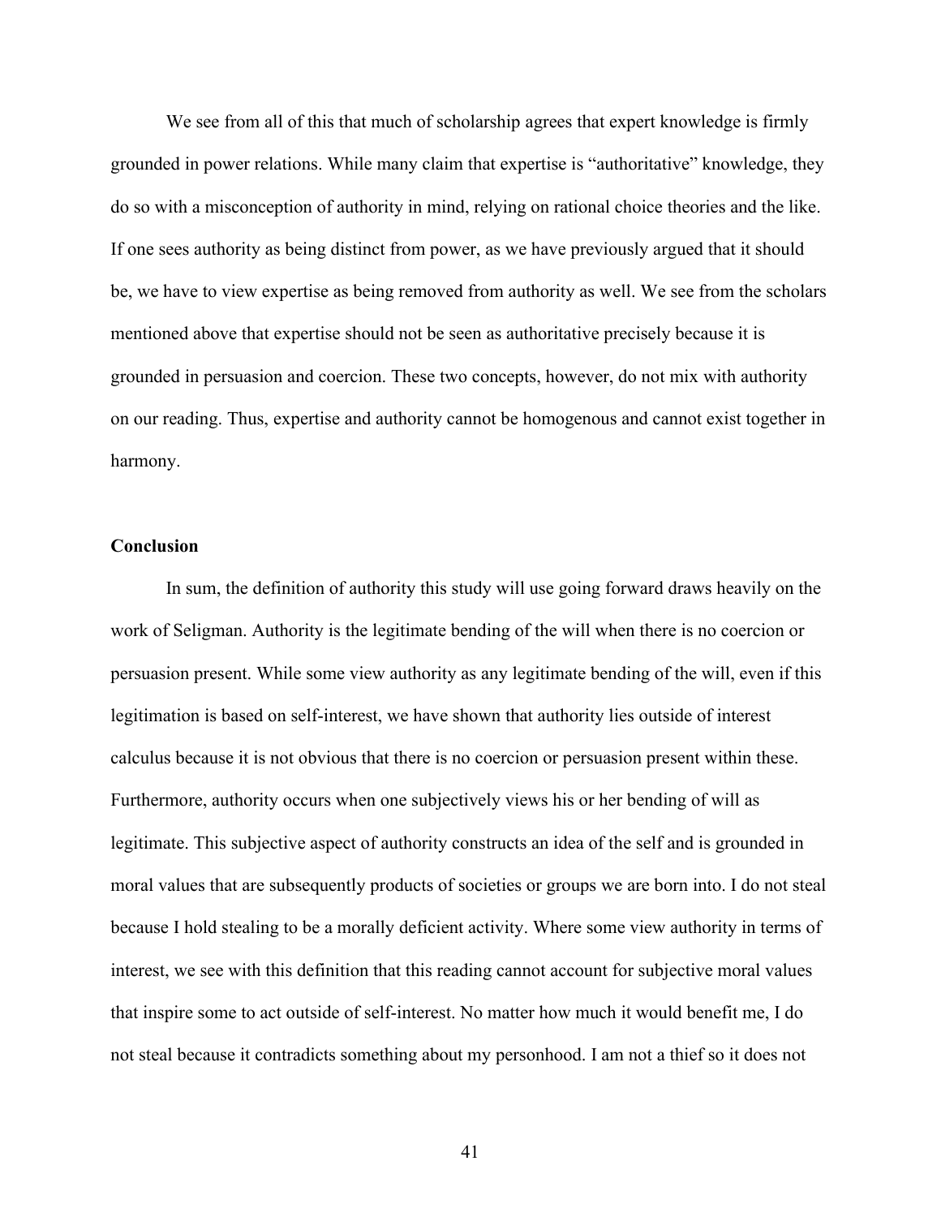We see from all of this that much of scholarship agrees that expert knowledge is firmly grounded in power relations. While many claim that expertise is "authoritative" knowledge, they do so with a misconception of authority in mind, relying on rational choice theories and the like. If one sees authority as being distinct from power, as we have previously argued that it should be, we have to view expertise as being removed from authority as well. We see from the scholars mentioned above that expertise should not be seen as authoritative precisely because it is grounded in persuasion and coercion. These two concepts, however, do not mix with authority on our reading. Thus, expertise and authority cannot be homogenous and cannot exist together in harmony.

**Conclusion**

In sum, the definition of authority this study will use going forward draws heavily on the work of Seligman. Authority is the legitimate bending of the will when there is no coercion or persuasion present. While some view authority as any legitimate bending of the will, even if this legitimation is based on self-interest, we have shown that authority lies outside of interest calculus because it is not obvious that there is no coercion or persuasion present within these. Furthermore, authority occurs when one subjectively views his or her bending of will as legitimate. This subjective aspect of authority constructs an idea of the self and is grounded in moral values that are subsequently products of societies or groups we are born into. I do not steal because I hold stealing to be a morally deficient activity. Where some view authority in terms of interest, we see with this definition that this reading cannot account for subjective moral values that inspire some to act outside of self-interest. No matter how much it would benefit me, I do not steal because it contradicts something about my personhood. I am not a thief so it does not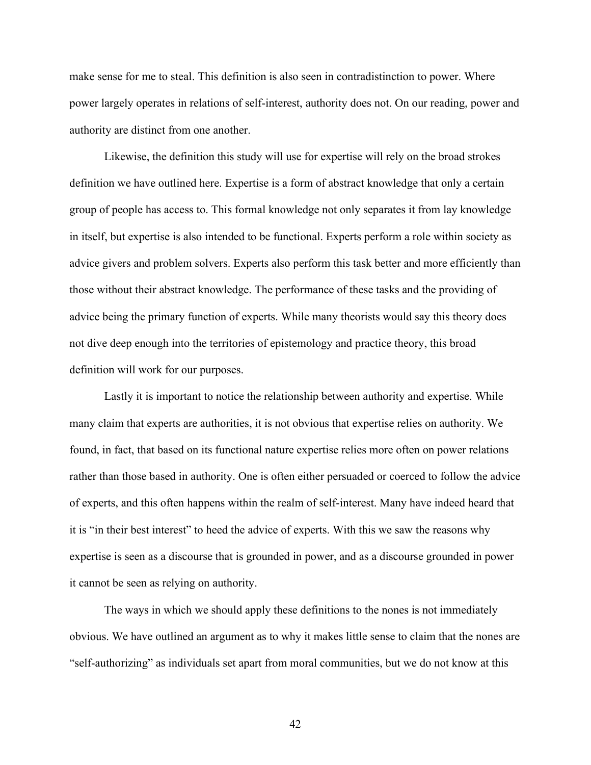make sense for me to steal. This definition is also seen in contradistinction to power. Where power largely operates in relations of self-interest, authority does not. On our reading, power and authority are distinct from one another.

Likewise, the definition this study will use for expertise will rely on the broad strokes definition we have outlined here. Expertise is a form of abstract knowledge that only a certain group of people has access to. This formal knowledge not only separates it from lay knowledge in itself, but expertise is also intended to be functional. Experts perform a role within society as advice givers and problem solvers. Experts also perform this task better and more efficiently than those without their abstract knowledge. The performance of these tasks and the providing of advice being the primary function of experts. While many theorists would say this theory does not dive deep enough into the territories of epistemology and practice theory, this broad definition will work for our purposes.

Lastly it is important to notice the relationship between authority and expertise. While many claim that experts are authorities, it is not obvious that expertise relies on authority. We found, in fact, that based on its functional nature expertise relies more often on power relations rather than those based in authority. One is often either persuaded or coerced to follow the advice of experts, and this often happens within the realm of self-interest. Many have indeed heard that it is "in their best interest" to heed the advice of experts. With this we saw the reasons why expertise is seen as a discourse that is grounded in power, and as a discourse grounded in power it cannot be seen as relying on authority.

The ways in which we should apply these definitions to the nones is not immediately obvious. We have outlined an argument as to why it makes little sense to claim that the nones are "self-authorizing" as individuals set apart from moral communities, but we do not know at this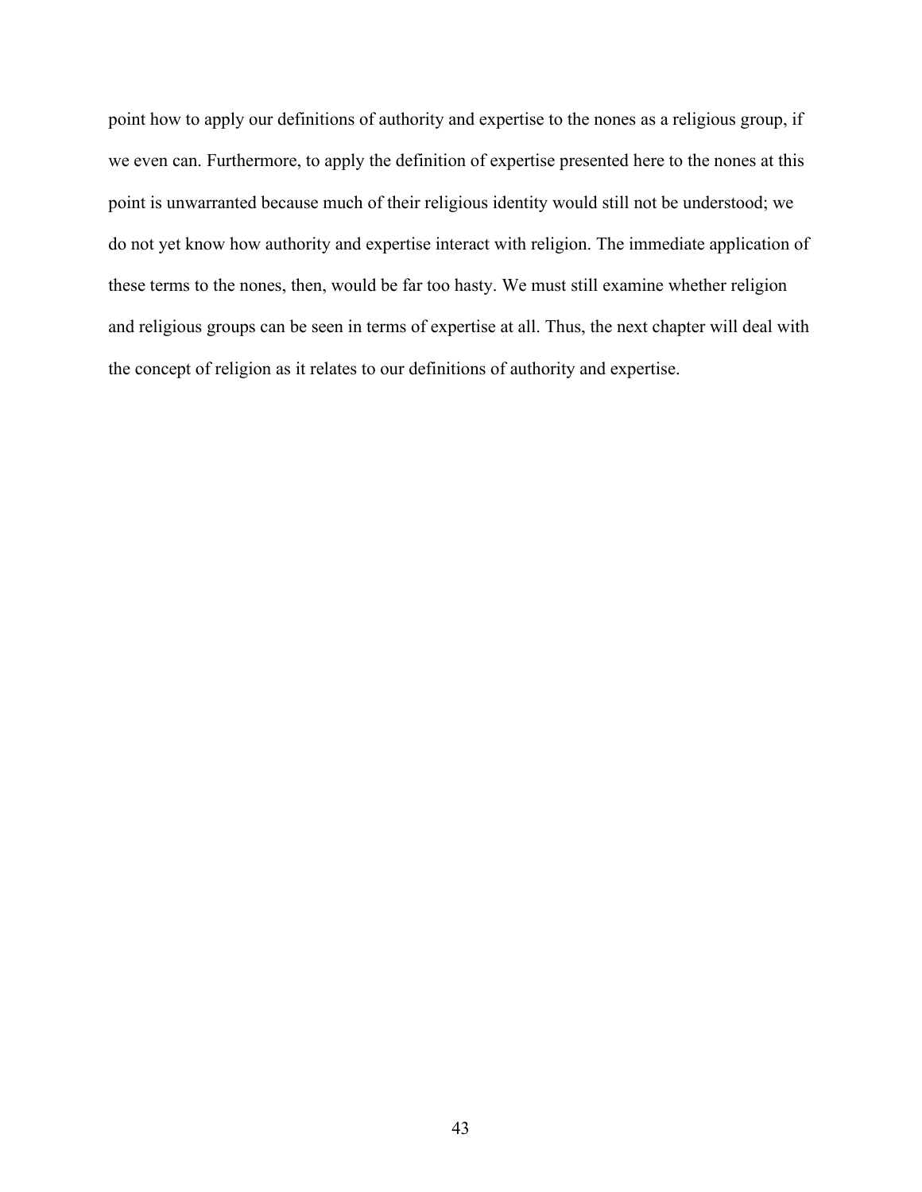point how to apply our definitions of authority and expertise to the nones as a religious group, if we even can. Furthermore, to apply the definition of expertise presented here to the nones at this point is unwarranted because much of their religious identity would still not be understood; we do not yet know how authority and expertise interact with religion. The immediate application of these terms to the nones, then, would be far too hasty. We must still examine whether religion and religious groups can be seen in terms of expertise at all. Thus, the next chapter will deal with the concept of religion as it relates to our definitions of authority and expertise.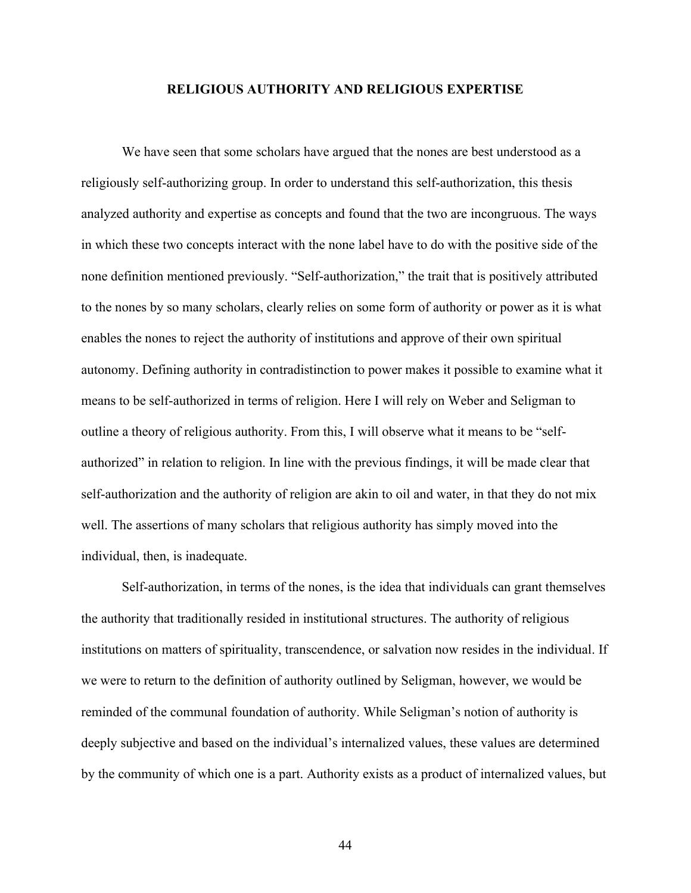## RELIGIOUS AUTHORITY AND RELIGIOUS EXPERTISE

We have seen that some scholars have argued that the nones are best understood as a religiously self-authorizing group. In order to understand this self-authorization, this thesis analyzed authority and expertise as concepts and found that the two are incongruous. The ways in which these two concepts interact with the none label have to do with the positive side of the none definition mentioned previously. "Self-authorization," the trait that is positively attributed to the nones by so many scholars, clearly relies on some form of authority or power as it is what enables the nones to reject the authority of institutions and approve of their own spiritual autonomy. Defining authority in contradistinction to power makes it possible to examine what it means to be self-authorized in terms of religion. Here I will rely on Weber and Seligman to outline a theory of religious authority. From this, I will observe what it means to be "self-authorized" in relation to religion. In line with the previous findings, it will be made clear that self-authorization and the authority of religion are akin to oil and water, in that they do not mix well. The assertions of many scholars that religious authority has simply moved into the individual, then, is inadequate.

Self-authorization, in terms of the nones, is the idea that individuals can grant themselves the authority that traditionally resided in institutional structures. The authority of religious institutions on matters of spirituality, transcendence, or salvation now resides in the individual. If we were to return to the definition of authority outlined by Seligman, however, we would be reminded of the communal foundation of authority. While Seligman's notion of authority is deeply subjective and based on the individual's internalized values, these values are determined by the community of which one is a part. Authority exists as a product of internalized values, but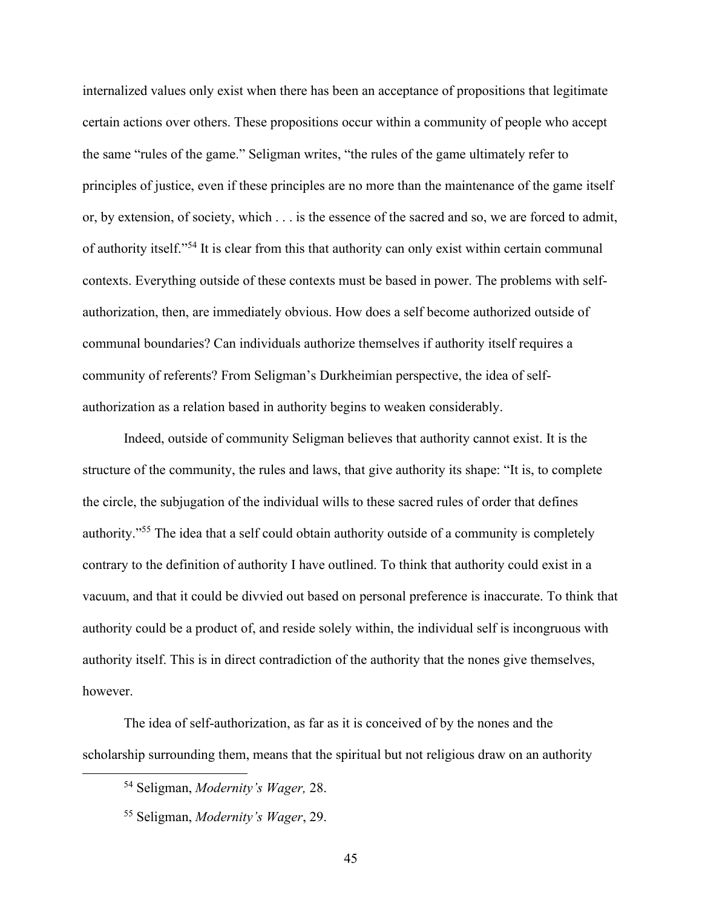internalized values only exist when there has been an acceptance of propositions that legitimate certain actions over others. These propositions occur within a community of people who accept the same "rules of the game." Seligman writes, "the rules of the game ultimately refer to principles of justice, even if these principles are no more than the maintenance of the game itself or, by extension, of society, which . . . is the essence of the sacred and so, we are forced to admit, of authority itself."[54] It is clear from this that authority can only exist within certain communal contexts. Everything outside of these contexts must be based in power. The problems with self-authorization, then, are immediately obvious. How does a self become authorized outside of communal boundaries? Can individuals authorize themselves if authority itself requires a community of referents? From Seligman's Durkheimian perspective, the idea of self-authorization as a relation based in authority begins to weaken considerably.

Indeed, outside of community Seligman believes that authority cannot exist. It is the structure of the community, the rules and laws, that give authority its shape: "It is, to complete the circle, the subjugation of the individual wills to these sacred rules of order that defines authority."[55] The idea that a self could obtain authority outside of a community is completely contrary to the definition of authority I have outlined. To think that authority could exist in a vacuum, and that it could be divvied out based on personal preference is inaccurate. To think that authority could be a product of, and reside solely within, the individual self is incongruous with authority itself. This is in direct contradiction of the authority that the nones give themselves, however.

The idea of self-authorization, as far as it is conceived of by the nones and the scholarship surrounding them, means that the spiritual but not religious draw on an authority

[54] Seligman, *Modernity's Wager,* 28.

[55] Seligman, *Modernity's Wager*, 29.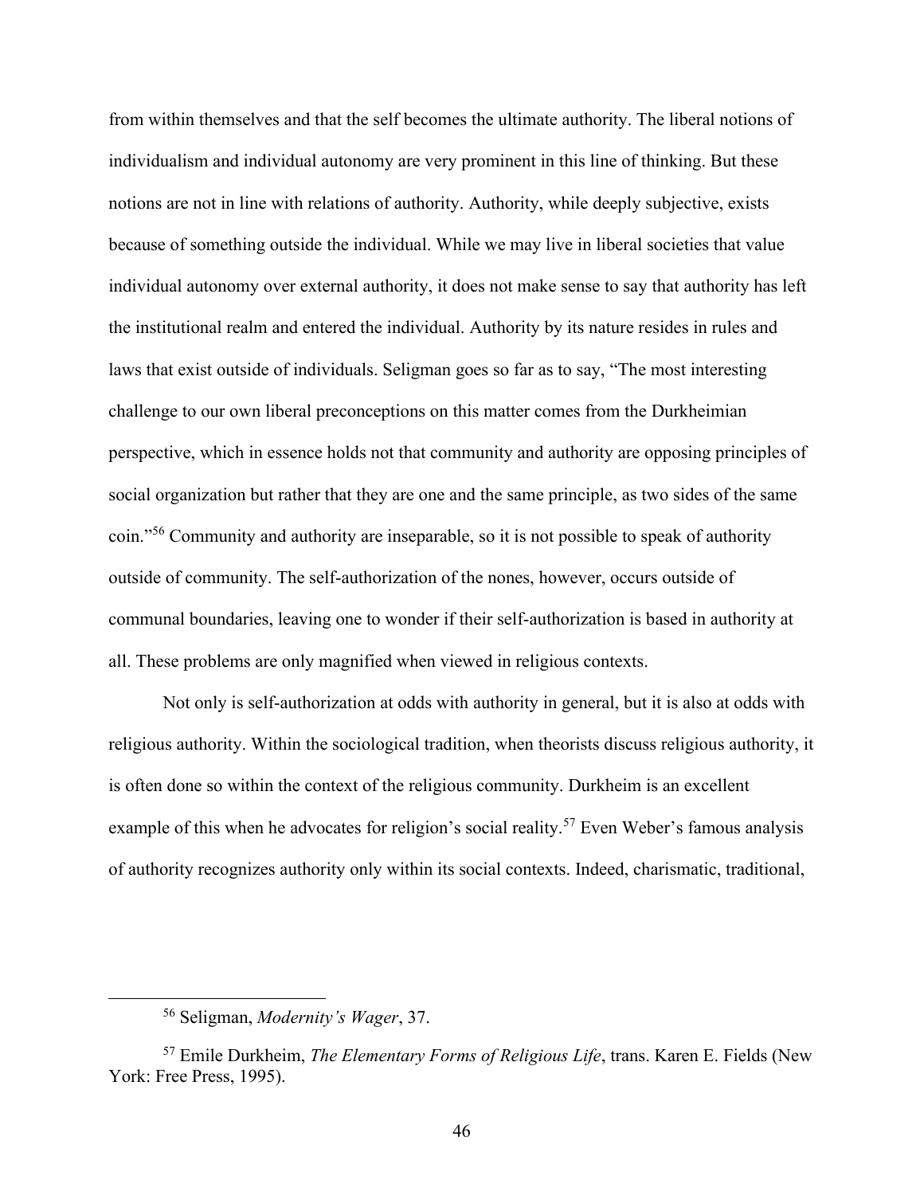from within themselves and that the self becomes the ultimate authority. The liberal notions of individualism and individual autonomy are very prominent in this line of thinking. But these notions are not in line with relations of authority. Authority, while deeply subjective, exists because of something outside the individual. While we may live in liberal societies that value individual autonomy over external authority, it does not make sense to say that authority has left the institutional realm and entered the individual. Authority by its nature resides in rules and laws that exist outside of individuals. Seligman goes so far as to say, "The most interesting challenge to our own liberal preconceptions on this matter comes from the Durkheimian perspective, which in essence holds not that community and authority are opposing principles of social organization but rather that they are one and the same principle, as two sides of the same coin."[56] Community and authority are inseparable, so it is not possible to speak of authority outside of community. The self-authorization of the nones, however, occurs outside of communal boundaries, leaving one to wonder if their self-authorization is based in authority at all. These problems are only magnified when viewed in religious contexts.

Not only is self-authorization at odds with authority in general, but it is also at odds with religious authority. Within the sociological tradition, when theorists discuss religious authority, it is often done so within the context of the religious community. Durkheim is an excellent example of this when he advocates for religion's social reality.[57] Even Weber's famous analysis of authority recognizes authority only within its social contexts. Indeed, charismatic, traditional,

---

[56] Seligman, *Modernity's Wager*, 37.

[57] Emile Durkheim, *The Elementary Forms of Religious Life*, trans. Karen E. Fields (New York: Free Press, 1995).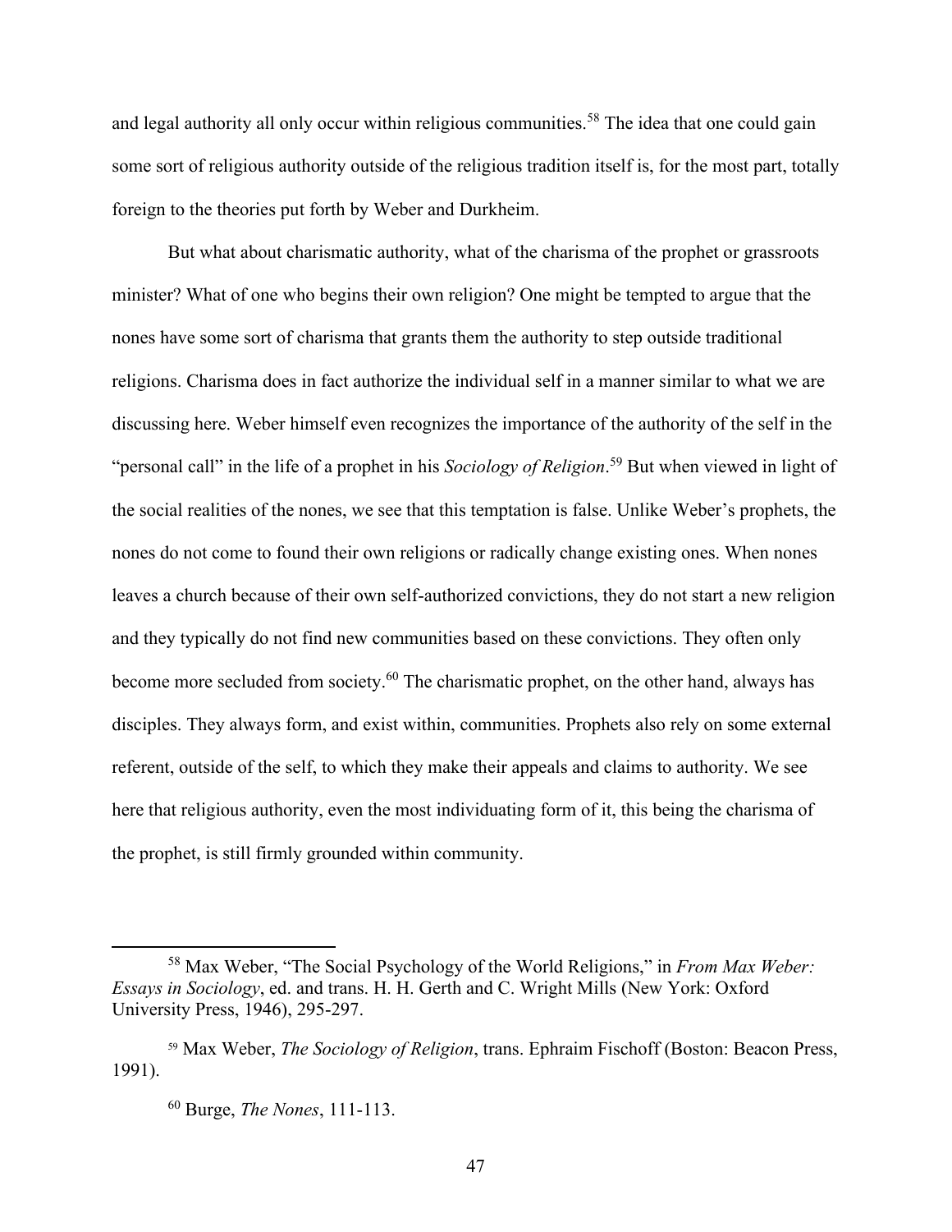and legal authority all only occur within religious communities.[58] The idea that one could gain some sort of religious authority outside of the religious tradition itself is, for the most part, totally foreign to the theories put forth by Weber and Durkheim.

But what about charismatic authority, what of the charisma of the prophet or grassroots minister? What of one who begins their own religion? One might be tempted to argue that the nones have some sort of charisma that grants them the authority to step outside traditional religions. Charisma does in fact authorize the individual self in a manner similar to what we are discussing here. Weber himself even recognizes the importance of the authority of the self in the "personal call" in the life of a prophet in his *Sociology of Religion*.[59] But when viewed in light of the social realities of the nones, we see that this temptation is false. Unlike Weber's prophets, the nones do not come to found their own religions or radically change existing ones. When nones leaves a church because of their own self-authorized convictions, they do not start a new religion and they typically do not find new communities based on these convictions. They often only become more secluded from society.[60] The charismatic prophet, on the other hand, always has disciples. They always form, and exist within, communities. Prophets also rely on some external referent, outside of the self, to which they make their appeals and claims to authority. We see here that religious authority, even the most individuating form of it, this being the charisma of the prophet, is still firmly grounded within community.

---

[58] Max Weber, "The Social Psychology of the World Religions," in *From Max Weber: Essays in Sociology*, ed. and trans. H. H. Gerth and C. Wright Mills (New York: Oxford University Press, 1946), 295-297.

[59] Max Weber, *The Sociology of Religion*, trans. Ephraim Fischoff (Boston: Beacon Press, 1991).

[60] Burge, *The Nones*, 111-113.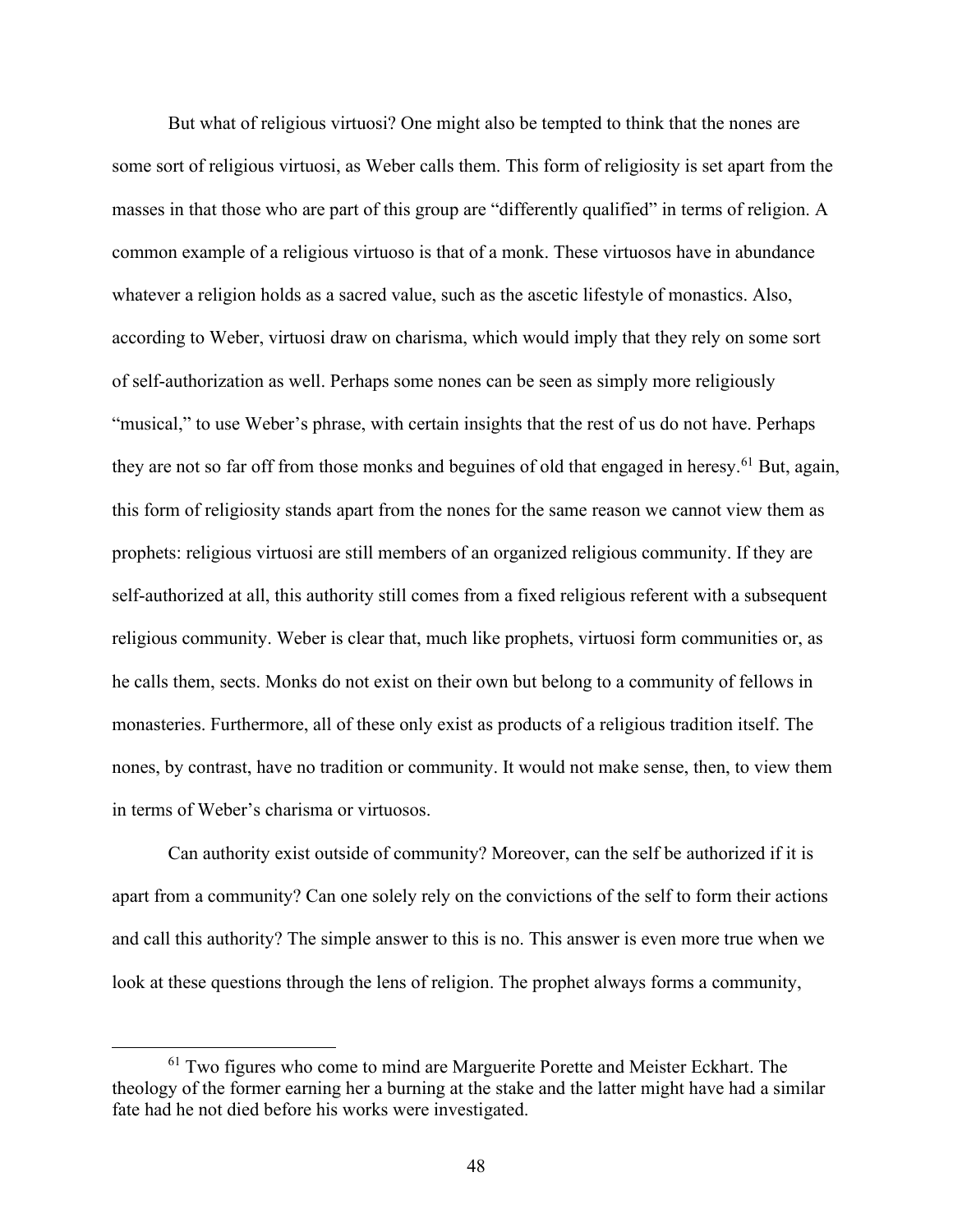But what of religious virtuosi? One might also be tempted to think that the nones are some sort of religious virtuosi, as Weber calls them. This form of religiosity is set apart from the masses in that those who are part of this group are "differently qualified" in terms of religion. A common example of a religious virtuoso is that of a monk. These virtuosos have in abundance whatever a religion holds as a sacred value, such as the ascetic lifestyle of monastics. Also, according to Weber, virtuosi draw on charisma, which would imply that they rely on some sort of self-authorization as well. Perhaps some nones can be seen as simply more religiously "musical," to use Weber's phrase, with certain insights that the rest of us do not have. Perhaps they are not so far off from those monks and beguines of old that engaged in heresy.[61] But, again, this form of religiosity stands apart from the nones for the same reason we cannot view them as prophets: religious virtuosi are still members of an organized religious community. If they are self-authorized at all, this authority still comes from a fixed religious referent with a subsequent religious community. Weber is clear that, much like prophets, virtuosi form communities or, as he calls them, sects. Monks do not exist on their own but belong to a community of fellows in monasteries. Furthermore, all of these only exist as products of a religious tradition itself. The nones, by contrast, have no tradition or community. It would not make sense, then, to view them in terms of Weber's charisma or virtuosos.

Can authority exist outside of community? Moreover, can the self be authorized if it is apart from a community? Can one solely rely on the convictions of the self to form their actions and call this authority? The simple answer to this is no. This answer is even more true when we look at these questions through the lens of religion. The prophet always forms a community,

[61] Two figures who come to mind are Marguerite Porette and Meister Eckhart. The theology of the former earning her a burning at the stake and the latter might have had a similar fate had he not died before his works were investigated.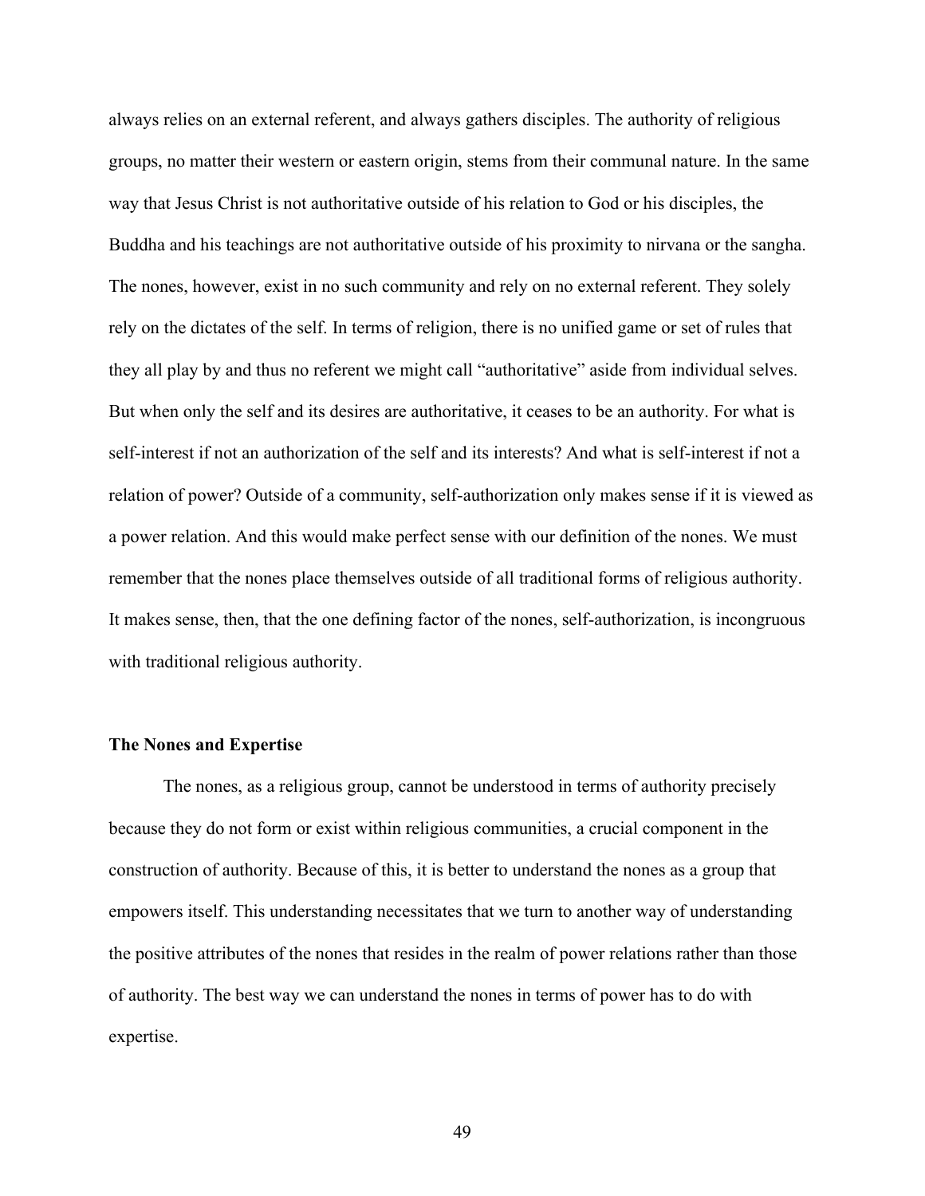always relies on an external referent, and always gathers disciples. The authority of religious groups, no matter their western or eastern origin, stems from their communal nature. In the same way that Jesus Christ is not authoritative outside of his relation to God or his disciples, the Buddha and his teachings are not authoritative outside of his proximity to nirvana or the sangha. The nones, however, exist in no such community and rely on no external referent. They solely rely on the dictates of the self. In terms of religion, there is no unified game or set of rules that they all play by and thus no referent we might call "authoritative" aside from individual selves. But when only the self and its desires are authoritative, it ceases to be an authority. For what is self-interest if not an authorization of the self and its interests? And what is self-interest if not a relation of power? Outside of a community, self-authorization only makes sense if it is viewed as a power relation. And this would make perfect sense with our definition of the nones. We must remember that the nones place themselves outside of all traditional forms of religious authority. It makes sense, then, that the one defining factor of the nones, self-authorization, is incongruous with traditional religious authority.

### The Nones and Expertise

The nones, as a religious group, cannot be understood in terms of authority precisely because they do not form or exist within religious communities, a crucial component in the construction of authority. Because of this, it is better to understand the nones as a group that empowers itself. This understanding necessitates that we turn to another way of understanding the positive attributes of the nones that resides in the realm of power relations rather than those of authority. The best way we can understand the nones in terms of power has to do with expertise.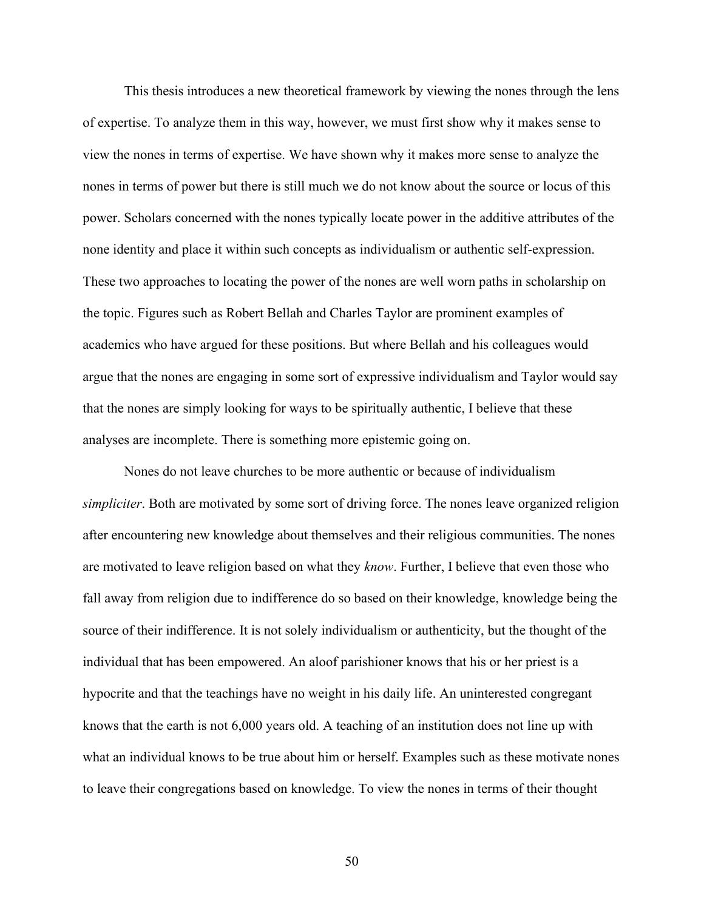This thesis introduces a new theoretical framework by viewing the nones through the lens of expertise. To analyze them in this way, however, we must first show why it makes sense to view the nones in terms of expertise. We have shown why it makes more sense to analyze the nones in terms of power but there is still much we do not know about the source or locus of this power. Scholars concerned with the nones typically locate power in the additive attributes of the none identity and place it within such concepts as individualism or authentic self-expression. These two approaches to locating the power of the nones are well worn paths in scholarship on the topic. Figures such as Robert Bellah and Charles Taylor are prominent examples of academics who have argued for these positions. But where Bellah and his colleagues would argue that the nones are engaging in some sort of expressive individualism and Taylor would say that the nones are simply looking for ways to be spiritually authentic, I believe that these analyses are incomplete. There is something more epistemic going on.

Nones do not leave churches to be more authentic or because of individualism *simpliciter*. Both are motivated by some sort of driving force. The nones leave organized religion after encountering new knowledge about themselves and their religious communities. The nones are motivated to leave religion based on what they *know*. Further, I believe that even those who fall away from religion due to indifference do so based on their knowledge, knowledge being the source of their indifference. It is not solely individualism or authenticity, but the thought of the individual that has been empowered. An aloof parishioner knows that his or her priest is a hypocrite and that the teachings have no weight in his daily life. An uninterested congregant knows that the earth is not 6,000 years old. A teaching of an institution does not line up with what an individual knows to be true about him or herself. Examples such as these motivate nones to leave their congregations based on knowledge. To view the nones in terms of their thought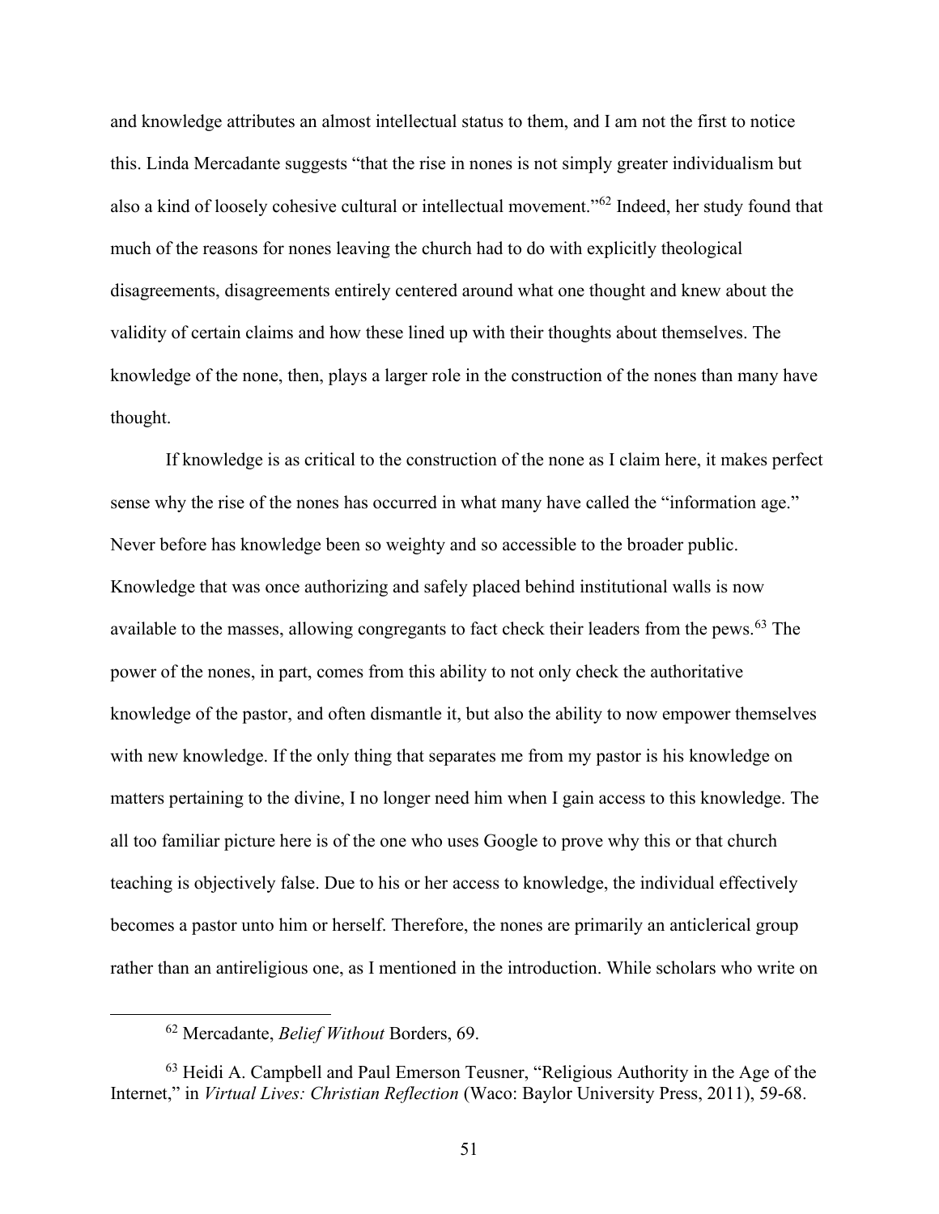and knowledge attributes an almost intellectual status to them, and I am not the first to notice this. Linda Mercadante suggests "that the rise in nones is not simply greater individualism but also a kind of loosely cohesive cultural or intellectual movement."[62] Indeed, her study found that much of the reasons for nones leaving the church had to do with explicitly theological disagreements, disagreements entirely centered around what one thought and knew about the validity of certain claims and how these lined up with their thoughts about themselves. The knowledge of the none, then, plays a larger role in the construction of the nones than many have thought.

If knowledge is as critical to the construction of the none as I claim here, it makes perfect sense why the rise of the nones has occurred in what many have called the "information age." Never before has knowledge been so weighty and so accessible to the broader public. Knowledge that was once authorizing and safely placed behind institutional walls is now available to the masses, allowing congregants to fact check their leaders from the pews.[63] The power of the nones, in part, comes from this ability to not only check the authoritative knowledge of the pastor, and often dismantle it, but also the ability to now empower themselves with new knowledge. If the only thing that separates me from my pastor is his knowledge on matters pertaining to the divine, I no longer need him when I gain access to this knowledge. The all too familiar picture here is of the one who uses Google to prove why this or that church teaching is objectively false. Due to his or her access to knowledge, the individual effectively becomes a pastor unto him or herself. Therefore, the nones are primarily an anticlerical group rather than an antireligious one, as I mentioned in the introduction. While scholars who write on

---

[62] Mercadante, *Belief Without* Borders, 69.

[63] Heidi A. Campbell and Paul Emerson Teusner, "Religious Authority in the Age of the Internet," in *Virtual Lives: Christian Reflection* (Waco: Baylor University Press, 2011), 59-68.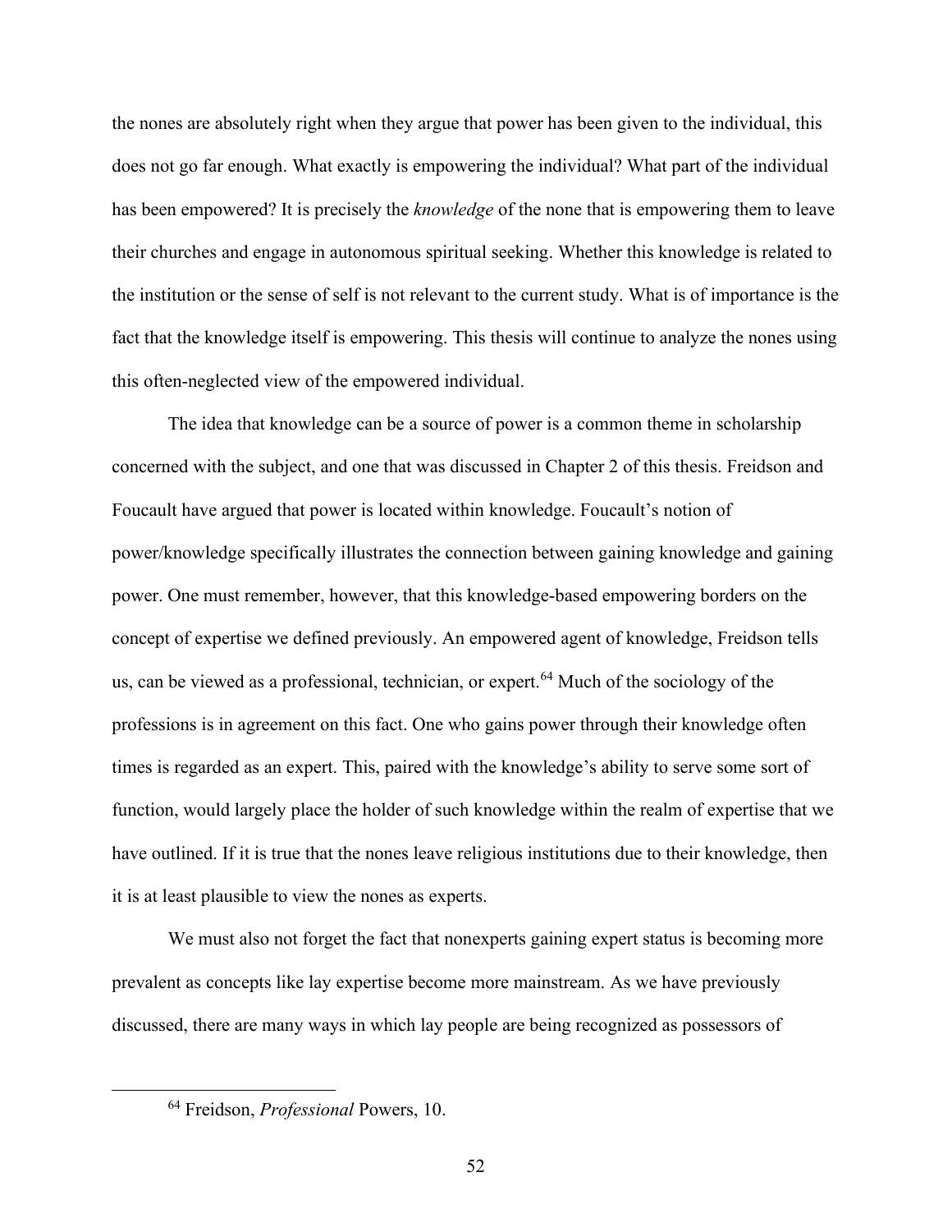the nones are absolutely right when they argue that power has been given to the individual, this does not go far enough. What exactly is empowering the individual? What part of the individual has been empowered? It is precisely the *knowledge* of the none that is empowering them to leave their churches and engage in autonomous spiritual seeking. Whether this knowledge is related to the institution or the sense of self is not relevant to the current study. What is of importance is the fact that the knowledge itself is empowering. This thesis will continue to analyze the nones using this often-neglected view of the empowered individual.

The idea that knowledge can be a source of power is a common theme in scholarship concerned with the subject, and one that was discussed in Chapter 2 of this thesis. Freidson and Foucault have argued that power is located within knowledge. Foucault's notion of power/knowledge specifically illustrates the connection between gaining knowledge and gaining power. One must remember, however, that this knowledge-based empowering borders on the concept of expertise we defined previously. An empowered agent of knowledge, Freidson tells us, can be viewed as a professional, technician, or expert.[64] Much of the sociology of the professions is in agreement on this fact. One who gains power through their knowledge often times is regarded as an expert. This, paired with the knowledge's ability to serve some sort of function, would largely place the holder of such knowledge within the realm of expertise that we have outlined. If it is true that the nones leave religious institutions due to their knowledge, then it is at least plausible to view the nones as experts.

We must also not forget the fact that nonexperts gaining expert status is becoming more prevalent as concepts like lay expertise become more mainstream. As we have previously discussed, there are many ways in which lay people are being recognized as possessors of

[64] Freidson, *Professional* Powers, 10.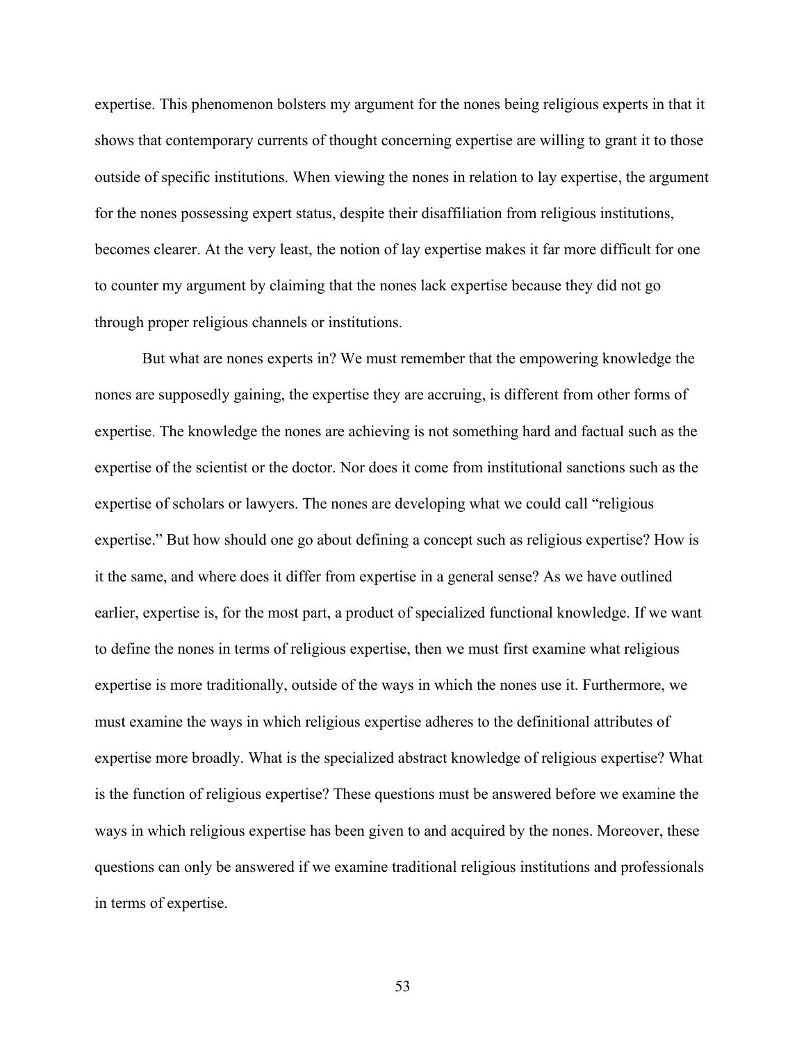expertise. This phenomenon bolsters my argument for the nones being religious experts in that it shows that contemporary currents of thought concerning expertise are willing to grant it to those outside of specific institutions. When viewing the nones in relation to lay expertise, the argument for the nones possessing expert status, despite their disaffiliation from religious institutions, becomes clearer. At the very least, the notion of lay expertise makes it far more difficult for one to counter my argument by claiming that the nones lack expertise because they did not go through proper religious channels or institutions.

But what are nones experts in? We must remember that the empowering knowledge the nones are supposedly gaining, the expertise they are accruing, is different from other forms of expertise. The knowledge the nones are achieving is not something hard and factual such as the expertise of the scientist or the doctor. Nor does it come from institutional sanctions such as the expertise of scholars or lawyers. The nones are developing what we could call "religious expertise." But how should one go about defining a concept such as religious expertise? How is it the same, and where does it differ from expertise in a general sense? As we have outlined earlier, expertise is, for the most part, a product of specialized functional knowledge. If we want to define the nones in terms of religious expertise, then we must first examine what religious expertise is more traditionally, outside of the ways in which the nones use it. Furthermore, we must examine the ways in which religious expertise adheres to the definitional attributes of expertise more broadly. What is the specialized abstract knowledge of religious expertise? What is the function of religious expertise? These questions must be answered before we examine the ways in which religious expertise has been given to and acquired by the nones. Moreover, these questions can only be answered if we examine traditional religious institutions and professionals in terms of expertise.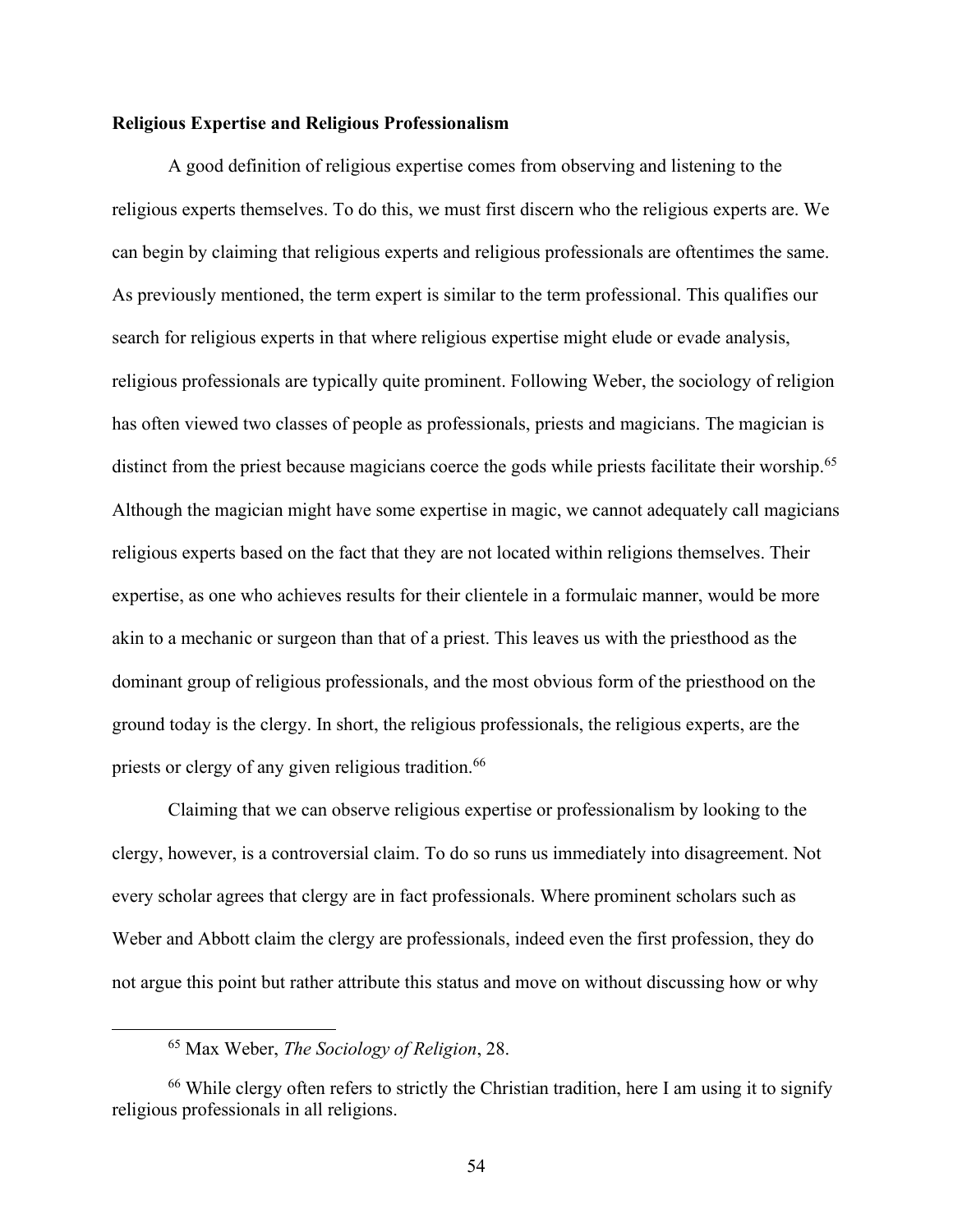**Religious Expertise and Religious Professionalism**

A good definition of religious expertise comes from observing and listening to the religious experts themselves. To do this, we must first discern who the religious experts are. We can begin by claiming that religious experts and religious professionals are oftentimes the same. As previously mentioned, the term expert is similar to the term professional. This qualifies our search for religious experts in that where religious expertise might elude or evade analysis, religious professionals are typically quite prominent. Following Weber, the sociology of religion has often viewed two classes of people as professionals, priests and magicians. The magician is distinct from the priest because magicians coerce the gods while priests facilitate their worship.[65] Although the magician might have some expertise in magic, we cannot adequately call magicians religious experts based on the fact that they are not located within religions themselves. Their expertise, as one who achieves results for their clientele in a formulaic manner, would be more akin to a mechanic or surgeon than that of a priest. This leaves us with the priesthood as the dominant group of religious professionals, and the most obvious form of the priesthood on the ground today is the clergy. In short, the religious professionals, the religious experts, are the priests or clergy of any given religious tradition.[66]

Claiming that we can observe religious expertise or professionalism by looking to the clergy, however, is a controversial claim. To do so runs us immediately into disagreement. Not every scholar agrees that clergy are in fact professionals. Where prominent scholars such as Weber and Abbott claim the clergy are professionals, indeed even the first profession, they do not argue this point but rather attribute this status and move on without discussing how or why

[65] Max Weber, *The Sociology of Religion*, 28.

[66] While clergy often refers to strictly the Christian tradition, here I am using it to signify religious professionals in all religions.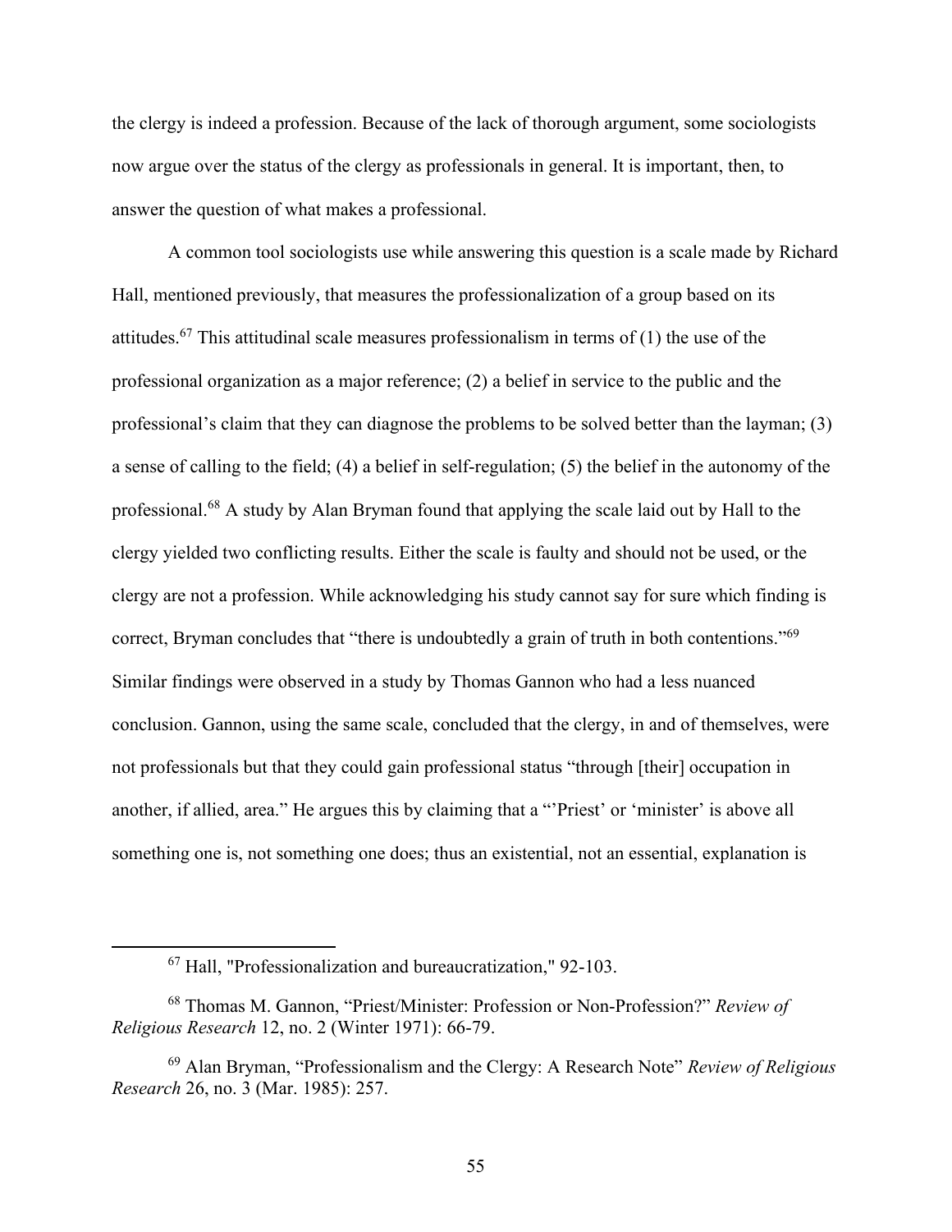the clergy is indeed a profession. Because of the lack of thorough argument, some sociologists now argue over the status of the clergy as professionals in general. It is important, then, to answer the question of what makes a professional.

A common tool sociologists use while answering this question is a scale made by Richard Hall, mentioned previously, that measures the professionalization of a group based on its attitudes.[67] This attitudinal scale measures professionalism in terms of (1) the use of the professional organization as a major reference; (2) a belief in service to the public and the professional's claim that they can diagnose the problems to be solved better than the layman; (3) a sense of calling to the field; (4) a belief in self-regulation; (5) the belief in the autonomy of the professional.[68] A study by Alan Bryman found that applying the scale laid out by Hall to the clergy yielded two conflicting results. Either the scale is faulty and should not be used, or the clergy are not a profession. While acknowledging his study cannot say for sure which finding is correct, Bryman concludes that "there is undoubtedly a grain of truth in both contentions."[69] Similar findings were observed in a study by Thomas Gannon who had a less nuanced conclusion. Gannon, using the same scale, concluded that the clergy, in and of themselves, were not professionals but that they could gain professional status "through [their] occupation in another, if allied, area." He argues this by claiming that a "'Priest' or 'minister' is above all something one is, not something one does; thus an existential, not an essential, explanation is

---

[67] Hall, "Professionalization and bureaucratization," 92-103.

[68] Thomas M. Gannon, "Priest/Minister: Profession or Non-Profession?" *Review of Religious Research* 12, no. 2 (Winter 1971): 66-79.

[69] Alan Bryman, "Professionalism and the Clergy: A Research Note" *Review of Religious Research* 26, no. 3 (Mar. 1985): 257.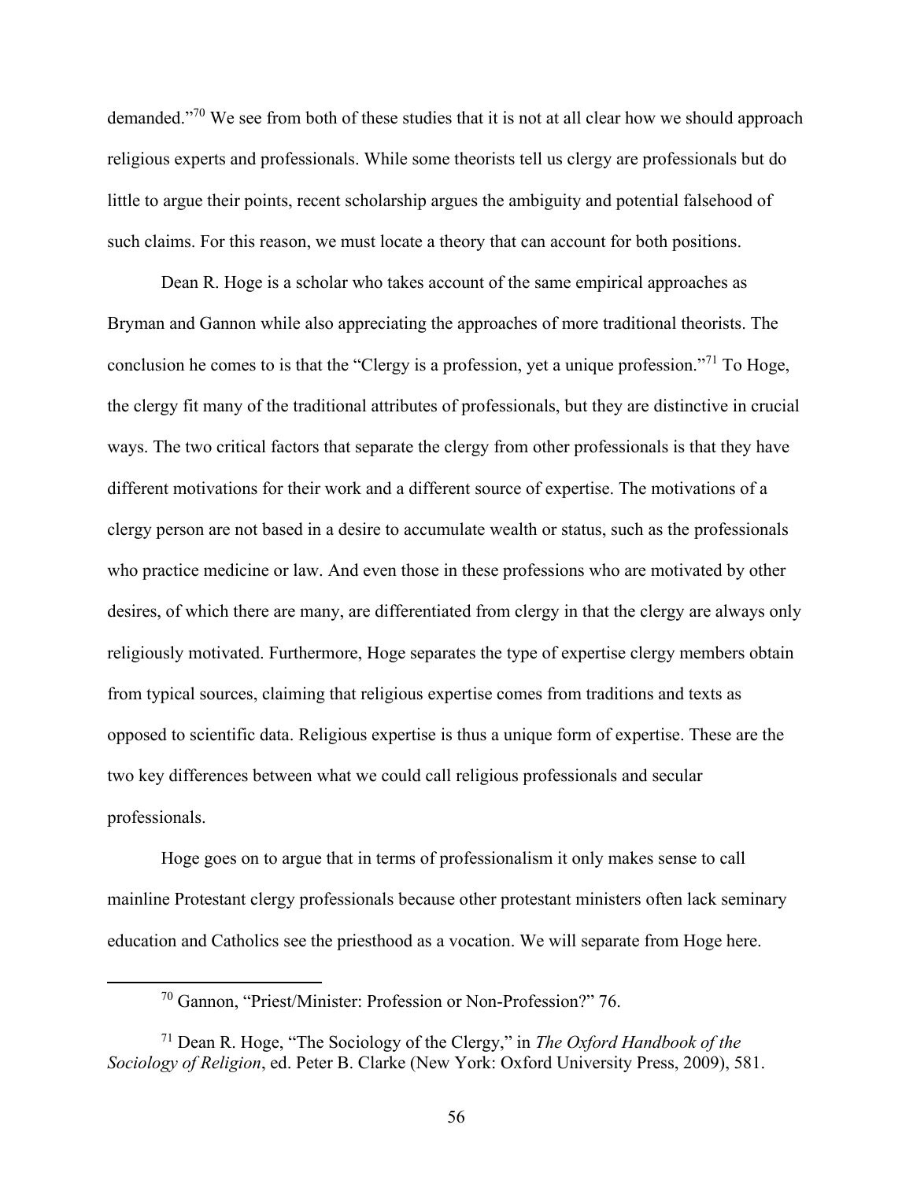demanded."[70] We see from both of these studies that it is not at all clear how we should approach religious experts and professionals. While some theorists tell us clergy are professionals but do little to argue their points, recent scholarship argues the ambiguity and potential falsehood of such claims. For this reason, we must locate a theory that can account for both positions.

Dean R. Hoge is a scholar who takes account of the same empirical approaches as Bryman and Gannon while also appreciating the approaches of more traditional theorists. The conclusion he comes to is that the "Clergy is a profession, yet a unique profession."[71] To Hoge, the clergy fit many of the traditional attributes of professionals, but they are distinctive in crucial ways. The two critical factors that separate the clergy from other professionals is that they have different motivations for their work and a different source of expertise. The motivations of a clergy person are not based in a desire to accumulate wealth or status, such as the professionals who practice medicine or law. And even those in these professions who are motivated by other desires, of which there are many, are differentiated from clergy in that the clergy are always only religiously motivated. Furthermore, Hoge separates the type of expertise clergy members obtain from typical sources, claiming that religious expertise comes from traditions and texts as opposed to scientific data. Religious expertise is thus a unique form of expertise. These are the two key differences between what we could call religious professionals and secular professionals.

Hoge goes on to argue that in terms of professionalism it only makes sense to call mainline Protestant clergy professionals because other protestant ministers often lack seminary education and Catholics see the priesthood as a vocation. We will separate from Hoge here.

---

[70] Gannon, "Priest/Minister: Profession or Non-Profession?" 76.

[71] Dean R. Hoge, "The Sociology of the Clergy," in *The Oxford Handbook of the Sociology of Religion*, ed. Peter B. Clarke (New York: Oxford University Press, 2009), 581.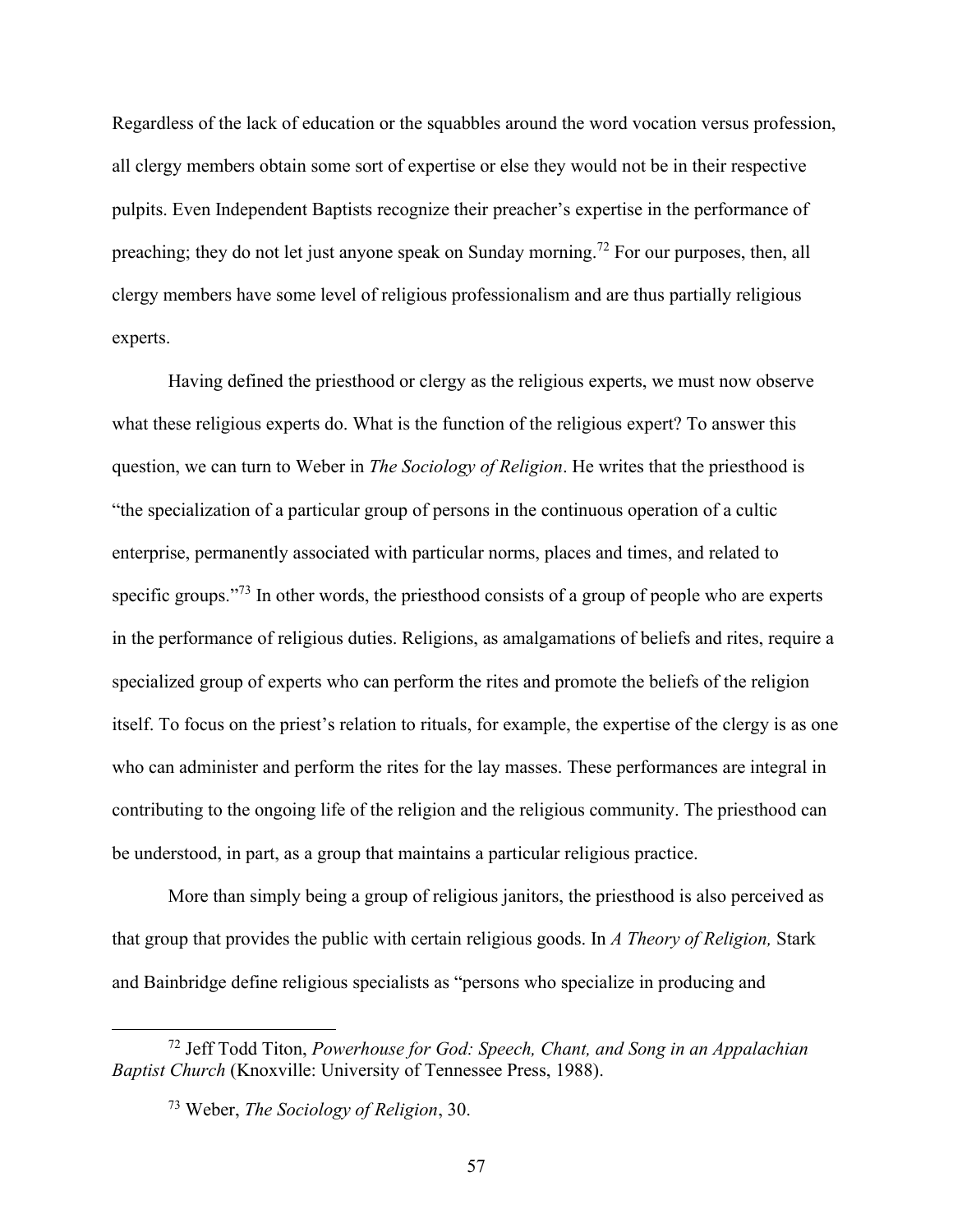Regardless of the lack of education or the squabbles around the word vocation versus profession, all clergy members obtain some sort of expertise or else they would not be in their respective pulpits. Even Independent Baptists recognize their preacher's expertise in the performance of preaching; they do not let just anyone speak on Sunday morning.[72] For our purposes, then, all clergy members have some level of religious professionalism and are thus partially religious experts.

Having defined the priesthood or clergy as the religious experts, we must now observe what these religious experts do. What is the function of the religious expert? To answer this question, we can turn to Weber in *The Sociology of Religion*. He writes that the priesthood is "the specialization of a particular group of persons in the continuous operation of a cultic enterprise, permanently associated with particular norms, places and times, and related to specific groups."[73] In other words, the priesthood consists of a group of people who are experts in the performance of religious duties. Religions, as amalgamations of beliefs and rites, require a specialized group of experts who can perform the rites and promote the beliefs of the religion itself. To focus on the priest's relation to rituals, for example, the expertise of the clergy is as one who can administer and perform the rites for the lay masses. These performances are integral in contributing to the ongoing life of the religion and the religious community. The priesthood can be understood, in part, as a group that maintains a particular religious practice.

More than simply being a group of religious janitors, the priesthood is also perceived as that group that provides the public with certain religious goods. In *A Theory of Religion,* Stark and Bainbridge define religious specialists as "persons who specialize in producing and

---

[72] Jeff Todd Titon, *Powerhouse for God: Speech, Chant, and Song in an Appalachian Baptist Church* (Knoxville: University of Tennessee Press, 1988).

[73] Weber, *The Sociology of Religion*, 30.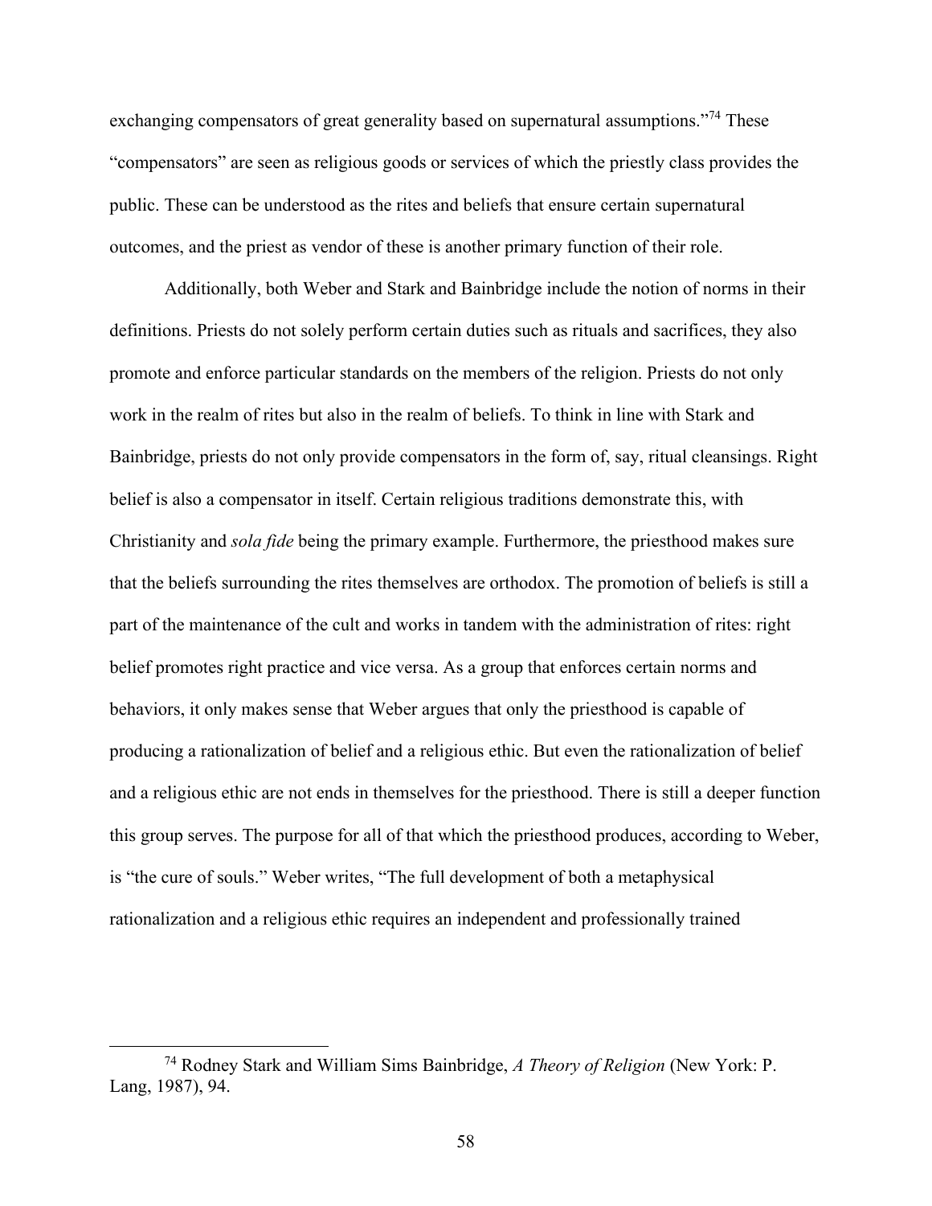exchanging compensators of great generality based on supernatural assumptions."[74] These "compensators" are seen as religious goods or services of which the priestly class provides the public. These can be understood as the rites and beliefs that ensure certain supernatural outcomes, and the priest as vendor of these is another primary function of their role.

Additionally, both Weber and Stark and Bainbridge include the notion of norms in their definitions. Priests do not solely perform certain duties such as rituals and sacrifices, they also promote and enforce particular standards on the members of the religion. Priests do not only work in the realm of rites but also in the realm of beliefs. To think in line with Stark and Bainbridge, priests do not only provide compensators in the form of, say, ritual cleansings. Right belief is also a compensator in itself. Certain religious traditions demonstrate this, with Christianity and *sola fide* being the primary example. Furthermore, the priesthood makes sure that the beliefs surrounding the rites themselves are orthodox. The promotion of beliefs is still a part of the maintenance of the cult and works in tandem with the administration of rites: right belief promotes right practice and vice versa. As a group that enforces certain norms and behaviors, it only makes sense that Weber argues that only the priesthood is capable of producing a rationalization of belief and a religious ethic. But even the rationalization of belief and a religious ethic are not ends in themselves for the priesthood. There is still a deeper function this group serves. The purpose for all of that which the priesthood produces, according to Weber, is "the cure of souls." Weber writes, "The full development of both a metaphysical rationalization and a religious ethic requires an independent and professionally trained

[74] Rodney Stark and William Sims Bainbridge, *A Theory of Religion* (New York: P. Lang, 1987), 94.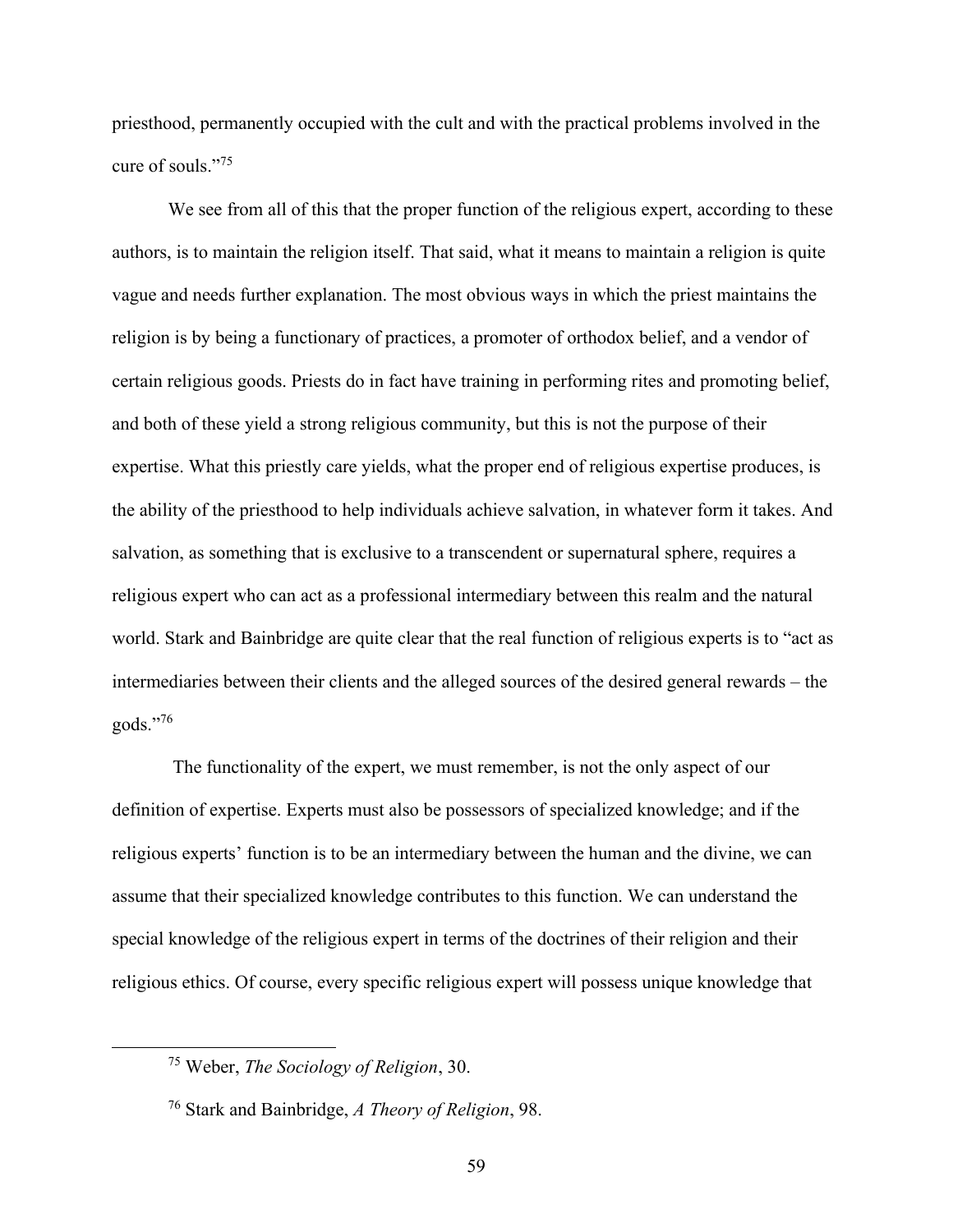priesthood, permanently occupied with the cult and with the practical problems involved in the cure of souls."[75]

We see from all of this that the proper function of the religious expert, according to these authors, is to maintain the religion itself. That said, what it means to maintain a religion is quite vague and needs further explanation. The most obvious ways in which the priest maintains the religion is by being a functionary of practices, a promoter of orthodox belief, and a vendor of certain religious goods. Priests do in fact have training in performing rites and promoting belief, and both of these yield a strong religious community, but this is not the purpose of their expertise. What this priestly care yields, what the proper end of religious expertise produces, is the ability of the priesthood to help individuals achieve salvation, in whatever form it takes. And salvation, as something that is exclusive to a transcendent or supernatural sphere, requires a religious expert who can act as a professional intermediary between this realm and the natural world. Stark and Bainbridge are quite clear that the real function of religious experts is to "act as intermediaries between their clients and the alleged sources of the desired general rewards – the gods."[76]

The functionality of the expert, we must remember, is not the only aspect of our definition of expertise. Experts must also be possessors of specialized knowledge; and if the religious experts' function is to be an intermediary between the human and the divine, we can assume that their specialized knowledge contributes to this function. We can understand the special knowledge of the religious expert in terms of the doctrines of their religion and their religious ethics. Of course, every specific religious expert will possess unique knowledge that

[75] Weber, *The Sociology of Religion*, 30.

[76] Stark and Bainbridge, *A Theory of Religion*, 98.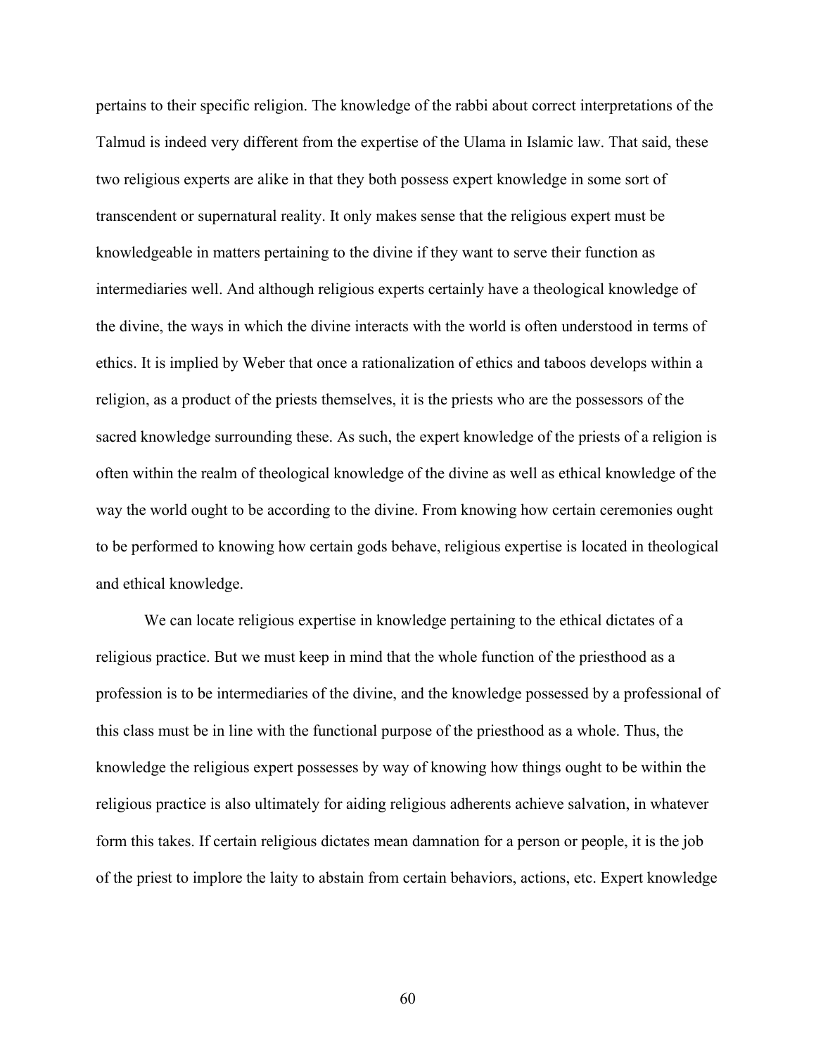pertains to their specific religion. The knowledge of the rabbi about correct interpretations of the Talmud is indeed very different from the expertise of the Ulama in Islamic law. That said, these two religious experts are alike in that they both possess expert knowledge in some sort of transcendent or supernatural reality. It only makes sense that the religious expert must be knowledgeable in matters pertaining to the divine if they want to serve their function as intermediaries well. And although religious experts certainly have a theological knowledge of the divine, the ways in which the divine interacts with the world is often understood in terms of ethics. It is implied by Weber that once a rationalization of ethics and taboos develops within a religion, as a product of the priests themselves, it is the priests who are the possessors of the sacred knowledge surrounding these. As such, the expert knowledge of the priests of a religion is often within the realm of theological knowledge of the divine as well as ethical knowledge of the way the world ought to be according to the divine. From knowing how certain ceremonies ought to be performed to knowing how certain gods behave, religious expertise is located in theological and ethical knowledge.

We can locate religious expertise in knowledge pertaining to the ethical dictates of a religious practice. But we must keep in mind that the whole function of the priesthood as a profession is to be intermediaries of the divine, and the knowledge possessed by a professional of this class must be in line with the functional purpose of the priesthood as a whole. Thus, the knowledge the religious expert possesses by way of knowing how things ought to be within the religious practice is also ultimately for aiding religious adherents achieve salvation, in whatever form this takes. If certain religious dictates mean damnation for a person or people, it is the job of the priest to implore the laity to abstain from certain behaviors, actions, etc. Expert knowledge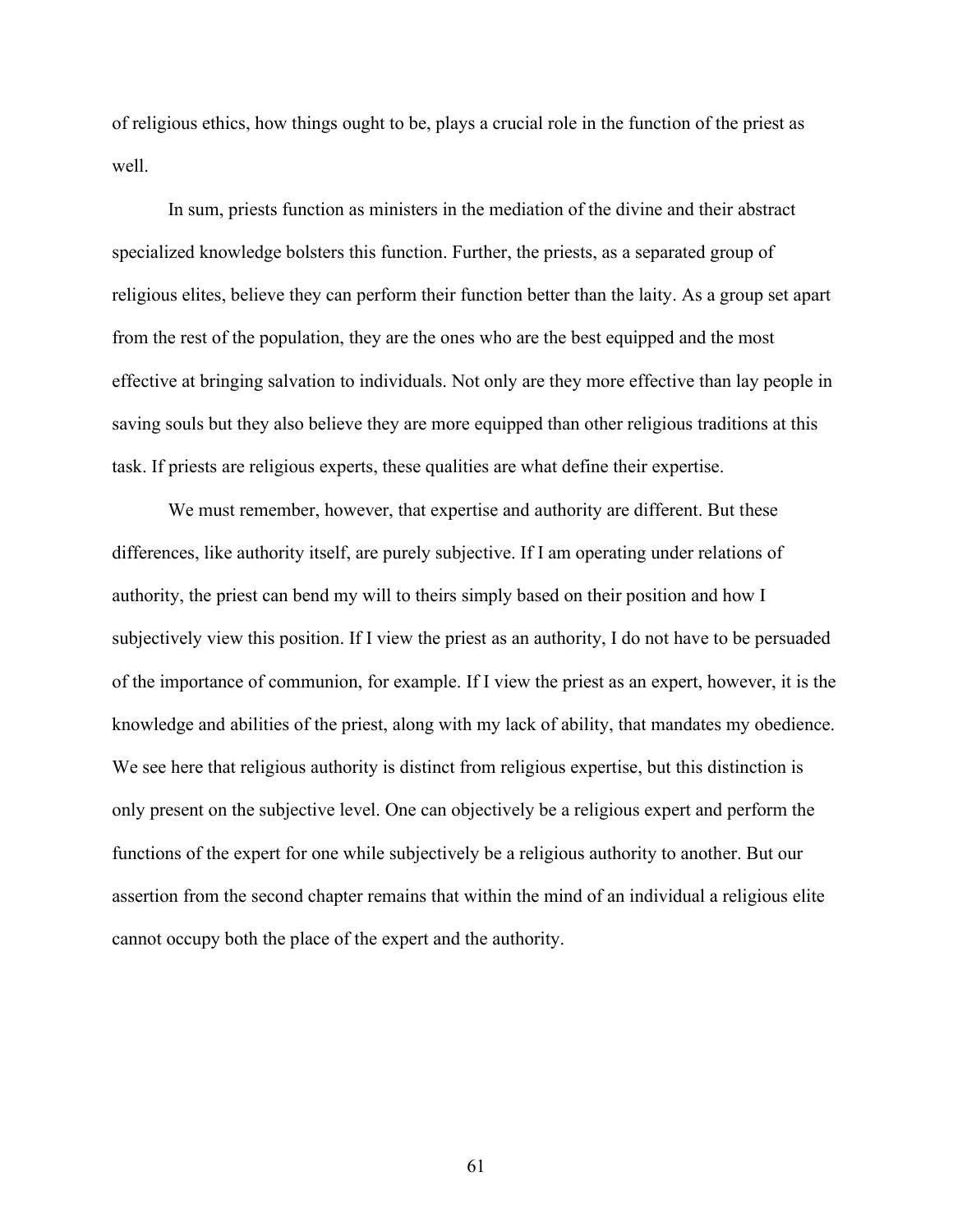of religious ethics, how things ought to be, plays a crucial role in the function of the priest as well.

In sum, priests function as ministers in the mediation of the divine and their abstract specialized knowledge bolsters this function. Further, the priests, as a separated group of religious elites, believe they can perform their function better than the laity. As a group set apart from the rest of the population, they are the ones who are the best equipped and the most effective at bringing salvation to individuals. Not only are they more effective than lay people in saving souls but they also believe they are more equipped than other religious traditions at this task. If priests are religious experts, these qualities are what define their expertise.

We must remember, however, that expertise and authority are different. But these differences, like authority itself, are purely subjective. If I am operating under relations of authority, the priest can bend my will to theirs simply based on their position and how I subjectively view this position. If I view the priest as an authority, I do not have to be persuaded of the importance of communion, for example. If I view the priest as an expert, however, it is the knowledge and abilities of the priest, along with my lack of ability, that mandates my obedience. We see here that religious authority is distinct from religious expertise, but this distinction is only present on the subjective level. One can objectively be a religious expert and perform the functions of the expert for one while subjectively be a religious authority to another. But our assertion from the second chapter remains that within the mind of an individual a religious elite cannot occupy both the place of the expert and the authority.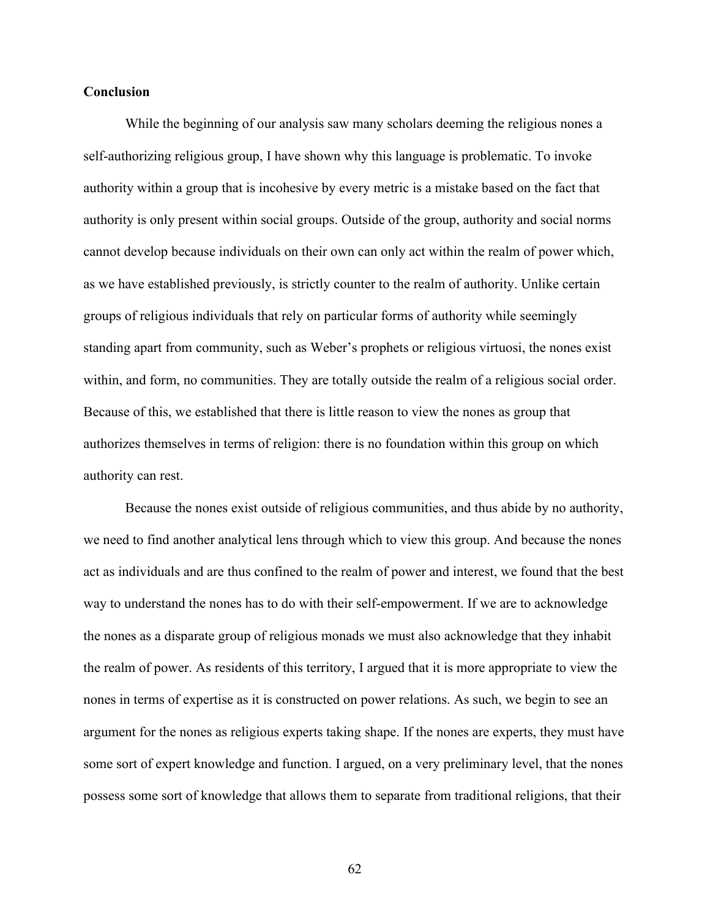**Conclusion**

While the beginning of our analysis saw many scholars deeming the religious nones a self-authorizing religious group, I have shown why this language is problematic. To invoke authority within a group that is incohesive by every metric is a mistake based on the fact that authority is only present within social groups. Outside of the group, authority and social norms cannot develop because individuals on their own can only act within the realm of power which, as we have established previously, is strictly counter to the realm of authority. Unlike certain groups of religious individuals that rely on particular forms of authority while seemingly standing apart from community, such as Weber's prophets or religious virtuosi, the nones exist within, and form, no communities. They are totally outside the realm of a religious social order. Because of this, we established that there is little reason to view the nones as group that authorizes themselves in terms of religion: there is no foundation within this group on which authority can rest.

Because the nones exist outside of religious communities, and thus abide by no authority, we need to find another analytical lens through which to view this group. And because the nones act as individuals and are thus confined to the realm of power and interest, we found that the best way to understand the nones has to do with their self-empowerment. If we are to acknowledge the nones as a disparate group of religious monads we must also acknowledge that they inhabit the realm of power. As residents of this territory, I argued that it is more appropriate to view the nones in terms of expertise as it is constructed on power relations. As such, we begin to see an argument for the nones as religious experts taking shape. If the nones are experts, they must have some sort of expert knowledge and function. I argued, on a very preliminary level, that the nones possess some sort of knowledge that allows them to separate from traditional religions, that their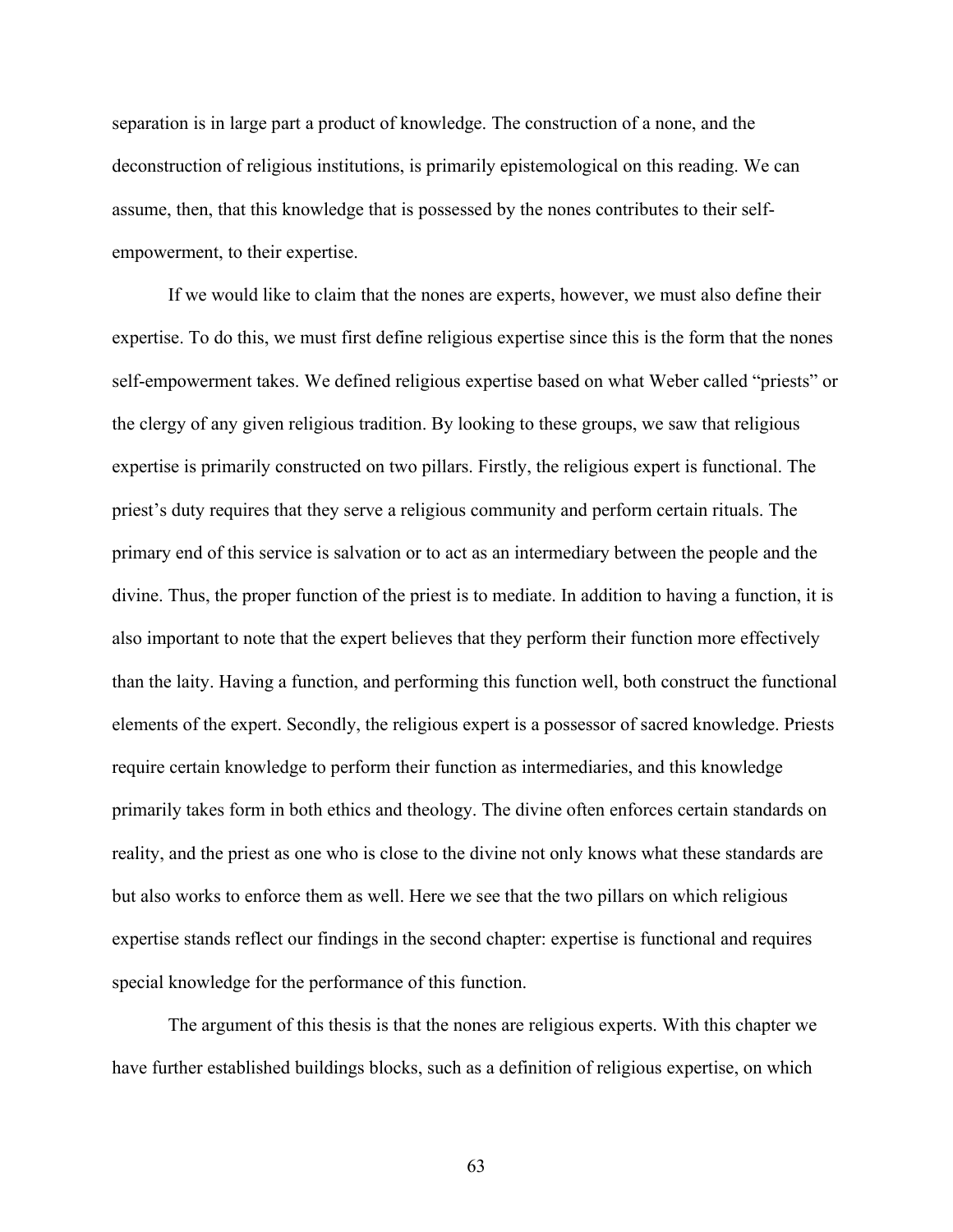separation is in large part a product of knowledge. The construction of a none, and the deconstruction of religious institutions, is primarily epistemological on this reading. We can assume, then, that this knowledge that is possessed by the nones contributes to their self-empowerment, to their expertise.

If we would like to claim that the nones are experts, however, we must also define their expertise. To do this, we must first define religious expertise since this is the form that the nones self-empowerment takes. We defined religious expertise based on what Weber called "priests" or the clergy of any given religious tradition. By looking to these groups, we saw that religious expertise is primarily constructed on two pillars. Firstly, the religious expert is functional. The priest's duty requires that they serve a religious community and perform certain rituals. The primary end of this service is salvation or to act as an intermediary between the people and the divine. Thus, the proper function of the priest is to mediate. In addition to having a function, it is also important to note that the expert believes that they perform their function more effectively than the laity. Having a function, and performing this function well, both construct the functional elements of the expert. Secondly, the religious expert is a possessor of sacred knowledge. Priests require certain knowledge to perform their function as intermediaries, and this knowledge primarily takes form in both ethics and theology. The divine often enforces certain standards on reality, and the priest as one who is close to the divine not only knows what these standards are but also works to enforce them as well. Here we see that the two pillars on which religious expertise stands reflect our findings in the second chapter: expertise is functional and requires special knowledge for the performance of this function.

The argument of this thesis is that the nones are religious experts. With this chapter we have further established buildings blocks, such as a definition of religious expertise, on which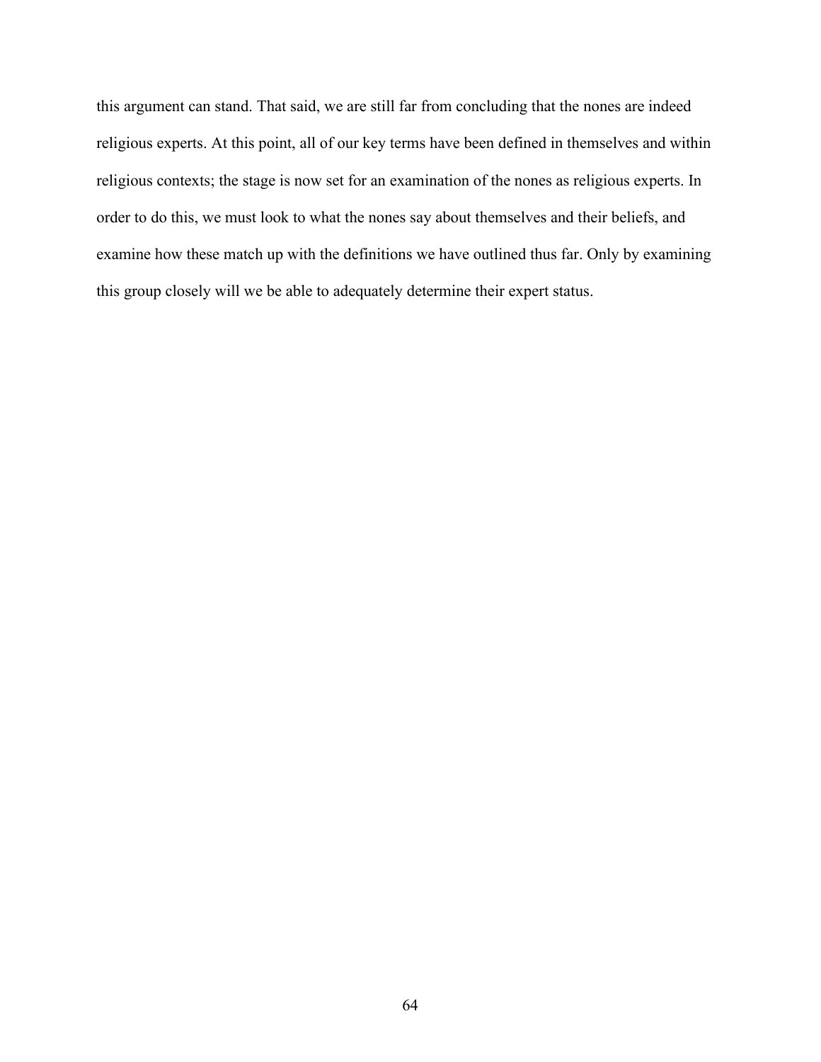this argument can stand. That said, we are still far from concluding that the nones are indeed religious experts. At this point, all of our key terms have been defined in themselves and within religious contexts; the stage is now set for an examination of the nones as religious experts. In order to do this, we must look to what the nones say about themselves and their beliefs, and examine how these match up with the definitions we have outlined thus far. Only by examining this group closely will we be able to adequately determine their expert status.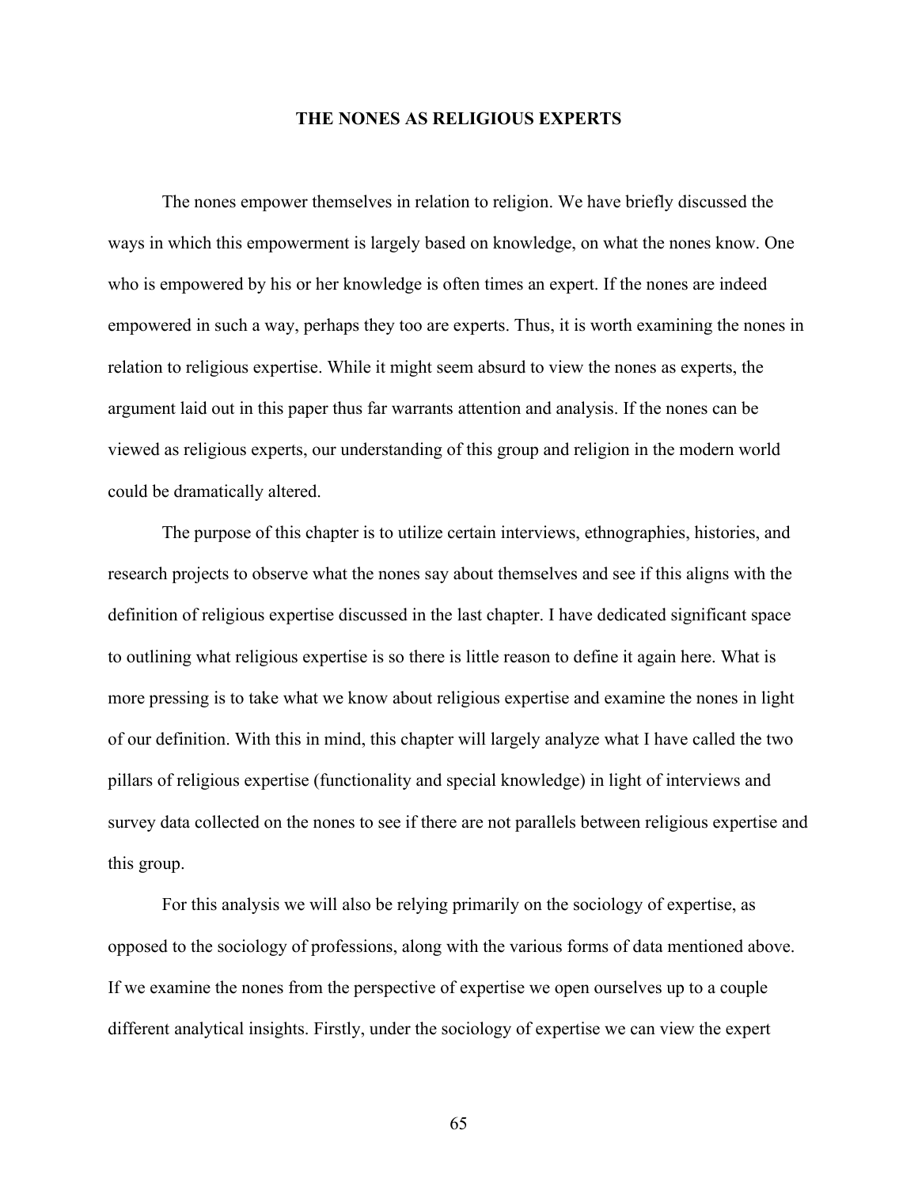# THE NONES AS RELIGIOUS EXPERTS

The nones empower themselves in relation to religion. We have briefly discussed the ways in which this empowerment is largely based on knowledge, on what the nones know. One who is empowered by his or her knowledge is often times an expert. If the nones are indeed empowered in such a way, perhaps they too are experts. Thus, it is worth examining the nones in relation to religious expertise. While it might seem absurd to view the nones as experts, the argument laid out in this paper thus far warrants attention and analysis. If the nones can be viewed as religious experts, our understanding of this group and religion in the modern world could be dramatically altered.

The purpose of this chapter is to utilize certain interviews, ethnographies, histories, and research projects to observe what the nones say about themselves and see if this aligns with the definition of religious expertise discussed in the last chapter. I have dedicated significant space to outlining what religious expertise is so there is little reason to define it again here. What is more pressing is to take what we know about religious expertise and examine the nones in light of our definition. With this in mind, this chapter will largely analyze what I have called the two pillars of religious expertise (functionality and special knowledge) in light of interviews and survey data collected on the nones to see if there are not parallels between religious expertise and this group.

For this analysis we will also be relying primarily on the sociology of expertise, as opposed to the sociology of professions, along with the various forms of data mentioned above. If we examine the nones from the perspective of expertise we open ourselves up to a couple different analytical insights. Firstly, under the sociology of expertise we can view the expert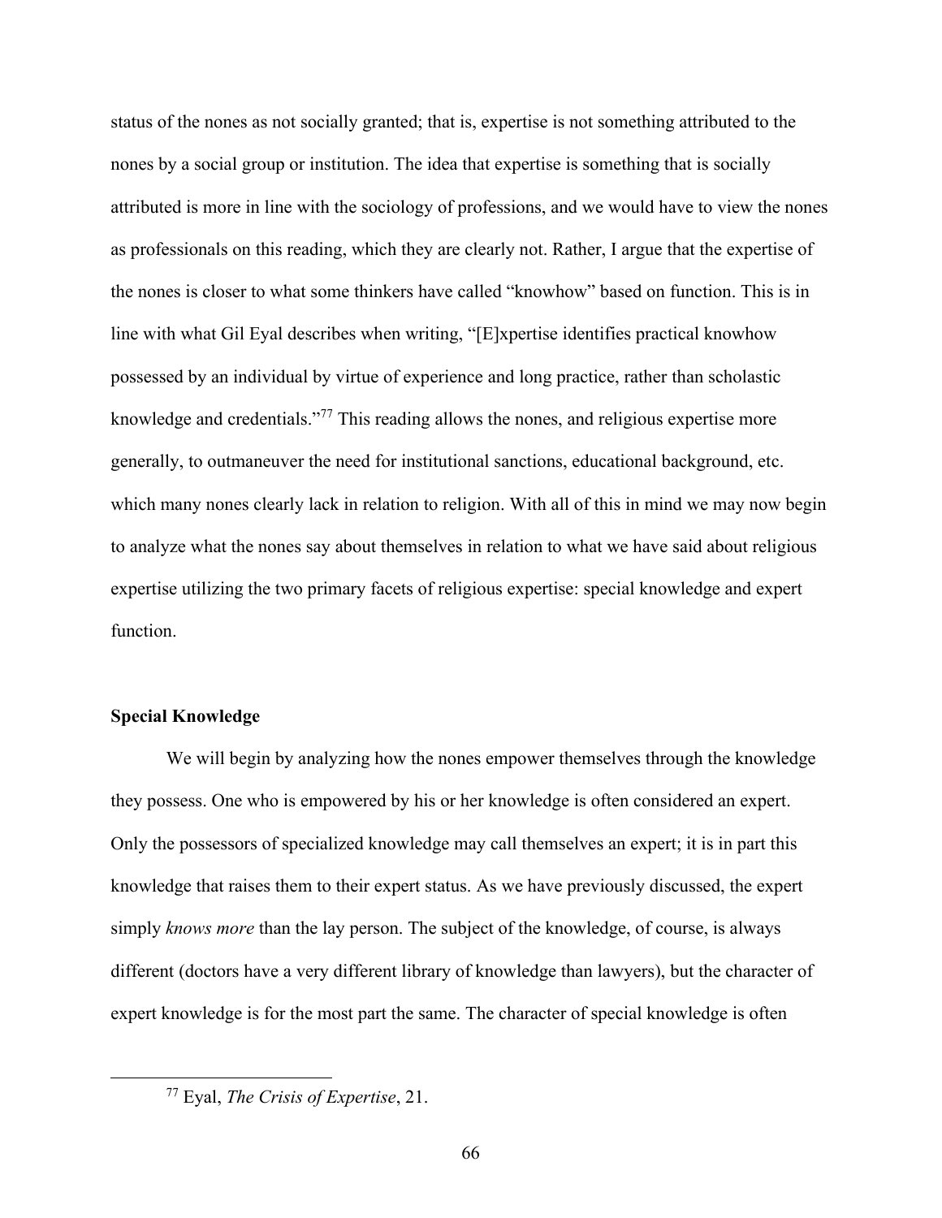status of the nones as not socially granted; that is, expertise is not something attributed to the nones by a social group or institution. The idea that expertise is something that is socially attributed is more in line with the sociology of professions, and we would have to view the nones as professionals on this reading, which they are clearly not. Rather, I argue that the expertise of the nones is closer to what some thinkers have called "knowhow" based on function. This is in line with what Gil Eyal describes when writing, "[E]xpertise identifies practical knowhow possessed by an individual by virtue of experience and long practice, rather than scholastic knowledge and credentials."[77] This reading allows the nones, and religious expertise more generally, to outmaneuver the need for institutional sanctions, educational background, etc. which many nones clearly lack in relation to religion. With all of this in mind we may now begin to analyze what the nones say about themselves in relation to what we have said about religious expertise utilizing the two primary facets of religious expertise: special knowledge and expert function.

**Special Knowledge**

We will begin by analyzing how the nones empower themselves through the knowledge they possess. One who is empowered by his or her knowledge is often considered an expert. Only the possessors of specialized knowledge may call themselves an expert; it is in part this knowledge that raises them to their expert status. As we have previously discussed, the expert simply *knows more* than the lay person. The subject of the knowledge, of course, is always different (doctors have a very different library of knowledge than lawyers), but the character of expert knowledge is for the most part the same. The character of special knowledge is often

[77] Eyal, *The Crisis of Expertise*, 21.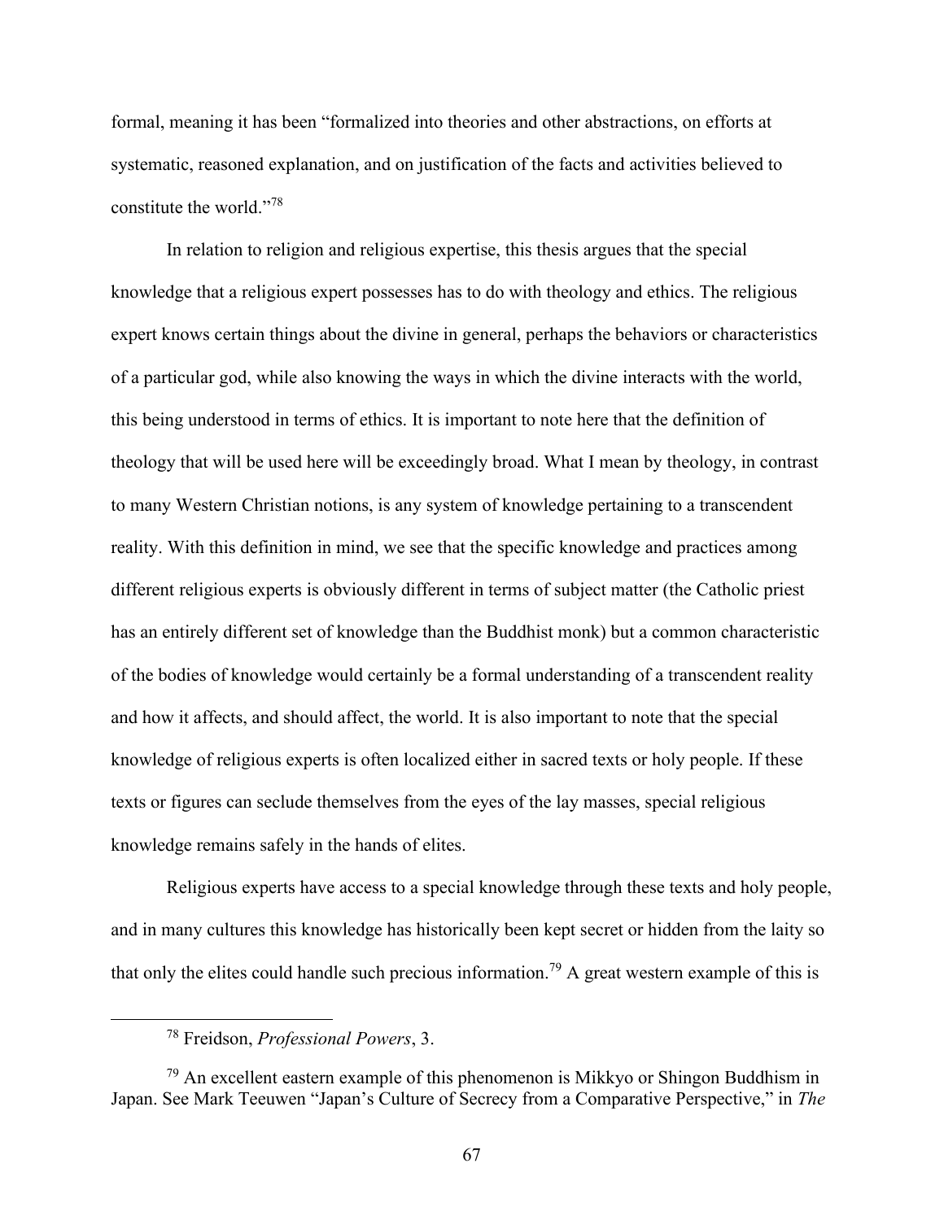formal, meaning it has been "formalized into theories and other abstractions, on efforts at systematic, reasoned explanation, and on justification of the facts and activities believed to constitute the world."[78]

In relation to religion and religious expertise, this thesis argues that the special knowledge that a religious expert possesses has to do with theology and ethics. The religious expert knows certain things about the divine in general, perhaps the behaviors or characteristics of a particular god, while also knowing the ways in which the divine interacts with the world, this being understood in terms of ethics. It is important to note here that the definition of theology that will be used here will be exceedingly broad. What I mean by theology, in contrast to many Western Christian notions, is any system of knowledge pertaining to a transcendent reality. With this definition in mind, we see that the specific knowledge and practices among different religious experts is obviously different in terms of subject matter (the Catholic priest has an entirely different set of knowledge than the Buddhist monk) but a common characteristic of the bodies of knowledge would certainly be a formal understanding of a transcendent reality and how it affects, and should affect, the world. It is also important to note that the special knowledge of religious experts is often localized either in sacred texts or holy people. If these texts or figures can seclude themselves from the eyes of the lay masses, special religious knowledge remains safely in the hands of elites.

Religious experts have access to a special knowledge through these texts and holy people, and in many cultures this knowledge has historically been kept secret or hidden from the laity so that only the elites could handle such precious information.[79] A great western example of this is

[78] Freidson, *Professional Powers*, 3.

[79] An excellent eastern example of this phenomenon is Mikkyo or Shingon Buddhism in Japan. See Mark Teeuwen "Japan's Culture of Secrecy from a Comparative Perspective," in *The*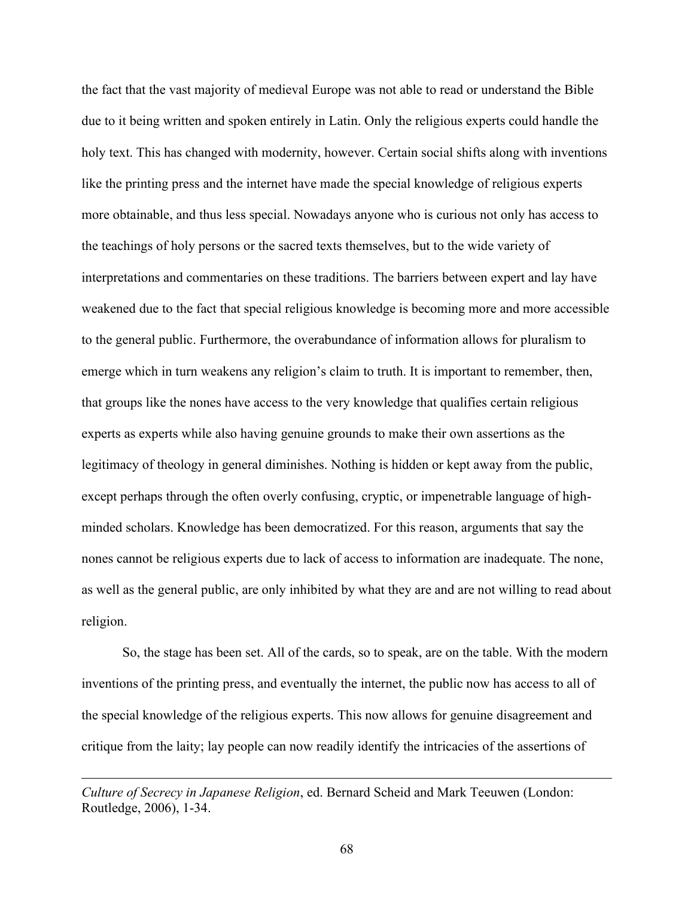the fact that the vast majority of medieval Europe was not able to read or understand the Bible due to it being written and spoken entirely in Latin. Only the religious experts could handle the holy text. This has changed with modernity, however. Certain social shifts along with inventions like the printing press and the internet have made the special knowledge of religious experts more obtainable, and thus less special. Nowadays anyone who is curious not only has access to the teachings of holy persons or the sacred texts themselves, but to the wide variety of interpretations and commentaries on these traditions. The barriers between expert and lay have weakened due to the fact that special religious knowledge is becoming more and more accessible to the general public. Furthermore, the overabundance of information allows for pluralism to emerge which in turn weakens any religion's claim to truth. It is important to remember, then, that groups like the nones have access to the very knowledge that qualifies certain religious experts as experts while also having genuine grounds to make their own assertions as the legitimacy of theology in general diminishes. Nothing is hidden or kept away from the public, except perhaps through the often overly confusing, cryptic, or impenetrable language of high-minded scholars. Knowledge has been democratized. For this reason, arguments that say the nones cannot be religious experts due to lack of access to information are inadequate. The none, as well as the general public, are only inhibited by what they are and are not willing to read about religion.

So, the stage has been set. All of the cards, so to speak, are on the table. With the modern inventions of the printing press, and eventually the internet, the public now has access to all of the special knowledge of the religious experts. This now allows for genuine disagreement and critique from the laity; lay people can now readily identify the intricacies of the assertions of

---

*Culture of Secrecy in Japanese Religion*, ed. Bernard Scheid and Mark Teeuwen (London: Routledge, 2006), 1-34.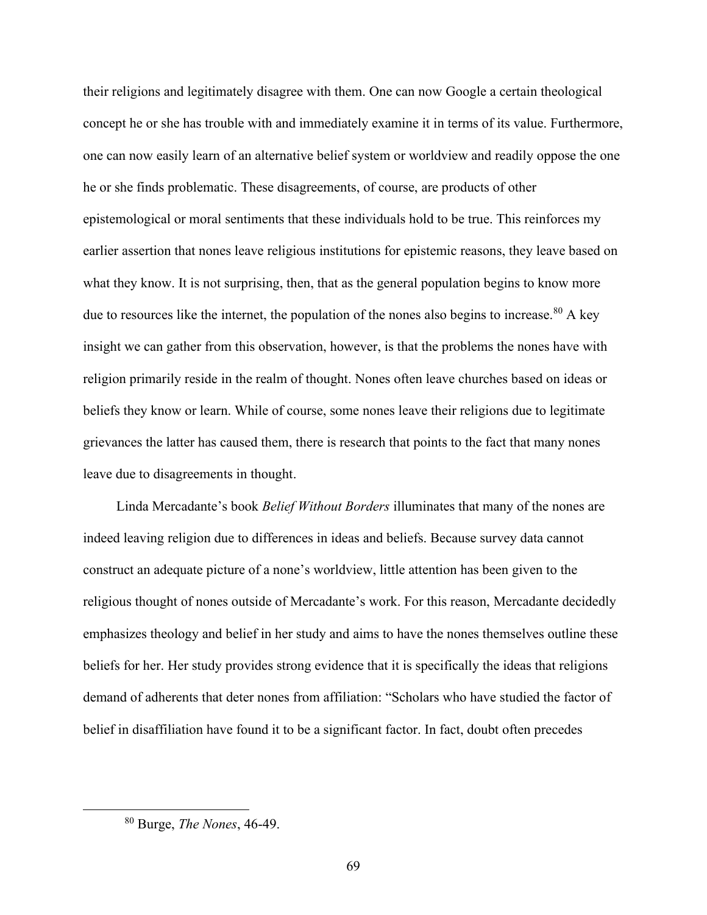their religions and legitimately disagree with them. One can now Google a certain theological concept he or she has trouble with and immediately examine it in terms of its value. Furthermore, one can now easily learn of an alternative belief system or worldview and readily oppose the one he or she finds problematic. These disagreements, of course, are products of other epistemological or moral sentiments that these individuals hold to be true. This reinforces my earlier assertion that nones leave religious institutions for epistemic reasons, they leave based on what they know. It is not surprising, then, that as the general population begins to know more due to resources like the internet, the population of the nones also begins to increase.[80] A key insight we can gather from this observation, however, is that the problems the nones have with religion primarily reside in the realm of thought. Nones often leave churches based on ideas or beliefs they know or learn. While of course, some nones leave their religions due to legitimate grievances the latter has caused them, there is research that points to the fact that many nones leave due to disagreements in thought.

Linda Mercadante's book *Belief Without Borders* illuminates that many of the nones are indeed leaving religion due to differences in ideas and beliefs. Because survey data cannot construct an adequate picture of a none's worldview, little attention has been given to the religious thought of nones outside of Mercadante's work. For this reason, Mercadante decidedly emphasizes theology and belief in her study and aims to have the nones themselves outline these beliefs for her. Her study provides strong evidence that it is specifically the ideas that religions demand of adherents that deter nones from affiliation: "Scholars who have studied the factor of belief in disaffiliation have found it to be a significant factor. In fact, doubt often precedes

[80] Burge, *The Nones*, 46-49.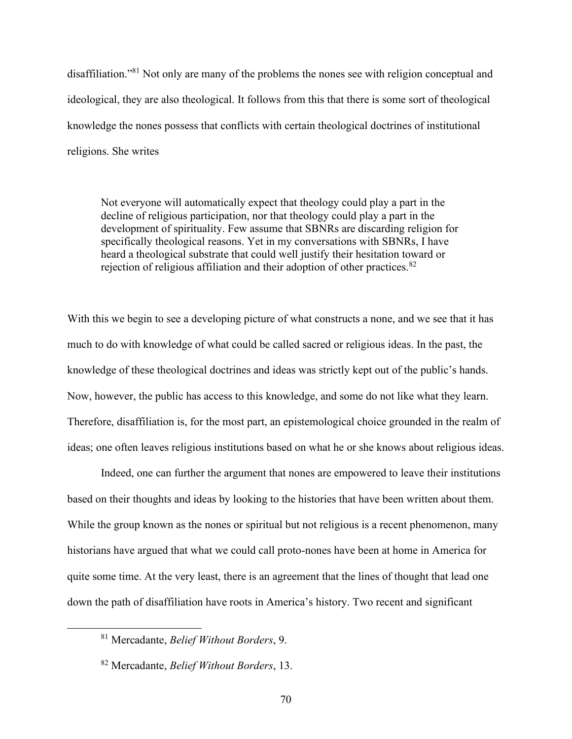disaffiliation."[81] Not only are many of the problems the nones see with religion conceptual and ideological, they are also theological. It follows from this that there is some sort of theological knowledge the nones possess that conflicts with certain theological doctrines of institutional religions. She writes

> Not everyone will automatically expect that theology could play a part in the decline of religious participation, nor that theology could play a part in the development of spirituality. Few assume that SBNRs are discarding religion for specifically theological reasons. Yet in my conversations with SBNRs, I have heard a theological substrate that could well justify their hesitation toward or rejection of religious affiliation and their adoption of other practices.[82]

With this we begin to see a developing picture of what constructs a none, and we see that it has much to do with knowledge of what could be called sacred or religious ideas. In the past, the knowledge of these theological doctrines and ideas was strictly kept out of the public's hands. Now, however, the public has access to this knowledge, and some do not like what they learn. Therefore, disaffiliation is, for the most part, an epistemological choice grounded in the realm of ideas; one often leaves religious institutions based on what he or she knows about religious ideas.

Indeed, one can further the argument that nones are empowered to leave their institutions based on their thoughts and ideas by looking to the histories that have been written about them. While the group known as the nones or spiritual but not religious is a recent phenomenon, many historians have argued that what we could call proto-nones have been at home in America for quite some time. At the very least, there is an agreement that the lines of thought that lead one down the path of disaffiliation have roots in America's history. Two recent and significant

[81] Mercadante, *Belief Without Borders*, 9.

[82] Mercadante, *Belief Without Borders*, 13.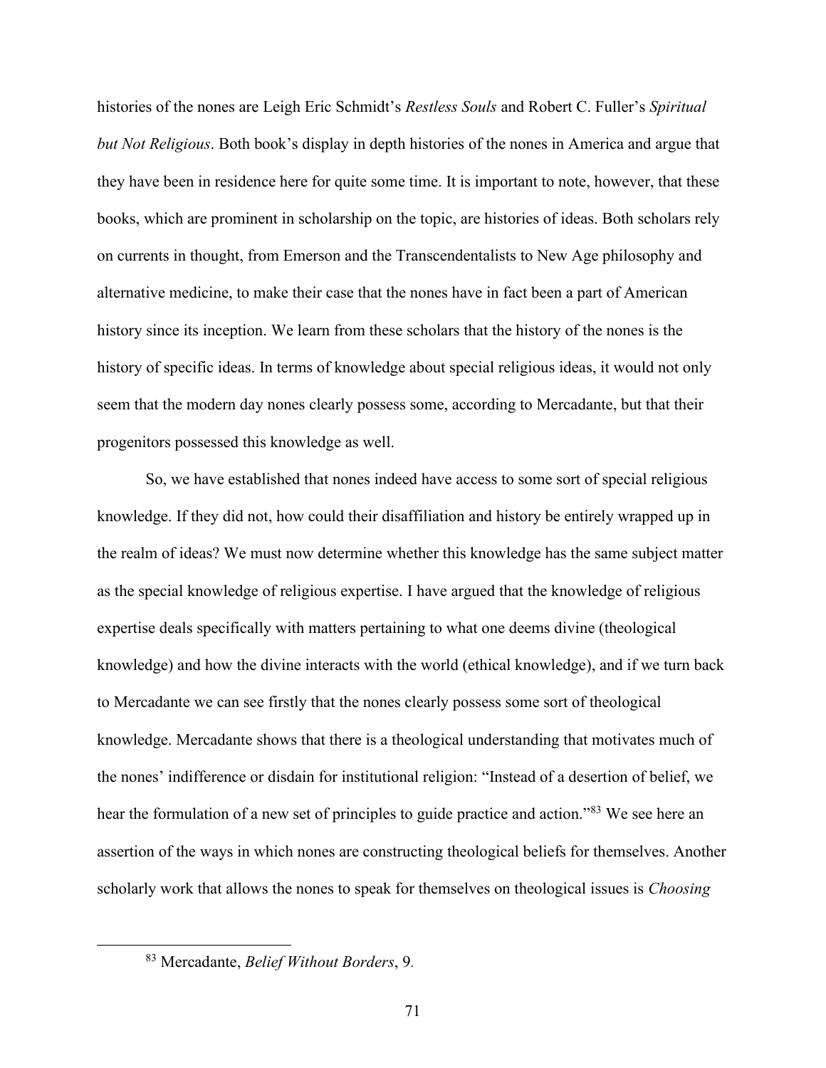histories of the nones are Leigh Eric Schmidt's *Restless Souls* and Robert C. Fuller's *Spiritual but Not Religious*. Both book's display in depth histories of the nones in America and argue that they have been in residence here for quite some time. It is important to note, however, that these books, which are prominent in scholarship on the topic, are histories of ideas. Both scholars rely on currents in thought, from Emerson and the Transcendentalists to New Age philosophy and alternative medicine, to make their case that the nones have in fact been a part of American history since its inception. We learn from these scholars that the history of the nones is the history of specific ideas. In terms of knowledge about special religious ideas, it would not only seem that the modern day nones clearly possess some, according to Mercadante, but that their progenitors possessed this knowledge as well.

So, we have established that nones indeed have access to some sort of special religious knowledge. If they did not, how could their disaffiliation and history be entirely wrapped up in the realm of ideas? We must now determine whether this knowledge has the same subject matter as the special knowledge of religious expertise. I have argued that the knowledge of religious expertise deals specifically with matters pertaining to what one deems divine (theological knowledge) and how the divine interacts with the world (ethical knowledge), and if we turn back to Mercadante we can see firstly that the nones clearly possess some sort of theological knowledge. Mercadante shows that there is a theological understanding that motivates much of the nones' indifference or disdain for institutional religion: "Instead of a desertion of belief, we hear the formulation of a new set of principles to guide practice and action."[83] We see here an assertion of the ways in which nones are constructing theological beliefs for themselves. Another scholarly work that allows the nones to speak for themselves on theological issues is *Choosing*

[83] Mercadante, *Belief Without Borders*, 9.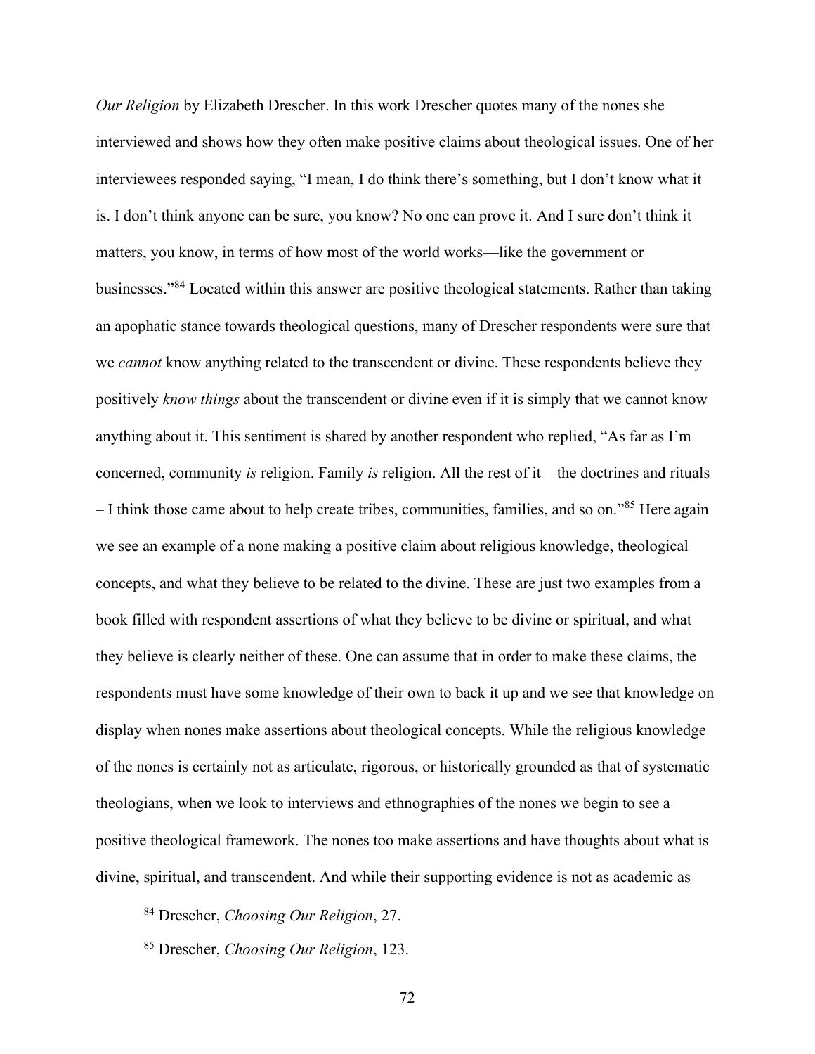*Our Religion* by Elizabeth Drescher. In this work Drescher quotes many of the nones she interviewed and shows how they often make positive claims about theological issues. One of her interviewees responded saying, "I mean, I do think there's something, but I don't know what it is. I don't think anyone can be sure, you know? No one can prove it. And I sure don't think it matters, you know, in terms of how most of the world works—like the government or businesses."[84] Located within this answer are positive theological statements. Rather than taking an apophatic stance towards theological questions, many of Drescher respondents were sure that we *cannot* know anything related to the transcendent or divine. These respondents believe they positively *know things* about the transcendent or divine even if it is simply that we cannot know anything about it. This sentiment is shared by another respondent who replied, "As far as I'm concerned, community *is* religion. Family *is* religion. All the rest of it – the doctrines and rituals – I think those came about to help create tribes, communities, families, and so on."[85] Here again we see an example of a none making a positive claim about religious knowledge, theological concepts, and what they believe to be related to the divine. These are just two examples from a book filled with respondent assertions of what they believe to be divine or spiritual, and what they believe is clearly neither of these. One can assume that in order to make these claims, the respondents must have some knowledge of their own to back it up and we see that knowledge on display when nones make assertions about theological concepts. While the religious knowledge of the nones is certainly not as articulate, rigorous, or historically grounded as that of systematic theologians, when we look to interviews and ethnographies of the nones we begin to see a positive theological framework. The nones too make assertions and have thoughts about what is divine, spiritual, and transcendent. And while their supporting evidence is not as academic as

---

[84] Drescher, *Choosing Our Religion*, 27.

[85] Drescher, *Choosing Our Religion*, 123.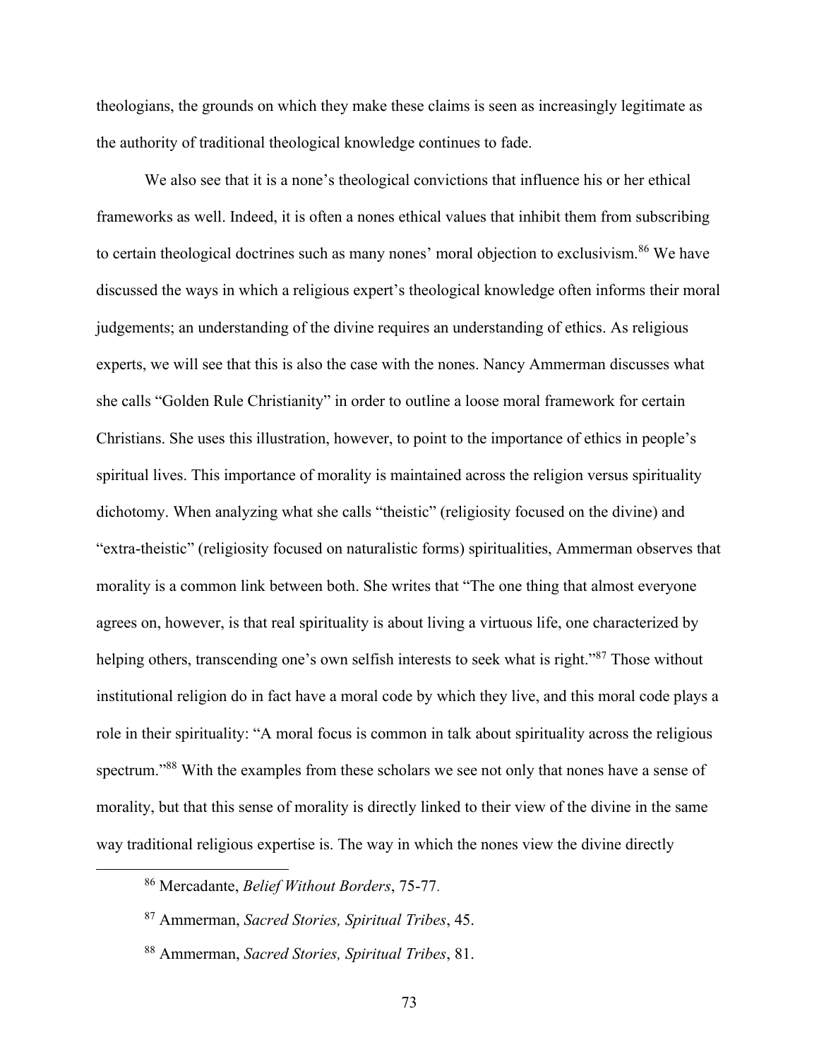theologians, the grounds on which they make these claims is seen as increasingly legitimate as the authority of traditional theological knowledge continues to fade.

We also see that it is a none's theological convictions that influence his or her ethical frameworks as well. Indeed, it is often a nones ethical values that inhibit them from subscribing to certain theological doctrines such as many nones' moral objection to exclusivism.[86] We have discussed the ways in which a religious expert's theological knowledge often informs their moral judgements; an understanding of the divine requires an understanding of ethics. As religious experts, we will see that this is also the case with the nones. Nancy Ammerman discusses what she calls "Golden Rule Christianity" in order to outline a loose moral framework for certain Christians. She uses this illustration, however, to point to the importance of ethics in people's spiritual lives. This importance of morality is maintained across the religion versus spirituality dichotomy. When analyzing what she calls "theistic" (religiosity focused on the divine) and "extra-theistic" (religiosity focused on naturalistic forms) spiritualities, Ammerman observes that morality is a common link between both. She writes that "The one thing that almost everyone agrees on, however, is that real spirituality is about living a virtuous life, one characterized by helping others, transcending one's own selfish interests to seek what is right."[87] Those without institutional religion do in fact have a moral code by which they live, and this moral code plays a role in their spirituality: "A moral focus is common in talk about spirituality across the religious spectrum."[88] With the examples from these scholars we see not only that nones have a sense of morality, but that this sense of morality is directly linked to their view of the divine in the same way traditional religious expertise is. The way in which the nones view the divine directly

---

[86] Mercadante, *Belief Without Borders*, 75-77.

[87] Ammerman, *Sacred Stories, Spiritual Tribes*, 45.

[88] Ammerman, *Sacred Stories, Spiritual Tribes*, 81.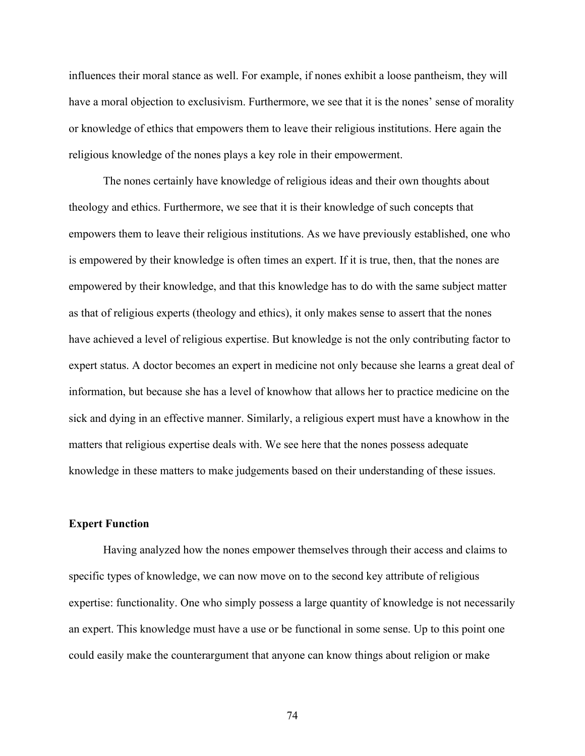influences their moral stance as well. For example, if nones exhibit a loose pantheism, they will have a moral objection to exclusivism. Furthermore, we see that it is the nones' sense of morality or knowledge of ethics that empowers them to leave their religious institutions. Here again the religious knowledge of the nones plays a key role in their empowerment.

The nones certainly have knowledge of religious ideas and their own thoughts about theology and ethics. Furthermore, we see that it is their knowledge of such concepts that empowers them to leave their religious institutions. As we have previously established, one who is empowered by their knowledge is often times an expert. If it is true, then, that the nones are empowered by their knowledge, and that this knowledge has to do with the same subject matter as that of religious experts (theology and ethics), it only makes sense to assert that the nones have achieved a level of religious expertise. But knowledge is not the only contributing factor to expert status. A doctor becomes an expert in medicine not only because she learns a great deal of information, but because she has a level of knowhow that allows her to practice medicine on the sick and dying in an effective manner. Similarly, a religious expert must have a knowhow in the matters that religious expertise deals with. We see here that the nones possess adequate knowledge in these matters to make judgements based on their understanding of these issues.

### Expert Function

Having analyzed how the nones empower themselves through their access and claims to specific types of knowledge, we can now move on to the second key attribute of religious expertise: functionality. One who simply possess a large quantity of knowledge is not necessarily an expert. This knowledge must have a use or be functional in some sense. Up to this point one could easily make the counterargument that anyone can know things about religion or make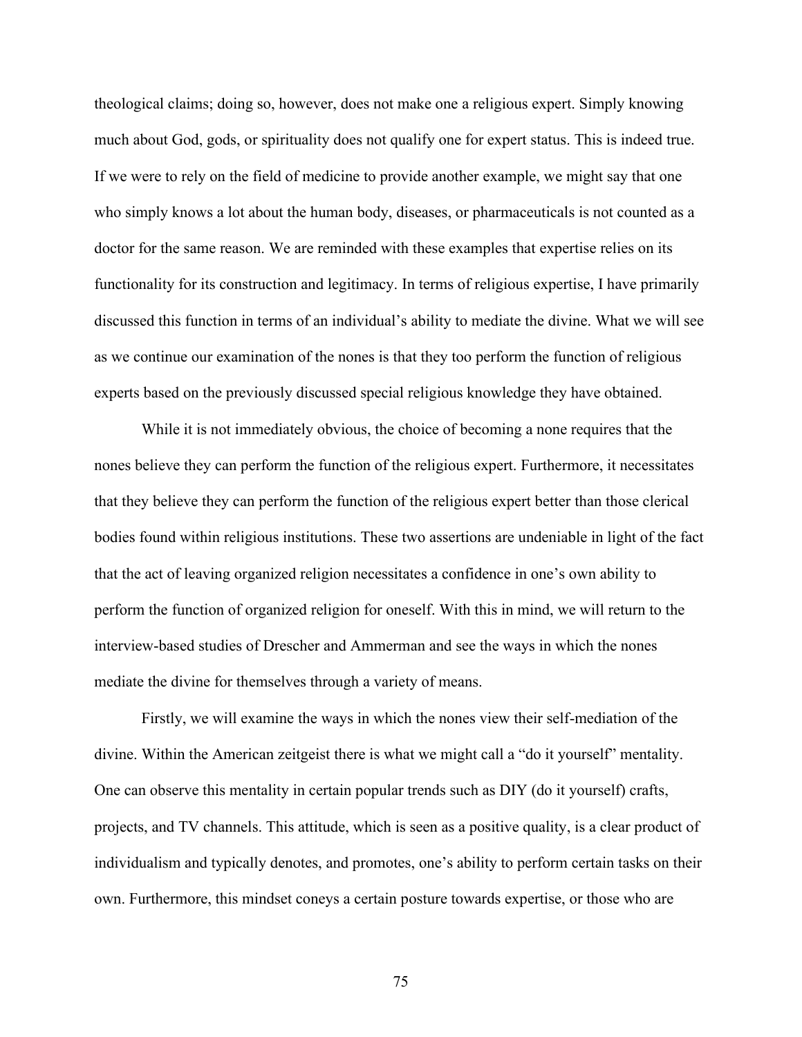theological claims; doing so, however, does not make one a religious expert. Simply knowing much about God, gods, or spirituality does not qualify one for expert status. This is indeed true. If we were to rely on the field of medicine to provide another example, we might say that one who simply knows a lot about the human body, diseases, or pharmaceuticals is not counted as a doctor for the same reason. We are reminded with these examples that expertise relies on its functionality for its construction and legitimacy. In terms of religious expertise, I have primarily discussed this function in terms of an individual's ability to mediate the divine. What we will see as we continue our examination of the nones is that they too perform the function of religious experts based on the previously discussed special religious knowledge they have obtained.

While it is not immediately obvious, the choice of becoming a none requires that the nones believe they can perform the function of the religious expert. Furthermore, it necessitates that they believe they can perform the function of the religious expert better than those clerical bodies found within religious institutions. These two assertions are undeniable in light of the fact that the act of leaving organized religion necessitates a confidence in one's own ability to perform the function of organized religion for oneself. With this in mind, we will return to the interview-based studies of Drescher and Ammerman and see the ways in which the nones mediate the divine for themselves through a variety of means.

Firstly, we will examine the ways in which the nones view their self-mediation of the divine. Within the American zeitgeist there is what we might call a "do it yourself" mentality. One can observe this mentality in certain popular trends such as DIY (do it yourself) crafts, projects, and TV channels. This attitude, which is seen as a positive quality, is a clear product of individualism and typically denotes, and promotes, one's ability to perform certain tasks on their own. Furthermore, this mindset coneys a certain posture towards expertise, or those who are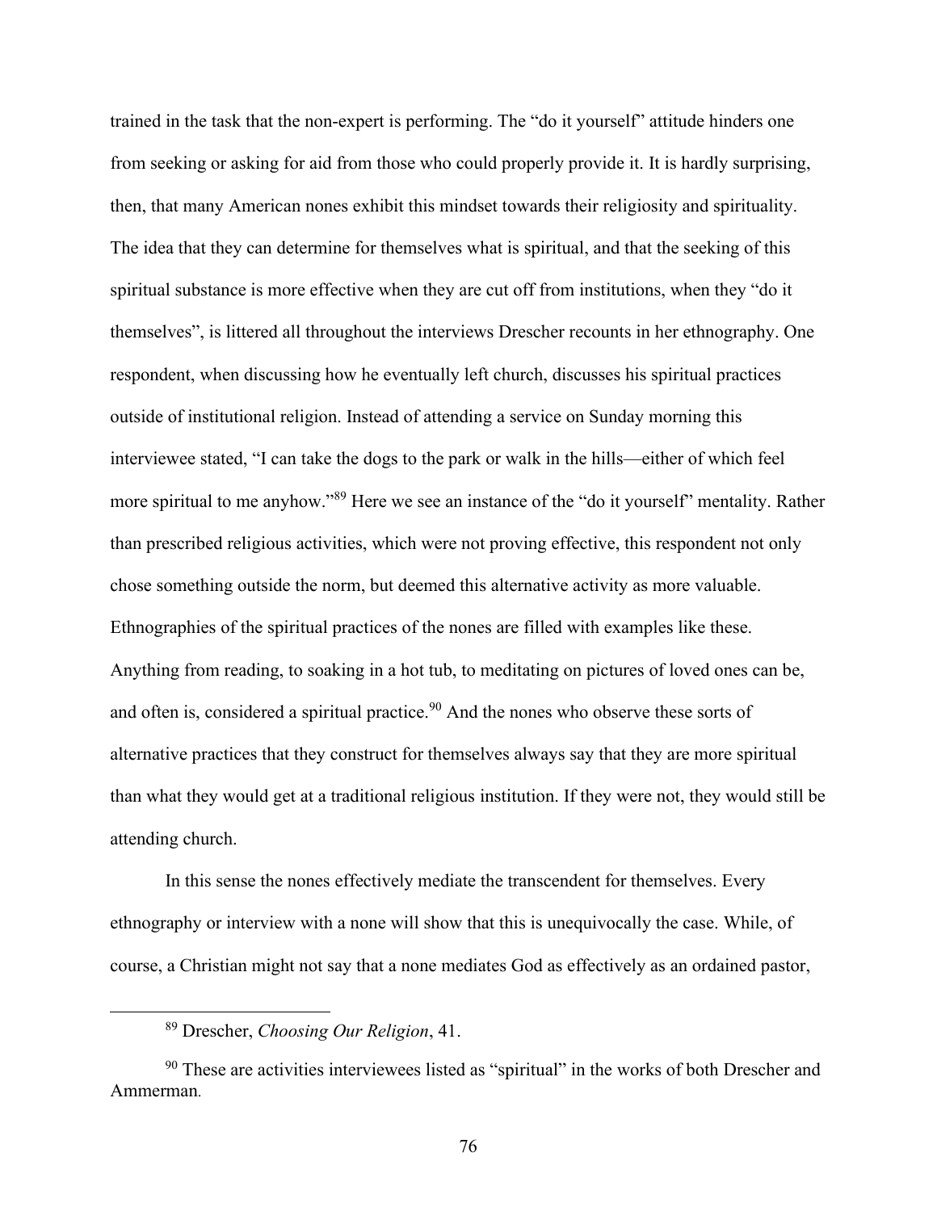trained in the task that the non-expert is performing. The "do it yourself" attitude hinders one from seeking or asking for aid from those who could properly provide it. It is hardly surprising, then, that many American nones exhibit this mindset towards their religiosity and spirituality. The idea that they can determine for themselves what is spiritual, and that the seeking of this spiritual substance is more effective when they are cut off from institutions, when they "do it themselves", is littered all throughout the interviews Drescher recounts in her ethnography. One respondent, when discussing how he eventually left church, discusses his spiritual practices outside of institutional religion. Instead of attending a service on Sunday morning this interviewee stated, "I can take the dogs to the park or walk in the hills—either of which feel more spiritual to me anyhow."[89] Here we see an instance of the "do it yourself" mentality. Rather than prescribed religious activities, which were not proving effective, this respondent not only chose something outside the norm, but deemed this alternative activity as more valuable. Ethnographies of the spiritual practices of the nones are filled with examples like these. Anything from reading, to soaking in a hot tub, to meditating on pictures of loved ones can be, and often is, considered a spiritual practice.[90] And the nones who observe these sorts of alternative practices that they construct for themselves always say that they are more spiritual than what they would get at a traditional religious institution. If they were not, they would still be attending church.

In this sense the nones effectively mediate the transcendent for themselves. Every ethnography or interview with a none will show that this is unequivocally the case. While, of course, a Christian might not say that a none mediates God as effectively as an ordained pastor,

---

[89] Drescher, *Choosing Our Religion*, 41.

[90] These are activities interviewees listed as "spiritual" in the works of both Drescher and Ammerman.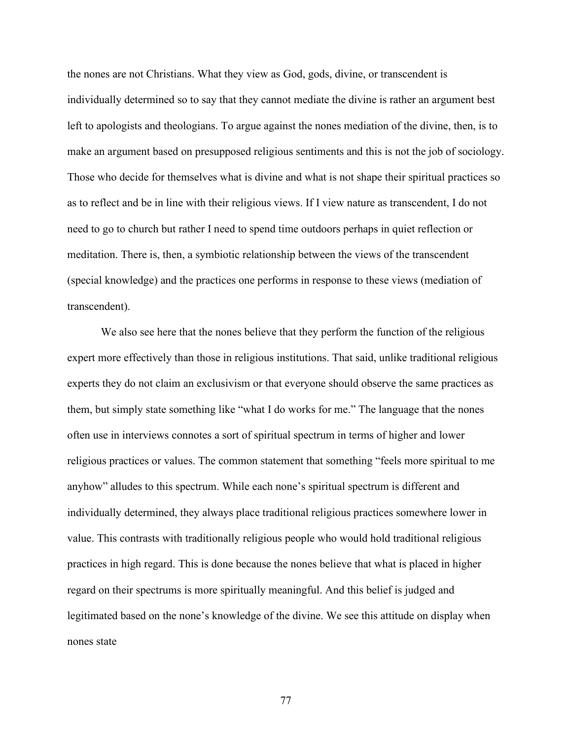the nones are not Christians. What they view as God, gods, divine, or transcendent is individually determined so to say that they cannot mediate the divine is rather an argument best left to apologists and theologians. To argue against the nones mediation of the divine, then, is to make an argument based on presupposed religious sentiments and this is not the job of sociology. Those who decide for themselves what is divine and what is not shape their spiritual practices so as to reflect and be in line with their religious views. If I view nature as transcendent, I do not need to go to church but rather I need to spend time outdoors perhaps in quiet reflection or meditation. There is, then, a symbiotic relationship between the views of the transcendent (special knowledge) and the practices one performs in response to these views (mediation of transcendent).

We also see here that the nones believe that they perform the function of the religious expert more effectively than those in religious institutions. That said, unlike traditional religious experts they do not claim an exclusivism or that everyone should observe the same practices as them, but simply state something like "what I do works for me." The language that the nones often use in interviews connotes a sort of spiritual spectrum in terms of higher and lower religious practices or values. The common statement that something "feels more spiritual to me anyhow" alludes to this spectrum. While each none's spiritual spectrum is different and individually determined, they always place traditional religious practices somewhere lower in value. This contrasts with traditionally religious people who would hold traditional religious practices in high regard. This is done because the nones believe that what is placed in higher regard on their spectrums is more spiritually meaningful. And this belief is judged and legitimated based on the none's knowledge of the divine. We see this attitude on display when nones state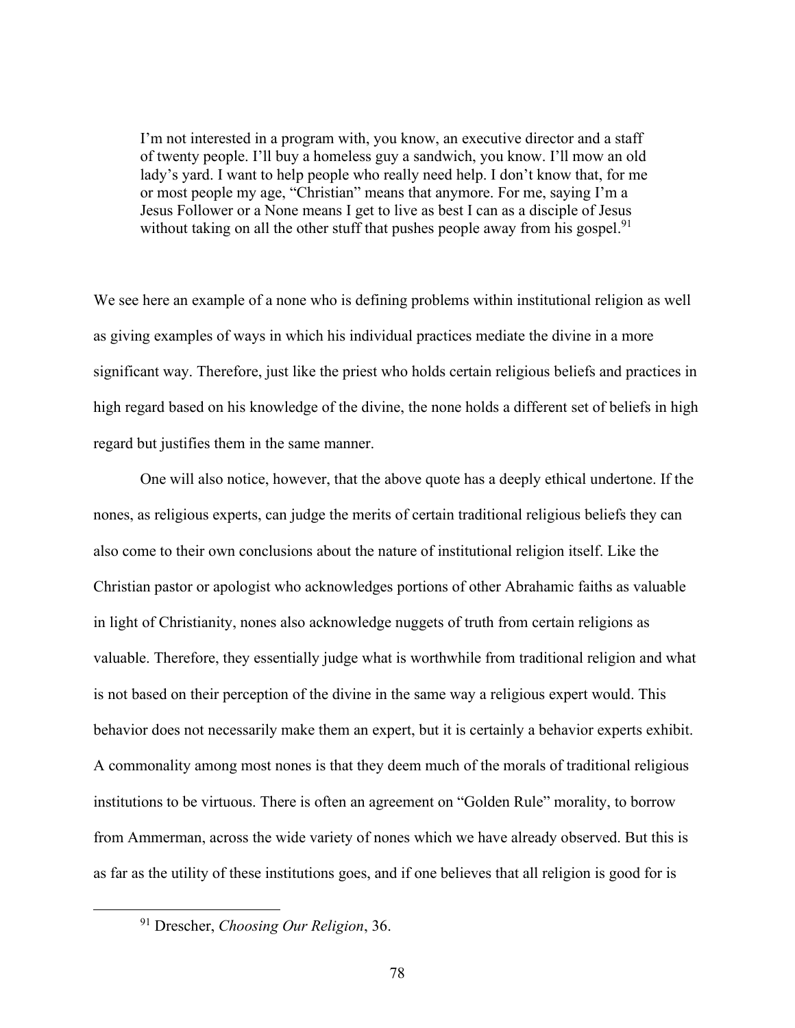> I'm not interested in a program with, you know, an executive director and a staff of twenty people. I'll buy a homeless guy a sandwich, you know. I'll mow an old lady's yard. I want to help people who really need help. I don't know that, for me or most people my age, "Christian" means that anymore. For me, saying I'm a Jesus Follower or a None means I get to live as best I can as a disciple of Jesus without taking on all the other stuff that pushes people away from his gospel.[91]

We see here an example of a none who is defining problems within institutional religion as well as giving examples of ways in which his individual practices mediate the divine in a more significant way. Therefore, just like the priest who holds certain religious beliefs and practices in high regard based on his knowledge of the divine, the none holds a different set of beliefs in high regard but justifies them in the same manner.

One will also notice, however, that the above quote has a deeply ethical undertone. If the nones, as religious experts, can judge the merits of certain traditional religious beliefs they can also come to their own conclusions about the nature of institutional religion itself. Like the Christian pastor or apologist who acknowledges portions of other Abrahamic faiths as valuable in light of Christianity, nones also acknowledge nuggets of truth from certain religions as valuable. Therefore, they essentially judge what is worthwhile from traditional religion and what is not based on their perception of the divine in the same way a religious expert would. This behavior does not necessarily make them an expert, but it is certainly a behavior experts exhibit. A commonality among most nones is that they deem much of the morals of traditional religious institutions to be virtuous. There is often an agreement on "Golden Rule" morality, to borrow from Ammerman, across the wide variety of nones which we have already observed. But this is as far as the utility of these institutions goes, and if one believes that all religion is good for is

[91] Drescher, *Choosing Our Religion*, 36.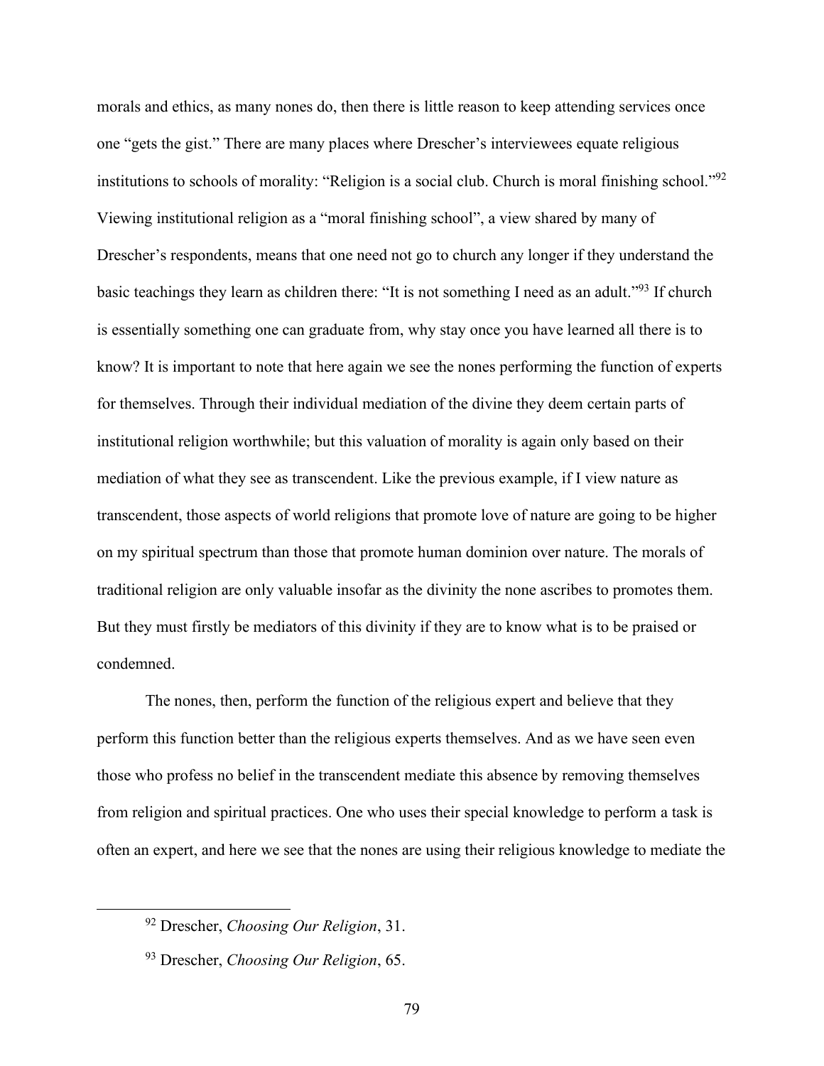morals and ethics, as many nones do, then there is little reason to keep attending services once one "gets the gist." There are many places where Drescher's interviewees equate religious institutions to schools of morality: "Religion is a social club. Church is moral finishing school."[92] Viewing institutional religion as a "moral finishing school", a view shared by many of Drescher's respondents, means that one need not go to church any longer if they understand the basic teachings they learn as children there: "It is not something I need as an adult."[93] If church is essentially something one can graduate from, why stay once you have learned all there is to know? It is important to note that here again we see the nones performing the function of experts for themselves. Through their individual mediation of the divine they deem certain parts of institutional religion worthwhile; but this valuation of morality is again only based on their mediation of what they see as transcendent. Like the previous example, if I view nature as transcendent, those aspects of world religions that promote love of nature are going to be higher on my spiritual spectrum than those that promote human dominion over nature. The morals of traditional religion are only valuable insofar as the divinity the none ascribes to promotes them. But they must firstly be mediators of this divinity if they are to know what is to be praised or condemned.

The nones, then, perform the function of the religious expert and believe that they perform this function better than the religious experts themselves. And as we have seen even those who profess no belief in the transcendent mediate this absence by removing themselves from religion and spiritual practices. One who uses their special knowledge to perform a task is often an expert, and here we see that the nones are using their religious knowledge to mediate the

---

[92] Drescher, *Choosing Our Religion*, 31.

[93] Drescher, *Choosing Our Religion*, 65.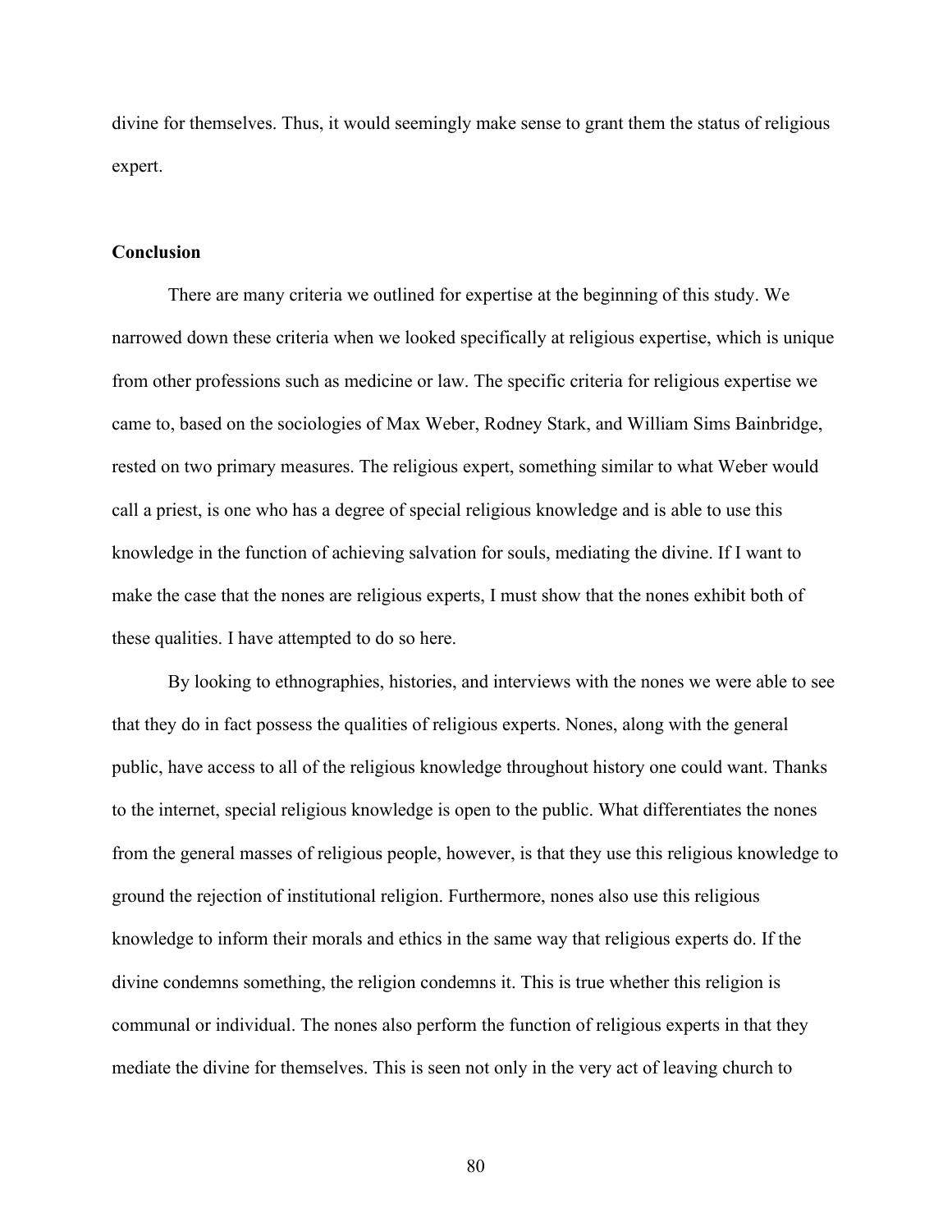divine for themselves. Thus, it would seemingly make sense to grant them the status of religious expert.

**Conclusion**

There are many criteria we outlined for expertise at the beginning of this study. We narrowed down these criteria when we looked specifically at religious expertise, which is unique from other professions such as medicine or law. The specific criteria for religious expertise we came to, based on the sociologies of Max Weber, Rodney Stark, and William Sims Bainbridge, rested on two primary measures. The religious expert, something similar to what Weber would call a priest, is one who has a degree of special religious knowledge and is able to use this knowledge in the function of achieving salvation for souls, mediating the divine. If I want to make the case that the nones are religious experts, I must show that the nones exhibit both of these qualities. I have attempted to do so here.

By looking to ethnographies, histories, and interviews with the nones we were able to see that they do in fact possess the qualities of religious experts. Nones, along with the general public, have access to all of the religious knowledge throughout history one could want. Thanks to the internet, special religious knowledge is open to the public. What differentiates the nones from the general masses of religious people, however, is that they use this religious knowledge to ground the rejection of institutional religion. Furthermore, nones also use this religious knowledge to inform their morals and ethics in the same way that religious experts do. If the divine condemns something, the religion condemns it. This is true whether this religion is communal or individual. The nones also perform the function of religious experts in that they mediate the divine for themselves. This is seen not only in the very act of leaving church to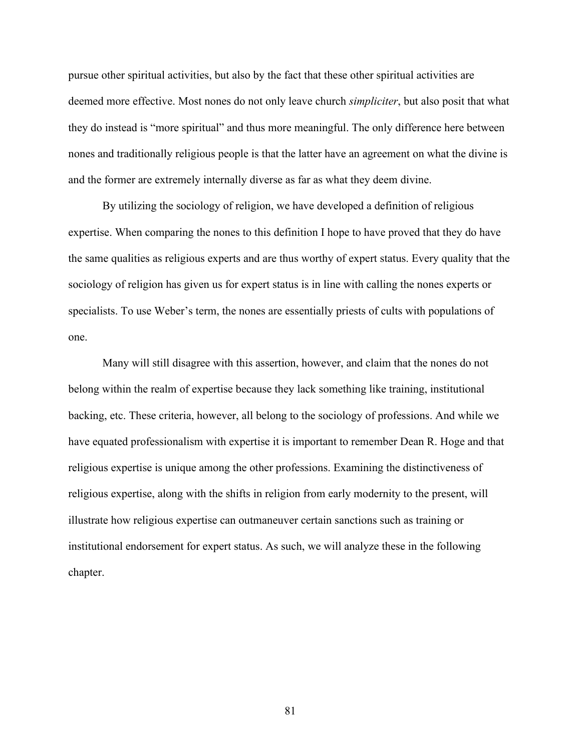pursue other spiritual activities, but also by the fact that these other spiritual activities are deemed more effective. Most nones do not only leave church *simpliciter*, but also posit that what they do instead is "more spiritual" and thus more meaningful. The only difference here between nones and traditionally religious people is that the latter have an agreement on what the divine is and the former are extremely internally diverse as far as what they deem divine.

By utilizing the sociology of religion, we have developed a definition of religious expertise. When comparing the nones to this definition I hope to have proved that they do have the same qualities as religious experts and are thus worthy of expert status. Every quality that the sociology of religion has given us for expert status is in line with calling the nones experts or specialists. To use Weber's term, the nones are essentially priests of cults with populations of one.

Many will still disagree with this assertion, however, and claim that the nones do not belong within the realm of expertise because they lack something like training, institutional backing, etc. These criteria, however, all belong to the sociology of professions. And while we have equated professionalism with expertise it is important to remember Dean R. Hoge and that religious expertise is unique among the other professions. Examining the distinctiveness of religious expertise, along with the shifts in religion from early modernity to the present, will illustrate how religious expertise can outmaneuver certain sanctions such as training or institutional endorsement for expert status. As such, we will analyze these in the following chapter.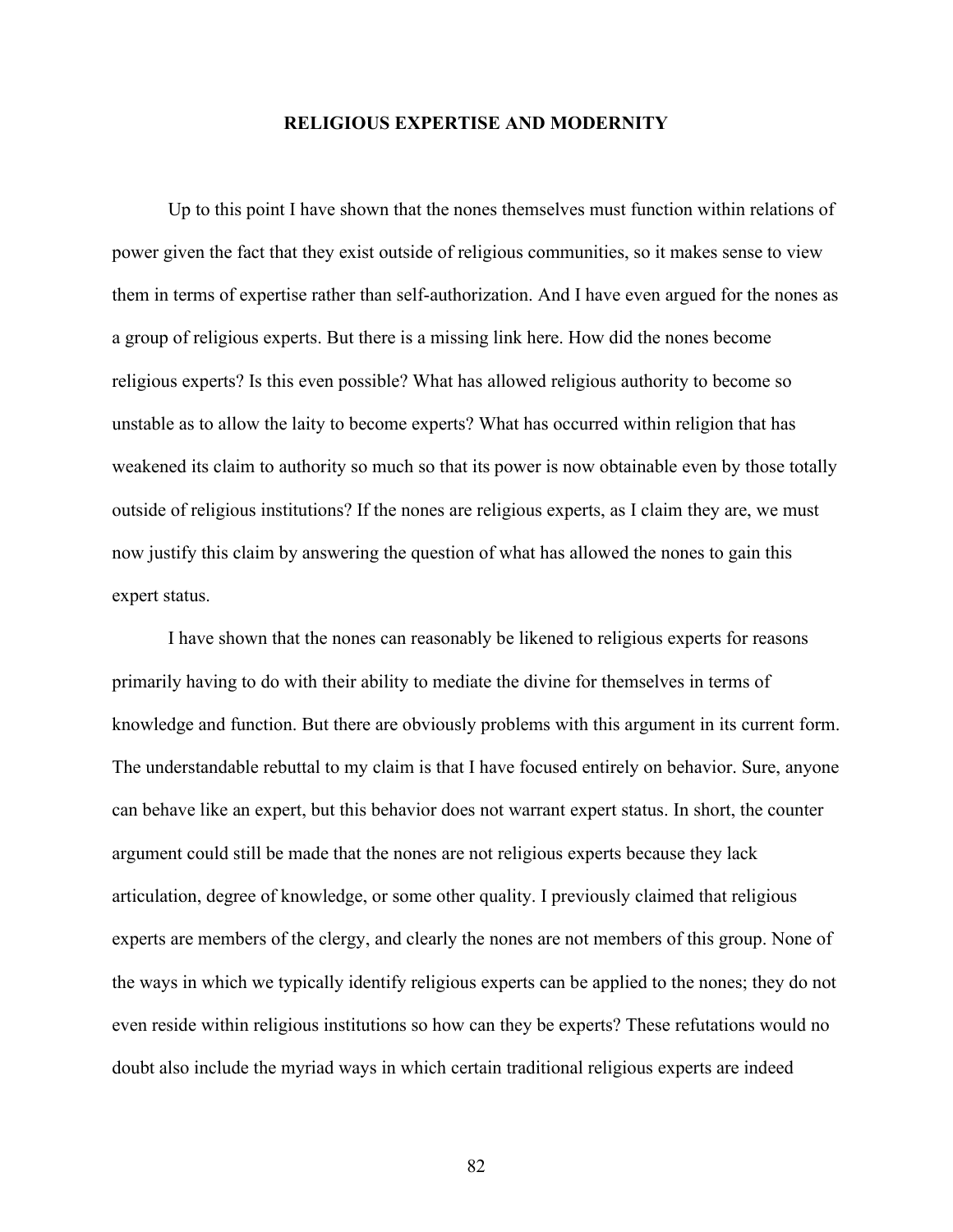## RELIGIOUS EXPERTISE AND MODERNITY

Up to this point I have shown that the nones themselves must function within relations of power given the fact that they exist outside of religious communities, so it makes sense to view them in terms of expertise rather than self-authorization. And I have even argued for the nones as a group of religious experts. But there is a missing link here. How did the nones become religious experts? Is this even possible? What has allowed religious authority to become so unstable as to allow the laity to become experts? What has occurred within religion that has weakened its claim to authority so much so that its power is now obtainable even by those totally outside of religious institutions? If the nones are religious experts, as I claim they are, we must now justify this claim by answering the question of what has allowed the nones to gain this expert status.

I have shown that the nones can reasonably be likened to religious experts for reasons primarily having to do with their ability to mediate the divine for themselves in terms of knowledge and function. But there are obviously problems with this argument in its current form. The understandable rebuttal to my claim is that I have focused entirely on behavior. Sure, anyone can behave like an expert, but this behavior does not warrant expert status. In short, the counter argument could still be made that the nones are not religious experts because they lack articulation, degree of knowledge, or some other quality. I previously claimed that religious experts are members of the clergy, and clearly the nones are not members of this group. None of the ways in which we typically identify religious experts can be applied to the nones; they do not even reside within religious institutions so how can they be experts? These refutations would no doubt also include the myriad ways in which certain traditional religious experts are indeed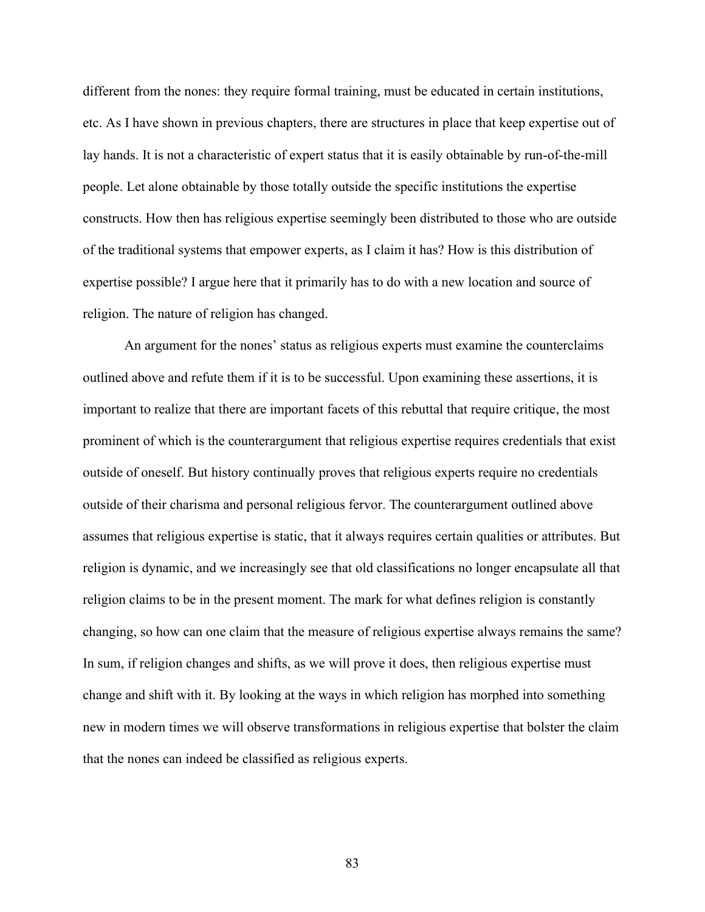different from the nones: they require formal training, must be educated in certain institutions, etc. As I have shown in previous chapters, there are structures in place that keep expertise out of lay hands. It is not a characteristic of expert status that it is easily obtainable by run-of-the-mill people. Let alone obtainable by those totally outside the specific institutions the expertise constructs. How then has religious expertise seemingly been distributed to those who are outside of the traditional systems that empower experts, as I claim it has? How is this distribution of expertise possible? I argue here that it primarily has to do with a new location and source of religion. The nature of religion has changed.

An argument for the nones' status as religious experts must examine the counterclaims outlined above and refute them if it is to be successful. Upon examining these assertions, it is important to realize that there are important facets of this rebuttal that require critique, the most prominent of which is the counterargument that religious expertise requires credentials that exist outside of oneself. But history continually proves that religious experts require no credentials outside of their charisma and personal religious fervor. The counterargument outlined above assumes that religious expertise is static, that it always requires certain qualities or attributes. But religion is dynamic, and we increasingly see that old classifications no longer encapsulate all that religion claims to be in the present moment. The mark for what defines religion is constantly changing, so how can one claim that the measure of religious expertise always remains the same? In sum, if religion changes and shifts, as we will prove it does, then religious expertise must change and shift with it. By looking at the ways in which religion has morphed into something new in modern times we will observe transformations in religious expertise that bolster the claim that the nones can indeed be classified as religious experts.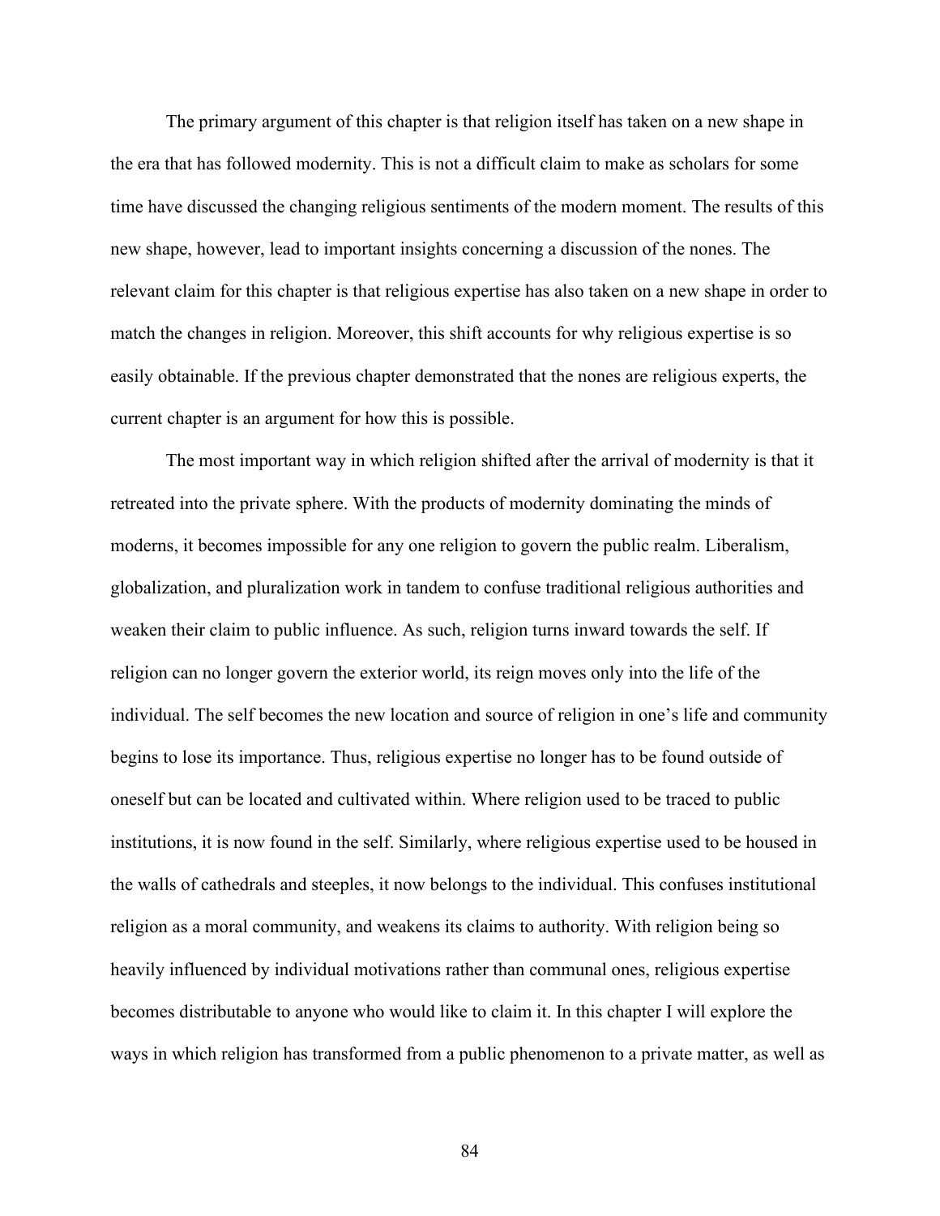The primary argument of this chapter is that religion itself has taken on a new shape in the era that has followed modernity. This is not a difficult claim to make as scholars for some time have discussed the changing religious sentiments of the modern moment. The results of this new shape, however, lead to important insights concerning a discussion of the nones. The relevant claim for this chapter is that religious expertise has also taken on a new shape in order to match the changes in religion. Moreover, this shift accounts for why religious expertise is so easily obtainable. If the previous chapter demonstrated that the nones are religious experts, the current chapter is an argument for how this is possible.

The most important way in which religion shifted after the arrival of modernity is that it retreated into the private sphere. With the products of modernity dominating the minds of moderns, it becomes impossible for any one religion to govern the public realm. Liberalism, globalization, and pluralization work in tandem to confuse traditional religious authorities and weaken their claim to public influence. As such, religion turns inward towards the self. If religion can no longer govern the exterior world, its reign moves only into the life of the individual. The self becomes the new location and source of religion in one's life and community begins to lose its importance. Thus, religious expertise no longer has to be found outside of oneself but can be located and cultivated within. Where religion used to be traced to public institutions, it is now found in the self. Similarly, where religious expertise used to be housed in the walls of cathedrals and steeples, it now belongs to the individual. This confuses institutional religion as a moral community, and weakens its claims to authority. With religion being so heavily influenced by individual motivations rather than communal ones, religious expertise becomes distributable to anyone who would like to claim it. In this chapter I will explore the ways in which religion has transformed from a public phenomenon to a private matter, as well as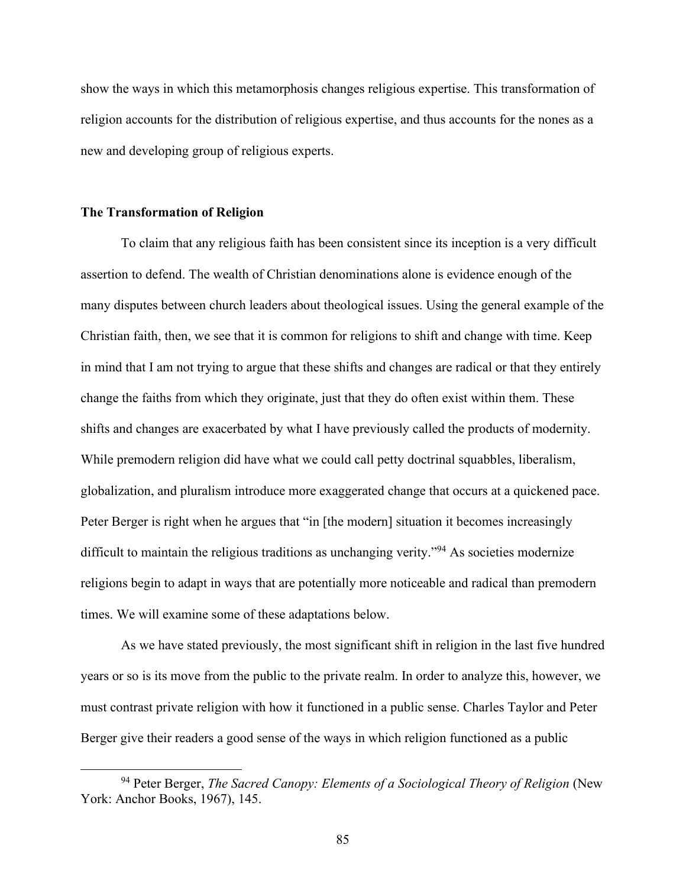show the ways in which this metamorphosis changes religious expertise. This transformation of religion accounts for the distribution of religious expertise, and thus accounts for the nones as a new and developing group of religious experts.

### The Transformation of Religion

To claim that any religious faith has been consistent since its inception is a very difficult assertion to defend. The wealth of Christian denominations alone is evidence enough of the many disputes between church leaders about theological issues. Using the general example of the Christian faith, then, we see that it is common for religions to shift and change with time. Keep in mind that I am not trying to argue that these shifts and changes are radical or that they entirely change the faiths from which they originate, just that they do often exist within them. These shifts and changes are exacerbated by what I have previously called the products of modernity. While premodern religion did have what we could call petty doctrinal squabbles, liberalism, globalization, and pluralism introduce more exaggerated change that occurs at a quickened pace. Peter Berger is right when he argues that "in [the modern] situation it becomes increasingly difficult to maintain the religious traditions as unchanging verity."[94] As societies modernize religions begin to adapt in ways that are potentially more noticeable and radical than premodern times. We will examine some of these adaptations below.

As we have stated previously, the most significant shift in religion in the last five hundred years or so is its move from the public to the private realm. In order to analyze this, however, we must contrast private religion with how it functioned in a public sense. Charles Taylor and Peter Berger give their readers a good sense of the ways in which religion functioned as a public

[94] Peter Berger, *The Sacred Canopy: Elements of a Sociological Theory of Religion* (New York: Anchor Books, 1967), 145.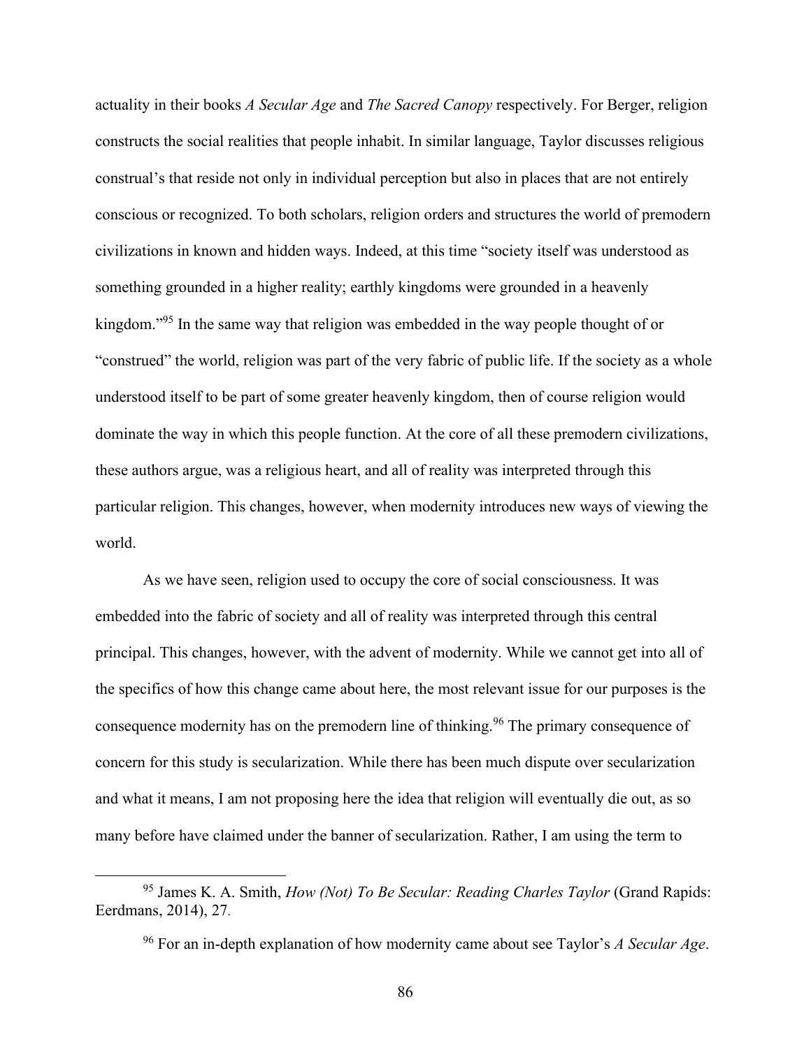actuality in their books *A Secular Age* and *The Sacred Canopy* respectively. For Berger, religion constructs the social realities that people inhabit. In similar language, Taylor discusses religious construal's that reside not only in individual perception but also in places that are not entirely conscious or recognized. To both scholars, religion orders and structures the world of premodern civilizations in known and hidden ways. Indeed, at this time "society itself was understood as something grounded in a higher reality; earthly kingdoms were grounded in a heavenly kingdom."[95] In the same way that religion was embedded in the way people thought of or "construed" the world, religion was part of the very fabric of public life. If the society as a whole understood itself to be part of some greater heavenly kingdom, then of course religion would dominate the way in which this people function. At the core of all these premodern civilizations, these authors argue, was a religious heart, and all of reality was interpreted through this particular religion. This changes, however, when modernity introduces new ways of viewing the world.

As we have seen, religion used to occupy the core of social consciousness. It was embedded into the fabric of society and all of reality was interpreted through this central principal. This changes, however, with the advent of modernity. While we cannot get into all of the specifics of how this change came about here, the most relevant issue for our purposes is the consequence modernity has on the premodern line of thinking.[96] The primary consequence of concern for this study is secularization. While there has been much dispute over secularization and what it means, I am not proposing here the idea that religion will eventually die out, as so many before have claimed under the banner of secularization. Rather, I am using the term to

---

[95] James K. A. Smith, *How (Not) To Be Secular: Reading Charles Taylor* (Grand Rapids: Eerdmans, 2014), 27.

[96] For an in-depth explanation of how modernity came about see Taylor's *A Secular Age*.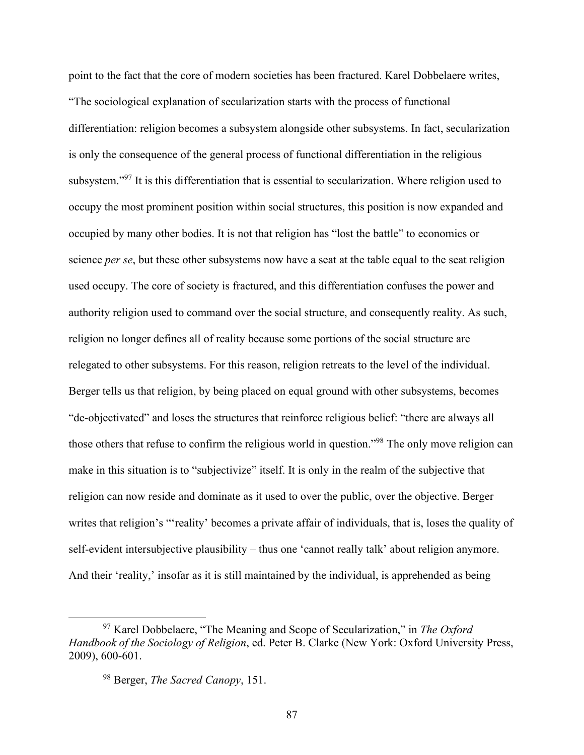point to the fact that the core of modern societies has been fractured. Karel Dobbelaere writes, "The sociological explanation of secularization starts with the process of functional differentiation: religion becomes a subsystem alongside other subsystems. In fact, secularization is only the consequence of the general process of functional differentiation in the religious subsystem."[97] It is this differentiation that is essential to secularization. Where religion used to occupy the most prominent position within social structures, this position is now expanded and occupied by many other bodies. It is not that religion has "lost the battle" to economics or science *per se*, but these other subsystems now have a seat at the table equal to the seat religion used occupy. The core of society is fractured, and this differentiation confuses the power and authority religion used to command over the social structure, and consequently reality. As such, religion no longer defines all of reality because some portions of the social structure are relegated to other subsystems. For this reason, religion retreats to the level of the individual. Berger tells us that religion, by being placed on equal ground with other subsystems, becomes "de-objectivated" and loses the structures that reinforce religious belief: "there are always all those others that refuse to confirm the religious world in question."[98] The only move religion can make in this situation is to "subjectivize" itself. It is only in the realm of the subjective that religion can now reside and dominate as it used to over the public, over the objective. Berger writes that religion's "'reality' becomes a private affair of individuals, that is, loses the quality of self-evident intersubjective plausibility – thus one 'cannot really talk' about religion anymore. And their 'reality,' insofar as it is still maintained by the individual, is apprehended as being

---

[97] Karel Dobbelaere, "The Meaning and Scope of Secularization," in *The Oxford Handbook of the Sociology of Religion*, ed. Peter B. Clarke (New York: Oxford University Press, 2009), 600-601.

[98] Berger, *The Sacred Canopy*, 151.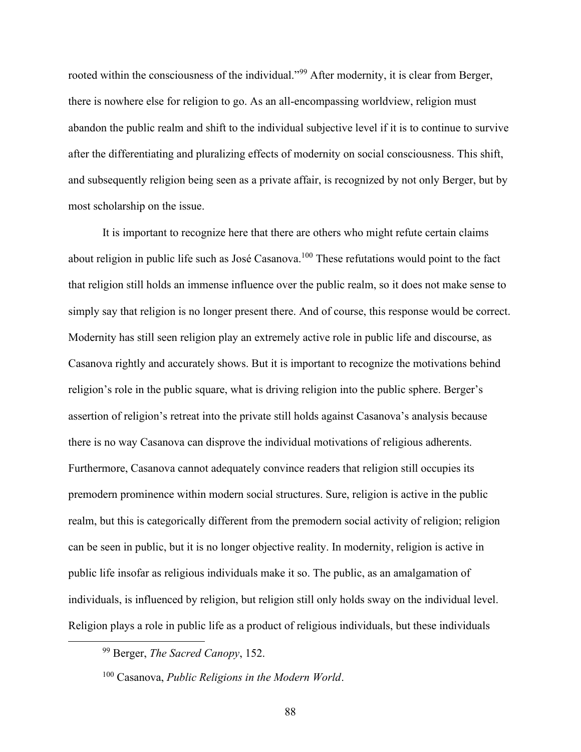rooted within the consciousness of the individual."[99] After modernity, it is clear from Berger, there is nowhere else for religion to go. As an all-encompassing worldview, religion must abandon the public realm and shift to the individual subjective level if it is to continue to survive after the differentiating and pluralizing effects of modernity on social consciousness. This shift, and subsequently religion being seen as a private affair, is recognized by not only Berger, but by most scholarship on the issue.

It is important to recognize here that there are others who might refute certain claims about religion in public life such as José Casanova.[100] These refutations would point to the fact that religion still holds an immense influence over the public realm, so it does not make sense to simply say that religion is no longer present there. And of course, this response would be correct. Modernity has still seen religion play an extremely active role in public life and discourse, as Casanova rightly and accurately shows. But it is important to recognize the motivations behind religion's role in the public square, what is driving religion into the public sphere. Berger's assertion of religion's retreat into the private still holds against Casanova's analysis because there is no way Casanova can disprove the individual motivations of religious adherents. Furthermore, Casanova cannot adequately convince readers that religion still occupies its premodern prominence within modern social structures. Sure, religion is active in the public realm, but this is categorically different from the premodern social activity of religion; religion can be seen in public, but it is no longer objective reality. In modernity, religion is active in public life insofar as religious individuals make it so. The public, as an amalgamation of individuals, is influenced by religion, but religion still only holds sway on the individual level. Religion plays a role in public life as a product of religious individuals, but these individuals

[99] Berger, *The Sacred Canopy*, 152.

[100] Casanova, *Public Religions in the Modern World*.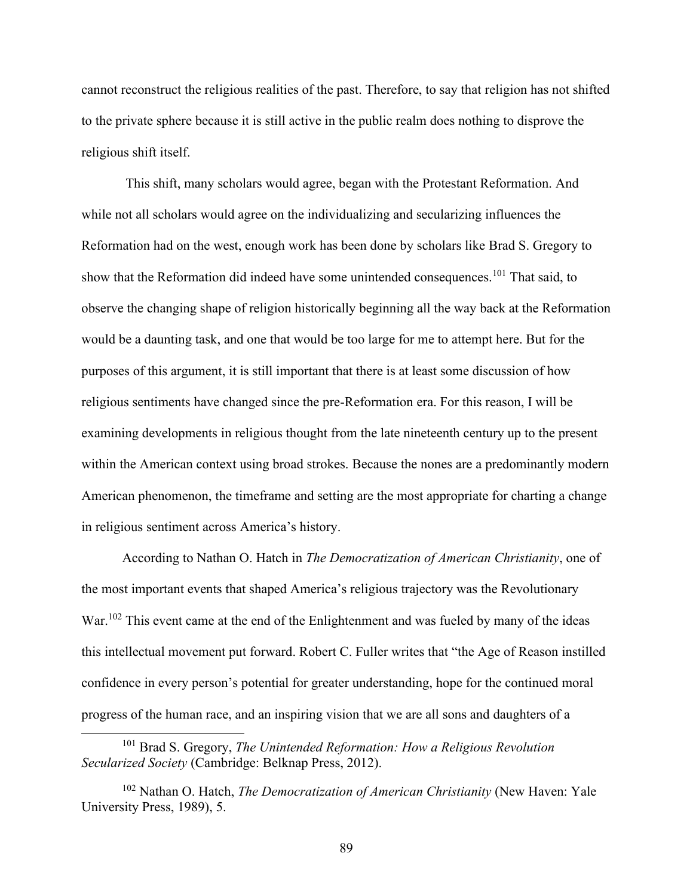cannot reconstruct the religious realities of the past. Therefore, to say that religion has not shifted to the private sphere because it is still active in the public realm does nothing to disprove the religious shift itself.

This shift, many scholars would agree, began with the Protestant Reformation. And while not all scholars would agree on the individualizing and secularizing influences the Reformation had on the west, enough work has been done by scholars like Brad S. Gregory to show that the Reformation did indeed have some unintended consequences.[101] That said, to observe the changing shape of religion historically beginning all the way back at the Reformation would be a daunting task, and one that would be too large for me to attempt here. But for the purposes of this argument, it is still important that there is at least some discussion of how religious sentiments have changed since the pre-Reformation era. For this reason, I will be examining developments in religious thought from the late nineteenth century up to the present within the American context using broad strokes. Because the nones are a predominantly modern American phenomenon, the timeframe and setting are the most appropriate for charting a change in religious sentiment across America's history.

According to Nathan O. Hatch in *The Democratization of American Christianity*, one of the most important events that shaped America's religious trajectory was the Revolutionary War.[102] This event came at the end of the Enlightenment and was fueled by many of the ideas this intellectual movement put forward. Robert C. Fuller writes that "the Age of Reason instilled confidence in every person's potential for greater understanding, hope for the continued moral progress of the human race, and an inspiring vision that we are all sons and daughters of a

---

[101] Brad S. Gregory, *The Unintended Reformation: How a Religious Revolution Secularized Society* (Cambridge: Belknap Press, 2012).

[102] Nathan O. Hatch, *The Democratization of American Christianity* (New Haven: Yale University Press, 1989), 5.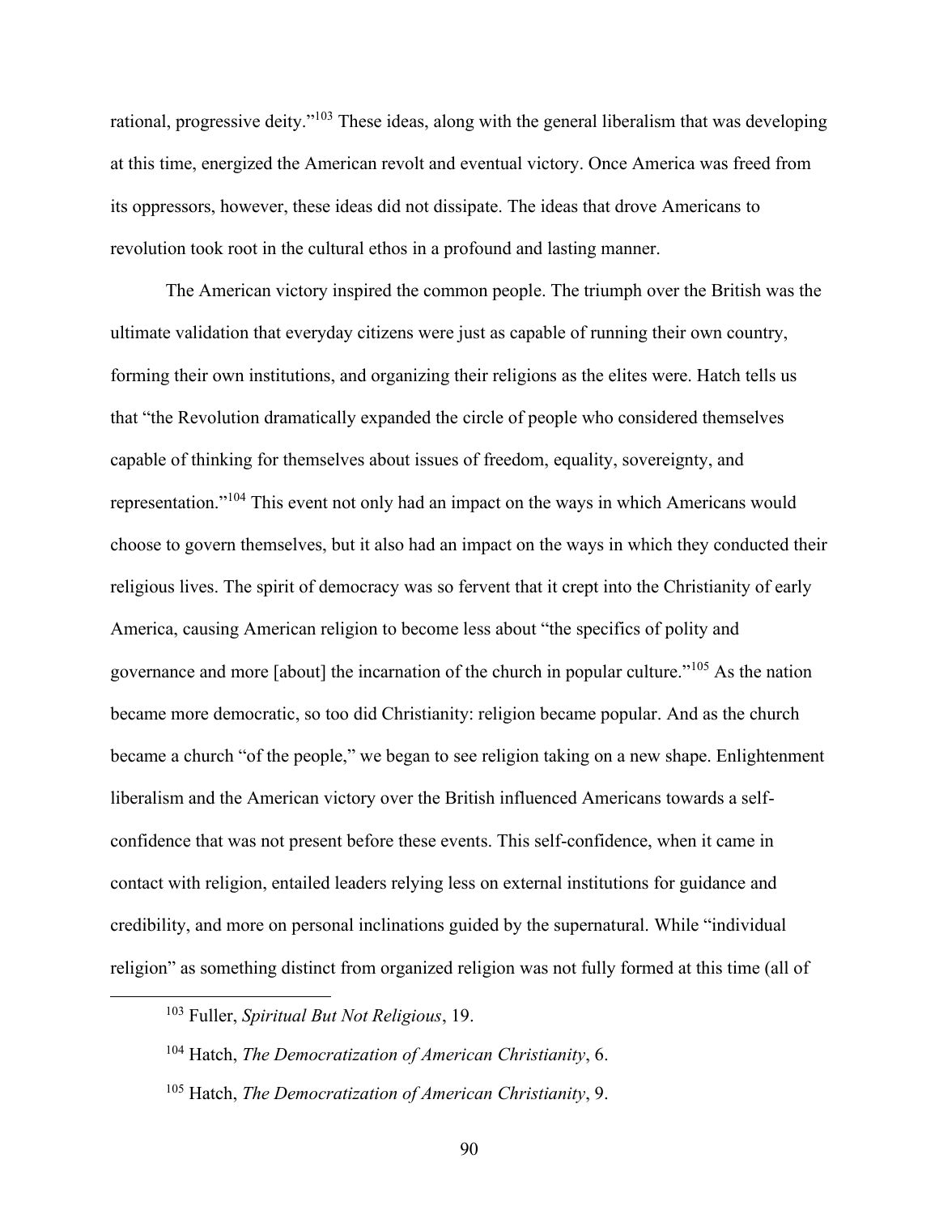rational, progressive deity."[103] These ideas, along with the general liberalism that was developing at this time, energized the American revolt and eventual victory. Once America was freed from its oppressors, however, these ideas did not dissipate. The ideas that drove Americans to revolution took root in the cultural ethos in a profound and lasting manner.

The American victory inspired the common people. The triumph over the British was the ultimate validation that everyday citizens were just as capable of running their own country, forming their own institutions, and organizing their religions as the elites were. Hatch tells us that "the Revolution dramatically expanded the circle of people who considered themselves capable of thinking for themselves about issues of freedom, equality, sovereignty, and representation."[104] This event not only had an impact on the ways in which Americans would choose to govern themselves, but it also had an impact on the ways in which they conducted their religious lives. The spirit of democracy was so fervent that it crept into the Christianity of early America, causing American religion to become less about "the specifics of polity and governance and more [about] the incarnation of the church in popular culture."[105] As the nation became more democratic, so too did Christianity: religion became popular. And as the church became a church "of the people," we began to see religion taking on a new shape. Enlightenment liberalism and the American victory over the British influenced Americans towards a self-confidence that was not present before these events. This self-confidence, when it came in contact with religion, entailed leaders relying less on external institutions for guidance and credibility, and more on personal inclinations guided by the supernatural. While "individual religion" as something distinct from organized religion was not fully formed at this time (all of

[103] Fuller, *Spiritual But Not Religious*, 19.

[104] Hatch, *The Democratization of American Christianity*, 6.

[105] Hatch, *The Democratization of American Christianity*, 9.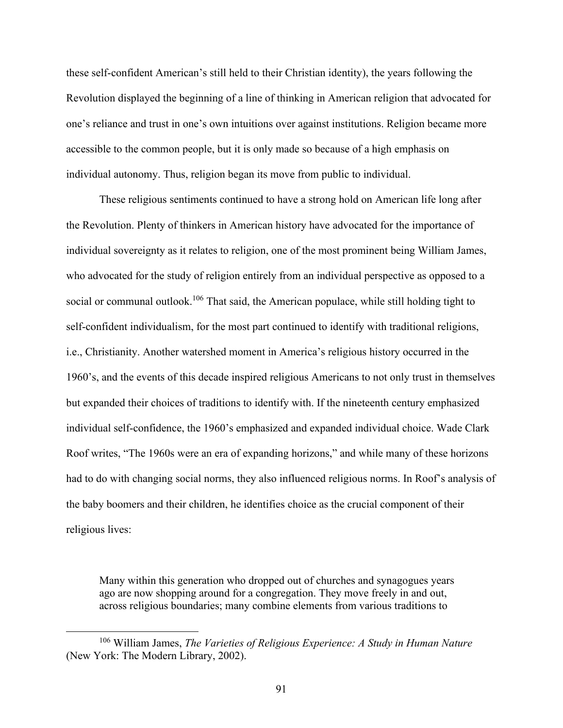these self-confident American's still held to their Christian identity), the years following the Revolution displayed the beginning of a line of thinking in American religion that advocated for one's reliance and trust in one's own intuitions over against institutions. Religion became more accessible to the common people, but it is only made so because of a high emphasis on individual autonomy. Thus, religion began its move from public to individual.

These religious sentiments continued to have a strong hold on American life long after the Revolution. Plenty of thinkers in American history have advocated for the importance of individual sovereignty as it relates to religion, one of the most prominent being William James, who advocated for the study of religion entirely from an individual perspective as opposed to a social or communal outlook.[106] That said, the American populace, while still holding tight to self-confident individualism, for the most part continued to identify with traditional religions, i.e., Christianity. Another watershed moment in America's religious history occurred in the 1960's, and the events of this decade inspired religious Americans to not only trust in themselves but expanded their choices of traditions to identify with. If the nineteenth century emphasized individual self-confidence, the 1960's emphasized and expanded individual choice. Wade Clark Roof writes, "The 1960s were an era of expanding horizons," and while many of these horizons had to do with changing social norms, they also influenced religious norms. In Roof's analysis of the baby boomers and their children, he identifies choice as the crucial component of their religious lives:

> Many within this generation who dropped out of churches and synagogues years ago are now shopping around for a congregation. They move freely in and out, across religious boundaries; many combine elements from various traditions to

[106] William James, *The Varieties of Religious Experience: A Study in Human Nature* (New York: The Modern Library, 2002).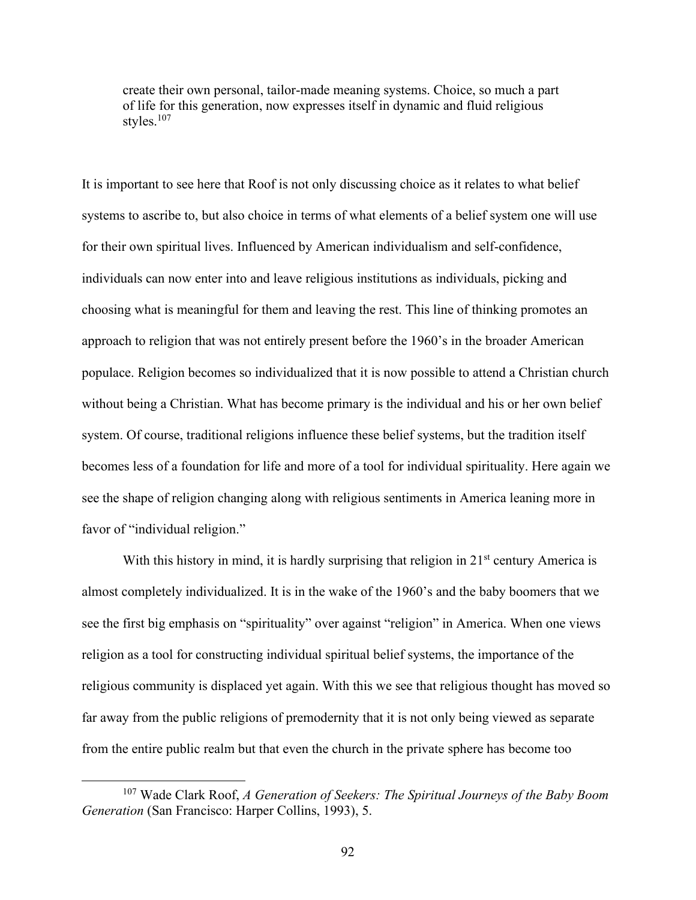> create their own personal, tailor-made meaning systems. Choice, so much a part of life for this generation, now expresses itself in dynamic and fluid religious styles.[107]

It is important to see here that Roof is not only discussing choice as it relates to what belief systems to ascribe to, but also choice in terms of what elements of a belief system one will use for their own spiritual lives. Influenced by American individualism and self-confidence, individuals can now enter into and leave religious institutions as individuals, picking and choosing what is meaningful for them and leaving the rest. This line of thinking promotes an approach to religion that was not entirely present before the 1960's in the broader American populace. Religion becomes so individualized that it is now possible to attend a Christian church without being a Christian. What has become primary is the individual and his or her own belief system. Of course, traditional religions influence these belief systems, but the tradition itself becomes less of a foundation for life and more of a tool for individual spirituality. Here again we see the shape of religion changing along with religious sentiments in America leaning more in favor of "individual religion."

With this history in mind, it is hardly surprising that religion in 21st century America is almost completely individualized. It is in the wake of the 1960's and the baby boomers that we see the first big emphasis on "spirituality" over against "religion" in America. When one views religion as a tool for constructing individual spiritual belief systems, the importance of the religious community is displaced yet again. With this we see that religious thought has moved so far away from the public religions of premodernity that it is not only being viewed as separate from the entire public realm but that even the church in the private sphere has become too

---

[107] Wade Clark Roof, *A Generation of Seekers: The Spiritual Journeys of the Baby Boom Generation* (San Francisco: Harper Collins, 1993), 5.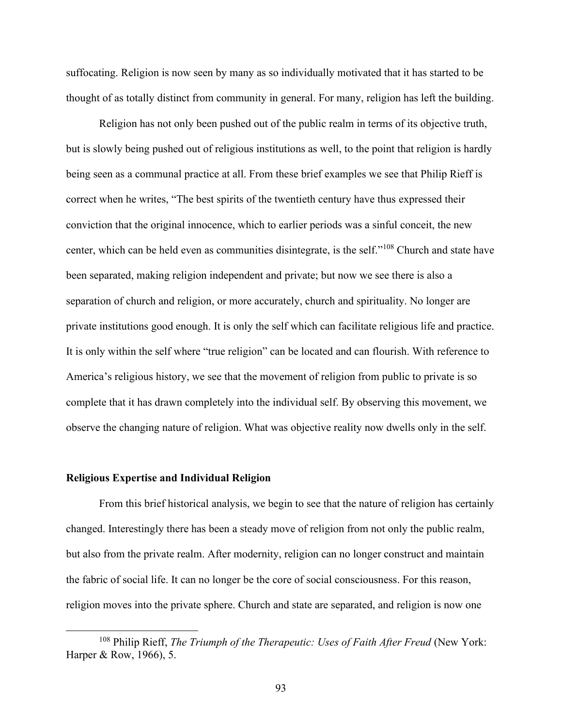suffocating. Religion is now seen by many as so individually motivated that it has started to be thought of as totally distinct from community in general. For many, religion has left the building.

Religion has not only been pushed out of the public realm in terms of its objective truth, but is slowly being pushed out of religious institutions as well, to the point that religion is hardly being seen as a communal practice at all. From these brief examples we see that Philip Rieff is correct when he writes, "The best spirits of the twentieth century have thus expressed their conviction that the original innocence, which to earlier periods was a sinful conceit, the new center, which can be held even as communities disintegrate, is the self."[108] Church and state have been separated, making religion independent and private; but now we see there is also a separation of church and religion, or more accurately, church and spirituality. No longer are private institutions good enough. It is only the self which can facilitate religious life and practice. It is only within the self where "true religion" can be located and can flourish. With reference to America's religious history, we see that the movement of religion from public to private is so complete that it has drawn completely into the individual self. By observing this movement, we observe the changing nature of religion. What was objective reality now dwells only in the self.

### Religious Expertise and Individual Religion

From this brief historical analysis, we begin to see that the nature of religion has certainly changed. Interestingly there has been a steady move of religion from not only the public realm, but also from the private realm. After modernity, religion can no longer construct and maintain the fabric of social life. It can no longer be the core of social consciousness. For this reason, religion moves into the private sphere. Church and state are separated, and religion is now one

---

[108] Philip Rieff, *The Triumph of the Therapeutic: Uses of Faith After Freud* (New York: Harper & Row, 1966), 5.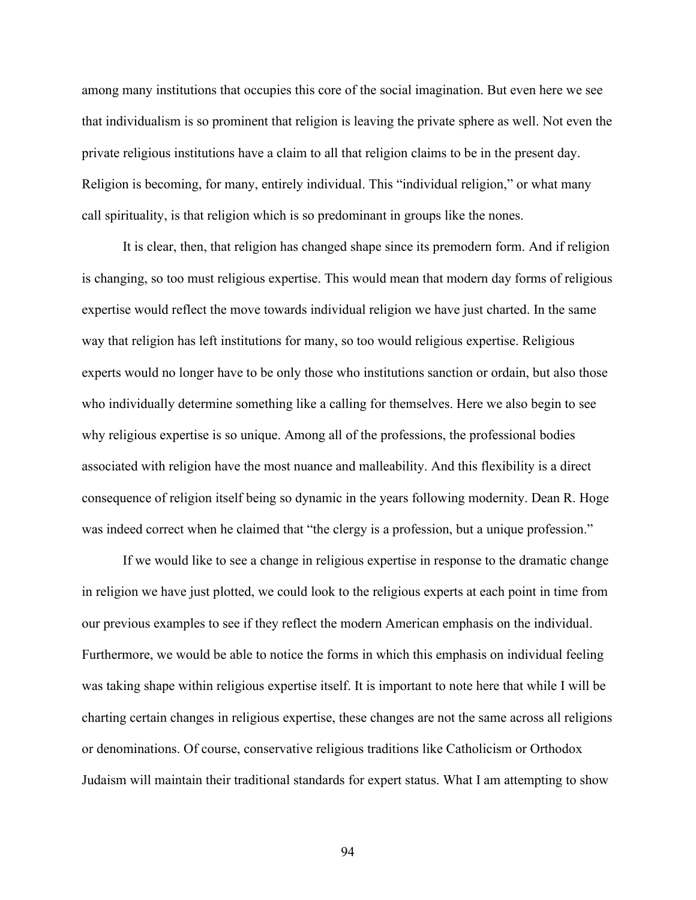among many institutions that occupies this core of the social imagination. But even here we see that individualism is so prominent that religion is leaving the private sphere as well. Not even the private religious institutions have a claim to all that religion claims to be in the present day. Religion is becoming, for many, entirely individual. This "individual religion," or what many call spirituality, is that religion which is so predominant in groups like the nones.

It is clear, then, that religion has changed shape since its premodern form. And if religion is changing, so too must religious expertise. This would mean that modern day forms of religious expertise would reflect the move towards individual religion we have just charted. In the same way that religion has left institutions for many, so too would religious expertise. Religious experts would no longer have to be only those who institutions sanction or ordain, but also those who individually determine something like a calling for themselves. Here we also begin to see why religious expertise is so unique. Among all of the professions, the professional bodies associated with religion have the most nuance and malleability. And this flexibility is a direct consequence of religion itself being so dynamic in the years following modernity. Dean R. Hoge was indeed correct when he claimed that "the clergy is a profession, but a unique profession."

If we would like to see a change in religious expertise in response to the dramatic change in religion we have just plotted, we could look to the religious experts at each point in time from our previous examples to see if they reflect the modern American emphasis on the individual. Furthermore, we would be able to notice the forms in which this emphasis on individual feeling was taking shape within religious expertise itself. It is important to note here that while I will be charting certain changes in religious expertise, these changes are not the same across all religions or denominations. Of course, conservative religious traditions like Catholicism or Orthodox Judaism will maintain their traditional standards for expert status. What I am attempting to show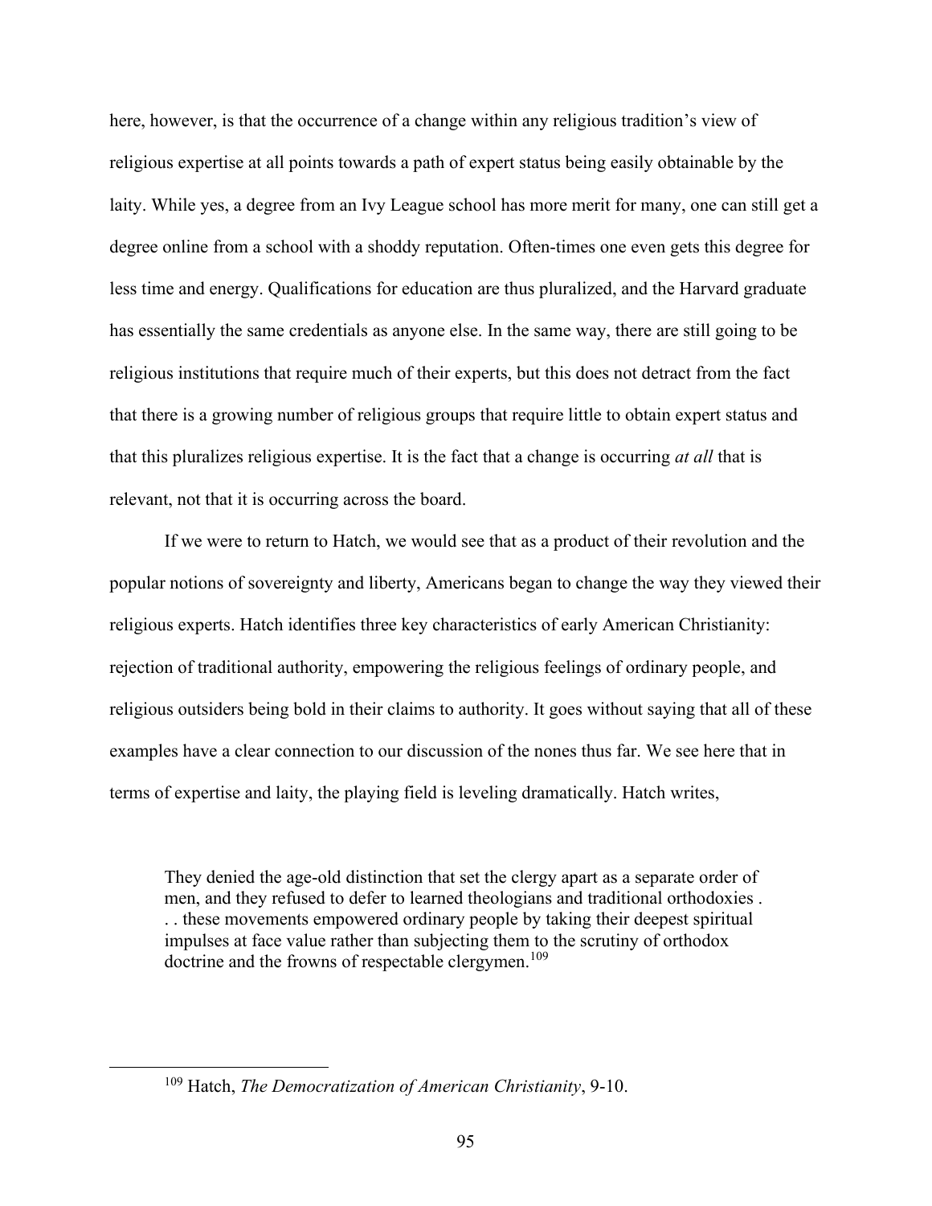here, however, is that the occurrence of a change within any religious tradition's view of religious expertise at all points towards a path of expert status being easily obtainable by the laity. While yes, a degree from an Ivy League school has more merit for many, one can still get a degree online from a school with a shoddy reputation. Often-times one even gets this degree for less time and energy. Qualifications for education are thus pluralized, and the Harvard graduate has essentially the same credentials as anyone else. In the same way, there are still going to be religious institutions that require much of their experts, but this does not detract from the fact that there is a growing number of religious groups that require little to obtain expert status and that this pluralizes religious expertise. It is the fact that a change is occurring *at all* that is relevant, not that it is occurring across the board.

If we were to return to Hatch, we would see that as a product of their revolution and the popular notions of sovereignty and liberty, Americans began to change the way they viewed their religious experts. Hatch identifies three key characteristics of early American Christianity: rejection of traditional authority, empowering the religious feelings of ordinary people, and religious outsiders being bold in their claims to authority. It goes without saying that all of these examples have a clear connection to our discussion of the nones thus far. We see here that in terms of expertise and laity, the playing field is leveling dramatically. Hatch writes,

> They denied the age-old distinction that set the clergy apart as a separate order of men, and they refused to defer to learned theologians and traditional orthodoxies . . . these movements empowered ordinary people by taking their deepest spiritual impulses at face value rather than subjecting them to the scrutiny of orthodox doctrine and the frowns of respectable clergymen.[109]

---

[109] Hatch, *The Democratization of American Christianity*, 9-10.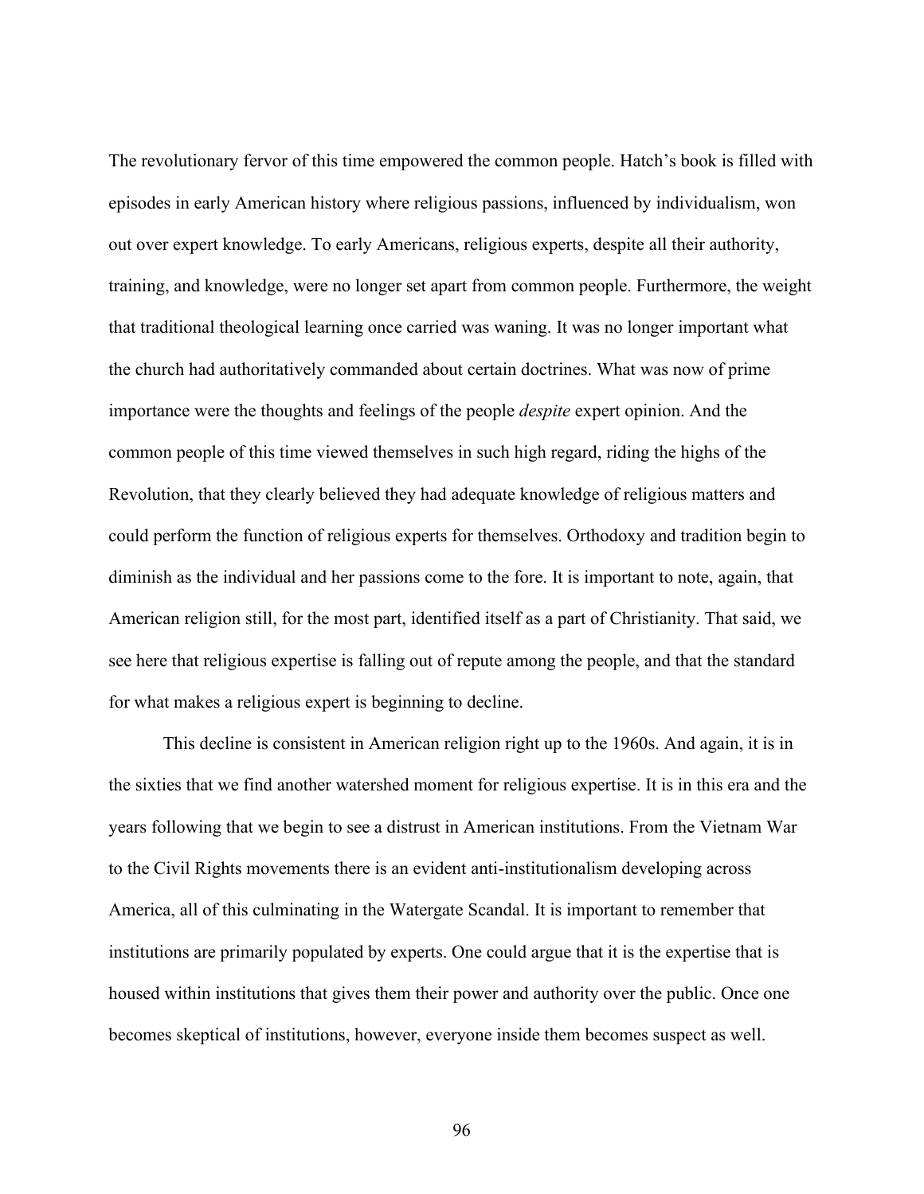The revolutionary fervor of this time empowered the common people. Hatch's book is filled with episodes in early American history where religious passions, influenced by individualism, won out over expert knowledge. To early Americans, religious experts, despite all their authority, training, and knowledge, were no longer set apart from common people. Furthermore, the weight that traditional theological learning once carried was waning. It was no longer important what the church had authoritatively commanded about certain doctrines. What was now of prime importance were the thoughts and feelings of the people *despite* expert opinion. And the common people of this time viewed themselves in such high regard, riding the highs of the Revolution, that they clearly believed they had adequate knowledge of religious matters and could perform the function of religious experts for themselves. Orthodoxy and tradition begin to diminish as the individual and her passions come to the fore. It is important to note, again, that American religion still, for the most part, identified itself as a part of Christianity. That said, we see here that religious expertise is falling out of repute among the people, and that the standard for what makes a religious expert is beginning to decline.

This decline is consistent in American religion right up to the 1960s. And again, it is in the sixties that we find another watershed moment for religious expertise. It is in this era and the years following that we begin to see a distrust in American institutions. From the Vietnam War to the Civil Rights movements there is an evident anti-institutionalism developing across America, all of this culminating in the Watergate Scandal. It is important to remember that institutions are primarily populated by experts. One could argue that it is the expertise that is housed within institutions that gives them their power and authority over the public. Once one becomes skeptical of institutions, however, everyone inside them becomes suspect as well.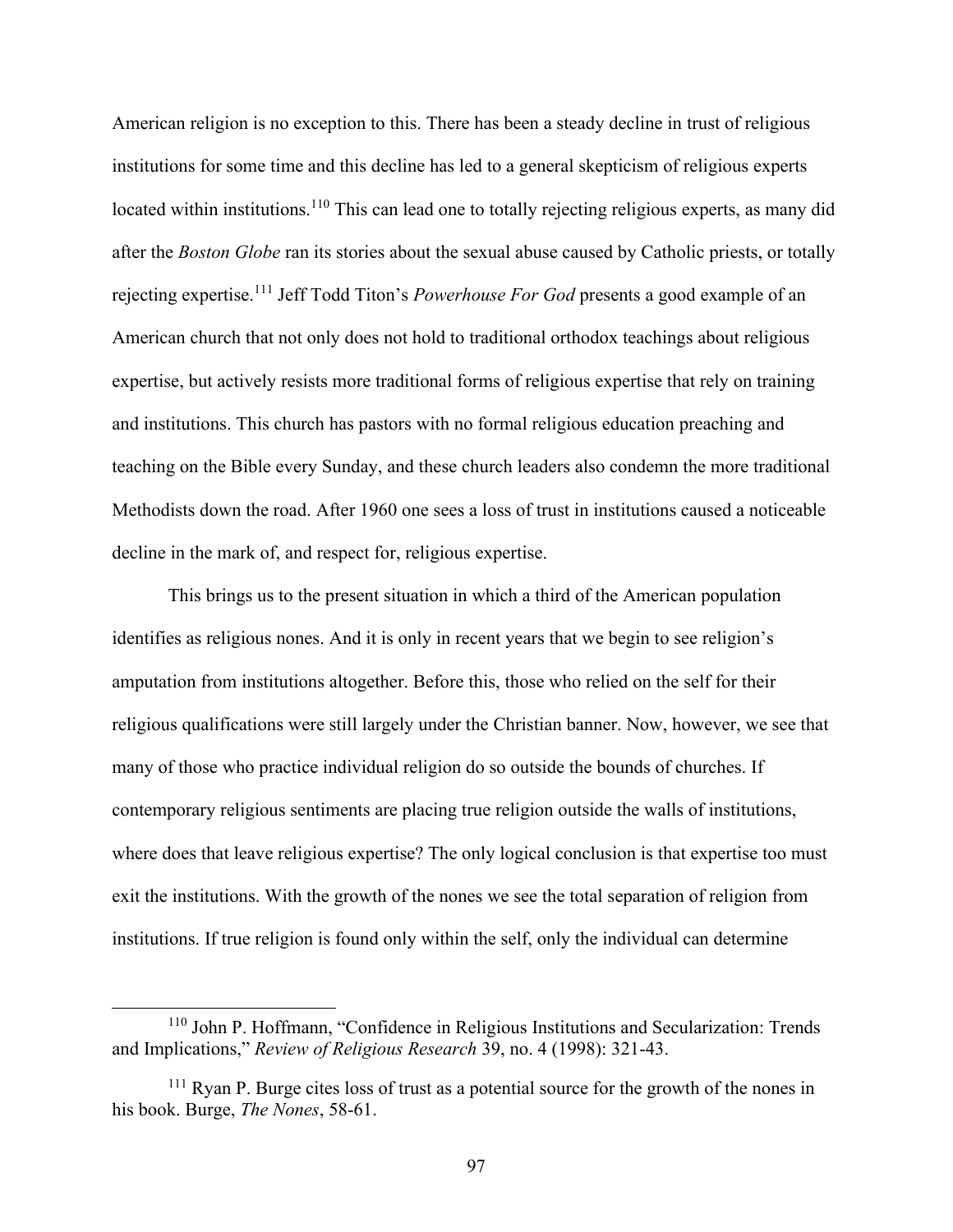American religion is no exception to this. There has been a steady decline in trust of religious institutions for some time and this decline has led to a general skepticism of religious experts located within institutions.[110] This can lead one to totally rejecting religious experts, as many did after the *Boston Globe* ran its stories about the sexual abuse caused by Catholic priests, or totally rejecting expertise.[111] Jeff Todd Titon's *Powerhouse For God* presents a good example of an American church that not only does not hold to traditional orthodox teachings about religious expertise, but actively resists more traditional forms of religious expertise that rely on training and institutions. This church has pastors with no formal religious education preaching and teaching on the Bible every Sunday, and these church leaders also condemn the more traditional Methodists down the road. After 1960 one sees a loss of trust in institutions caused a noticeable decline in the mark of, and respect for, religious expertise.

This brings us to the present situation in which a third of the American population identifies as religious nones. And it is only in recent years that we begin to see religion's amputation from institutions altogether. Before this, those who relied on the self for their religious qualifications were still largely under the Christian banner. Now, however, we see that many of those who practice individual religion do so outside the bounds of churches. If contemporary religious sentiments are placing true religion outside the walls of institutions, where does that leave religious expertise? The only logical conclusion is that expertise too must exit the institutions. With the growth of the nones we see the total separation of religion from institutions. If true religion is found only within the self, only the individual can determine

---

[110] John P. Hoffmann, "Confidence in Religious Institutions and Secularization: Trends and Implications," *Review of Religious Research* 39, no. 4 (1998): 321-43.

[111] Ryan P. Burge cites loss of trust as a potential source for the growth of the nones in his book. Burge, *The Nones*, 58-61.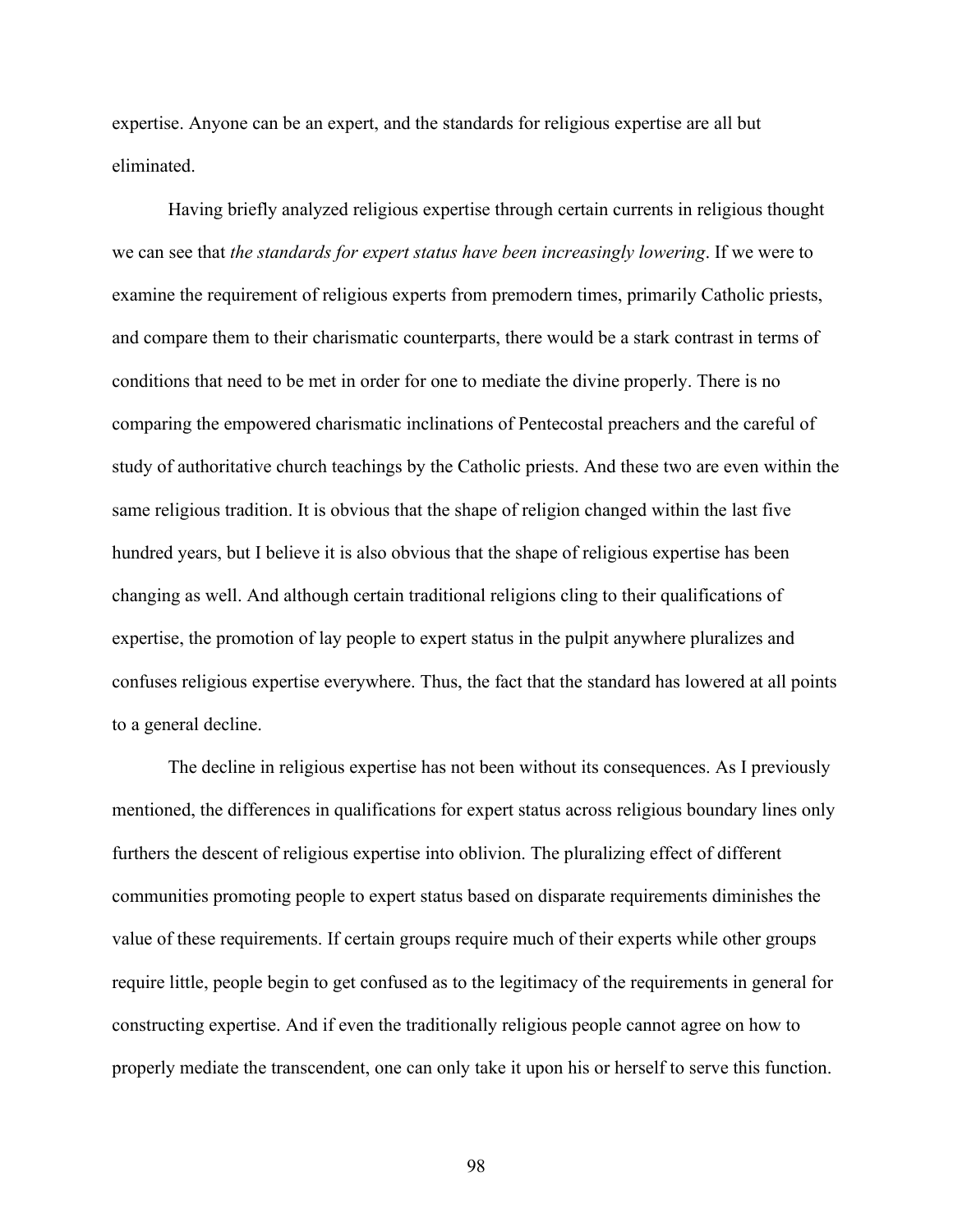expertise. Anyone can be an expert, and the standards for religious expertise are all but eliminated.

Having briefly analyzed religious expertise through certain currents in religious thought we can see that *the standards for expert status have been increasingly lowering*. If we were to examine the requirement of religious experts from premodern times, primarily Catholic priests, and compare them to their charismatic counterparts, there would be a stark contrast in terms of conditions that need to be met in order for one to mediate the divine properly. There is no comparing the empowered charismatic inclinations of Pentecostal preachers and the careful of study of authoritative church teachings by the Catholic priests. And these two are even within the same religious tradition. It is obvious that the shape of religion changed within the last five hundred years, but I believe it is also obvious that the shape of religious expertise has been changing as well. And although certain traditional religions cling to their qualifications of expertise, the promotion of lay people to expert status in the pulpit anywhere pluralizes and confuses religious expertise everywhere. Thus, the fact that the standard has lowered at all points to a general decline.

The decline in religious expertise has not been without its consequences. As I previously mentioned, the differences in qualifications for expert status across religious boundary lines only furthers the descent of religious expertise into oblivion. The pluralizing effect of different communities promoting people to expert status based on disparate requirements diminishes the value of these requirements. If certain groups require much of their experts while other groups require little, people begin to get confused as to the legitimacy of the requirements in general for constructing expertise. And if even the traditionally religious people cannot agree on how to properly mediate the transcendent, one can only take it upon his or herself to serve this function.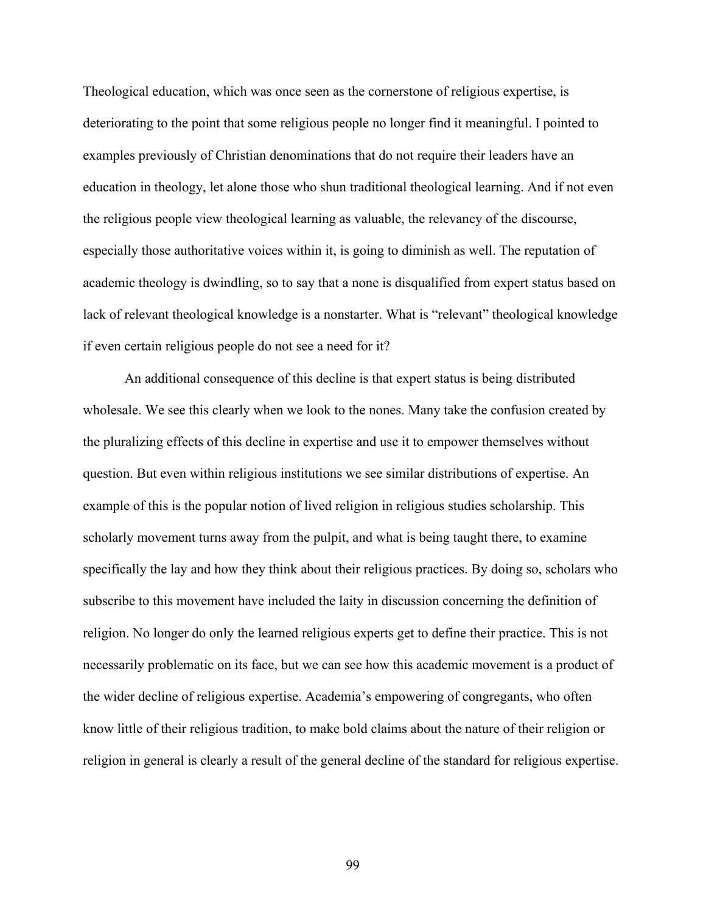Theological education, which was once seen as the cornerstone of religious expertise, is deteriorating to the point that some religious people no longer find it meaningful. I pointed to examples previously of Christian denominations that do not require their leaders have an education in theology, let alone those who shun traditional theological learning. And if not even the religious people view theological learning as valuable, the relevancy of the discourse, especially those authoritative voices within it, is going to diminish as well. The reputation of academic theology is dwindling, so to say that a none is disqualified from expert status based on lack of relevant theological knowledge is a nonstarter. What is "relevant" theological knowledge if even certain religious people do not see a need for it?

An additional consequence of this decline is that expert status is being distributed wholesale. We see this clearly when we look to the nones. Many take the confusion created by the pluralizing effects of this decline in expertise and use it to empower themselves without question. But even within religious institutions we see similar distributions of expertise. An example of this is the popular notion of lived religion in religious studies scholarship. This scholarly movement turns away from the pulpit, and what is being taught there, to examine specifically the lay and how they think about their religious practices. By doing so, scholars who subscribe to this movement have included the laity in discussion concerning the definition of religion. No longer do only the learned religious experts get to define their practice. This is not necessarily problematic on its face, but we can see how this academic movement is a product of the wider decline of religious expertise. Academia's empowering of congregants, who often know little of their religious tradition, to make bold claims about the nature of their religion or religion in general is clearly a result of the general decline of the standard for religious expertise.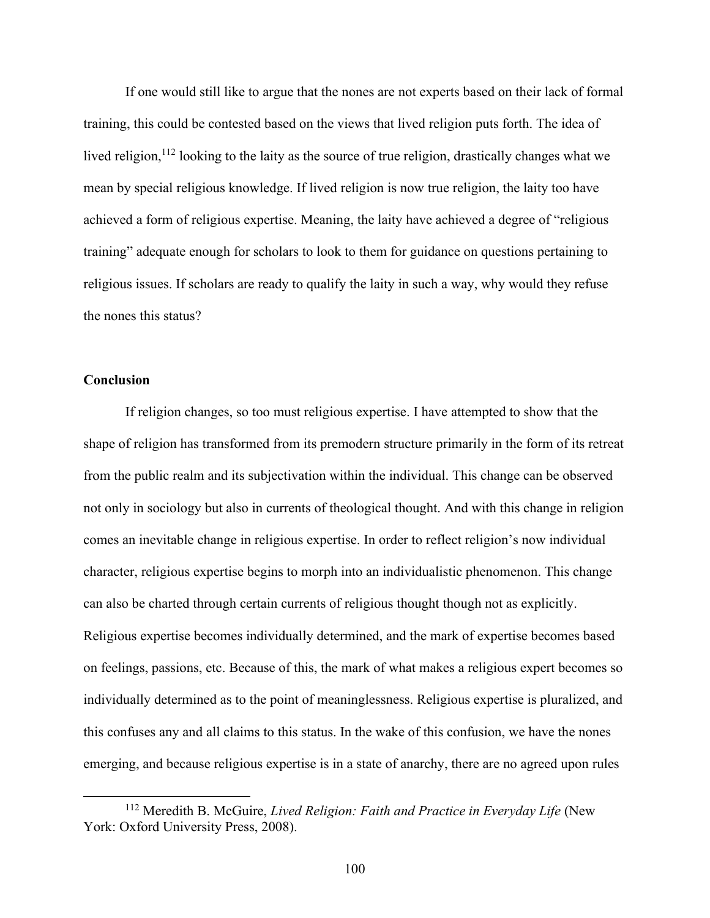If one would still like to argue that the nones are not experts based on their lack of formal training, this could be contested based on the views that lived religion puts forth. The idea of lived religion,[112] looking to the laity as the source of true religion, drastically changes what we mean by special religious knowledge. If lived religion is now true religion, the laity too have achieved a form of religious expertise. Meaning, the laity have achieved a degree of "religious training" adequate enough for scholars to look to them for guidance on questions pertaining to religious issues. If scholars are ready to qualify the laity in such a way, why would they refuse the nones this status?

### Conclusion

If religion changes, so too must religious expertise. I have attempted to show that the shape of religion has transformed from its premodern structure primarily in the form of its retreat from the public realm and its subjectivation within the individual. This change can be observed not only in sociology but also in currents of theological thought. And with this change in religion comes an inevitable change in religious expertise. In order to reflect religion's now individual character, religious expertise begins to morph into an individualistic phenomenon. This change can also be charted through certain currents of religious thought though not as explicitly. Religious expertise becomes individually determined, and the mark of expertise becomes based on feelings, passions, etc. Because of this, the mark of what makes a religious expert becomes so individually determined as to the point of meaninglessness. Religious expertise is pluralized, and this confuses any and all claims to this status. In the wake of this confusion, we have the nones emerging, and because religious expertise is in a state of anarchy, there are no agreed upon rules

---

[112] Meredith B. McGuire, *Lived Religion: Faith and Practice in Everyday Life* (New York: Oxford University Press, 2008).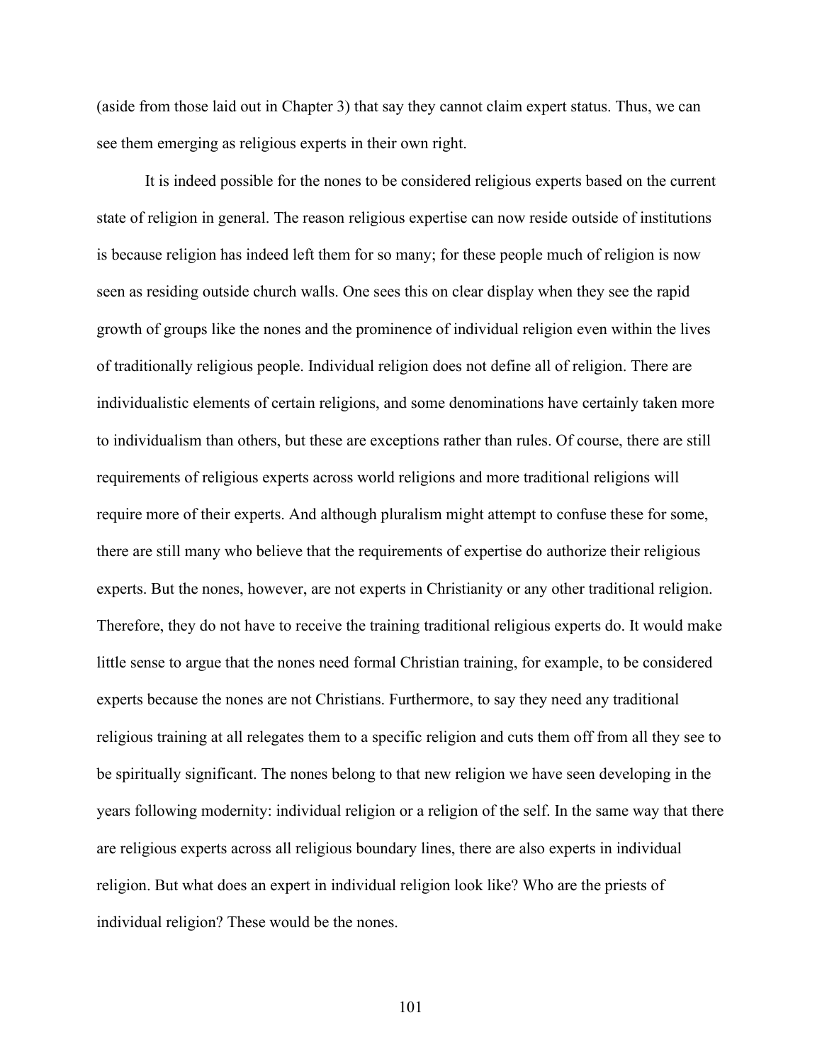(aside from those laid out in Chapter 3) that say they cannot claim expert status. Thus, we can see them emerging as religious experts in their own right.

It is indeed possible for the nones to be considered religious experts based on the current state of religion in general. The reason religious expertise can now reside outside of institutions is because religion has indeed left them for so many; for these people much of religion is now seen as residing outside church walls. One sees this on clear display when they see the rapid growth of groups like the nones and the prominence of individual religion even within the lives of traditionally religious people. Individual religion does not define all of religion. There are individualistic elements of certain religions, and some denominations have certainly taken more to individualism than others, but these are exceptions rather than rules. Of course, there are still requirements of religious experts across world religions and more traditional religions will require more of their experts. And although pluralism might attempt to confuse these for some, there are still many who believe that the requirements of expertise do authorize their religious experts. But the nones, however, are not experts in Christianity or any other traditional religion. Therefore, they do not have to receive the training traditional religious experts do. It would make little sense to argue that the nones need formal Christian training, for example, to be considered experts because the nones are not Christians. Furthermore, to say they need any traditional religious training at all relegates them to a specific religion and cuts them off from all they see to be spiritually significant. The nones belong to that new religion we have seen developing in the years following modernity: individual religion or a religion of the self. In the same way that there are religious experts across all religious boundary lines, there are also experts in individual religion. But what does an expert in individual religion look like? Who are the priests of individual religion? These would be the nones.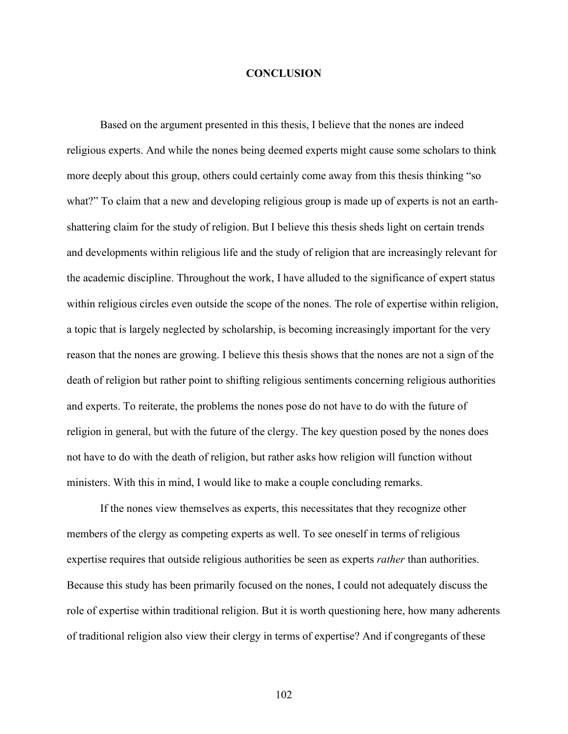# CONCLUSION

Based on the argument presented in this thesis, I believe that the nones are indeed religious experts. And while the nones being deemed experts might cause some scholars to think more deeply about this group, others could certainly come away from this thesis thinking "so what?" To claim that a new and developing religious group is made up of experts is not an earth-shattering claim for the study of religion. But I believe this thesis sheds light on certain trends and developments within religious life and the study of religion that are increasingly relevant for the academic discipline. Throughout the work, I have alluded to the significance of expert status within religious circles even outside the scope of the nones. The role of expertise within religion, a topic that is largely neglected by scholarship, is becoming increasingly important for the very reason that the nones are growing. I believe this thesis shows that the nones are not a sign of the death of religion but rather point to shifting religious sentiments concerning religious authorities and experts. To reiterate, the problems the nones pose do not have to do with the future of religion in general, but with the future of the clergy. The key question posed by the nones does not have to do with the death of religion, but rather asks how religion will function without ministers. With this in mind, I would like to make a couple concluding remarks.

If the nones view themselves as experts, this necessitates that they recognize other members of the clergy as competing experts as well. To see oneself in terms of religious expertise requires that outside religious authorities be seen as experts *rather* than authorities. Because this study has been primarily focused on the nones, I could not adequately discuss the role of expertise within traditional religion. But it is worth questioning here, how many adherents of traditional religion also view their clergy in terms of expertise? And if congregants of these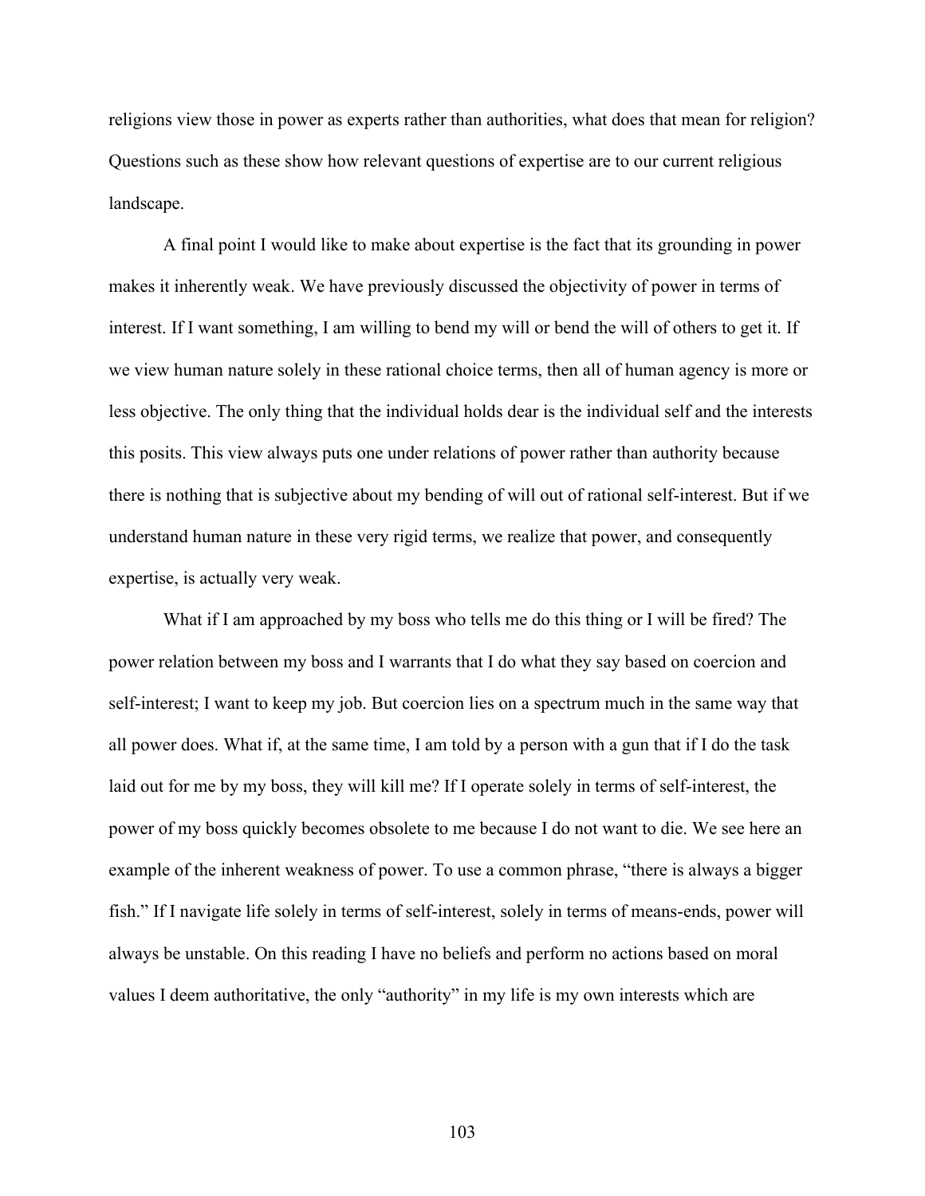religions view those in power as experts rather than authorities, what does that mean for religion? Questions such as these show how relevant questions of expertise are to our current religious landscape.

A final point I would like to make about expertise is the fact that its grounding in power makes it inherently weak. We have previously discussed the objectivity of power in terms of interest. If I want something, I am willing to bend my will or bend the will of others to get it. If we view human nature solely in these rational choice terms, then all of human agency is more or less objective. The only thing that the individual holds dear is the individual self and the interests this posits. This view always puts one under relations of power rather than authority because there is nothing that is subjective about my bending of will out of rational self-interest. But if we understand human nature in these very rigid terms, we realize that power, and consequently expertise, is actually very weak.

What if I am approached by my boss who tells me do this thing or I will be fired? The power relation between my boss and I warrants that I do what they say based on coercion and self-interest; I want to keep my job. But coercion lies on a spectrum much in the same way that all power does. What if, at the same time, I am told by a person with a gun that if I do the task laid out for me by my boss, they will kill me? If I operate solely in terms of self-interest, the power of my boss quickly becomes obsolete to me because I do not want to die. We see here an example of the inherent weakness of power. To use a common phrase, "there is always a bigger fish." If I navigate life solely in terms of self-interest, solely in terms of means-ends, power will always be unstable. On this reading I have no beliefs and perform no actions based on moral values I deem authoritative, the only "authority" in my life is my own interests which are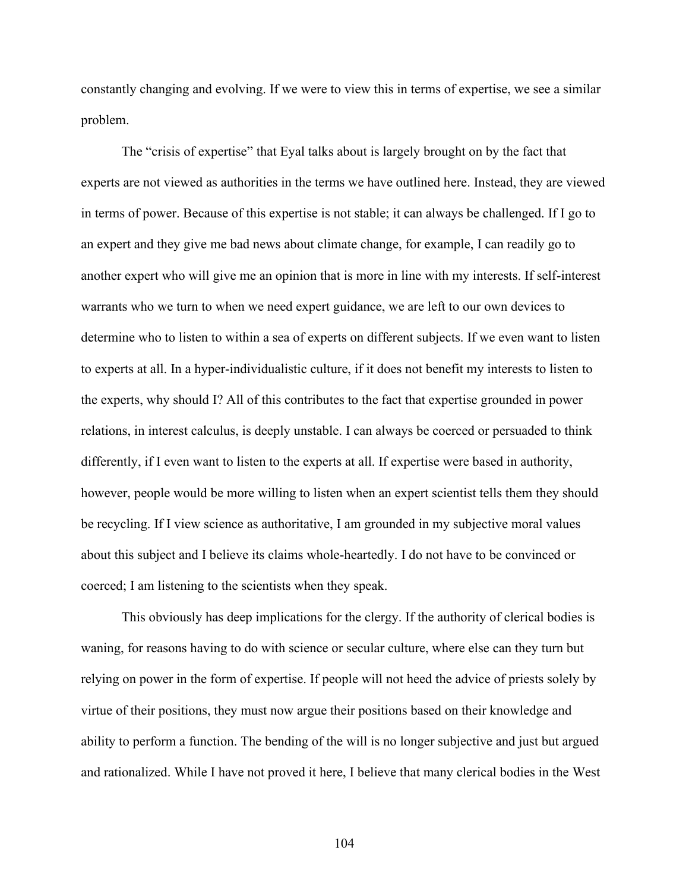constantly changing and evolving. If we were to view this in terms of expertise, we see a similar problem.

The "crisis of expertise" that Eyal talks about is largely brought on by the fact that experts are not viewed as authorities in the terms we have outlined here. Instead, they are viewed in terms of power. Because of this expertise is not stable; it can always be challenged. If I go to an expert and they give me bad news about climate change, for example, I can readily go to another expert who will give me an opinion that is more in line with my interests. If self-interest warrants who we turn to when we need expert guidance, we are left to our own devices to determine who to listen to within a sea of experts on different subjects. If we even want to listen to experts at all. In a hyper-individualistic culture, if it does not benefit my interests to listen to the experts, why should I? All of this contributes to the fact that expertise grounded in power relations, in interest calculus, is deeply unstable. I can always be coerced or persuaded to think differently, if I even want to listen to the experts at all. If expertise were based in authority, however, people would be more willing to listen when an expert scientist tells them they should be recycling. If I view science as authoritative, I am grounded in my subjective moral values about this subject and I believe its claims whole-heartedly. I do not have to be convinced or coerced; I am listening to the scientists when they speak.

This obviously has deep implications for the clergy. If the authority of clerical bodies is waning, for reasons having to do with science or secular culture, where else can they turn but relying on power in the form of expertise. If people will not heed the advice of priests solely by virtue of their positions, they must now argue their positions based on their knowledge and ability to perform a function. The bending of the will is no longer subjective and just but argued and rationalized. While I have not proved it here, I believe that many clerical bodies in the West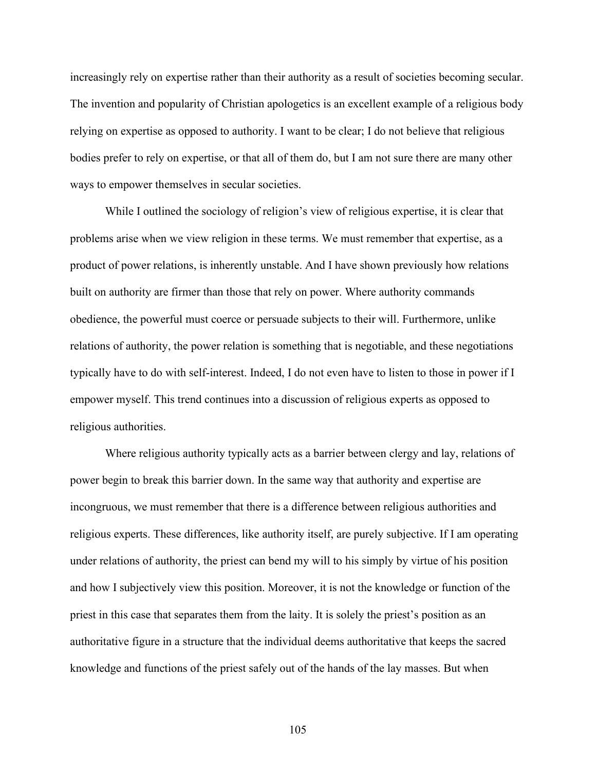increasingly rely on expertise rather than their authority as a result of societies becoming secular. The invention and popularity of Christian apologetics is an excellent example of a religious body relying on expertise as opposed to authority. I want to be clear; I do not believe that religious bodies prefer to rely on expertise, or that all of them do, but I am not sure there are many other ways to empower themselves in secular societies.

While I outlined the sociology of religion's view of religious expertise, it is clear that problems arise when we view religion in these terms. We must remember that expertise, as a product of power relations, is inherently unstable. And I have shown previously how relations built on authority are firmer than those that rely on power. Where authority commands obedience, the powerful must coerce or persuade subjects to their will. Furthermore, unlike relations of authority, the power relation is something that is negotiable, and these negotiations typically have to do with self-interest. Indeed, I do not even have to listen to those in power if I empower myself. This trend continues into a discussion of religious experts as opposed to religious authorities.

Where religious authority typically acts as a barrier between clergy and lay, relations of power begin to break this barrier down. In the same way that authority and expertise are incongruous, we must remember that there is a difference between religious authorities and religious experts. These differences, like authority itself, are purely subjective. If I am operating under relations of authority, the priest can bend my will to his simply by virtue of his position and how I subjectively view this position. Moreover, it is not the knowledge or function of the priest in this case that separates them from the laity. It is solely the priest's position as an authoritative figure in a structure that the individual deems authoritative that keeps the sacred knowledge and functions of the priest safely out of the hands of the lay masses. But when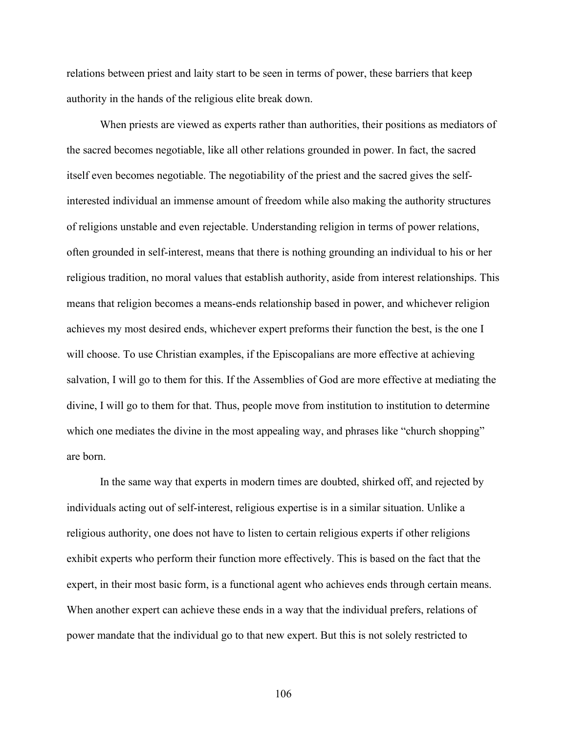relations between priest and laity start to be seen in terms of power, these barriers that keep authority in the hands of the religious elite break down.

When priests are viewed as experts rather than authorities, their positions as mediators of the sacred becomes negotiable, like all other relations grounded in power. In fact, the sacred itself even becomes negotiable. The negotiability of the priest and the sacred gives the self-interested individual an immense amount of freedom while also making the authority structures of religions unstable and even rejectable. Understanding religion in terms of power relations, often grounded in self-interest, means that there is nothing grounding an individual to his or her religious tradition, no moral values that establish authority, aside from interest relationships. This means that religion becomes a means-ends relationship based in power, and whichever religion achieves my most desired ends, whichever expert preforms their function the best, is the one I will choose. To use Christian examples, if the Episcopalians are more effective at achieving salvation, I will go to them for this. If the Assemblies of God are more effective at mediating the divine, I will go to them for that. Thus, people move from institution to institution to determine which one mediates the divine in the most appealing way, and phrases like "church shopping" are born.

In the same way that experts in modern times are doubted, shirked off, and rejected by individuals acting out of self-interest, religious expertise is in a similar situation. Unlike a religious authority, one does not have to listen to certain religious experts if other religions exhibit experts who perform their function more effectively. This is based on the fact that the expert, in their most basic form, is a functional agent who achieves ends through certain means. When another expert can achieve these ends in a way that the individual prefers, relations of power mandate that the individual go to that new expert. But this is not solely restricted to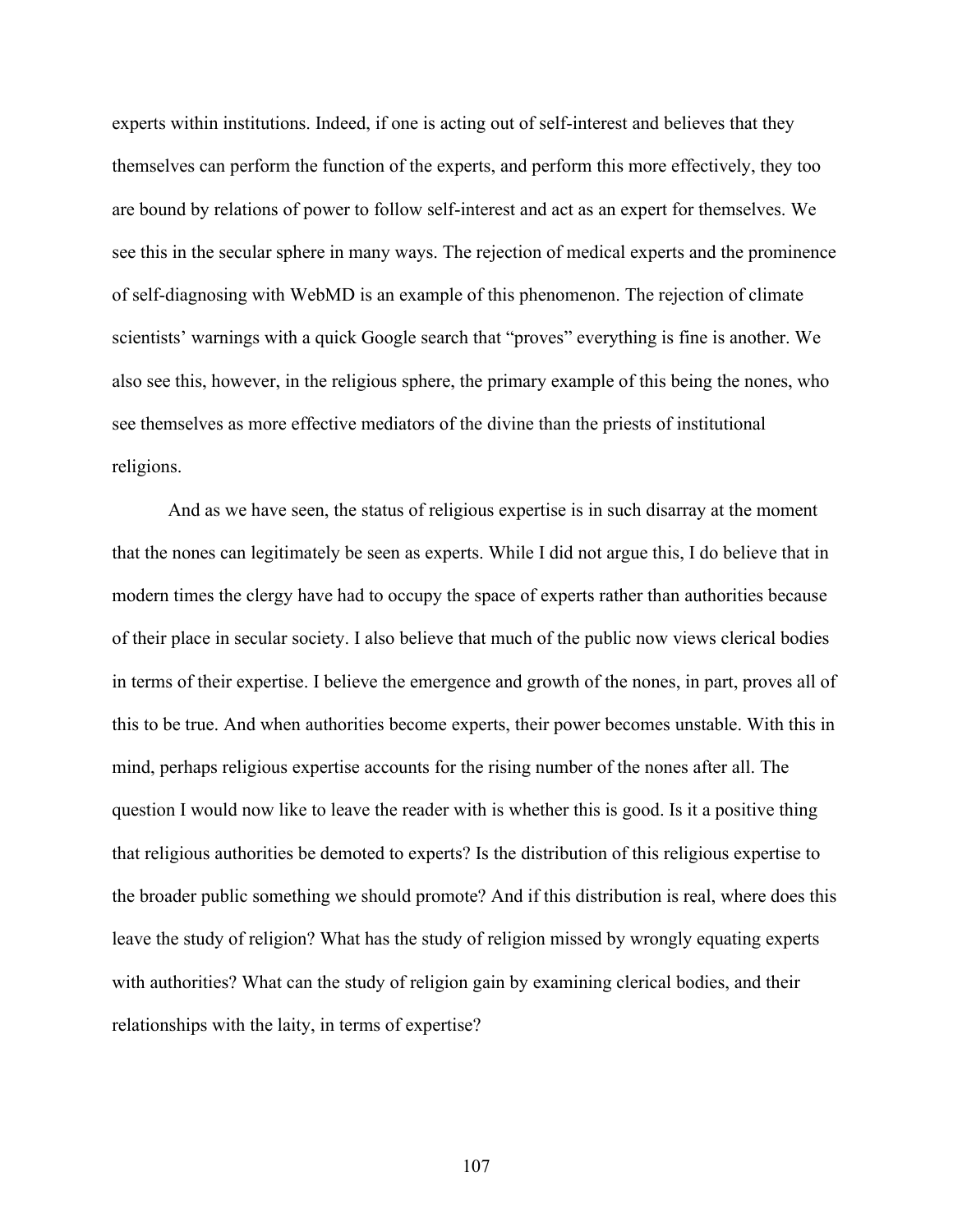experts within institutions. Indeed, if one is acting out of self-interest and believes that they themselves can perform the function of the experts, and perform this more effectively, they too are bound by relations of power to follow self-interest and act as an expert for themselves. We see this in the secular sphere in many ways. The rejection of medical experts and the prominence of self-diagnosing with WebMD is an example of this phenomenon. The rejection of climate scientists' warnings with a quick Google search that "proves" everything is fine is another. We also see this, however, in the religious sphere, the primary example of this being the nones, who see themselves as more effective mediators of the divine than the priests of institutional religions.

And as we have seen, the status of religious expertise is in such disarray at the moment that the nones can legitimately be seen as experts. While I did not argue this, I do believe that in modern times the clergy have had to occupy the space of experts rather than authorities because of their place in secular society. I also believe that much of the public now views clerical bodies in terms of their expertise. I believe the emergence and growth of the nones, in part, proves all of this to be true. And when authorities become experts, their power becomes unstable. With this in mind, perhaps religious expertise accounts for the rising number of the nones after all. The question I would now like to leave the reader with is whether this is good. Is it a positive thing that religious authorities be demoted to experts? Is the distribution of this religious expertise to the broader public something we should promote? And if this distribution is real, where does this leave the study of religion? What has the study of religion missed by wrongly equating experts with authorities? What can the study of religion gain by examining clerical bodies, and their relationships with the laity, in terms of expertise?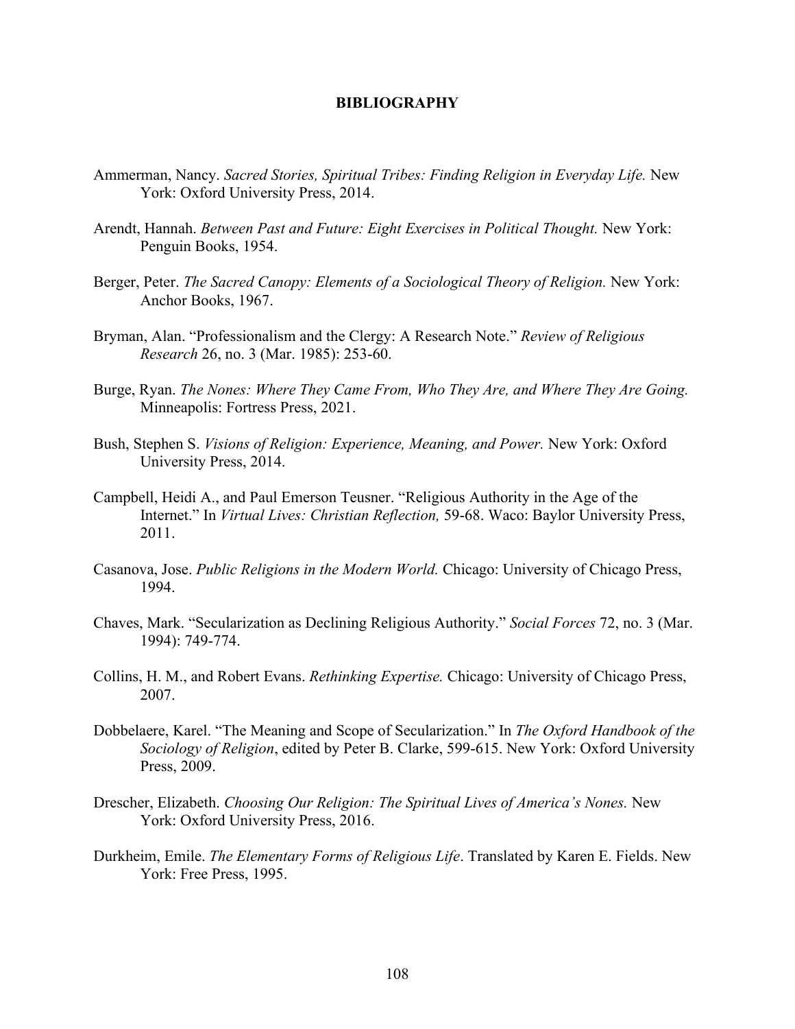# BIBLIOGRAPHY

Ammerman, Nancy. *Sacred Stories, Spiritual Tribes: Finding Religion in Everyday Life.* New York: Oxford University Press, 2014.

Arendt, Hannah. *Between Past and Future: Eight Exercises in Political Thought.* New York: Penguin Books, 1954.

Berger, Peter. *The Sacred Canopy: Elements of a Sociological Theory of Religion.* New York: Anchor Books, 1967.

Bryman, Alan. "Professionalism and the Clergy: A Research Note." *Review of Religious Research* 26, no. 3 (Mar. 1985): 253-60.

Burge, Ryan. *The Nones: Where They Came From, Who They Are, and Where They Are Going.* Minneapolis: Fortress Press, 2021.

Bush, Stephen S. *Visions of Religion: Experience, Meaning, and Power.* New York: Oxford University Press, 2014.

Campbell, Heidi A., and Paul Emerson Teusner. "Religious Authority in the Age of the Internet." In *Virtual Lives: Christian Reflection,* 59-68. Waco: Baylor University Press, 2011.

Casanova, Jose. *Public Religions in the Modern World.* Chicago: University of Chicago Press, 1994.

Chaves, Mark. "Secularization as Declining Religious Authority." *Social Forces* 72, no. 3 (Mar. 1994): 749-774.

Collins, H. M., and Robert Evans. *Rethinking Expertise.* Chicago: University of Chicago Press, 2007.

Dobbelaere, Karel. "The Meaning and Scope of Secularization." In *The Oxford Handbook of the Sociology of Religion*, edited by Peter B. Clarke, 599-615. New York: Oxford University Press, 2009.

Drescher, Elizabeth. *Choosing Our Religion: The Spiritual Lives of America's Nones.* New York: Oxford University Press, 2016.

Durkheim, Emile. *The Elementary Forms of Religious Life*. Translated by Karen E. Fields. New York: Free Press, 1995.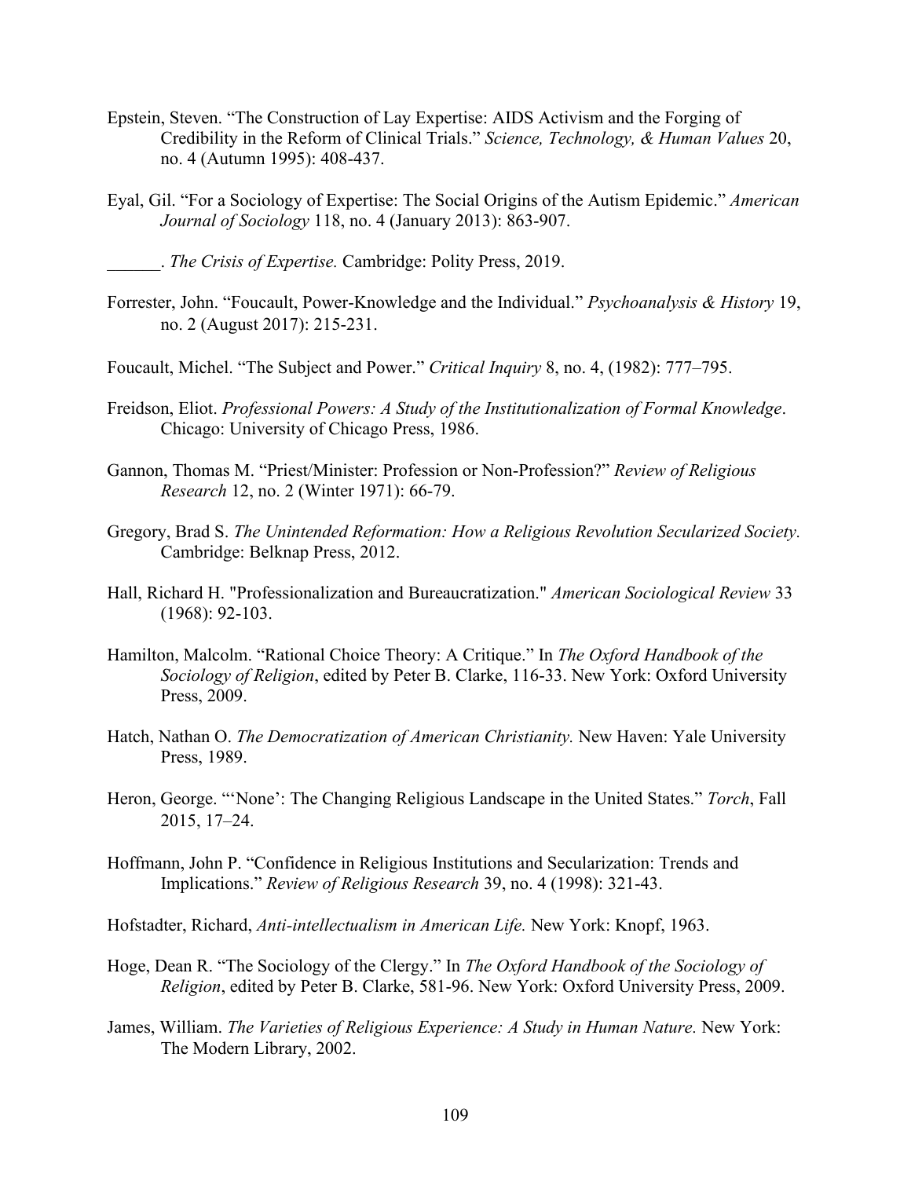Epstein, Steven. "The Construction of Lay Expertise: AIDS Activism and the Forging of Credibility in the Reform of Clinical Trials." *Science, Technology, & Human Values* 20, no. 4 (Autumn 1995): 408-437.

Eyal, Gil. "For a Sociology of Expertise: The Social Origins of the Autism Epidemic." *American Journal of Sociology* 118, no. 4 (January 2013): 863-907.

______. *The Crisis of Expertise.* Cambridge: Polity Press, 2019.

Forrester, John. "Foucault, Power-Knowledge and the Individual." *Psychoanalysis & History* 19, no. 2 (August 2017): 215-231.

Foucault, Michel. "The Subject and Power." *Critical Inquiry* 8, no. 4, (1982): 777–795.

Freidson, Eliot. *Professional Powers: A Study of the Institutionalization of Formal Knowledge*. Chicago: University of Chicago Press, 1986.

Gannon, Thomas M. "Priest/Minister: Profession or Non-Profession?" *Review of Religious Research* 12, no. 2 (Winter 1971): 66-79.

Gregory, Brad S. *The Unintended Reformation: How a Religious Revolution Secularized Society*. Cambridge: Belknap Press, 2012.

Hall, Richard H. "Professionalization and Bureaucratization." *American Sociological Review* 33 (1968): 92-103.

Hamilton, Malcolm. "Rational Choice Theory: A Critique." In *The Oxford Handbook of the Sociology of Religion*, edited by Peter B. Clarke, 116-33. New York: Oxford University Press, 2009.

Hatch, Nathan O. *The Democratization of American Christianity.* New Haven: Yale University Press, 1989.

Heron, George. "'None': The Changing Religious Landscape in the United States." *Torch*, Fall 2015, 17–24.

Hoffmann, John P. "Confidence in Religious Institutions and Secularization: Trends and Implications." *Review of Religious Research* 39, no. 4 (1998): 321-43.

Hofstadter, Richard, *Anti-intellectualism in American Life.* New York: Knopf, 1963.

Hoge, Dean R. "The Sociology of the Clergy." In *The Oxford Handbook of the Sociology of Religion*, edited by Peter B. Clarke, 581-96. New York: Oxford University Press, 2009.

James, William. *The Varieties of Religious Experience: A Study in Human Nature.* New York: The Modern Library, 2002.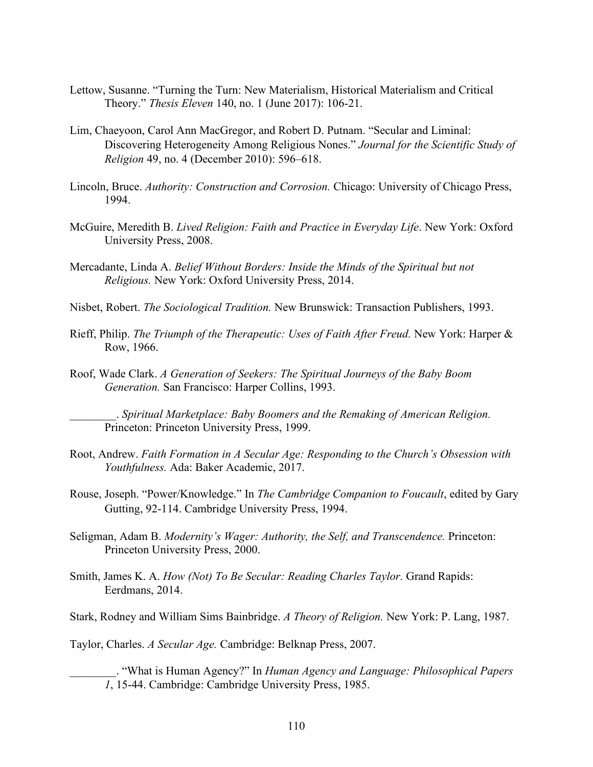Lettow, Susanne. "Turning the Turn: New Materialism, Historical Materialism and Critical Theory." *Thesis Eleven* 140, no. 1 (June 2017): 106-21.

Lim, Chaeyoon, Carol Ann MacGregor, and Robert D. Putnam. "Secular and Liminal: Discovering Heterogeneity Among Religious Nones." *Journal for the Scientific Study of Religion* 49, no. 4 (December 2010): 596–618.

Lincoln, Bruce. *Authority: Construction and Corrosion.* Chicago: University of Chicago Press, 1994.

McGuire, Meredith B. *Lived Religion: Faith and Practice in Everyday Life*. New York: Oxford University Press, 2008.

Mercadante, Linda A. *Belief Without Borders: Inside the Minds of the Spiritual but not Religious.* New York: Oxford University Press, 2014.

Nisbet, Robert. *The Sociological Tradition.* New Brunswick: Transaction Publishers, 1993.

Rieff, Philip. *The Triumph of the Therapeutic: Uses of Faith After Freud.* New York: Harper & Row, 1966.

Roof, Wade Clark. *A Generation of Seekers: The Spiritual Journeys of the Baby Boom Generation.* San Francisco: Harper Collins, 1993.

________. *Spiritual Marketplace: Baby Boomers and the Remaking of American Religion.* Princeton: Princeton University Press, 1999.

Root, Andrew. *Faith Formation in A Secular Age: Responding to the Church's Obsession with Youthfulness.* Ada: Baker Academic, 2017.

Rouse, Joseph. "Power/Knowledge." In *The Cambridge Companion to Foucault*, edited by Gary Gutting, 92-114. Cambridge University Press, 1994.

Seligman, Adam B. *Modernity's Wager: Authority, the Self, and Transcendence.* Princeton: Princeton University Press, 2000.

Smith, James K. A. *How (Not) To Be Secular: Reading Charles Taylor.* Grand Rapids: Eerdmans, 2014.

Stark, Rodney and William Sims Bainbridge. *A Theory of Religion.* New York: P. Lang, 1987.

Taylor, Charles. *A Secular Age.* Cambridge: Belknap Press, 2007.

________. "What is Human Agency?" In *Human Agency and Language: Philosophical Papers 1*, 15-44. Cambridge: Cambridge University Press, 1985.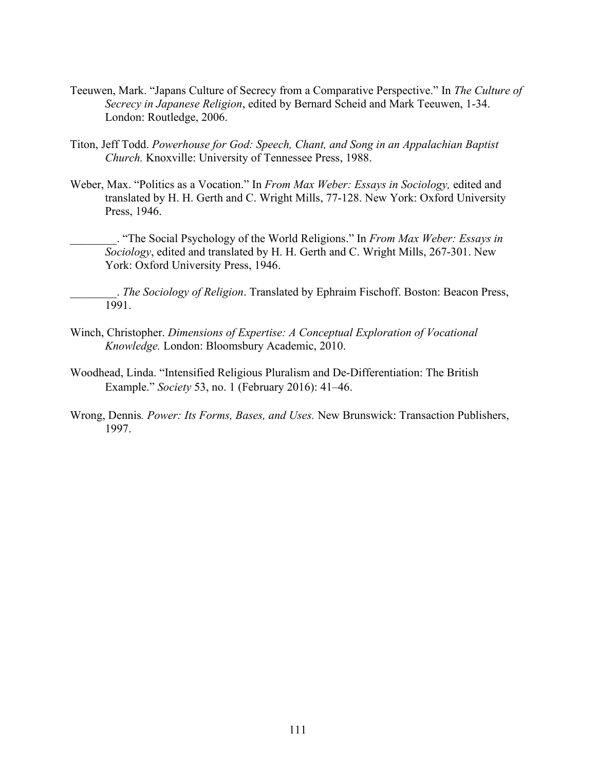Teeuwen, Mark. “Japans Culture of Secrecy from a Comparative Perspective.” In *The Culture of Secrecy in Japanese Religion*, edited by Bernard Scheid and Mark Teeuwen, 1-34. London: Routledge, 2006.

Titon, Jeff Todd. *Powerhouse for God: Speech, Chant, and Song in an Appalachian Baptist Church.* Knoxville: University of Tennessee Press, 1988.

Weber, Max. “Politics as a Vocation.” In *From Max Weber: Essays in Sociology,* edited and translated by H. H. Gerth and C. Wright Mills, 77-128. New York: Oxford University Press, 1946.

________. “The Social Psychology of the World Religions.” In *From Max Weber: Essays in Sociology*, edited and translated by H. H. Gerth and C. Wright Mills, 267-301. New York: Oxford University Press, 1946.

________. *The Sociology of Religion*. Translated by Ephraim Fischoff. Boston: Beacon Press, 1991.

Winch, Christopher. *Dimensions of Expertise: A Conceptual Exploration of Vocational Knowledge.* London: Bloomsbury Academic, 2010.

Woodhead, Linda. “Intensified Religious Pluralism and De-Differentiation: The British Example.” *Society* 53, no. 1 (February 2016): 41–46.

Wrong, Dennis*. Power: Its Forms, Bases, and Uses.* New Brunswick: Transaction Publishers, 1997.